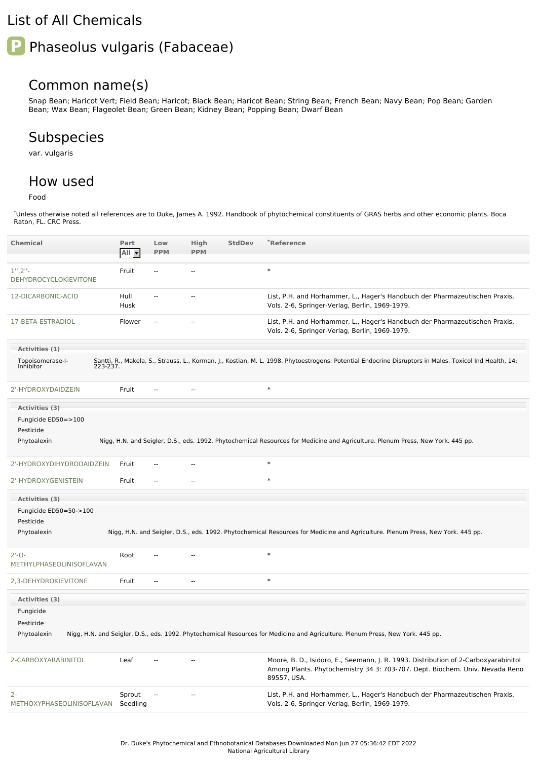# List of All Chemicals

## P Phaseolus vulgaris (Fabaceae)

### Common name(s)

Snap Bean; Haricot Vert; Field Bean; Haricot; Black Bean; Haricot Bean; String Bean; French Bean; Navy Bean; Pop Bean; Garden Bean; Wax Bean; Flageolet Bean; Green Bean; Kidney Bean; Popping Bean; Dwarf Bean

### Subspecies

var. vulgaris

### How used

Food

*Unless otherwise noted all references are to Duke, James A. 1992. Handbook of phytochemical constituents of GRAS herbs and other economic plants. Boca Raton, FL. CRC Press.

| Chemical | Part | Low PPM | High PPM | StdDev | *Reference |
|---|---|---|---|---|---|
| 1'',2''-DEHYDROCYCLOKIEVITONE | Fruit | -- | -- | | * |
| 12-DICARBONIC-ACID | Hull Husk | -- | -- | | List, P.H. and Horhammer, L., Hager's Handbuch der Pharmazeutischen Praxis, Vols. 2-6, Springer-Verlag, Berlin, 1969-1979. |
| 17-BETA-ESTRADIOL | Flower | -- | -- | | List, P.H. and Horhammer, L., Hager's Handbuch der Pharmazeutischen Praxis, Vols. 2-6, Springer-Verlag, Berlin, 1969-1979. |

**Activities (1)**

| Activity | Reference |
|---|---|
| Topoisomerase-I-Inhibitor | Santti, R., Makela, S., Strauss, L., Korman, J., Kostian, M. L. 1998. Phytoestrogens: Potential Endocrine Disruptors in Males. Toxicol Ind Health, 14: 223-237. |

| Chemical | Part | Low PPM | High PPM | StdDev | *Reference |
|---|---|---|---|---|---|
| 2'-HYDROXYDAIDZEIN | Fruit | -- | -- | | * |

**Activities (3)**

| Activity | Reference |
|---|---|
| Fungicide ED50=>100 | |
| Pesticide | |
| Phytoalexin | Nigg, H.N. and Seigler, D.S., eds. 1992. Phytochemical Resources for Medicine and Agriculture. Plenum Press, New York. 445 pp. |

| Chemical | Part | Low PPM | High PPM | StdDev | *Reference |
|---|---|---|---|---|---|
| 2'-HYDROXYDIHYDRODAIDZEIN | Fruit | -- | -- | | * |
| 2'-HYDROXYGENISTEIN | Fruit | -- | -- | | * |

**Activities (3)**

| Activity | Reference |
|---|---|
| Fungicide ED50=50->100 | |
| Pesticide | |
| Phytoalexin | Nigg, H.N. and Seigler, D.S., eds. 1992. Phytochemical Resources for Medicine and Agriculture. Plenum Press, New York. 445 pp. |

| Chemical | Part | Low PPM | High PPM | StdDev | *Reference |
|---|---|---|---|---|---|
| 2'-O-METHYLPHASEOLINISOFLAVAN | Root | -- | -- | | * |
| 2,3-DEHYDROKIEVITONE | Fruit | -- | -- | | * |

**Activities (3)**

| Activity | Reference |
|---|---|
| Fungicide | |
| Pesticide | |
| Phytoalexin | Nigg, H.N. and Seigler, D.S., eds. 1992. Phytochemical Resources for Medicine and Agriculture. Plenum Press, New York. 445 pp. |

| Chemical | Part | Low PPM | High PPM | StdDev | *Reference |
|---|---|---|---|---|---|
| 2-CARBOXYARABINITOL | Leaf | -- | -- | | Moore, B. D., Isidoro, E., Seemann, J. R. 1993. Distribution of 2-Carboxyarabinitol Among Plants. Phytochemistry 34 3: 703-707. Dept. Biochem. Univ. Nevada Reno 89557, USA. |
| 2-METHOXYPHASEOLINISOFLAVAN | Sprout Seedling | -- | -- | | List, P.H. and Horhammer, L., Hager's Handbuch der Pharmazeutischen Praxis, Vols. 2-6, Springer-Verlag, Berlin, 1969-1979. |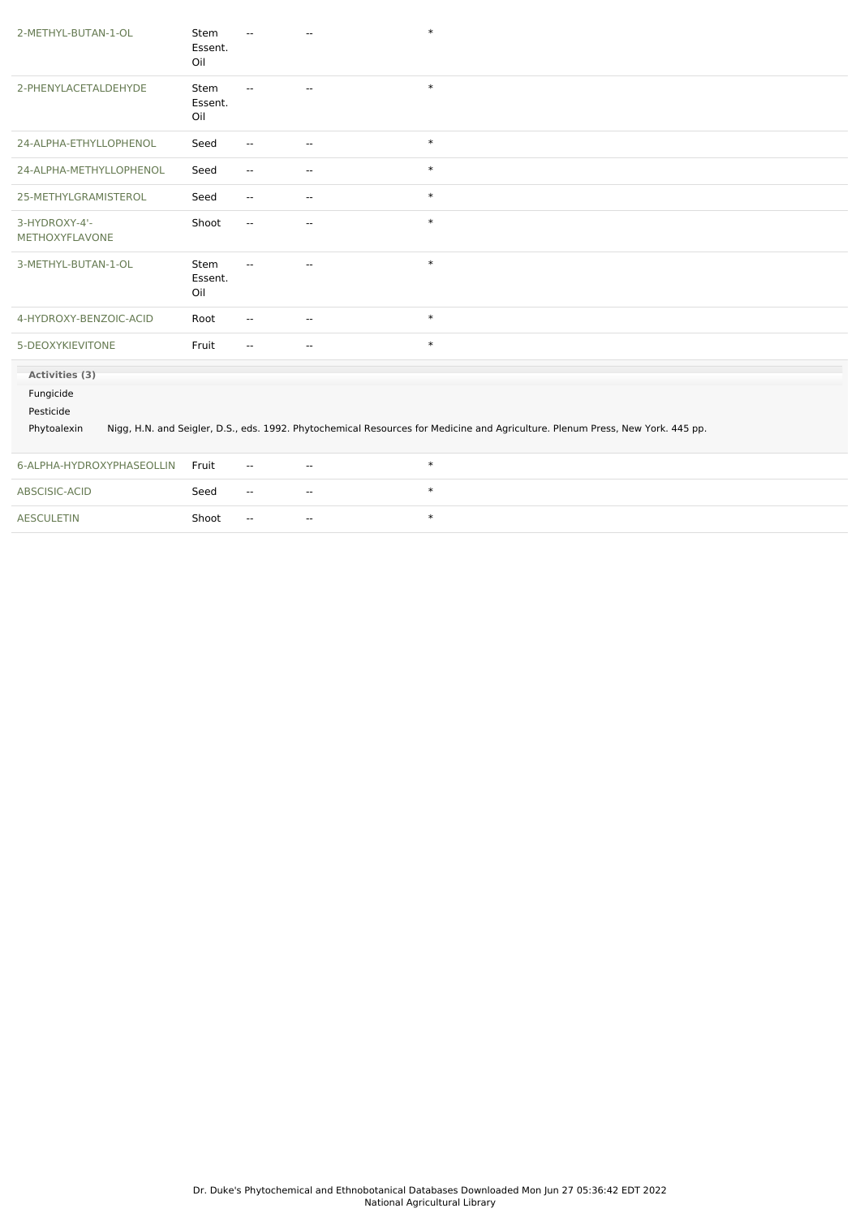| | | | | |
|---|---|---|---|---|
| 2-METHYL-BUTAN-1-OL | Stem Essent. Oil | -- | -- | * |
| 2-PHENYLACETALDEHYDE | Stem Essent. Oil | -- | -- | * |
| 24-ALPHA-ETHYLLOPHENOL | Seed | -- | -- | * |
| 24-ALPHA-METHYLLOPHENOL | Seed | -- | -- | * |
| 25-METHYLGRAMISTEROL | Seed | -- | -- | * |
| 3-HYDROXY-4'-METHOXYFLAVONE | Shoot | -- | -- | * |
| 3-METHYL-BUTAN-1-OL | Stem Essent. Oil | -- | -- | * |
| 4-HYDROXY-BENZOIC-ACID | Root | -- | -- | * |
| 5-DEOXYKIEVITONE | Fruit | -- | -- | * |

**Activities (3)**

| | |
|---|---|
| Fungicide | |
| Pesticide | |
| Phytoalexin | Nigg, H.N. and Seigler, D.S., eds. 1992. Phytochemical Resources for Medicine and Agriculture. Plenum Press, New York. 445 pp. |

| | | | | |
|---|---|---|---|---|
| 6-ALPHA-HYDROXYPHASEOLLIN | Fruit | -- | -- | * |
| ABSCISIC-ACID | Seed | -- | -- | * |
| AESCULETIN | Shoot | -- | -- | * |

Dr. Duke's Phytochemical and Ethnobotanical Databases Downloaded Mon Jun 27 05:36:42 EDT 2022
National Agricultural Library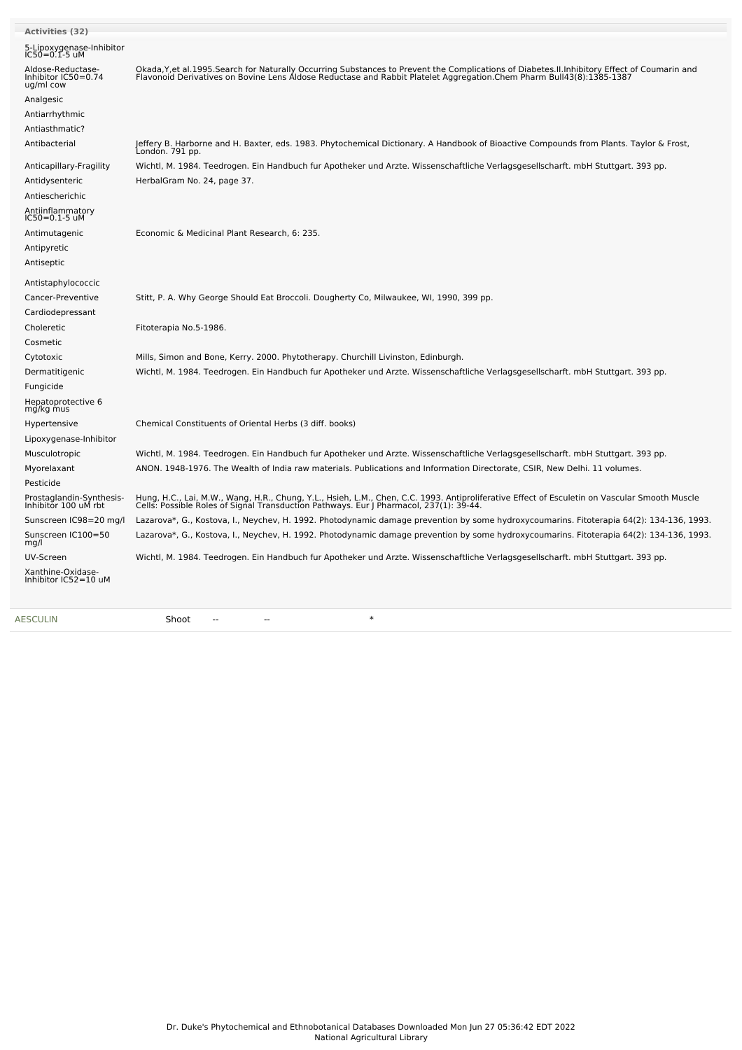**Activities (32)**

| Activity | Reference |
|---|---|
| 5-Lipoxygenase-Inhibitor IC50=0.1-5 uM | |
| Aldose-Reductase-Inhibitor IC50=0.74 ug/ml cow | Okada,Y,et al.1995.Search for Naturally Occurring Substances to Prevent the Complications of Diabetes.II.Inhibitory Effect of Coumarin and Flavonoid Derivatives on Bovine Lens Aldose Reductase and Rabbit Platelet Aggregation.Chem Pharm Bull43(8):1385-1387 |
| Analgesic | |
| Antiarrhythmic | |
| Antiasthmatic? | |
| Antibacterial | Jeffery B. Harborne and H. Baxter, eds. 1983. Phytochemical Dictionary. A Handbook of Bioactive Compounds from Plants. Taylor & Frost, London. 791 pp. |
| Anticapillary-Fragility | Wichtl, M. 1984. Teedrogen. Ein Handbuch fur Apotheker und Arzte. Wissenschaftliche Verlagsgesellscharft. mbH Stuttgart. 393 pp. |
| Antidysenteric | HerbalGram No. 24, page 37. |
| Antiescherichic | |
| Antiinflammatory IC50=0.1-5 uM | |
| Antimutagenic | Economic & Medicinal Plant Research, 6: 235. |
| Antipyretic | |
| Antiseptic | |
| Antistaphylococcic | |
| Cancer-Preventive | Stitt, P. A. Why George Should Eat Broccoli. Dougherty Co, Milwaukee, WI, 1990, 399 pp. |
| Cardiodepressant | |
| Choleretic | Fitoterapia No.5-1986. |
| Cosmetic | |
| Cytotoxic | Mills, Simon and Bone, Kerry. 2000. Phytotherapy. Churchill Livinston, Edinburgh. |
| Dermatitigenic | Wichtl, M. 1984. Teedrogen. Ein Handbuch fur Apotheker und Arzte. Wissenschaftliche Verlagsgesellscharft. mbH Stuttgart. 393 pp. |
| Fungicide | |
| Hepatoprotective 6 mg/kg mus | |
| Hypertensive | Chemical Constituents of Oriental Herbs (3 diff. books) |
| Lipoxygenase-Inhibitor | |
| Musculotropic | Wichtl, M. 1984. Teedrogen. Ein Handbuch fur Apotheker und Arzte. Wissenschaftliche Verlagsgesellscharft. mbH Stuttgart. 393 pp. |
| Myorelaxant | ANON. 1948-1976. The Wealth of India raw materials. Publications and Information Directorate, CSIR, New Delhi. 11 volumes. |
| Pesticide | |
| Prostaglandin-Synthesis-Inhibitor 100 uM rbt | Hung, H.C., Lai, M.W., Wang, H.R., Chung, Y.L., Hsieh, L.M., Chen, C.C. 1993. Antiproliferative Effect of Esculetin on Vascular Smooth Muscle Cells: Possible Roles of Signal Transduction Pathways. Eur J Pharmacol, 237(1): 39-44. |
| Sunscreen IC98=20 mg/l | Lazarova*, G., Kostova, I., Neychev, H. 1992. Photodynamic damage prevention by some hydroxycoumarins. Fitoterapia 64(2): 134-136, 1993. |
| Sunscreen IC100=50 mg/l | Lazarova*, G., Kostova, I., Neychev, H. 1992. Photodynamic damage prevention by some hydroxycoumarins. Fitoterapia 64(2): 134-136, 1993. |
| UV-Screen | Wichtl, M. 1984. Teedrogen. Ein Handbuch fur Apotheker und Arzte. Wissenschaftliche Verlagsgesellscharft. mbH Stuttgart. 393 pp. |
| Xanthine-Oxidase-Inhibitor IC52=10 uM | |

| AESCULIN | Shoot | -- | -- | * |
|---|---|---|---|---|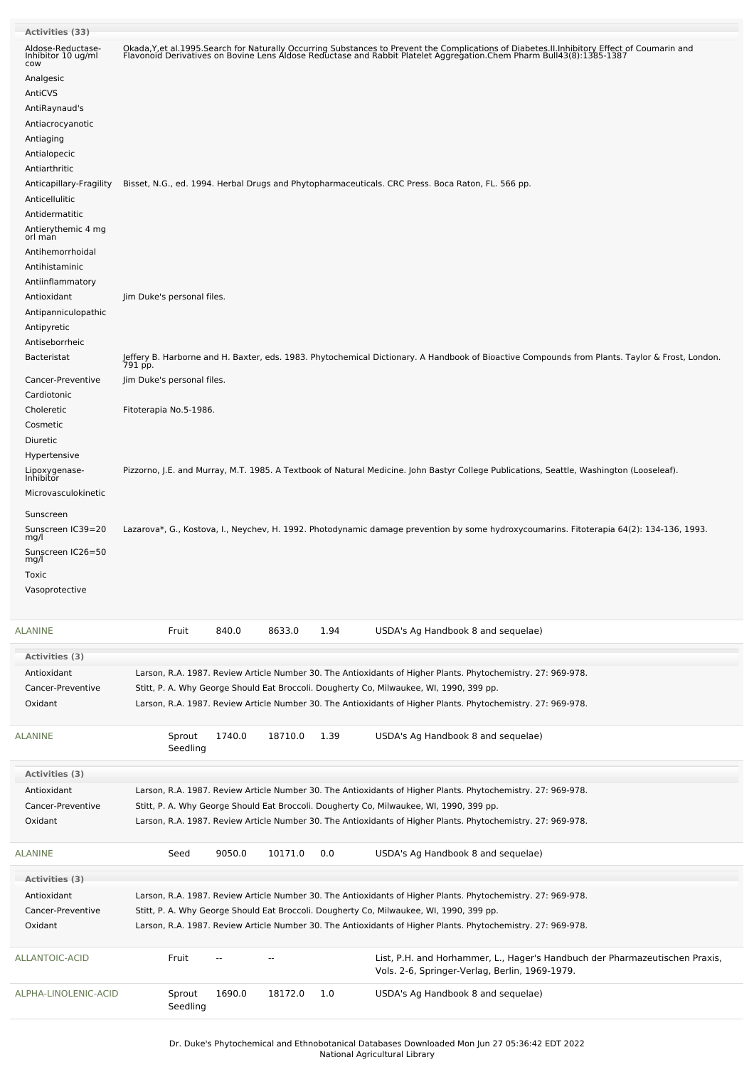**Activities (33)**

| Activity | Reference |
|---|---|
| Aldose-Reductase-Inhibitor 10 ug/ml cow | Okada,Y,et al.1995.Search for Naturally Occurring Substances to Prevent the Complications of Diabetes.II.Inhibitory Effect of Coumarin and Flavonoid Derivatives on Bovine Lens Aldose Reductase and Rabbit Platelet Aggregation.Chem Pharm Bull43(8):1385-1387 |
| Analgesic | |
| AntiCVS | |
| AntiRaynaud's | |
| Antiacrocyanotic | |
| Antiaging | |
| Antialopecic | |
| Antiarthritic | |
| Anticapillary-Fragility | Bisset, N.G., ed. 1994. Herbal Drugs and Phytopharmaceuticals. CRC Press. Boca Raton, FL. 566 pp. |
| Anticellulitic | |
| Antidermatitic | |
| Antierythemic 4 mg orl man | |
| Antihemorrhoidal | |
| Antihistaminic | |
| Antiinflammatory | |
| Antioxidant | Jim Duke's personal files. |
| Antipanniculopathic | |
| Antipyretic | |
| Antiseborrheic | |
| Bacteristat | Jeffery B. Harborne and H. Baxter, eds. 1983. Phytochemical Dictionary. A Handbook of Bioactive Compounds from Plants. Taylor & Frost, London. 791 pp. |
| Cancer-Preventive | Jim Duke's personal files. |
| Cardiotonic | |
| Choleretic | Fitoterapia No.5-1986. |
| Cosmetic | |
| Diuretic | |
| Hypertensive | |
| Lipoxygenase-Inhibitor | Pizzorno, J.E. and Murray, M.T. 1985. A Textbook of Natural Medicine. John Bastyr College Publications, Seattle, Washington (Looseleaf). |
| Microvasculokinetic | |
| Sunscreen | |
| Sunscreen IC39=20 mg/l | Lazarova*, G., Kostova, I., Neychev, H. 1992. Photodynamic damage prevention by some hydroxycoumarins. Fitoterapia 64(2): 134-136, 1993. |
| Sunscreen IC26=50 mg/l | |
| Toxic | |
| Vasoprotective | |

| Chemical | Part | Low | High | StdDev | Reference |
|---|---|---|---|---|---|
| ALANINE | Fruit | 840.0 | 8633.0 | 1.94 | USDA's Ag Handbook 8 and sequelae) |

**Activities (3)**

| Activity | Reference |
|---|---|
| Antioxidant | Larson, R.A. 1987. Review Article Number 30. The Antioxidants of Higher Plants. Phytochemistry. 27: 969-978. |
| Cancer-Preventive | Stitt, P. A. Why George Should Eat Broccoli. Dougherty Co, Milwaukee, WI, 1990, 399 pp. |
| Oxidant | Larson, R.A. 1987. Review Article Number 30. The Antioxidants of Higher Plants. Phytochemistry. 27: 969-978. |

| Chemical | Part | Low | High | StdDev | Reference |
|---|---|---|---|---|---|
| ALANINE | Sprout Seedling | 1740.0 | 18710.0 | 1.39 | USDA's Ag Handbook 8 and sequelae) |

**Activities (3)**

| Activity | Reference |
|---|---|
| Antioxidant | Larson, R.A. 1987. Review Article Number 30. The Antioxidants of Higher Plants. Phytochemistry. 27: 969-978. |
| Cancer-Preventive | Stitt, P. A. Why George Should Eat Broccoli. Dougherty Co, Milwaukee, WI, 1990, 399 pp. |
| Oxidant | Larson, R.A. 1987. Review Article Number 30. The Antioxidants of Higher Plants. Phytochemistry. 27: 969-978. |

| Chemical | Part | Low | High | StdDev | Reference |
|---|---|---|---|---|---|
| ALANINE | Seed | 9050.0 | 10171.0 | 0.0 | USDA's Ag Handbook 8 and sequelae) |

**Activities (3)**

| Activity | Reference |
|---|---|
| Antioxidant | Larson, R.A. 1987. Review Article Number 30. The Antioxidants of Higher Plants. Phytochemistry. 27: 969-978. |
| Cancer-Preventive | Stitt, P. A. Why George Should Eat Broccoli. Dougherty Co, Milwaukee, WI, 1990, 399 pp. |
| Oxidant | Larson, R.A. 1987. Review Article Number 30. The Antioxidants of Higher Plants. Phytochemistry. 27: 969-978. |

| Chemical | Part | Low | High | StdDev | Reference |
|---|---|---|---|---|---|
| ALLANTOIC-ACID | Fruit | -- | -- | | List, P.H. and Horhammer, L., Hager's Handbuch der Pharmazeutischen Praxis, Vols. 2-6, Springer-Verlag, Berlin, 1969-1979. |
| ALPHA-LINOLENIC-ACID | Sprout Seedling | 1690.0 | 18172.0 | 1.0 | USDA's Ag Handbook 8 and sequelae) |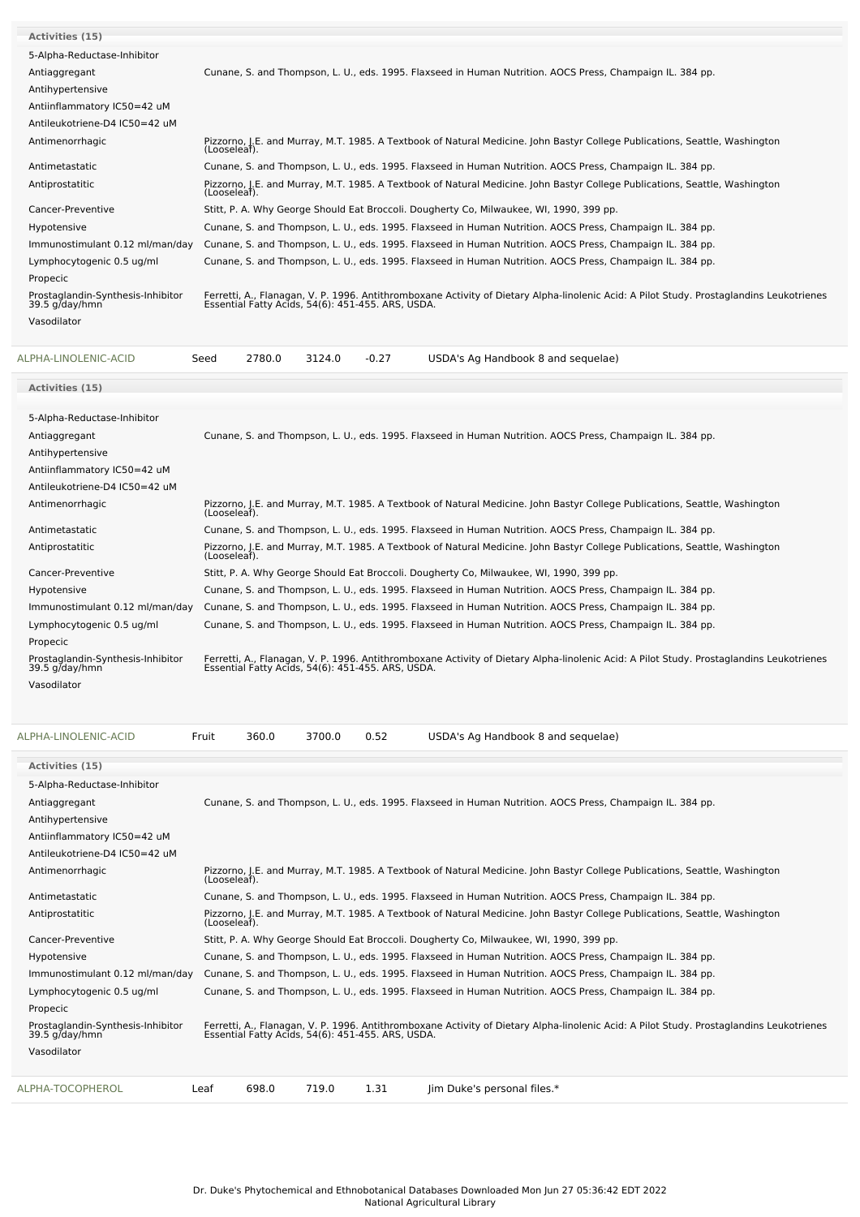**Activities (15)**

| Activity | Reference |
|---|---|
| 5-Alpha-Reductase-Inhibitor | |
| Antiaggregant | Cunane, S. and Thompson, L. U., eds. 1995. Flaxseed in Human Nutrition. AOCS Press, Champaign IL. 384 pp. |
| Antihypertensive | |
| Antiinflammatory IC50=42 uM | |
| Antileukotriene-D4 IC50=42 uM | |
| Antimenorrhagic | Pizzorno, J.E. and Murray, M.T. 1985. A Textbook of Natural Medicine. John Bastyr College Publications, Seattle, Washington (Looseleaf). |
| Antimetastatic | Cunane, S. and Thompson, L. U., eds. 1995. Flaxseed in Human Nutrition. AOCS Press, Champaign IL. 384 pp. |
| Antiprostatitic | Pizzorno, J.E. and Murray, M.T. 1985. A Textbook of Natural Medicine. John Bastyr College Publications, Seattle, Washington (Looseleaf). |
| Cancer-Preventive | Stitt, P. A. Why George Should Eat Broccoli. Dougherty Co, Milwaukee, WI, 1990, 399 pp. |
| Hypotensive | Cunane, S. and Thompson, L. U., eds. 1995. Flaxseed in Human Nutrition. AOCS Press, Champaign IL. 384 pp. |
| Immunostimulant 0.12 ml/man/day | Cunane, S. and Thompson, L. U., eds. 1995. Flaxseed in Human Nutrition. AOCS Press, Champaign IL. 384 pp. |
| Lymphocytogenic 0.5 ug/ml | Cunane, S. and Thompson, L. U., eds. 1995. Flaxseed in Human Nutrition. AOCS Press, Champaign IL. 384 pp. |
| Propecic | |
| Prostaglandin-Synthesis-Inhibitor 39.5 g/day/hmn | Ferretti, A., Flanagan, V. P. 1996. Antithromboxane Activity of Dietary Alpha-linolenic Acid: A Pilot Study. Prostaglandins Leukotrienes Essential Fatty Acids, 54(6): 451-455. ARS, USDA. |
| Vasodilator | |

| Chemical | Part | Low | High | SD | Reference |
|---|---|---|---|---|---|
| ALPHA-LINOLENIC-ACID | Seed | 2780.0 | 3124.0 | -0.27 | USDA's Ag Handbook 8 and sequelae) |

**Activities (15)**

| Activity | Reference |
|---|---|
| 5-Alpha-Reductase-Inhibitor | |
| Antiaggregant | Cunane, S. and Thompson, L. U., eds. 1995. Flaxseed in Human Nutrition. AOCS Press, Champaign IL. 384 pp. |
| Antihypertensive | |
| Antiinflammatory IC50=42 uM | |
| Antileukotriene-D4 IC50=42 uM | |
| Antimenorrhagic | Pizzorno, J.E. and Murray, M.T. 1985. A Textbook of Natural Medicine. John Bastyr College Publications, Seattle, Washington (Looseleaf). |
| Antimetastatic | Cunane, S. and Thompson, L. U., eds. 1995. Flaxseed in Human Nutrition. AOCS Press, Champaign IL. 384 pp. |
| Antiprostatitic | Pizzorno, J.E. and Murray, M.T. 1985. A Textbook of Natural Medicine. John Bastyr College Publications, Seattle, Washington (Looseleaf). |
| Cancer-Preventive | Stitt, P. A. Why George Should Eat Broccoli. Dougherty Co, Milwaukee, WI, 1990, 399 pp. |
| Hypotensive | Cunane, S. and Thompson, L. U., eds. 1995. Flaxseed in Human Nutrition. AOCS Press, Champaign IL. 384 pp. |
| Immunostimulant 0.12 ml/man/day | Cunane, S. and Thompson, L. U., eds. 1995. Flaxseed in Human Nutrition. AOCS Press, Champaign IL. 384 pp. |
| Lymphocytogenic 0.5 ug/ml | Cunane, S. and Thompson, L. U., eds. 1995. Flaxseed in Human Nutrition. AOCS Press, Champaign IL. 384 pp. |
| Propecic | |
| Prostaglandin-Synthesis-Inhibitor 39.5 g/day/hmn | Ferretti, A., Flanagan, V. P. 1996. Antithromboxane Activity of Dietary Alpha-linolenic Acid: A Pilot Study. Prostaglandins Leukotrienes Essential Fatty Acids, 54(6): 451-455. ARS, USDA. |
| Vasodilator | |

| Chemical | Part | Low | High | SD | Reference |
|---|---|---|---|---|---|
| ALPHA-LINOLENIC-ACID | Fruit | 360.0 | 3700.0 | 0.52 | USDA's Ag Handbook 8 and sequelae) |

**Activities (15)**

| Activity | Reference |
|---|---|
| 5-Alpha-Reductase-Inhibitor | |
| Antiaggregant | Cunane, S. and Thompson, L. U., eds. 1995. Flaxseed in Human Nutrition. AOCS Press, Champaign IL. 384 pp. |
| Antihypertensive | |
| Antiinflammatory IC50=42 uM | |
| Antileukotriene-D4 IC50=42 uM | |
| Antimenorrhagic | Pizzorno, J.E. and Murray, M.T. 1985. A Textbook of Natural Medicine. John Bastyr College Publications, Seattle, Washington (Looseleaf). |
| Antimetastatic | Cunane, S. and Thompson, L. U., eds. 1995. Flaxseed in Human Nutrition. AOCS Press, Champaign IL. 384 pp. |
| Antiprostatitic | Pizzorno, J.E. and Murray, M.T. 1985. A Textbook of Natural Medicine. John Bastyr College Publications, Seattle, Washington (Looseleaf). |
| Cancer-Preventive | Stitt, P. A. Why George Should Eat Broccoli. Dougherty Co, Milwaukee, WI, 1990, 399 pp. |
| Hypotensive | Cunane, S. and Thompson, L. U., eds. 1995. Flaxseed in Human Nutrition. AOCS Press, Champaign IL. 384 pp. |
| Immunostimulant 0.12 ml/man/day | Cunane, S. and Thompson, L. U., eds. 1995. Flaxseed in Human Nutrition. AOCS Press, Champaign IL. 384 pp. |
| Lymphocytogenic 0.5 ug/ml | Cunane, S. and Thompson, L. U., eds. 1995. Flaxseed in Human Nutrition. AOCS Press, Champaign IL. 384 pp. |
| Propecic | |
| Prostaglandin-Synthesis-Inhibitor 39.5 g/day/hmn | Ferretti, A., Flanagan, V. P. 1996. Antithromboxane Activity of Dietary Alpha-linolenic Acid: A Pilot Study. Prostaglandins Leukotrienes Essential Fatty Acids, 54(6): 451-455. ARS, USDA. |
| Vasodilator | |

| Chemical | Part | Low | High | SD | Reference |
|---|---|---|---|---|---|
| ALPHA-TOCOPHEROL | Leaf | 698.0 | 719.0 | 1.31 | Jim Duke's personal files.* |

Dr. Duke's Phytochemical and Ethnobotanical Databases Downloaded Mon Jun 27 05:36:42 EDT 2022
National Agricultural Library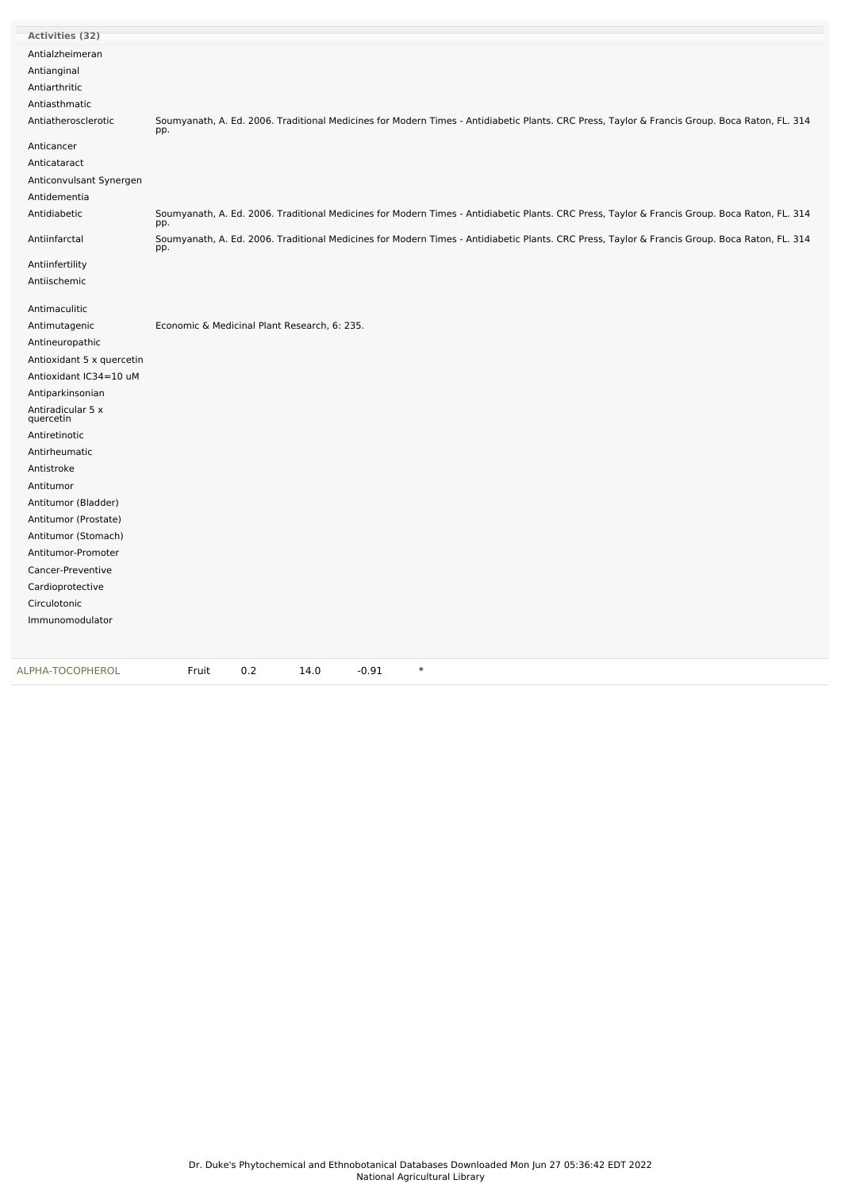| Activities (32) | |
|---|---|
| Antialzheimeran | |
| Antianginal | |
| Antiarthritic | |
| Antiasthmatic | |
| Antiatherosclerotic | Soumyanath, A. Ed. 2006. Traditional Medicines for Modern Times - Antidiabetic Plants. CRC Press, Taylor & Francis Group. Boca Raton, FL. 314 pp. |
| Anticancer | |
| Anticataract | |
| Anticonvulsant Synergen | |
| Antidementia | |
| Antidiabetic | Soumyanath, A. Ed. 2006. Traditional Medicines for Modern Times - Antidiabetic Plants. CRC Press, Taylor & Francis Group. Boca Raton, FL. 314 pp. |
| Antiinfarctal | Soumyanath, A. Ed. 2006. Traditional Medicines for Modern Times - Antidiabetic Plants. CRC Press, Taylor & Francis Group. Boca Raton, FL. 314 pp. |
| Antiinfertility | |
| Antiischemic | |
| Antimaculitic | |
| Antimutagenic | Economic & Medicinal Plant Research, 6: 235. |
| Antineuropathic | |
| Antioxidant 5 x quercetin | |
| Antioxidant IC34=10 uM | |
| Antiparkinsonian | |
| Antiradicular 5 x quercetin | |
| Antiretinotic | |
| Antirheumatic | |
| Antistroke | |
| Antitumor | |
| Antitumor (Bladder) | |
| Antitumor (Prostate) | |
| Antitumor (Stomach) | |
| Antitumor-Promoter | |
| Cancer-Preventive | |
| Cardioprotective | |
| Circulotonic | |
| Immunomodulator | |

| | | | | | |
|---|---|---|---|---|---|
| ALPHA-TOCOPHEROL | Fruit | 0.2 | 14.0 | -0.91 | * |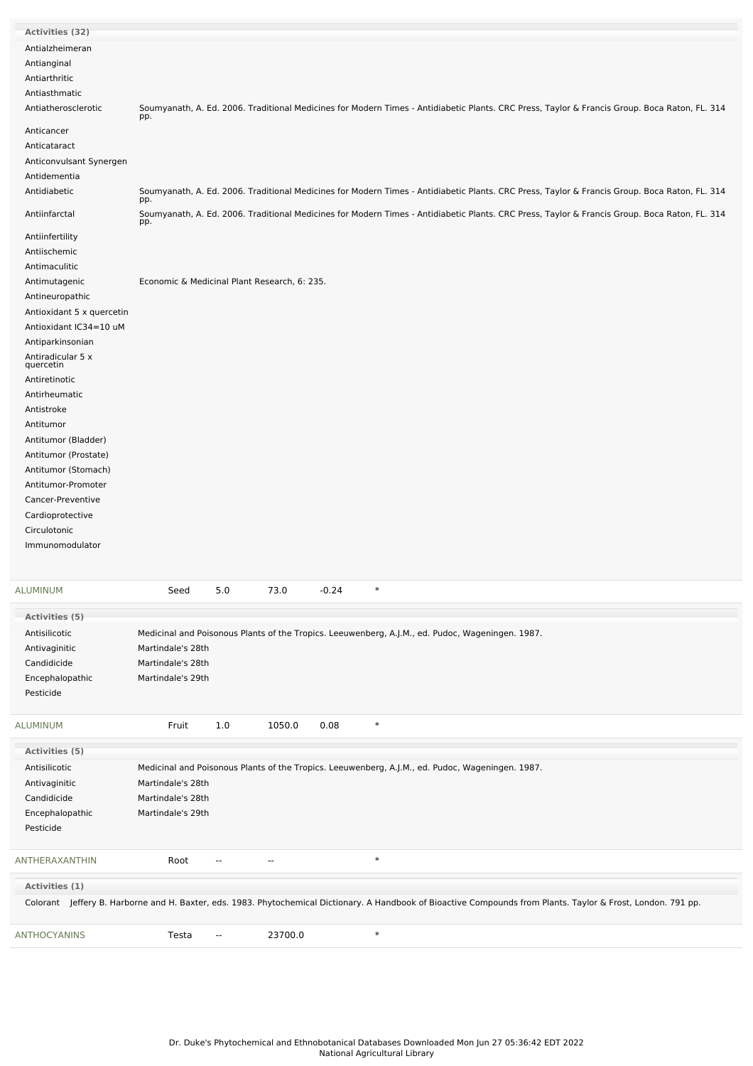**Activities (32)**

| Activity | Reference |
|---|---|
| Antialzheimeran | |
| Antianginal | |
| Antiarthritic | |
| Antiasthmatic | |
| Antiatherosclerotic | Soumyanath, A. Ed. 2006. Traditional Medicines for Modern Times - Antidiabetic Plants. CRC Press, Taylor & Francis Group. Boca Raton, FL. 314 pp. |
| Anticancer | |
| Anticataract | |
| Anticonvulsant Synergen | |
| Antidementia | |
| Antidiabetic | Soumyanath, A. Ed. 2006. Traditional Medicines for Modern Times - Antidiabetic Plants. CRC Press, Taylor & Francis Group. Boca Raton, FL. 314 pp. |
| Antiinfarctal | Soumyanath, A. Ed. 2006. Traditional Medicines for Modern Times - Antidiabetic Plants. CRC Press, Taylor & Francis Group. Boca Raton, FL. 314 pp. |
| Antiinfertility | |
| Antiischemic | |
| Antimaculitic | |
| Antimutagenic | Economic & Medicinal Plant Research, 6: 235. |
| Antineuropathic | |
| Antioxidant 5 x quercetin | |
| Antioxidant IC34=10 uM | |
| Antiparkinsonian | |
| Antiradicular 5 x quercetin | |
| Antiretinotic | |
| Antirheumatic | |
| Antistroke | |
| Antitumor | |
| Antitumor (Bladder) | |
| Antitumor (Prostate) | |
| Antitumor (Stomach) | |
| Antitumor-Promoter | |
| Cancer-Preventive | |
| Cardioprotective | |
| Circulotonic | |
| Immunomodulator | |

| Chemical | Part | Low | High | SD | |
|---|---|---|---|---|---|
| ALUMINUM | Seed | 5.0 | 73.0 | -0.24 | * |

**Activities (5)**

| Activity | Reference |
|---|---|
| Antisilicotic | Medicinal and Poisonous Plants of the Tropics. Leeuwenberg, A.J.M., ed. Pudoc, Wageningen. 1987. |
| Antivaginitic | Martindale's 28th |
| Candidicide | Martindale's 28th |
| Encephalopathic | Martindale's 29th |
| Pesticide | |

| Chemical | Part | Low | High | SD | |
|---|---|---|---|---|---|
| ALUMINUM | Fruit | 1.0 | 1050.0 | 0.08 | * |

**Activities (5)**

| Activity | Reference |
|---|---|
| Antisilicotic | Medicinal and Poisonous Plants of the Tropics. Leeuwenberg, A.J.M., ed. Pudoc, Wageningen. 1987. |
| Antivaginitic | Martindale's 28th |
| Candidicide | Martindale's 28th |
| Encephalopathic | Martindale's 29th |
| Pesticide | |

| Chemical | Part | Low | High | SD | |
|---|---|---|---|---|---|
| ANTHERAXANTHIN | Root | -- | -- | | * |

**Activities (1)**

Colorant Jeffery B. Harborne and H. Baxter, eds. 1983. Phytochemical Dictionary. A Handbook of Bioactive Compounds from Plants. Taylor & Frost, London. 791 pp.

| Chemical | Part | Low | High | SD | |
|---|---|---|---|---|---|
| ANTHOCYANINS | Testa | -- | 23700.0 | | * |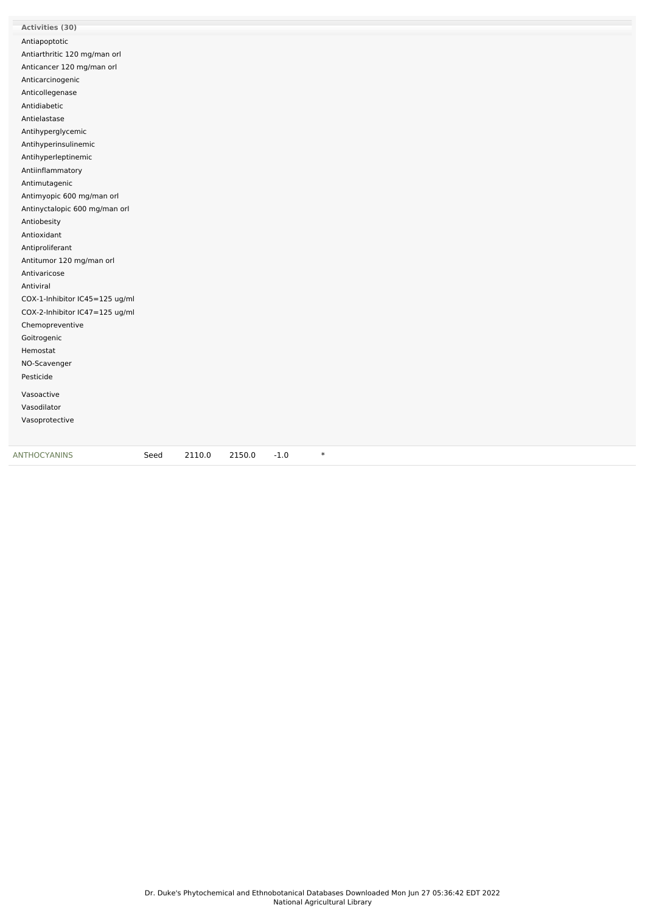**Activities (30)**

Antiapoptotic
Antiarthritic 120 mg/man orl
Anticancer 120 mg/man orl
Anticarcinogenic
Anticollegenase
Antidiabetic
Antielastase
Antihyperglycemic
Antihyperinsulinemic
Antihyperleptinemic
Antiinflammatory
Antimutagenic
Antimyopic 600 mg/man orl
Antinyctalopic 600 mg/man orl
Antiobesity
Antioxidant
Antiproliferant
Antitumor 120 mg/man orl
Antivaricose
Antiviral
COX-1-Inhibitor IC45=125 ug/ml
COX-2-Inhibitor IC47=125 ug/ml
Chemopreventive
Goitrogenic
Hemostat
NO-Scavenger
Pesticide
Vasoactive
Vasodilator
Vasoprotective

| ANTHOCYANINS | Seed | 2110.0 | 2150.0 | -1.0 | * |
|---|---|---|---|---|---|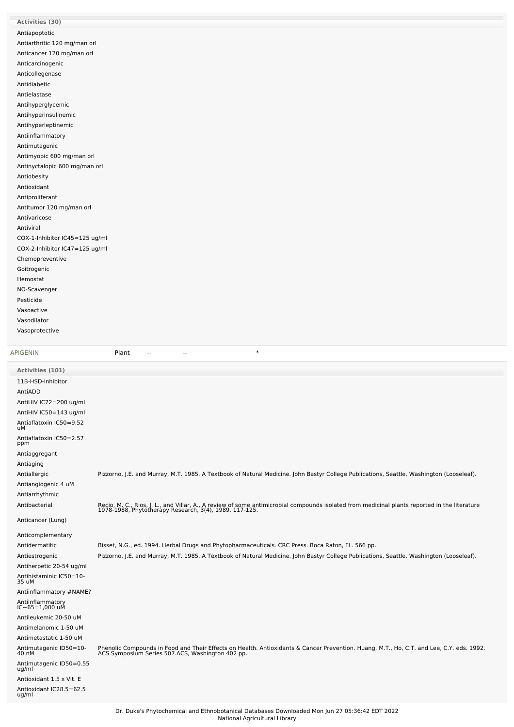**Activities (30)**

Antiapoptotic
Antiarthritic 120 mg/man orl
Anticancer 120 mg/man orl
Anticarcinogenic
Anticollegenase
Antidiabetic
Antielastase
Antihyperglycemic
Antihyperinsulinemic
Antihyperleptinemic
Antiinflammatory
Antimutagenic
Antimyopic 600 mg/man orl
Antinyctalopic 600 mg/man orl
Antiobesity
Antioxidant
Antiproliferant
Antitumor 120 mg/man orl
Antivaricose
Antiviral
COX-1-Inhibitor IC45=125 ug/ml
COX-2-Inhibitor IC47=125 ug/ml
Chemopreventive
Goitrogenic
Hemostat
NO-Scavenger
Pesticide
Vasoactive
Vasodilator
Vasoprotective

| APIGENIN | Plant | -- | -- | * |
|---|---|---|---|---|

| Activities (101) | |
|---|---|
| 11B-HSD-Inhibitor | |
| AntiADD | |
| AntiHIV IC72=200 ug/ml | |
| AntiHIV IC50=143 ug/ml | |
| Antiaflatoxin IC50=9.52 uM | |
| Antiaflatoxin IC50=2.57 ppm | |
| Antiaggregant | |
| Antiaging | |
| Antiallergic | Pizzorno, J.E. and Murray, M.T. 1985. A Textbook of Natural Medicine. John Bastyr College Publications, Seattle, Washington (Looseleaf). |
| Antiangiogenic 4 uM | |
| Antiarrhythmic | |
| Antibacterial | Recio, M. C., Rios, J. L., and Villar, A., A review of some antimicrobial compounds isolated from medicinal plants reported in the literature 1978-1988, Phytotherapy Research, 3(4), 1989, 117-125. |
| Anticancer (Lung) | |
| Anticomplementary | |
| Antidermatitic | Bisset, N.G., ed. 1994. Herbal Drugs and Phytopharmaceuticals. CRC Press. Boca Raton, FL. 566 pp. |
| Antiestrogenic | Pizzorno, J.E. and Murray, M.T. 1985. A Textbook of Natural Medicine. John Bastyr College Publications, Seattle, Washington (Looseleaf). |
| Antiherpetic 20-54 ug/ml | |
| Antihistaminic IC50=10-35 uM | |
| Antiinflammatory #NAME? | |
| Antiinflammatory IC~65=1,000 uM | |
| Antileukemic 20-50 uM | |
| Antimelanomic 1-50 uM | |
| Antimetastatic 1-50 uM | |
| Antimutagenic ID50=10-40 nM | Phenolic Compounds in Food and Their Effects on Health. Antioxidants & Cancer Prevention. Huang, M.T., Ho, C.T. and Lee, C.Y. eds. 1992. ACS Symposium Series 507.ACS, Washington 402 pp. |
| Antimutagenic ID50=0.55 ug/ml | |
| Antioxidant 1.5 x Vit. E | |
| Antioxidant IC28.5=62.5 ug/ml | |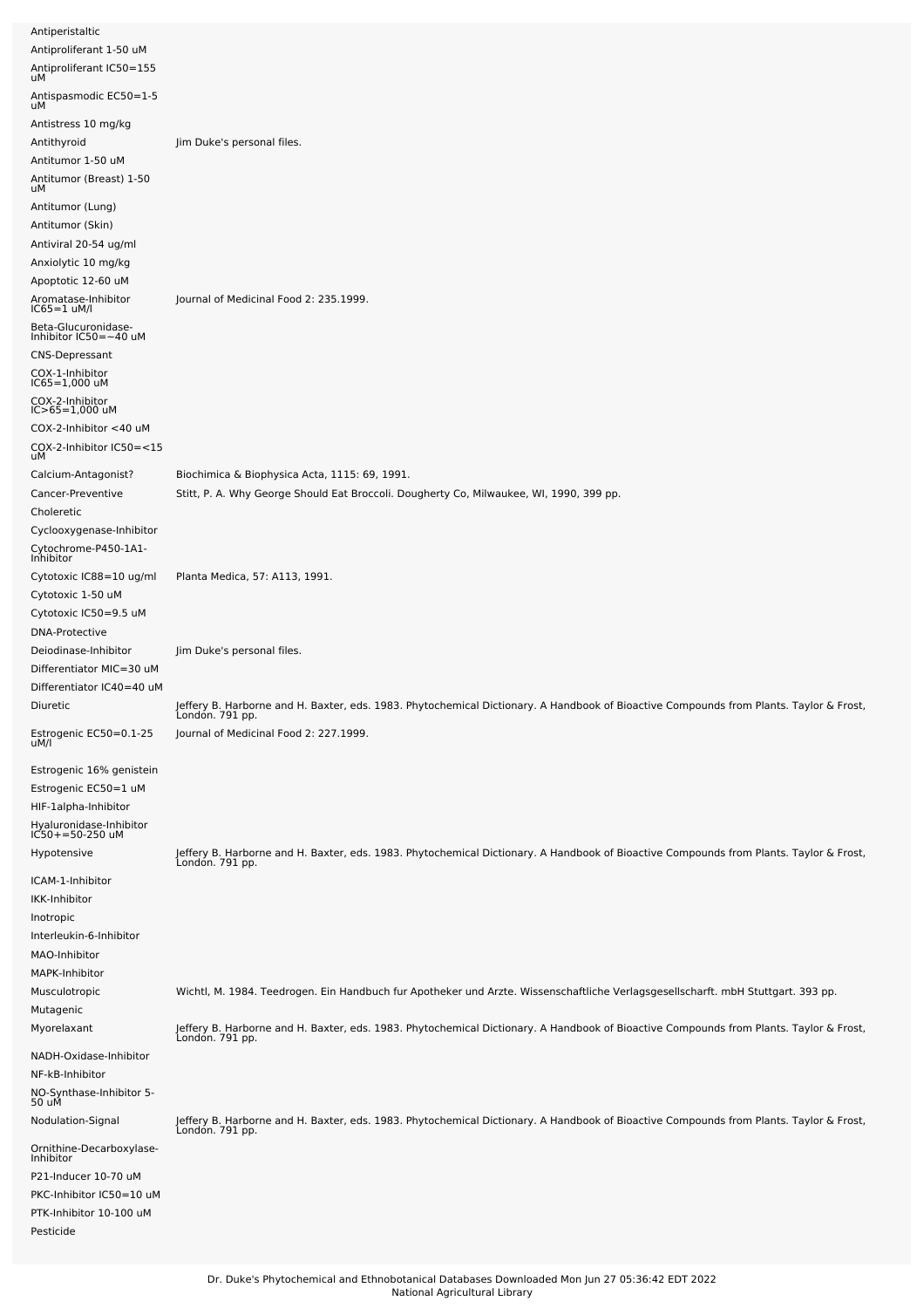| | |
|---|---|
| Antiperistaltic | |
| Antiproliferant 1-50 uM | |
| Antiproliferant IC50=155 uM | |
| Antispasmodic EC50=1-5 uM | |
| Antistress 10 mg/kg | |
| Antithyroid | Jim Duke's personal files. |
| Antitumor 1-50 uM | |
| Antitumor (Breast) 1-50 uM | |
| Antitumor (Lung) | |
| Antitumor (Skin) | |
| Antiviral 20-54 ug/ml | |
| Anxiolytic 10 mg/kg | |
| Apoptotic 12-60 uM | |
| Aromatase-Inhibitor IC65=1 uM/l | Journal of Medicinal Food 2: 235.1999. |
| Beta-Glucuronidase-Inhibitor IC50=~40 uM | |
| CNS-Depressant | |
| COX-1-Inhibitor IC65=1,000 uM | |
| COX-2-Inhibitor IC>65=1,000 uM | |
| COX-2-Inhibitor <40 uM | |
| COX-2-Inhibitor IC50=<15 uM | |
| Calcium-Antagonist? | Biochimica & Biophysica Acta, 1115: 69, 1991. |
| Cancer-Preventive | Stitt, P. A. Why George Should Eat Broccoli. Dougherty Co, Milwaukee, WI, 1990, 399 pp. |
| Choleretic | |
| Cyclooxygenase-Inhibitor | |
| Cytochrome-P450-1A1-Inhibitor | |
| Cytotoxic IC88=10 ug/ml | Planta Medica, 57: A113, 1991. |
| Cytotoxic 1-50 uM | |
| Cytotoxic IC50=9.5 uM | |
| DNA-Protective | |
| Deiodinase-Inhibitor | Jim Duke's personal files. |
| Differentiator MIC=30 uM | |
| Differentiator IC40=40 uM | |
| Diuretic | Jeffery B. Harborne and H. Baxter, eds. 1983. Phytochemical Dictionary. A Handbook of Bioactive Compounds from Plants. Taylor & Frost, London. 791 pp. |
| Estrogenic EC50=0.1-25 uM/l | Journal of Medicinal Food 2: 227.1999. |
| Estrogenic 16% genistein | |
| Estrogenic EC50=1 uM | |
| HIF-1alpha-Inhibitor | |
| Hyaluronidase-Inhibitor IC50+=50-250 uM | |
| Hypotensive | Jeffery B. Harborne and H. Baxter, eds. 1983. Phytochemical Dictionary. A Handbook of Bioactive Compounds from Plants. Taylor & Frost, London. 791 pp. |
| ICAM-1-Inhibitor | |
| IKK-Inhibitor | |
| Inotropic | |
| Interleukin-6-Inhibitor | |
| MAO-Inhibitor | |
| MAPK-Inhibitor | |
| Musculotropic | Wichtl, M. 1984. Teedrogen. Ein Handbuch fur Apotheker und Arzte. Wissenschaftliche Verlagsgesellscharft. mbH Stuttgart. 393 pp. |
| Mutagenic | |
| Myorelaxant | Jeffery B. Harborne and H. Baxter, eds. 1983. Phytochemical Dictionary. A Handbook of Bioactive Compounds from Plants. Taylor & Frost, London. 791 pp. |
| NADH-Oxidase-Inhibitor | |
| NF-kB-Inhibitor | |
| NO-Synthase-Inhibitor 5-50 uM | |
| Nodulation-Signal | Jeffery B. Harborne and H. Baxter, eds. 1983. Phytochemical Dictionary. A Handbook of Bioactive Compounds from Plants. Taylor & Frost, London. 791 pp. |
| Ornithine-Decarboxylase-Inhibitor | |
| P21-Inducer 10-70 uM | |
| PKC-Inhibitor IC50=10 uM | |
| PTK-Inhibitor 10-100 uM | |
| Pesticide | |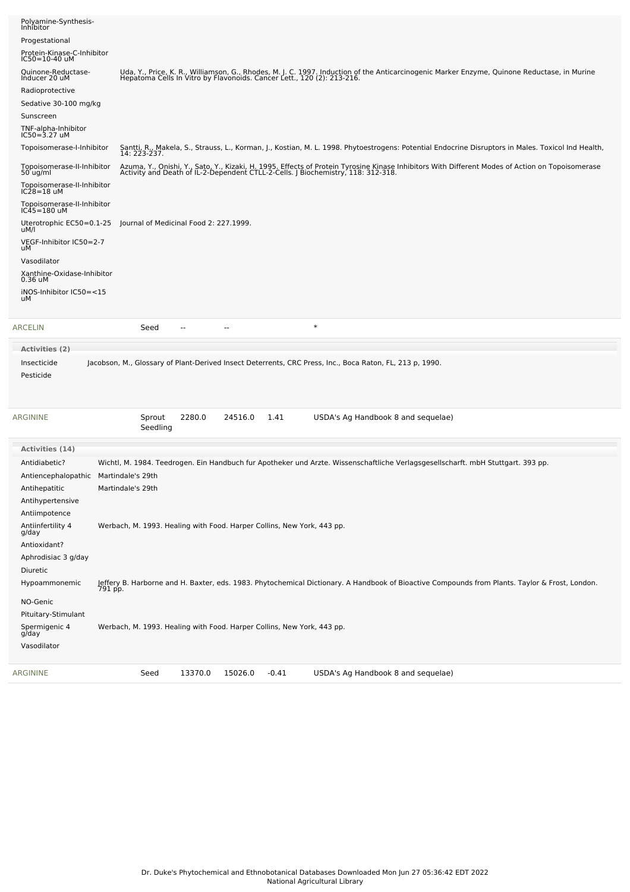| Activity | Reference |
| --- | --- |
| Polyamine-Synthesis-Inhibitor | |
| Progestational | |
| Protein-Kinase-C-Inhibitor IC50=10-40 uM | |
| Quinone-Reductase-Inducer 20 uM | Uda, Y., Price, K. R., Williamson, G., Rhodes, M. J. C. 1997. Induction of the Anticarcinogenic Marker Enzyme, Quinone Reductase, in Murine Hepatoma Cells In Vitro by Flavonoids. Cancer Lett., 120 (2): 213-216. |
| Radioprotective | |
| Sedative 30-100 mg/kg | |
| Sunscreen | |
| TNF-alpha-Inhibitor IC50=3.27 uM | |
| Topoisomerase-I-Inhibitor | Santti, R., Makela, S., Strauss, L., Korman, J., Kostian, M. L. 1998. Phytoestrogens: Potential Endocrine Disruptors in Males. Toxicol Ind Health, 14: 223-237. |
| Topoisomerase-II-Inhibitor 50 ug/ml | Azuma, Y., Onishi, Y., Sato, Y., Kizaki, H. 1995. Effects of Protein Tyrosine Kinase Inhibitors With Different Modes of Action on Topoisomerase Activity and Death of IL-2-Dependent CTLL-2-Cells. J Biochemistry, 118: 312-318. |
| Topoisomerase-II-Inhibitor IC28=18 uM | |
| Topoisomerase-II-Inhibitor IC45=180 uM | |
| Uterotrophic EC50=0.1-25 uM/l | Journal of Medicinal Food 2: 227.1999. |
| VEGF-Inhibitor IC50=2-7 uM | |
| Vasodilator | |
| Xanthine-Oxidase-Inhibitor 0.36 uM | |
| iNOS-Inhibitor IC50=<15 uM | |

| Chemical | Part | Low PPM | High PPM | StdDev | Reference |
| --- | --- | --- | --- | --- | --- |
| ARCELIN | Seed | -- | -- | | * |

**Activities (2)**

| Activity | Reference |
| --- | --- |
| Insecticide | Jacobson, M., Glossary of Plant-Derived Insect Deterrents, CRC Press, Inc., Boca Raton, FL, 213 p, 1990. |
| Pesticide | |

| Chemical | Part | Low PPM | High PPM | StdDev | Reference |
| --- | --- | --- | --- | --- | --- |
| ARGININE | Sprout Seedling | 2280.0 | 24516.0 | 1.41 | USDA's Ag Handbook 8 and sequelae) |

**Activities (14)**

| Activity | Reference |
| --- | --- |
| Antidiabetic? | Wichtl, M. 1984. Teedrogen. Ein Handbuch fur Apotheker und Arzte. Wissenschaftliche Verlagsgesellscharft. mbH Stuttgart. 393 pp. |
| Antiencephalopathic | Martindale's 29th |
| Antihepatitic | Martindale's 29th |
| Antihypertensive | |
| Antiimpotence | |
| Antiinfertility 4 g/day | Werbach, M. 1993. Healing with Food. Harper Collins, New York, 443 pp. |
| Antioxidant? | |
| Aphrodisiac 3 g/day | |
| Diuretic | |
| Hypoammonemic | Jeffery B. Harborne and H. Baxter, eds. 1983. Phytochemical Dictionary. A Handbook of Bioactive Compounds from Plants. Taylor & Frost, London. 791 pp. |
| NO-Genic | |
| Pituitary-Stimulant | |
| Spermigenic 4 g/day | Werbach, M. 1993. Healing with Food. Harper Collins, New York, 443 pp. |
| Vasodilator | |

| Chemical | Part | Low PPM | High PPM | StdDev | Reference |
| --- | --- | --- | --- | --- | --- |
| ARGININE | Seed | 13370.0 | 15026.0 | -0.41 | USDA's Ag Handbook 8 and sequelae) |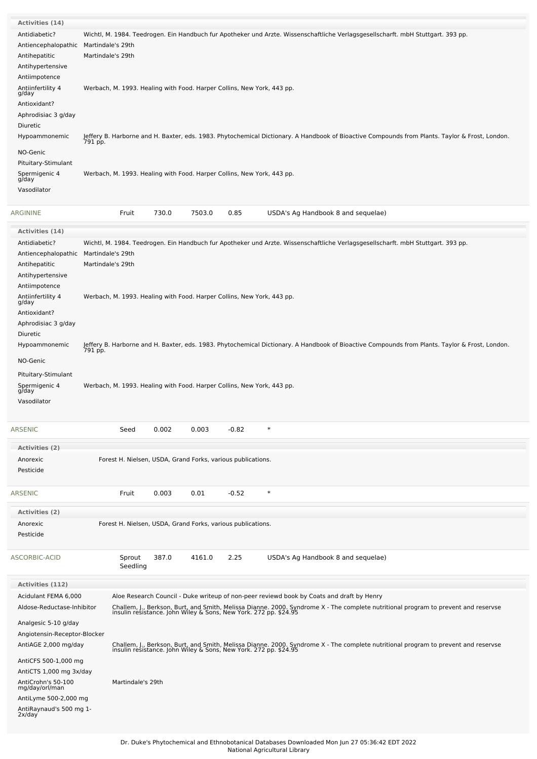| Activities (14) | |
|---|---|
| Antidiabetic? | Wichtl, M. 1984. Teedrogen. Ein Handbuch fur Apotheker und Arzte. Wissenschaftliche Verlagsgesellscharft. mbH Stuttgart. 393 pp. |
| Antiencephalopathic | Martindale's 29th |
| Antihepatitic | Martindale's 29th |
| Antihypertensive | |
| Antiimpotence | |
| Antiinfertility 4 g/day | Werbach, M. 1993. Healing with Food. Harper Collins, New York, 443 pp. |
| Antioxidant? | |
| Aphrodisiac 3 g/day | |
| Diuretic | |
| Hypoammonemic | Jeffery B. Harborne and H. Baxter, eds. 1983. Phytochemical Dictionary. A Handbook of Bioactive Compounds from Plants. Taylor & Frost, London. 791 pp. |
| NO-Genic | |
| Pituitary-Stimulant | |
| Spermigenic 4 g/day | Werbach, M. 1993. Healing with Food. Harper Collins, New York, 443 pp. |
| Vasodilator | |

| ARGININE | Fruit | 730.0 | 7503.0 | 0.85 | USDA's Ag Handbook 8 and sequelae) |
|---|---|---|---|---|---|

| Activities (14) | |
|---|---|
| Antidiabetic? | Wichtl, M. 1984. Teedrogen. Ein Handbuch fur Apotheker und Arzte. Wissenschaftliche Verlagsgesellscharft. mbH Stuttgart. 393 pp. |
| Antiencephalopathic | Martindale's 29th |
| Antihepatitic | Martindale's 29th |
| Antihypertensive | |
| Antiimpotence | |
| Antiinfertility 4 g/day | Werbach, M. 1993. Healing with Food. Harper Collins, New York, 443 pp. |
| Antioxidant? | |
| Aphrodisiac 3 g/day | |
| Diuretic | |
| Hypoammonemic | Jeffery B. Harborne and H. Baxter, eds. 1983. Phytochemical Dictionary. A Handbook of Bioactive Compounds from Plants. Taylor & Frost, London. 791 pp. |
| NO-Genic | |
| Pituitary-Stimulant | |
| Spermigenic 4 g/day | Werbach, M. 1993. Healing with Food. Harper Collins, New York, 443 pp. |
| Vasodilator | |

| ARSENIC | Seed | 0.002 | 0.003 | -0.82 | * |
|---|---|---|---|---|---|

| Activities (2) | |
|---|---|
| Anorexic | Forest H. Nielsen, USDA, Grand Forks, various publications. |
| Pesticide | |

| ARSENIC | Fruit | 0.003 | 0.01 | -0.52 | * |
|---|---|---|---|---|---|

| Activities (2) | |
|---|---|
| Anorexic | Forest H. Nielsen, USDA, Grand Forks, various publications. |
| Pesticide | |

| ASCORBIC-ACID | Sprout Seedling | 387.0 | 4161.0 | 2.25 | USDA's Ag Handbook 8 and sequelae) |
|---|---|---|---|---|---|

| Activities (112) | |
|---|---|
| Acidulant FEMA 6,000 | Aloe Research Council - Duke writeup of non-peer reviewd book by Coats and draft by Henry |
| Aldose-Reductase-Inhibitor | Challem, J., Berkson, Burt, and Smith, Melissa Dianne. 2000. Syndrome X - The complete nutritional program to prevent and reservse insulin resistance. John Wiley & Sons, New York. 272 pp. $24.95 |
| Analgesic 5-10 g/day | |
| Angiotensin-Receptor-Blocker | |
| AntiAGE 2,000 mg/day | Challem, J., Berkson, Burt, and Smith, Melissa Dianne. 2000. Syndrome X - The complete nutritional program to prevent and reservse insulin resistance. John Wiley & Sons, New York. 272 pp. $24.95 |
| AntiCFS 500-1,000 mg | |
| AntiCTS 1,000 mg 3x/day | |
| AntiCrohn's 50-100 mg/day/orl/man | Martindale's 29th |
| AntiLyme 500-2,000 mg | |
| AntiRaynaud's 500 mg 1-2x/day | |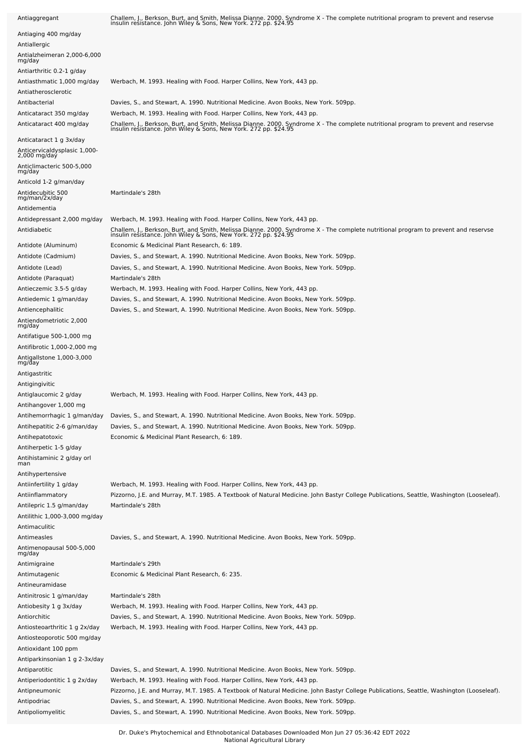| | |
|---|---|
| Antiaggregant | Challem, J., Berkson, Burt, and Smith, Melissa Dianne. 2000. Syndrome X - The complete nutritional program to prevent and reservse insulin resistance. John Wiley & Sons, New York. 272 pp. $24.95 |
| Antiaging 400 mg/day | |
| Antiallergic | |
| Antialzheimeran 2,000-6,000 mg/day | |
| Antiarthritic 0.2-1 g/day | |
| Antiasthmatic 1,000 mg/day | Werbach, M. 1993. Healing with Food. Harper Collins, New York, 443 pp. |
| Antiatherosclerotic | |
| Antibacterial | Davies, S., and Stewart, A. 1990. Nutritional Medicine. Avon Books, New York. 509pp. |
| Anticataract 350 mg/day | Werbach, M. 1993. Healing with Food. Harper Collins, New York, 443 pp. |
| Anticataract 400 mg/day | Challem, J., Berkson, Burt, and Smith, Melissa Dianne. 2000. Syndrome X - The complete nutritional program to prevent and reservse insulin resistance. John Wiley & Sons, New York. 272 pp. $24.95 |
| Anticataract 1 g 3x/day | |
| Anticervicaldysplasic 1,000-2,000 mg/day | |
| Anticlimacteric 500-5,000 mg/day | |
| Anticold 1-2 g/man/day | |
| Antidecubitic 500 mg/man/2x/day | Martindale's 28th |
| Antidementia | |
| Antidepressant 2,000 mg/day | Werbach, M. 1993. Healing with Food. Harper Collins, New York, 443 pp. |
| Antidiabetic | Challem, J., Berkson, Burt, and Smith, Melissa Dianne. 2000. Syndrome X - The complete nutritional program to prevent and reservse insulin resistance. John Wiley & Sons, New York. 272 pp. $24.95 |
| Antidote (Aluminum) | Economic & Medicinal Plant Research, 6: 189. |
| Antidote (Cadmium) | Davies, S., and Stewart, A. 1990. Nutritional Medicine. Avon Books, New York. 509pp. |
| Antidote (Lead) | Davies, S., and Stewart, A. 1990. Nutritional Medicine. Avon Books, New York. 509pp. |
| Antidote (Paraquat) | Martindale's 28th |
| Antieczemic 3.5-5 g/day | Werbach, M. 1993. Healing with Food. Harper Collins, New York, 443 pp. |
| Antiedemic 1 g/man/day | Davies, S., and Stewart, A. 1990. Nutritional Medicine. Avon Books, New York. 509pp. |
| Antiencephalitic | Davies, S., and Stewart, A. 1990. Nutritional Medicine. Avon Books, New York. 509pp. |
| Antiendometriotic 2,000 mg/day | |
| Antifatigue 500-1,000 mg | |
| Antifibrotic 1,000-2,000 mg | |
| Antigallstone 1,000-3,000 mg/day | |
| Antigastritic | |
| Antigingivitic | |
| Antiglaucomic 2 g/day | Werbach, M. 1993. Healing with Food. Harper Collins, New York, 443 pp. |
| Antihangover 1,000 mg | |
| Antihemorrhagic 1 g/man/day | Davies, S., and Stewart, A. 1990. Nutritional Medicine. Avon Books, New York. 509pp. |
| Antihepatitic 2-6 g/man/day | Davies, S., and Stewart, A. 1990. Nutritional Medicine. Avon Books, New York. 509pp. |
| Antihepatotoxic | Economic & Medicinal Plant Research, 6: 189. |
| Antiherpetic 1-5 g/day | |
| Antihistaminic 2 g/day orl man | |
| Antihypertensive | |
| Antiinfertility 1 g/day | Werbach, M. 1993. Healing with Food. Harper Collins, New York, 443 pp. |
| Antiinflammatory | Pizzorno, J.E. and Murray, M.T. 1985. A Textbook of Natural Medicine. John Bastyr College Publications, Seattle, Washington (Looseleaf). |
| Antilepric 1.5 g/man/day | Martindale's 28th |
| Antilithic 1,000-3,000 mg/day | |
| Antimaculitic | |
| Antimeasles | Davies, S., and Stewart, A. 1990. Nutritional Medicine. Avon Books, New York. 509pp. |
| Antimenopausal 500-5,000 mg/day | |
| Antimigraine | Martindale's 29th |
| Antimutagenic | Economic & Medicinal Plant Research, 6: 235. |
| Antineuramidase | |
| Antinitrosic 1 g/man/day | Martindale's 28th |
| Antiobesity 1 g 3x/day | Werbach, M. 1993. Healing with Food. Harper Collins, New York, 443 pp. |
| Antiorchitic | Davies, S., and Stewart, A. 1990. Nutritional Medicine. Avon Books, New York. 509pp. |
| Antiosteoarthritic 1 g 2x/day | Werbach, M. 1993. Healing with Food. Harper Collins, New York, 443 pp. |
| Antiosteoporotic 500 mg/day | |
| Antioxidant 100 ppm | |
| Antiparkinsonian 1 g 2-3x/day | |
| Antiparotitic | Davies, S., and Stewart, A. 1990. Nutritional Medicine. Avon Books, New York. 509pp. |
| Antiperiodontitic 1 g 2x/day | Werbach, M. 1993. Healing with Food. Harper Collins, New York, 443 pp. |
| Antipneumonic | Pizzorno, J.E. and Murray, M.T. 1985. A Textbook of Natural Medicine. John Bastyr College Publications, Seattle, Washington (Looseleaf). |
| Antipodriac | Davies, S., and Stewart, A. 1990. Nutritional Medicine. Avon Books, New York. 509pp. |
| Antipoliomyelitic | Davies, S., and Stewart, A. 1990. Nutritional Medicine. Avon Books, New York. 509pp. |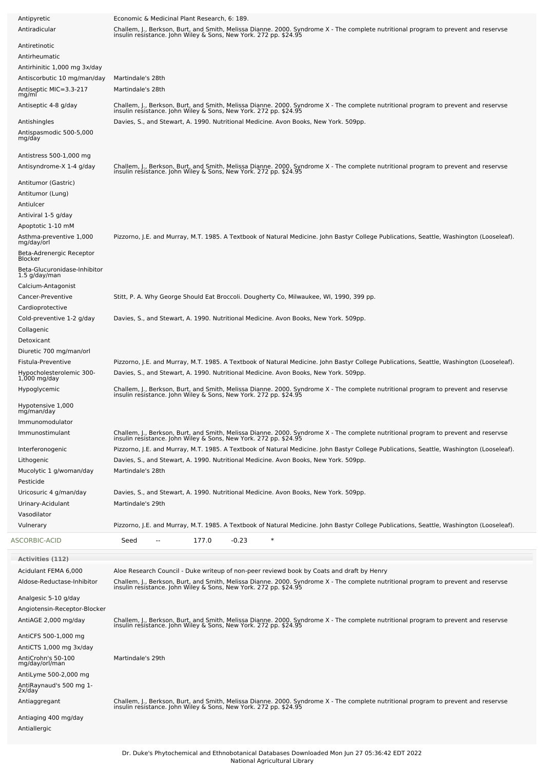| | |
|---|---|
| Antipyretic | Economic & Medicinal Plant Research, 6: 189. |
| Antiradicular | Challem, J., Berkson, Burt, and Smith, Melissa Dianne. 2000. Syndrome X - The complete nutritional program to prevent and reservse insulin resistance. John Wiley & Sons, New York. 272 pp. $24.95 |
| Antiretinotic | |
| Antirheumatic | |
| Antirhinitic 1,000 mg 3x/day | |
| Antiscorbutic 10 mg/man/day | Martindale's 28th |
| Antiseptic MIC=3.3-217 mg/ml | Martindale's 28th |
| Antiseptic 4-8 g/day | Challem, J., Berkson, Burt, and Smith, Melissa Dianne. 2000. Syndrome X - The complete nutritional program to prevent and reservse insulin resistance. John Wiley & Sons, New York. 272 pp. $24.95 |
| Antishingles | Davies, S., and Stewart, A. 1990. Nutritional Medicine. Avon Books, New York. 509pp. |
| Antispasmodic 500-5,000 mg/day | |
| Antistress 500-1,000 mg | |
| Antisyndrome-X 1-4 g/day | Challem, J., Berkson, Burt, and Smith, Melissa Dianne. 2000. Syndrome X - The complete nutritional program to prevent and reservse insulin resistance. John Wiley & Sons, New York. 272 pp. $24.95 |
| Antitumor (Gastric) | |
| Antitumor (Lung) | |
| Antiulcer | |
| Antiviral 1-5 g/day | |
| Apoptotic 1-10 mM | |
| Asthma-preventive 1,000 mg/day/orl | Pizzorno, J.E. and Murray, M.T. 1985. A Textbook of Natural Medicine. John Bastyr College Publications, Seattle, Washington (Looseleaf). |
| Beta-Adrenergic Receptor Blocker | |
| Beta-Glucuronidase-Inhibitor 1.5 g/day/man | |
| Calcium-Antagonist | |
| Cancer-Preventive | Stitt, P. A. Why George Should Eat Broccoli. Dougherty Co, Milwaukee, WI, 1990, 399 pp. |
| Cardioprotective | |
| Cold-preventive 1-2 g/day | Davies, S., and Stewart, A. 1990. Nutritional Medicine. Avon Books, New York. 509pp. |
| Collagenic | |
| Detoxicant | |
| Diuretic 700 mg/man/orl | |
| Fistula-Preventive | Pizzorno, J.E. and Murray, M.T. 1985. A Textbook of Natural Medicine. John Bastyr College Publications, Seattle, Washington (Looseleaf). |
| Hypocholesterolemic 300-1,000 mg/day | Davies, S., and Stewart, A. 1990. Nutritional Medicine. Avon Books, New York. 509pp. |
| Hypoglycemic | Challem, J., Berkson, Burt, and Smith, Melissa Dianne. 2000. Syndrome X - The complete nutritional program to prevent and reservse insulin resistance. John Wiley & Sons, New York. 272 pp. $24.95 |
| Hypotensive 1,000 mg/man/day | |
| Immunomodulator | |
| Immunostimulant | Challem, J., Berkson, Burt, and Smith, Melissa Dianne. 2000. Syndrome X - The complete nutritional program to prevent and reservse insulin resistance. John Wiley & Sons, New York. 272 pp. $24.95 |
| Interferonogenic | Pizzorno, J.E. and Murray, M.T. 1985. A Textbook of Natural Medicine. John Bastyr College Publications, Seattle, Washington (Looseleaf). |
| Lithogenic | Davies, S., and Stewart, A. 1990. Nutritional Medicine. Avon Books, New York. 509pp. |
| Mucolytic 1 g/woman/day | Martindale's 28th |
| Pesticide | |
| Uricosuric 4 g/man/day | Davies, S., and Stewart, A. 1990. Nutritional Medicine. Avon Books, New York. 509pp. |
| Urinary-Acidulant | Martindale's 29th |
| Vasodilator | |
| Vulnerary | Pizzorno, J.E. and Murray, M.T. 1985. A Textbook of Natural Medicine. John Bastyr College Publications, Seattle, Washington (Looseleaf). |

| | | | | | |
|---|---|---|---|---|---|
| ASCORBIC-ACID | Seed | -- | 177.0 | -0.23 | * |

**Activities (112)**

| | |
|---|---|
| Acidulant FEMA 6,000 | Aloe Research Council - Duke writeup of non-peer reviewd book by Coats and draft by Henry |
| Aldose-Reductase-Inhibitor | Challem, J., Berkson, Burt, and Smith, Melissa Dianne. 2000. Syndrome X - The complete nutritional program to prevent and reservse insulin resistance. John Wiley & Sons, New York. 272 pp. $24.95 |
| Analgesic 5-10 g/day | |
| Angiotensin-Receptor-Blocker | |
| AntiAGE 2,000 mg/day | Challem, J., Berkson, Burt, and Smith, Melissa Dianne. 2000. Syndrome X - The complete nutritional program to prevent and reservse insulin resistance. John Wiley & Sons, New York. 272 pp. $24.95 |
| AntiCFS 500-1,000 mg | |
| AntiCTS 1,000 mg 3x/day | |
| AntiCrohn's 50-100 mg/day/orl/man | Martindale's 29th |
| AntiLyme 500-2,000 mg | |
| AntiRaynaud's 500 mg 1-2x/day | |
| Antiaggregant | Challem, J., Berkson, Burt, and Smith, Melissa Dianne. 2000. Syndrome X - The complete nutritional program to prevent and reservse insulin resistance. John Wiley & Sons, New York. 272 pp. $24.95 |
| Antiaging 400 mg/day | |
| Antiallergic | |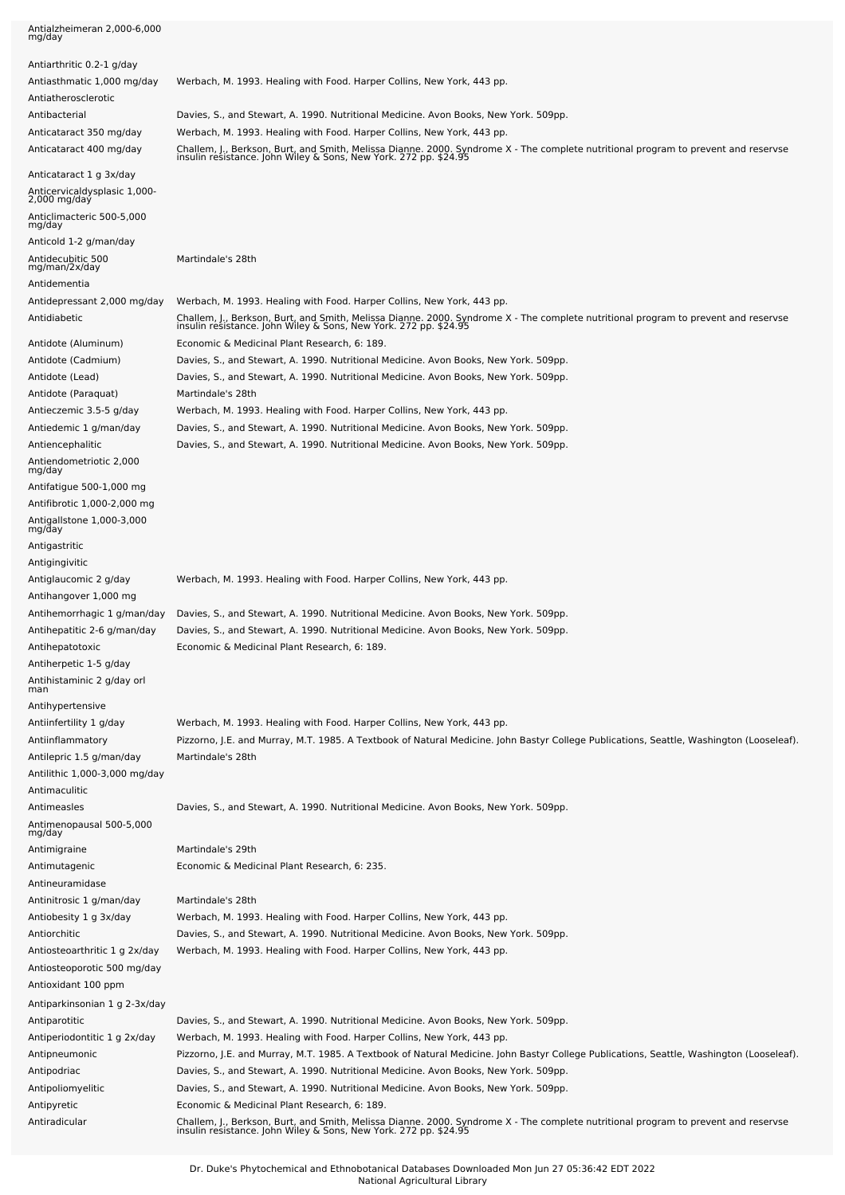| | |
|---|---|
| Antialzheimeran 2,000-6,000 mg/day | |
| Antiarthritic 0.2-1 g/day | |
| Antiasthmatic 1,000 mg/day | Werbach, M. 1993. Healing with Food. Harper Collins, New York, 443 pp. |
| Antiatherosclerotic | |
| Antibacterial | Davies, S., and Stewart, A. 1990. Nutritional Medicine. Avon Books, New York. 509pp. |
| Anticataract 350 mg/day | Werbach, M. 1993. Healing with Food. Harper Collins, New York, 443 pp. |
| Anticataract 400 mg/day | Challem, J., Berkson, Burt, and Smith, Melissa Dianne. 2000. Syndrome X - The complete nutritional program to prevent and reservse insulin resistance. John Wiley & Sons, New York. 272 pp. $24.95 |
| Anticataract 1 g 3x/day | |
| Anticervicaldysplasic 1,000-2,000 mg/day | |
| Anticlimacteric 500-5,000 mg/day | |
| Anticold 1-2 g/man/day | |
| Antidecubitic 500 mg/man/2x/day | Martindale's 28th |
| Antidementia | |
| Antidepressant 2,000 mg/day | Werbach, M. 1993. Healing with Food. Harper Collins, New York, 443 pp. |
| Antidiabetic | Challem, J., Berkson, Burt, and Smith, Melissa Dianne. 2000. Syndrome X - The complete nutritional program to prevent and reservse insulin resistance. John Wiley & Sons, New York. 272 pp. $24.95 |
| Antidote (Aluminum) | Economic & Medicinal Plant Research, 6: 189. |
| Antidote (Cadmium) | Davies, S., and Stewart, A. 1990. Nutritional Medicine. Avon Books, New York. 509pp. |
| Antidote (Lead) | Davies, S., and Stewart, A. 1990. Nutritional Medicine. Avon Books, New York. 509pp. |
| Antidote (Paraquat) | Martindale's 28th |
| Antieczemic 3.5-5 g/day | Werbach, M. 1993. Healing with Food. Harper Collins, New York, 443 pp. |
| Antiedemic 1 g/man/day | Davies, S., and Stewart, A. 1990. Nutritional Medicine. Avon Books, New York. 509pp. |
| Antiencephalitic | Davies, S., and Stewart, A. 1990. Nutritional Medicine. Avon Books, New York. 509pp. |
| Antiendometriotic 2,000 mg/day | |
| Antifatigue 500-1,000 mg | |
| Antifibrotic 1,000-2,000 mg | |
| Antigallstone 1,000-3,000 mg/day | |
| Antigastritic | |
| Antigingivitic | |
| Antiglaucomic 2 g/day | Werbach, M. 1993. Healing with Food. Harper Collins, New York, 443 pp. |
| Antihangover 1,000 mg | |
| Antihemorrhagic 1 g/man/day | Davies, S., and Stewart, A. 1990. Nutritional Medicine. Avon Books, New York. 509pp. |
| Antihepatitic 2-6 g/man/day | Davies, S., and Stewart, A. 1990. Nutritional Medicine. Avon Books, New York. 509pp. |
| Antihepatotoxic | Economic & Medicinal Plant Research, 6: 189. |
| Antiherpetic 1-5 g/day | |
| Antihistaminic 2 g/day orl man | |
| Antihypertensive | |
| Antiinfertility 1 g/day | Werbach, M. 1993. Healing with Food. Harper Collins, New York, 443 pp. |
| Antiinflammatory | Pizzorno, J.E. and Murray, M.T. 1985. A Textbook of Natural Medicine. John Bastyr College Publications, Seattle, Washington (Looseleaf). |
| Antilepric 1.5 g/man/day | Martindale's 28th |
| Antilithic 1,000-3,000 mg/day | |
| Antimaculitic | |
| Antimeasles | Davies, S., and Stewart, A. 1990. Nutritional Medicine. Avon Books, New York. 509pp. |
| Antimenopausal 500-5,000 mg/day | |
| Antimigraine | Martindale's 29th |
| Antimutagenic | Economic & Medicinal Plant Research, 6: 235. |
| Antineuramidase | |
| Antinitrosic 1 g/man/day | Martindale's 28th |
| Antiobesity 1 g 3x/day | Werbach, M. 1993. Healing with Food. Harper Collins, New York, 443 pp. |
| Antiorchitic | Davies, S., and Stewart, A. 1990. Nutritional Medicine. Avon Books, New York. 509pp. |
| Antiosteoarthritic 1 g 2x/day | Werbach, M. 1993. Healing with Food. Harper Collins, New York, 443 pp. |
| Antiosteoporotic 500 mg/day | |
| Antioxidant 100 ppm | |
| Antiparkinsonian 1 g 2-3x/day | |
| Antiparotitic | Davies, S., and Stewart, A. 1990. Nutritional Medicine. Avon Books, New York. 509pp. |
| Antiperiodontitic 1 g 2x/day | Werbach, M. 1993. Healing with Food. Harper Collins, New York, 443 pp. |
| Antipneumonic | Pizzorno, J.E. and Murray, M.T. 1985. A Textbook of Natural Medicine. John Bastyr College Publications, Seattle, Washington (Looseleaf). |
| Antipodriac | Davies, S., and Stewart, A. 1990. Nutritional Medicine. Avon Books, New York. 509pp. |
| Antipoliomyelitic | Davies, S., and Stewart, A. 1990. Nutritional Medicine. Avon Books, New York. 509pp. |
| Antipyretic | Economic & Medicinal Plant Research, 6: 189. |
| Antiradicular | Challem, J., Berkson, Burt, and Smith, Melissa Dianne. 2000. Syndrome X - The complete nutritional program to prevent and reservse insulin resistance. John Wiley & Sons, New York. 272 pp. $24.95 |

Dr. Duke's Phytochemical and Ethnobotanical Databases Downloaded Mon Jun 27 05:36:42 EDT 2022
National Agricultural Library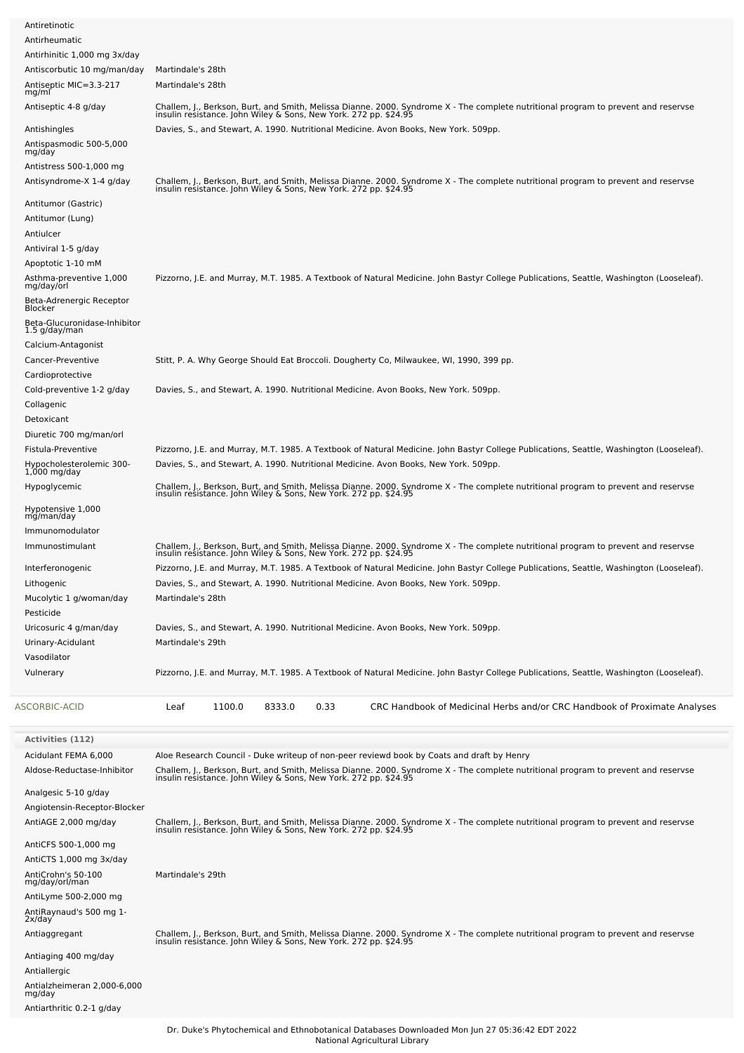| Activity | Reference |
|---|---|
| Antiretinotic | |
| Antirheumatic | |
| Antirhinitic 1,000 mg 3x/day | |
| Antiscorbutic 10 mg/man/day | Martindale's 28th |
| Antiseptic MIC=3.3-217 mg/ml | Martindale's 28th |
| Antiseptic 4-8 g/day | Challem, J., Berkson, Burt, and Smith, Melissa Dianne. 2000. Syndrome X - The complete nutritional program to prevent and reservse insulin resistance. John Wiley & Sons, New York. 272 pp. $24.95 |
| Antishingles | Davies, S., and Stewart, A. 1990. Nutritional Medicine. Avon Books, New York. 509pp. |
| Antispasmodic 500-5,000 mg/day | |
| Antistress 500-1,000 mg | |
| Antisyndrome-X 1-4 g/day | Challem, J., Berkson, Burt, and Smith, Melissa Dianne. 2000. Syndrome X - The complete nutritional program to prevent and reservse insulin resistance. John Wiley & Sons, New York. 272 pp. $24.95 |
| Antitumor (Gastric) | |
| Antitumor (Lung) | |
| Antiulcer | |
| Antiviral 1-5 g/day | |
| Apoptotic 1-10 mM | |
| Asthma-preventive 1,000 mg/day/orl | Pizzorno, J.E. and Murray, M.T. 1985. A Textbook of Natural Medicine. John Bastyr College Publications, Seattle, Washington (Looseleaf). |
| Beta-Adrenergic Receptor Blocker | |
| Beta-Glucuronidase-Inhibitor 1.5 g/day/man | |
| Calcium-Antagonist | |
| Cancer-Preventive | Stitt, P. A. Why George Should Eat Broccoli. Dougherty Co, Milwaukee, WI, 1990, 399 pp. |
| Cardioprotective | |
| Cold-preventive 1-2 g/day | Davies, S., and Stewart, A. 1990. Nutritional Medicine. Avon Books, New York. 509pp. |
| Collagenic | |
| Detoxicant | |
| Diuretic 700 mg/man/orl | |
| Fistula-Preventive | Pizzorno, J.E. and Murray, M.T. 1985. A Textbook of Natural Medicine. John Bastyr College Publications, Seattle, Washington (Looseleaf). |
| Hypocholesterolemic 300-1,000 mg/day | Davies, S., and Stewart, A. 1990. Nutritional Medicine. Avon Books, New York. 509pp. |
| Hypoglycemic | Challem, J., Berkson, Burt, and Smith, Melissa Dianne. 2000. Syndrome X - The complete nutritional program to prevent and reservse insulin resistance. John Wiley & Sons, New York. 272 pp. $24.95 |
| Hypotensive 1,000 mg/man/day | |
| Immunomodulator | |
| Immunostimulant | Challem, J., Berkson, Burt, and Smith, Melissa Dianne. 2000. Syndrome X - The complete nutritional program to prevent and reservse insulin resistance. John Wiley & Sons, New York. 272 pp. $24.95 |
| Interferonogenic | Pizzorno, J.E. and Murray, M.T. 1985. A Textbook of Natural Medicine. John Bastyr College Publications, Seattle, Washington (Looseleaf). |
| Lithogenic | Davies, S., and Stewart, A. 1990. Nutritional Medicine. Avon Books, New York. 509pp. |
| Mucolytic 1 g/woman/day | Martindale's 28th |
| Pesticide | |
| Uricosuric 4 g/man/day | Davies, S., and Stewart, A. 1990. Nutritional Medicine. Avon Books, New York. 509pp. |
| Urinary-Acidulant | Martindale's 29th |
| Vasodilator | |
| Vulnerary | Pizzorno, J.E. and Murray, M.T. 1985. A Textbook of Natural Medicine. John Bastyr College Publications, Seattle, Washington (Looseleaf). |

| Chemical | Part | Low | High | SD | Reference |
|---|---|---|---|---|---|
| ASCORBIC-ACID | Leaf | 1100.0 | 8333.0 | 0.33 | CRC Handbook of Medicinal Herbs and/or CRC Handbook of Proximate Analyses |

**Activities (112)**

| Activity | Reference |
|---|---|
| Acidulant FEMA 6,000 | Aloe Research Council - Duke writeup of non-peer reviewd book by Coats and draft by Henry |
| Aldose-Reductase-Inhibitor | Challem, J., Berkson, Burt, and Smith, Melissa Dianne. 2000. Syndrome X - The complete nutritional program to prevent and reservse insulin resistance. John Wiley & Sons, New York. 272 pp. $24.95 |
| Analgesic 5-10 g/day | |
| Angiotensin-Receptor-Blocker | |
| AntiAGE 2,000 mg/day | Challem, J., Berkson, Burt, and Smith, Melissa Dianne. 2000. Syndrome X - The complete nutritional program to prevent and reservse insulin resistance. John Wiley & Sons, New York. 272 pp. $24.95 |
| AntiCFS 500-1,000 mg | |
| AntiCTS 1,000 mg 3x/day | |
| AntiCrohn's 50-100 mg/day/orl/man | Martindale's 29th |
| AntiLyme 500-2,000 mg | |
| AntiRaynaud's 500 mg 1-2x/day | |
| Antiaggregant | Challem, J., Berkson, Burt, and Smith, Melissa Dianne. 2000. Syndrome X - The complete nutritional program to prevent and reservse insulin resistance. John Wiley & Sons, New York. 272 pp. $24.95 |
| Antiaging 400 mg/day | |
| Antiallergic | |
| Antialzheimeran 2,000-6,000 mg/day | |
| Antiarthritic 0.2-1 g/day | |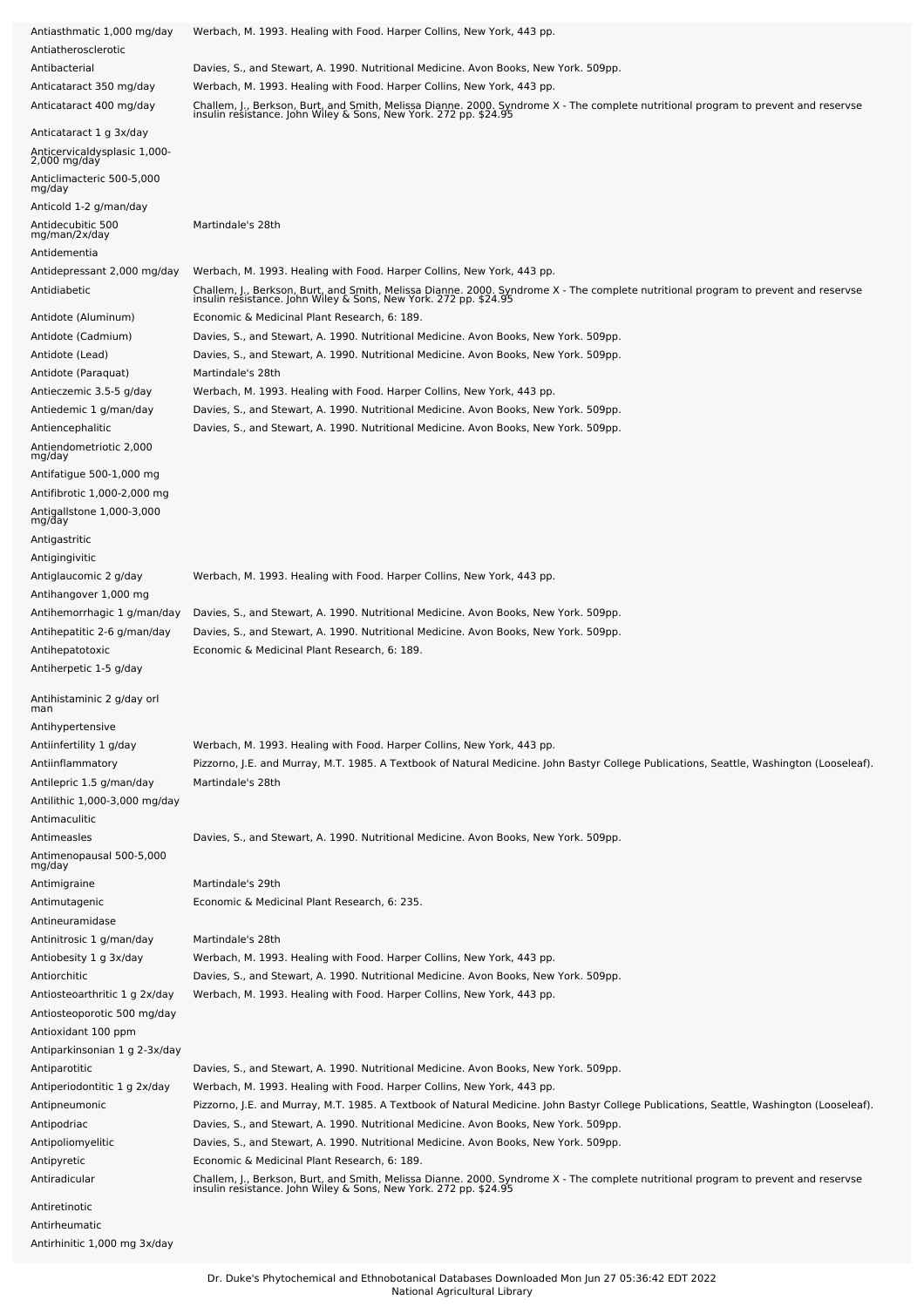| | |
|---|---|
| Antiasthmatic 1,000 mg/day | Werbach, M. 1993. Healing with Food. Harper Collins, New York, 443 pp. |
| Antiatherosclerotic | |
| Antibacterial | Davies, S., and Stewart, A. 1990. Nutritional Medicine. Avon Books, New York. 509pp. |
| Anticataract 350 mg/day | Werbach, M. 1993. Healing with Food. Harper Collins, New York, 443 pp. |
| Anticataract 400 mg/day | Challem, J., Berkson, Burt, and Smith, Melissa Dianne. 2000. Syndrome X - The complete nutritional program to prevent and reservse insulin resistance. John Wiley & Sons, New York. 272 pp. $24.95 |
| Anticataract 1 g 3x/day | |
| Anticervicaldysplasic 1,000-2,000 mg/day | |
| Anticlimacteric 500-5,000 mg/day | |
| Anticold 1-2 g/man/day | |
| Antidecubitic 500 mg/man/2x/day | Martindale's 28th |
| Antidementia | |
| Antidepressant 2,000 mg/day | Werbach, M. 1993. Healing with Food. Harper Collins, New York, 443 pp. |
| Antidiabetic | Challem, J., Berkson, Burt, and Smith, Melissa Dianne. 2000. Syndrome X - The complete nutritional program to prevent and reservse insulin resistance. John Wiley & Sons, New York. 272 pp. $24.95 |
| Antidote (Aluminum) | Economic & Medicinal Plant Research, 6: 189. |
| Antidote (Cadmium) | Davies, S., and Stewart, A. 1990. Nutritional Medicine. Avon Books, New York. 509pp. |
| Antidote (Lead) | Davies, S., and Stewart, A. 1990. Nutritional Medicine. Avon Books, New York. 509pp. |
| Antidote (Paraquat) | Martindale's 28th |
| Antieczemic 3.5-5 g/day | Werbach, M. 1993. Healing with Food. Harper Collins, New York, 443 pp. |
| Antiedemic 1 g/man/day | Davies, S., and Stewart, A. 1990. Nutritional Medicine. Avon Books, New York. 509pp. |
| Antiencephalitic | Davies, S., and Stewart, A. 1990. Nutritional Medicine. Avon Books, New York. 509pp. |
| Antiendometriotic 2,000 mg/day | |
| Antifatigue 500-1,000 mg | |
| Antifibrotic 1,000-2,000 mg | |
| Antigallstone 1,000-3,000 mg/day | |
| Antigastritic | |
| Antigingivitic | |
| Antiglaucomic 2 g/day | Werbach, M. 1993. Healing with Food. Harper Collins, New York, 443 pp. |
| Antihangover 1,000 mg | |
| Antihemorrhagic 1 g/man/day | Davies, S., and Stewart, A. 1990. Nutritional Medicine. Avon Books, New York. 509pp. |
| Antihepatitic 2-6 g/man/day | Davies, S., and Stewart, A. 1990. Nutritional Medicine. Avon Books, New York. 509pp. |
| Antihepatotoxic | Economic & Medicinal Plant Research, 6: 189. |
| Antiherpetic 1-5 g/day | |
| Antihistaminic 2 g/day orl man | |
| Antihypertensive | |
| Antiinfertility 1 g/day | Werbach, M. 1993. Healing with Food. Harper Collins, New York, 443 pp. |
| Antiinflammatory | Pizzorno, J.E. and Murray, M.T. 1985. A Textbook of Natural Medicine. John Bastyr College Publications, Seattle, Washington (Looseleaf). |
| Antilepric 1.5 g/man/day | Martindale's 28th |
| Antilithic 1,000-3,000 mg/day | |
| Antimaculitic | |
| Antimeasles | Davies, S., and Stewart, A. 1990. Nutritional Medicine. Avon Books, New York. 509pp. |
| Antimenopausal 500-5,000 mg/day | |
| Antimigraine | Martindale's 29th |
| Antimutagenic | Economic & Medicinal Plant Research, 6: 235. |
| Antineuramidase | |
| Antinitrosic 1 g/man/day | Martindale's 28th |
| Antiobesity 1 g 3x/day | Werbach, M. 1993. Healing with Food. Harper Collins, New York, 443 pp. |
| Antiorchitic | Davies, S., and Stewart, A. 1990. Nutritional Medicine. Avon Books, New York. 509pp. |
| Antiosteoarthritic 1 g 2x/day | Werbach, M. 1993. Healing with Food. Harper Collins, New York, 443 pp. |
| Antiosteoporotic 500 mg/day | |
| Antioxidant 100 ppm | |
| Antiparkinsonian 1 g 2-3x/day | |
| Antiparotitic | Davies, S., and Stewart, A. 1990. Nutritional Medicine. Avon Books, New York. 509pp. |
| Antiperiodontitic 1 g 2x/day | Werbach, M. 1993. Healing with Food. Harper Collins, New York, 443 pp. |
| Antipneumonic | Pizzorno, J.E. and Murray, M.T. 1985. A Textbook of Natural Medicine. John Bastyr College Publications, Seattle, Washington (Looseleaf). |
| Antipodriac | Davies, S., and Stewart, A. 1990. Nutritional Medicine. Avon Books, New York. 509pp. |
| Antipoliomyelitic | Davies, S., and Stewart, A. 1990. Nutritional Medicine. Avon Books, New York. 509pp. |
| Antipyretic | Economic & Medicinal Plant Research, 6: 189. |
| Antiradicular | Challem, J., Berkson, Burt, and Smith, Melissa Dianne. 2000. Syndrome X - The complete nutritional program to prevent and reservse insulin resistance. John Wiley & Sons, New York. 272 pp. $24.95 |
| Antiretinotic | |
| Antirheumatic | |
| Antirhinitic 1,000 mg 3x/day | |

Dr. Duke's Phytochemical and Ethnobotanical Databases Downloaded Mon Jun 27 05:36:42 EDT 2022
National Agricultural Library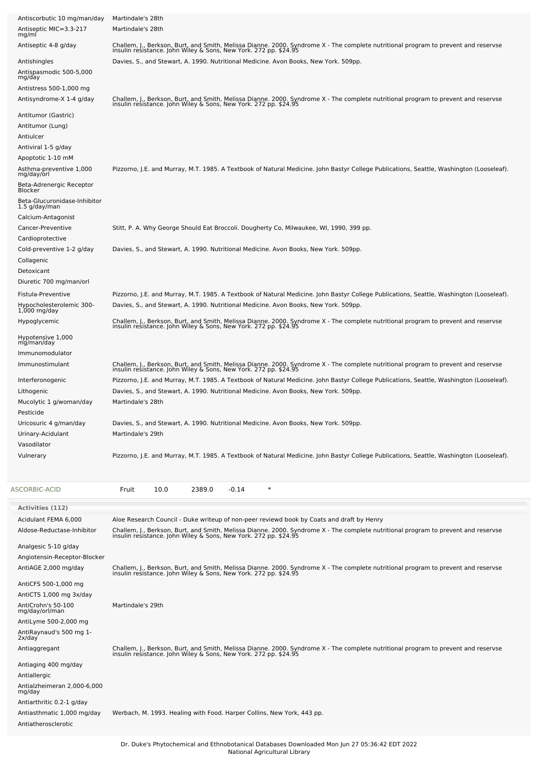| | |
|---|---|
| Antiscorbutic 10 mg/man/day | Martindale's 28th |
| Antiseptic MIC=3.3-217 mg/ml | Martindale's 28th |
| Antiseptic 4-8 g/day | Challem, J., Berkson, Burt, and Smith, Melissa Dianne. 2000. Syndrome X - The complete nutritional program to prevent and reservse insulin resistance. John Wiley & Sons, New York. 272 pp. $24.95 |
| Antishingles | Davies, S., and Stewart, A. 1990. Nutritional Medicine. Avon Books, New York. 509pp. |
| Antispasmodic 500-5,000 mg/day | |
| Antistress 500-1,000 mg | |
| Antisyndrome-X 1-4 g/day | Challem, J., Berkson, Burt, and Smith, Melissa Dianne. 2000. Syndrome X - The complete nutritional program to prevent and reservse insulin resistance. John Wiley & Sons, New York. 272 pp. $24.95 |
| Antitumor (Gastric) | |
| Antitumor (Lung) | |
| Antiulcer | |
| Antiviral 1-5 g/day | |
| Apoptotic 1-10 mM | |
| Asthma-preventive 1,000 mg/day/orl | Pizzorno, J.E. and Murray, M.T. 1985. A Textbook of Natural Medicine. John Bastyr College Publications, Seattle, Washington (Looseleaf). |
| Beta-Adrenergic Receptor Blocker | |
| Beta-Glucuronidase-Inhibitor 1.5 g/day/man | |
| Calcium-Antagonist | |
| Cancer-Preventive | Stitt, P. A. Why George Should Eat Broccoli. Dougherty Co, Milwaukee, WI, 1990, 399 pp. |
| Cardioprotective | |
| Cold-preventive 1-2 g/day | Davies, S., and Stewart, A. 1990. Nutritional Medicine. Avon Books, New York. 509pp. |
| Collagenic | |
| Detoxicant | |
| Diuretic 700 mg/man/orl | |
| Fistula-Preventive | Pizzorno, J.E. and Murray, M.T. 1985. A Textbook of Natural Medicine. John Bastyr College Publications, Seattle, Washington (Looseleaf). |
| Hypocholesterolemic 300-1,000 mg/day | Davies, S., and Stewart, A. 1990. Nutritional Medicine. Avon Books, New York. 509pp. |
| Hypoglycemic | Challem, J., Berkson, Burt, and Smith, Melissa Dianne. 2000. Syndrome X - The complete nutritional program to prevent and reservse insulin resistance. John Wiley & Sons, New York. 272 pp. $24.95 |
| Hypotensive 1,000 mg/man/day | |
| Immunomodulator | |
| Immunostimulant | Challem, J., Berkson, Burt, and Smith, Melissa Dianne. 2000. Syndrome X - The complete nutritional program to prevent and reservse insulin resistance. John Wiley & Sons, New York. 272 pp. $24.95 |
| Interferonogenic | Pizzorno, J.E. and Murray, M.T. 1985. A Textbook of Natural Medicine. John Bastyr College Publications, Seattle, Washington (Looseleaf). |
| Lithogenic | Davies, S., and Stewart, A. 1990. Nutritional Medicine. Avon Books, New York. 509pp. |
| Mucolytic 1 g/woman/day | Martindale's 28th |
| Pesticide | |
| Uricosuric 4 g/man/day | Davies, S., and Stewart, A. 1990. Nutritional Medicine. Avon Books, New York. 509pp. |
| Urinary-Acidulant | Martindale's 29th |
| Vasodilator | |
| Vulnerary | Pizzorno, J.E. and Murray, M.T. 1985. A Textbook of Natural Medicine. John Bastyr College Publications, Seattle, Washington (Looseleaf). |

| | | | | | |
|---|---|---|---|---|---|
| ASCORBIC-ACID | Fruit | 10.0 | 2389.0 | -0.14 | * |

**Activities (112)**

| | |
|---|---|
| Acidulant FEMA 6,000 | Aloe Research Council - Duke writeup of non-peer reviewd book by Coats and draft by Henry |
| Aldose-Reductase-Inhibitor | Challem, J., Berkson, Burt, and Smith, Melissa Dianne. 2000. Syndrome X - The complete nutritional program to prevent and reservse insulin resistance. John Wiley & Sons, New York. 272 pp. $24.95 |
| Analgesic 5-10 g/day | |
| Angiotensin-Receptor-Blocker | |
| AntiAGE 2,000 mg/day | Challem, J., Berkson, Burt, and Smith, Melissa Dianne. 2000. Syndrome X - The complete nutritional program to prevent and reservse insulin resistance. John Wiley & Sons, New York. 272 pp. $24.95 |
| AntiCFS 500-1,000 mg | |
| AntiCTS 1,000 mg 3x/day | |
| AntiCrohn's 50-100 mg/day/orl/man | Martindale's 29th |
| AntiLyme 500-2,000 mg | |
| AntiRaynaud's 500 mg 1-2x/day | |
| Antiaggregant | Challem, J., Berkson, Burt, and Smith, Melissa Dianne. 2000. Syndrome X - The complete nutritional program to prevent and reservse insulin resistance. John Wiley & Sons, New York. 272 pp. $24.95 |
| Antiaging 400 mg/day | |
| Antiallergic | |
| Antialzheimeran 2,000-6,000 mg/day | |
| Antiarthritic 0.2-1 g/day | |
| Antiasthmatic 1,000 mg/day | Werbach, M. 1993. Healing with Food. Harper Collins, New York, 443 pp. |
| Antiatherosclerotic | |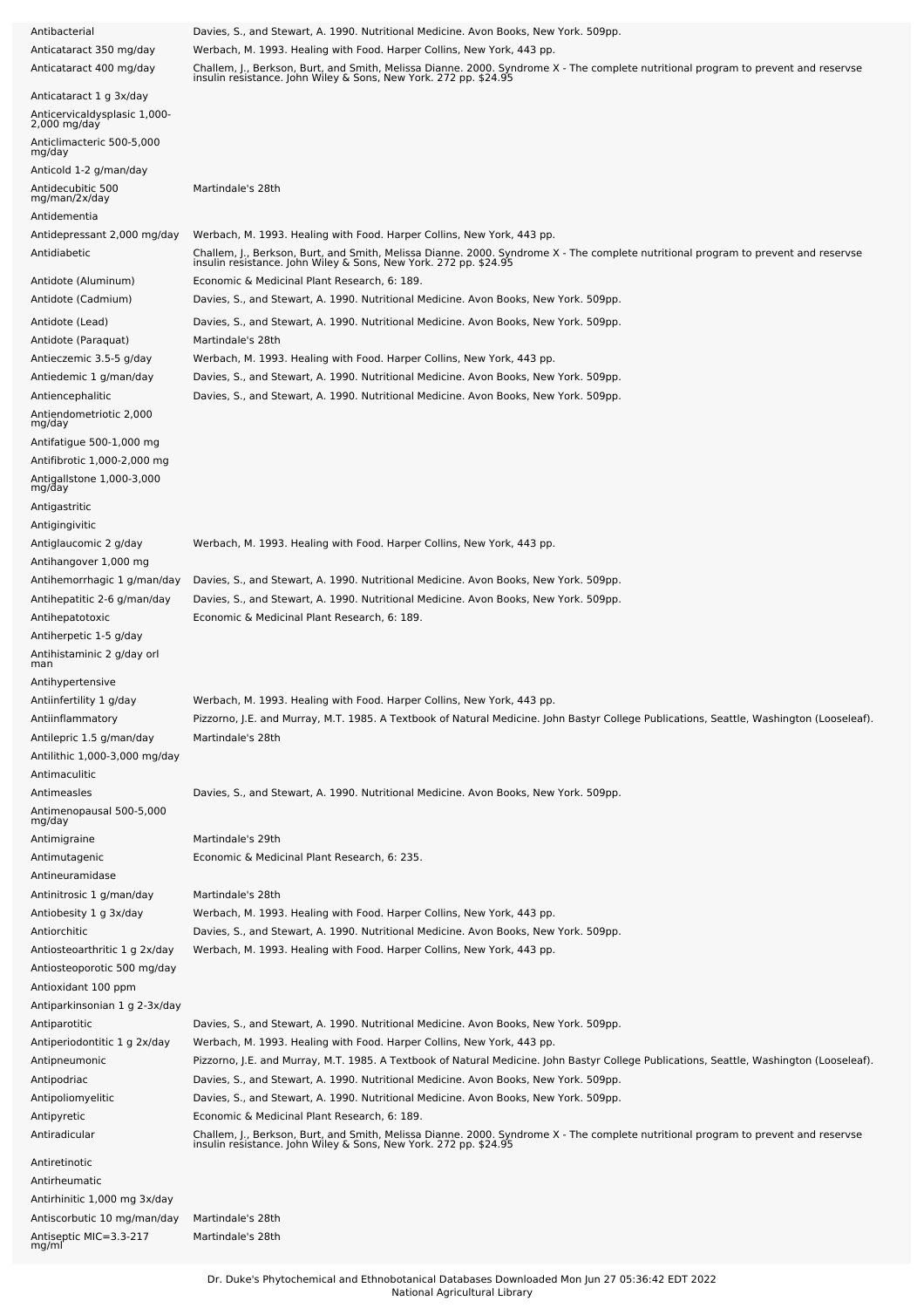| | |
|---|---|
| Antibacterial | Davies, S., and Stewart, A. 1990. Nutritional Medicine. Avon Books, New York. 509pp. |
| Anticataract 350 mg/day | Werbach, M. 1993. Healing with Food. Harper Collins, New York, 443 pp. |
| Anticataract 400 mg/day | Challem, J., Berkson, Burt, and Smith, Melissa Dianne. 2000. Syndrome X - The complete nutritional program to prevent and reservse insulin resistance. John Wiley & Sons, New York. 272 pp. $24.95 |
| Anticataract 1 g 3x/day | |
| Anticervicaldysplasic 1,000-2,000 mg/day | |
| Anticlimacteric 500-5,000 mg/day | |
| Anticold 1-2 g/man/day | |
| Antidecubitic 500 mg/man/2x/day | Martindale's 28th |
| Antidementia | |
| Antidepressant 2,000 mg/day | Werbach, M. 1993. Healing with Food. Harper Collins, New York, 443 pp. |
| Antidiabetic | Challem, J., Berkson, Burt, and Smith, Melissa Dianne. 2000. Syndrome X - The complete nutritional program to prevent and reservse insulin resistance. John Wiley & Sons, New York. 272 pp. $24.95 |
| Antidote (Aluminum) | Economic & Medicinal Plant Research, 6: 189. |
| Antidote (Cadmium) | Davies, S., and Stewart, A. 1990. Nutritional Medicine. Avon Books, New York. 509pp. |
| Antidote (Lead) | Davies, S., and Stewart, A. 1990. Nutritional Medicine. Avon Books, New York. 509pp. |
| Antidote (Paraquat) | Martindale's 28th |
| Antieczemic 3.5-5 g/day | Werbach, M. 1993. Healing with Food. Harper Collins, New York, 443 pp. |
| Antiedemic 1 g/man/day | Davies, S., and Stewart, A. 1990. Nutritional Medicine. Avon Books, New York. 509pp. |
| Antiencephalitic | Davies, S., and Stewart, A. 1990. Nutritional Medicine. Avon Books, New York. 509pp. |
| Antiendometriotic 2,000 mg/day | |
| Antifatigue 500-1,000 mg | |
| Antifibrotic 1,000-2,000 mg | |
| Antigallstone 1,000-3,000 mg/day | |
| Antigastritic | |
| Antigingivitic | |
| Antiglaucomic 2 g/day | Werbach, M. 1993. Healing with Food. Harper Collins, New York, 443 pp. |
| Antihangover 1,000 mg | |
| Antihemorrhagic 1 g/man/day | Davies, S., and Stewart, A. 1990. Nutritional Medicine. Avon Books, New York. 509pp. |
| Antihepatitic 2-6 g/man/day | Davies, S., and Stewart, A. 1990. Nutritional Medicine. Avon Books, New York. 509pp. |
| Antihepatotoxic | Economic & Medicinal Plant Research, 6: 189. |
| Antiherpetic 1-5 g/day | |
| Antihistaminic 2 g/day orl man | |
| Antihypertensive | |
| Antiinfertility 1 g/day | Werbach, M. 1993. Healing with Food. Harper Collins, New York, 443 pp. |
| Antiinflammatory | Pizzorno, J.E. and Murray, M.T. 1985. A Textbook of Natural Medicine. John Bastyr College Publications, Seattle, Washington (Looseleaf). |
| Antilepric 1.5 g/man/day | Martindale's 28th |
| Antilithic 1,000-3,000 mg/day | |
| Antimaculitic | |
| Antimeasles | Davies, S., and Stewart, A. 1990. Nutritional Medicine. Avon Books, New York. 509pp. |
| Antimenopausal 500-5,000 mg/day | |
| Antimigraine | Martindale's 29th |
| Antimutagenic | Economic & Medicinal Plant Research, 6: 235. |
| Antineuramidase | |
| Antinitrosic 1 g/man/day | Martindale's 28th |
| Antiobesity 1 g 3x/day | Werbach, M. 1993. Healing with Food. Harper Collins, New York, 443 pp. |
| Antiorchitic | Davies, S., and Stewart, A. 1990. Nutritional Medicine. Avon Books, New York. 509pp. |
| Antiosteoarthritic 1 g 2x/day | Werbach, M. 1993. Healing with Food. Harper Collins, New York, 443 pp. |
| Antiosteoporotic 500 mg/day | |
| Antioxidant 100 ppm | |
| Antiparkinsonian 1 g 2-3x/day | |
| Antiparotitic | Davies, S., and Stewart, A. 1990. Nutritional Medicine. Avon Books, New York. 509pp. |
| Antiperiodontitic 1 g 2x/day | Werbach, M. 1993. Healing with Food. Harper Collins, New York, 443 pp. |
| Antipneumonic | Pizzorno, J.E. and Murray, M.T. 1985. A Textbook of Natural Medicine. John Bastyr College Publications, Seattle, Washington (Looseleaf). |
| Antipodriac | Davies, S., and Stewart, A. 1990. Nutritional Medicine. Avon Books, New York. 509pp. |
| Antipoliomyelitic | Davies, S., and Stewart, A. 1990. Nutritional Medicine. Avon Books, New York. 509pp. |
| Antipyretic | Economic & Medicinal Plant Research, 6: 189. |
| Antiradicular | Challem, J., Berkson, Burt, and Smith, Melissa Dianne. 2000. Syndrome X - The complete nutritional program to prevent and reservse insulin resistance. John Wiley & Sons, New York. 272 pp. $24.95 |
| Antiretinotic | |
| Antirheumatic | |
| Antirhinitic 1,000 mg 3x/day | |
| Antiscorbutic 10 mg/man/day | Martindale's 28th |
| Antiseptic MIC=3.3-217 mg/ml | Martindale's 28th |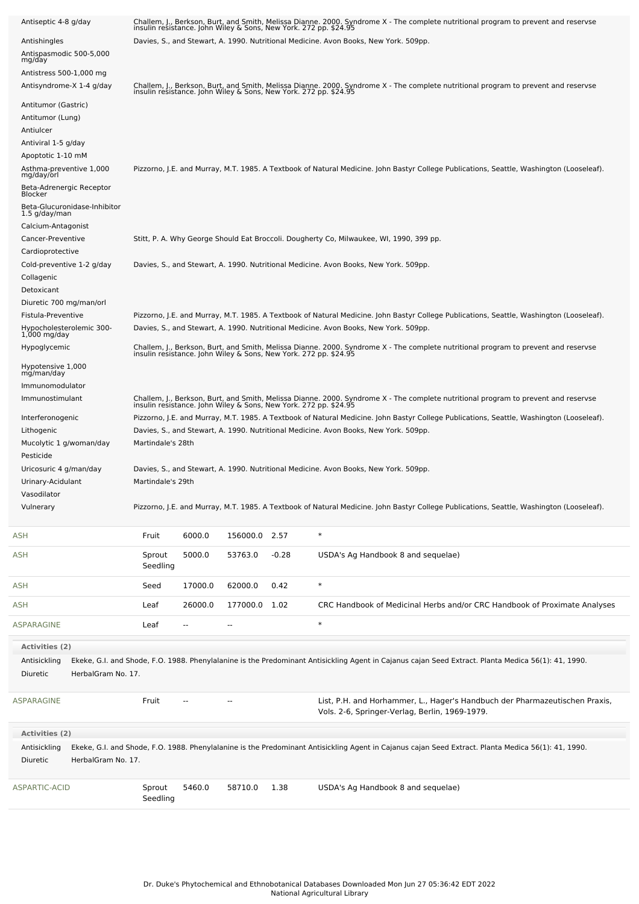| Activity | Reference |
|---|---|
| Antiseptic 4-8 g/day | Challem, J., Berkson, Burt, and Smith, Melissa Dianne. 2000. Syndrome X - The complete nutritional program to prevent and reservse insulin resistance. John Wiley & Sons, New York. 272 pp. $24.95 |
| Antishingles | Davies, S., and Stewart, A. 1990. Nutritional Medicine. Avon Books, New York. 509pp. |
| Antispasmodic 500-5,000 mg/day | |
| Antistress 500-1,000 mg | |
| Antisyndrome-X 1-4 g/day | Challem, J., Berkson, Burt, and Smith, Melissa Dianne. 2000. Syndrome X - The complete nutritional program to prevent and reservse insulin resistance. John Wiley & Sons, New York. 272 pp. $24.95 |
| Antitumor (Gastric) | |
| Antitumor (Lung) | |
| Antiulcer | |
| Antiviral 1-5 g/day | |
| Apoptotic 1-10 mM | |
| Asthma-preventive 1,000 mg/day/orl | Pizzorno, J.E. and Murray, M.T. 1985. A Textbook of Natural Medicine. John Bastyr College Publications, Seattle, Washington (Looseleaf). |
| Beta-Adrenergic Receptor Blocker | |
| Beta-Glucuronidase-Inhibitor 1.5 g/day/man | |
| Calcium-Antagonist | |
| Cancer-Preventive | Stitt, P. A. Why George Should Eat Broccoli. Dougherty Co, Milwaukee, WI, 1990, 399 pp. |
| Cardioprotective | |
| Cold-preventive 1-2 g/day | Davies, S., and Stewart, A. 1990. Nutritional Medicine. Avon Books, New York. 509pp. |
| Collagenic | |
| Detoxicant | |
| Diuretic 700 mg/man/orl | |
| Fistula-Preventive | Pizzorno, J.E. and Murray, M.T. 1985. A Textbook of Natural Medicine. John Bastyr College Publications, Seattle, Washington (Looseleaf). |
| Hypocholesterolemic 300-1,000 mg/day | Davies, S., and Stewart, A. 1990. Nutritional Medicine. Avon Books, New York. 509pp. |
| Hypoglycemic | Challem, J., Berkson, Burt, and Smith, Melissa Dianne. 2000. Syndrome X - The complete nutritional program to prevent and reservse insulin resistance. John Wiley & Sons, New York. 272 pp. $24.95 |
| Hypotensive 1,000 mg/man/day | |
| Immunomodulator | |
| Immunostimulant | Challem, J., Berkson, Burt, and Smith, Melissa Dianne. 2000. Syndrome X - The complete nutritional program to prevent and reservse insulin resistance. John Wiley & Sons, New York. 272 pp. $24.95 |
| Interferonogenic | Pizzorno, J.E. and Murray, M.T. 1985. A Textbook of Natural Medicine. John Bastyr College Publications, Seattle, Washington (Looseleaf). |
| Lithogenic | Davies, S., and Stewart, A. 1990. Nutritional Medicine. Avon Books, New York. 509pp. |
| Mucolytic 1 g/woman/day | Martindale's 28th |
| Pesticide | |
| Uricosuric 4 g/man/day | Davies, S., and Stewart, A. 1990. Nutritional Medicine. Avon Books, New York. 509pp. |
| Urinary-Acidulant | Martindale's 29th |
| Vasodilator | |
| Vulnerary | Pizzorno, J.E. and Murray, M.T. 1985. A Textbook of Natural Medicine. John Bastyr College Publications, Seattle, Washington (Looseleaf). |

| Chemical | Part | Low | High | SD | Reference |
|---|---|---|---|---|---|
| ASH | Fruit | 6000.0 | 156000.0 | 2.57 | * |
| ASH | Sprout Seedling | 5000.0 | 53763.0 | -0.28 | USDA's Ag Handbook 8 and sequelae) |
| ASH | Seed | 17000.0 | 62000.0 | 0.42 | * |
| ASH | Leaf | 26000.0 | 177000.0 | 1.02 | CRC Handbook of Medicinal Herbs and/or CRC Handbook of Proximate Analyses |
| ASPARAGINE | Leaf | -- | -- | | * |

**Activities (2)**

| Activity | Reference |
|---|---|
| Antisickling | Ekeke, G.I. and Shode, F.O. 1988. Phenylalanine is the Predominant Antisickling Agent in Cajanus cajan Seed Extract. Planta Medica 56(1): 41, 1990. |
| Diuretic | HerbalGram No. 17. |

| Chemical | Part | Low | High | SD | Reference |
|---|---|---|---|---|---|
| ASPARAGINE | Fruit | -- | -- | | List, P.H. and Horhammer, L., Hager's Handbuch der Pharmazeutischen Praxis, Vols. 2-6, Springer-Verlag, Berlin, 1969-1979. |

**Activities (2)**

| Activity | Reference |
|---|---|
| Antisickling | Ekeke, G.I. and Shode, F.O. 1988. Phenylalanine is the Predominant Antisickling Agent in Cajanus cajan Seed Extract. Planta Medica 56(1): 41, 1990. |
| Diuretic | HerbalGram No. 17. |

| Chemical | Part | Low | High | SD | Reference |
|---|---|---|---|---|---|
| ASPARTIC-ACID | Sprout Seedling | 5460.0 | 58710.0 | 1.38 | USDA's Ag Handbook 8 and sequelae) |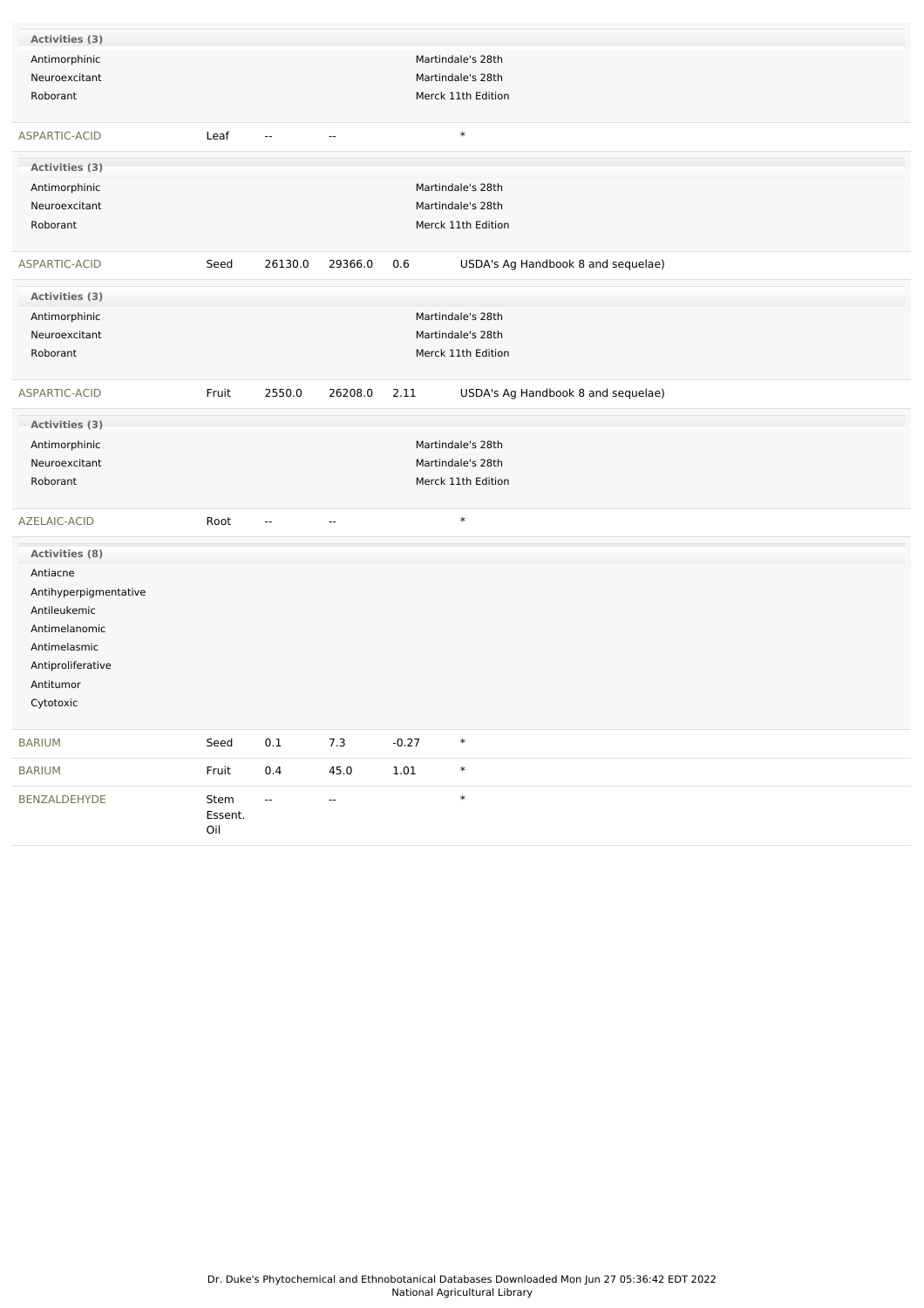| Activities (3) | | | | | |
|---|---|---|---|---|---|
| Antimorphinic | | | | Martindale's 28th | |
| Neuroexcitant | | | | Martindale's 28th | |
| Roborant | | | | Merck 11th Edition | |

| ASPARTIC-ACID | Leaf | -- | -- | | * |
|---|---|---|---|---|---|

| Activities (3) | | | | | |
|---|---|---|---|---|---|
| Antimorphinic | | | | Martindale's 28th | |
| Neuroexcitant | | | | Martindale's 28th | |
| Roborant | | | | Merck 11th Edition | |

| ASPARTIC-ACID | Seed | 26130.0 | 29366.0 | 0.6 | USDA's Ag Handbook 8 and sequelae) |
|---|---|---|---|---|---|

| Activities (3) | | | | | |
|---|---|---|---|---|---|
| Antimorphinic | | | | Martindale's 28th | |
| Neuroexcitant | | | | Martindale's 28th | |
| Roborant | | | | Merck 11th Edition | |

| ASPARTIC-ACID | Fruit | 2550.0 | 26208.0 | 2.11 | USDA's Ag Handbook 8 and sequelae) |
|---|---|---|---|---|---|

| Activities (3) | | | | | |
|---|---|---|---|---|---|
| Antimorphinic | | | | Martindale's 28th | |
| Neuroexcitant | | | | Martindale's 28th | |
| Roborant | | | | Merck 11th Edition | |

| AZELAIC-ACID | Root | -- | -- | | * |
|---|---|---|---|---|---|

| Activities (8) |
|---|
| Antiacne |
| Antihyperpigmentative |
| Antileukemic |
| Antimelanomic |
| Antimelasmic |
| Antiproliferative |
| Antitumor |
| Cytotoxic |

| BARIUM | Seed | 0.1 | 7.3 | -0.27 | * |
|---|---|---|---|---|---|
| BARIUM | Fruit | 0.4 | 45.0 | 1.01 | * |
| BENZALDEHYDE | Stem Essent. Oil | -- | -- | | * |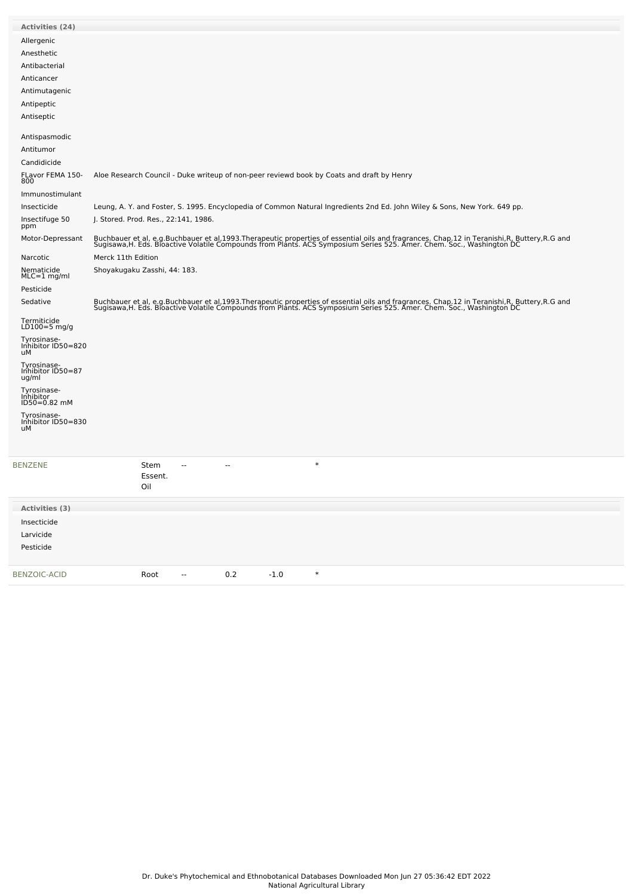**Activities (24)**

| Activity | Reference |
|---|---|
| Allergenic | |
| Anesthetic | |
| Antibacterial | |
| Anticancer | |
| Antimutagenic | |
| Antipeptic | |
| Antiseptic | |
| Antispasmodic | |
| Antitumor | |
| Candidicide | |
| FLavor FEMA 150-800 | Aloe Research Council - Duke writeup of non-peer reviewd book by Coats and draft by Henry |
| Immunostimulant | |
| Insecticide | Leung, A. Y. and Foster, S. 1995. Encyclopedia of Common Natural Ingredients 2nd Ed. John Wiley & Sons, New York. 649 pp. |
| Insectifuge 50 ppm | J. Stored. Prod. Res., 22:141, 1986. |
| Motor-Depressant | Buchbauer et al, e.g.Buchbauer et al,1993.Therapeutic properties of essential oils and fragrances. Chap.12 in Teranishi,R, Buttery,R.G and Sugisawa,H. Eds. Bioactive Volatile Compounds from Plants. ACS Symposium Series 525. Amer. Chem. Soc., Washington DC |
| Narcotic | Merck 11th Edition |
| Nematicide MLC=1 mg/ml | Shoyakugaku Zasshi, 44: 183. |
| Pesticide | |
| Sedative | Buchbauer et al, e.g.Buchbauer et al,1993.Therapeutic properties of essential oils and fragrances. Chap.12 in Teranishi,R, Buttery,R.G and Sugisawa,H. Eds. Bioactive Volatile Compounds from Plants. ACS Symposium Series 525. Amer. Chem. Soc., Washington DC |
| Termiticide LD100=5 mg/g | |
| Tyrosinase-Inhibitor ID50=820 uM | |
| Tyrosinase-Inhibitor ID50=87 ug/ml | |
| Tyrosinase-Inhibitor ID50=0.82 mM | |
| Tyrosinase-Inhibitor ID50=830 uM | |

| Chemical | Part | | | | |
|---|---|---|---|---|---|
| BENZENE | Stem Essent. Oil | -- | -- | | * |

**Activities (3)**

Insecticide
Larvicide
Pesticide

| Chemical | Part | | | | |
|---|---|---|---|---|---|
| BENZOIC-ACID | Root | -- | 0.2 | -1.0 | * |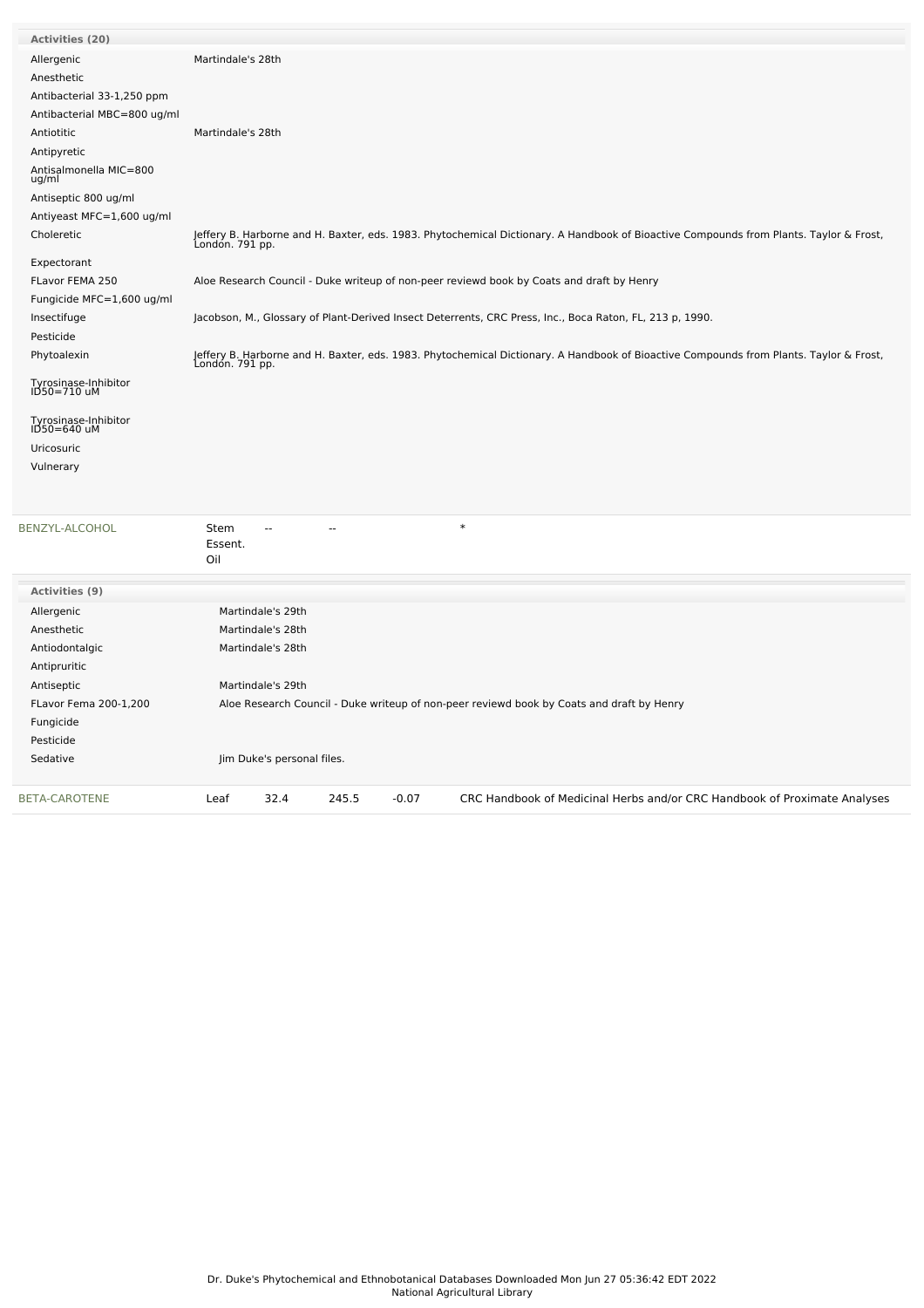| Activities (20) | |
|---|---|
| Allergenic | Martindale's 28th |
| Anesthetic | |
| Antibacterial 33-1,250 ppm | |
| Antibacterial MBC=800 ug/ml | |
| Antiotitic | Martindale's 28th |
| Antipyretic | |
| Antisalmonella MIC=800 ug/ml | |
| Antiseptic 800 ug/ml | |
| Antiyeast MFC=1,600 ug/ml | |
| Choleretic | Jeffery B. Harborne and H. Baxter, eds. 1983. Phytochemical Dictionary. A Handbook of Bioactive Compounds from Plants. Taylor & Frost, London. 791 pp. |
| Expectorant | |
| FLavor FEMA 250 | Aloe Research Council - Duke writeup of non-peer reviewd book by Coats and draft by Henry |
| Fungicide MFC=1,600 ug/ml | |
| Insectifuge | Jacobson, M., Glossary of Plant-Derived Insect Deterrents, CRC Press, Inc., Boca Raton, FL, 213 p, 1990. |
| Pesticide | |
| Phytoalexin | Jeffery B. Harborne and H. Baxter, eds. 1983. Phytochemical Dictionary. A Handbook of Bioactive Compounds from Plants. Taylor & Frost, London. 791 pp. |
| Tyrosinase-Inhibitor ID50=710 uM | |
| Tyrosinase-Inhibitor ID50=640 uM | |
| Uricosuric | |
| Vulnerary | |

| BENZYL-ALCOHOL | Stem Essent. Oil | -- | -- | | * |
|---|---|---|---|---|---|

| Activities (9) | |
|---|---|
| Allergenic | Martindale's 29th |
| Anesthetic | Martindale's 28th |
| Antiodontalgic | Martindale's 28th |
| Antipruritic | |
| Antiseptic | Martindale's 29th |
| FLavor Fema 200-1,200 | Aloe Research Council - Duke writeup of non-peer reviewd book by Coats and draft by Henry |
| Fungicide | |
| Pesticide | |
| Sedative | Jim Duke's personal files. |

| BETA-CAROTENE | Leaf | 32.4 | 245.5 | -0.07 | CRC Handbook of Medicinal Herbs and/or CRC Handbook of Proximate Analyses |
|---|---|---|---|---|---|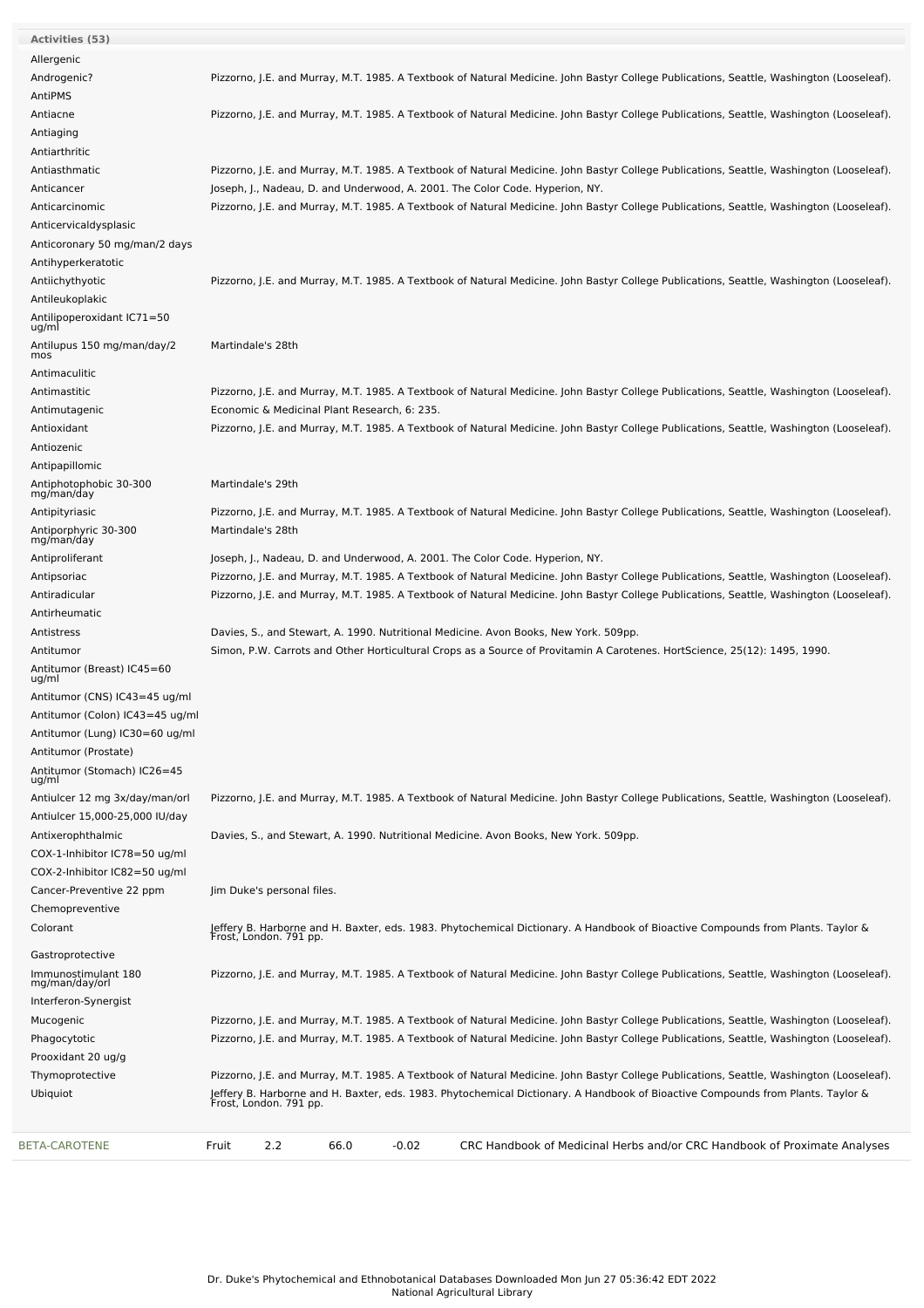| Activities (53) | |
|---|---|
| Allergenic | |
| Androgenic? | Pizzorno, J.E. and Murray, M.T. 1985. A Textbook of Natural Medicine. John Bastyr College Publications, Seattle, Washington (Looseleaf). |
| AntiPMS | |
| Antiacne | Pizzorno, J.E. and Murray, M.T. 1985. A Textbook of Natural Medicine. John Bastyr College Publications, Seattle, Washington (Looseleaf). |
| Antiaging | |
| Antiarthritic | |
| Antiasthmatic | Pizzorno, J.E. and Murray, M.T. 1985. A Textbook of Natural Medicine. John Bastyr College Publications, Seattle, Washington (Looseleaf). |
| Anticancer | Joseph, J., Nadeau, D. and Underwood, A. 2001. The Color Code. Hyperion, NY. |
| Anticarcinomic | Pizzorno, J.E. and Murray, M.T. 1985. A Textbook of Natural Medicine. John Bastyr College Publications, Seattle, Washington (Looseleaf). |
| Anticervicaldysplasic | |
| Anticoronary 50 mg/man/2 days | |
| Antihyperkeratotic | |
| Antiichythyotic | Pizzorno, J.E. and Murray, M.T. 1985. A Textbook of Natural Medicine. John Bastyr College Publications, Seattle, Washington (Looseleaf). |
| Antileukoplakic | |
| Antilipoperoxidant IC71=50 ug/ml | |
| Antilupus 150 mg/man/day/2 mos | Martindale's 28th |
| Antimaculitic | |
| Antimastitic | Pizzorno, J.E. and Murray, M.T. 1985. A Textbook of Natural Medicine. John Bastyr College Publications, Seattle, Washington (Looseleaf). |
| Antimutagenic | Economic & Medicinal Plant Research, 6: 235. |
| Antioxidant | Pizzorno, J.E. and Murray, M.T. 1985. A Textbook of Natural Medicine. John Bastyr College Publications, Seattle, Washington (Looseleaf). |
| Antiozenic | |
| Antipapillomic | |
| Antiphotophobic 30-300 mg/man/day | Martindale's 29th |
| Antipityriasic | Pizzorno, J.E. and Murray, M.T. 1985. A Textbook of Natural Medicine. John Bastyr College Publications, Seattle, Washington (Looseleaf). |
| Antiporphyric 30-300 mg/man/day | Martindale's 28th |
| Antiproliferant | Joseph, J., Nadeau, D. and Underwood, A. 2001. The Color Code. Hyperion, NY. |
| Antipsoriac | Pizzorno, J.E. and Murray, M.T. 1985. A Textbook of Natural Medicine. John Bastyr College Publications, Seattle, Washington (Looseleaf). |
| Antiradicular | Pizzorno, J.E. and Murray, M.T. 1985. A Textbook of Natural Medicine. John Bastyr College Publications, Seattle, Washington (Looseleaf). |
| Antirheumatic | |
| Antistress | Davies, S., and Stewart, A. 1990. Nutritional Medicine. Avon Books, New York. 509pp. |
| Antitumor | Simon, P.W. Carrots and Other Horticultural Crops as a Source of Provitamin A Carotenes. HortScience, 25(12): 1495, 1990. |
| Antitumor (Breast) IC45=60 ug/ml | |
| Antitumor (CNS) IC43=45 ug/ml | |
| Antitumor (Colon) IC43=45 ug/ml | |
| Antitumor (Lung) IC30=60 ug/ml | |
| Antitumor (Prostate) | |
| Antitumor (Stomach) IC26=45 ug/ml | |
| Antiulcer 12 mg 3x/day/man/orl | Pizzorno, J.E. and Murray, M.T. 1985. A Textbook of Natural Medicine. John Bastyr College Publications, Seattle, Washington (Looseleaf). |
| Antiulcer 15,000-25,000 IU/day | |
| Antixerophthalmic | Davies, S., and Stewart, A. 1990. Nutritional Medicine. Avon Books, New York. 509pp. |
| COX-1-Inhibitor IC78=50 ug/ml | |
| COX-2-Inhibitor IC82=50 ug/ml | |
| Cancer-Preventive 22 ppm | Jim Duke's personal files. |
| Chemopreventive | |
| Colorant | Jeffery B. Harborne and H. Baxter, eds. 1983. Phytochemical Dictionary. A Handbook of Bioactive Compounds from Plants. Taylor & Frost, London. 791 pp. |
| Gastroprotective | |
| Immunostimulant 180 mg/man/day/orl | Pizzorno, J.E. and Murray, M.T. 1985. A Textbook of Natural Medicine. John Bastyr College Publications, Seattle, Washington (Looseleaf). |
| Interferon-Synergist | |
| Mucogenic | Pizzorno, J.E. and Murray, M.T. 1985. A Textbook of Natural Medicine. John Bastyr College Publications, Seattle, Washington (Looseleaf). |
| Phagocytotic | Pizzorno, J.E. and Murray, M.T. 1985. A Textbook of Natural Medicine. John Bastyr College Publications, Seattle, Washington (Looseleaf). |
| Prooxidant 20 ug/g | |
| Thymoprotective | Pizzorno, J.E. and Murray, M.T. 1985. A Textbook of Natural Medicine. John Bastyr College Publications, Seattle, Washington (Looseleaf). |
| Ubiquiot | Jeffery B. Harborne and H. Baxter, eds. 1983. Phytochemical Dictionary. A Handbook of Bioactive Compounds from Plants. Taylor & Frost, London. 791 pp. |

| | | | | | |
|---|---|---|---|---|---|
| BETA-CAROTENE | Fruit | 2.2 | 66.0 | -0.02 | CRC Handbook of Medicinal Herbs and/or CRC Handbook of Proximate Analyses |

Dr. Duke's Phytochemical and Ethnobotanical Databases Downloaded Mon Jun 27 05:36:42 EDT 2022
National Agricultural Library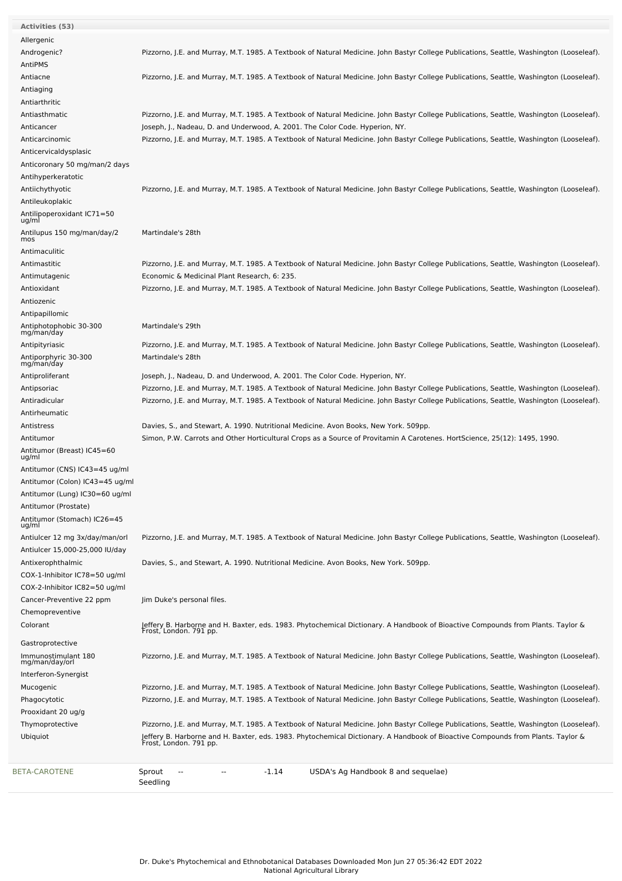**Activities (53)**

| Activity | Reference |
|---|---|
| Allergenic | |
| Androgenic? | Pizzorno, J.E. and Murray, M.T. 1985. A Textbook of Natural Medicine. John Bastyr College Publications, Seattle, Washington (Looseleaf). |
| AntiPMS | |
| Antiacne | Pizzorno, J.E. and Murray, M.T. 1985. A Textbook of Natural Medicine. John Bastyr College Publications, Seattle, Washington (Looseleaf). |
| Antiaging | |
| Antiarthritic | |
| Antiasthmatic | Pizzorno, J.E. and Murray, M.T. 1985. A Textbook of Natural Medicine. John Bastyr College Publications, Seattle, Washington (Looseleaf). |
| Anticancer | Joseph, J., Nadeau, D. and Underwood, A. 2001. The Color Code. Hyperion, NY. |
| Anticarcinomic | Pizzorno, J.E. and Murray, M.T. 1985. A Textbook of Natural Medicine. John Bastyr College Publications, Seattle, Washington (Looseleaf). |
| Anticervicaldysplasic | |
| Anticoronary 50 mg/man/2 days | |
| Antihyperkeratotic | |
| Antiichythyotic | Pizzorno, J.E. and Murray, M.T. 1985. A Textbook of Natural Medicine. John Bastyr College Publications, Seattle, Washington (Looseleaf). |
| Antileukoplakic | |
| Antilipoperoxidant IC71=50 ug/ml | |
| Antilupus 150 mg/man/day/2 mos | Martindale's 28th |
| Antimaculitic | |
| Antimastitic | Pizzorno, J.E. and Murray, M.T. 1985. A Textbook of Natural Medicine. John Bastyr College Publications, Seattle, Washington (Looseleaf). |
| Antimutagenic | Economic & Medicinal Plant Research, 6: 235. |
| Antioxidant | Pizzorno, J.E. and Murray, M.T. 1985. A Textbook of Natural Medicine. John Bastyr College Publications, Seattle, Washington (Looseleaf). |
| Antiozenic | |
| Antipapillomic | |
| Antiphotophobic 30-300 mg/man/day | Martindale's 29th |
| Antipityriasic | Pizzorno, J.E. and Murray, M.T. 1985. A Textbook of Natural Medicine. John Bastyr College Publications, Seattle, Washington (Looseleaf). |
| Antiporphyric 30-300 mg/man/day | Martindale's 28th |
| Antiproliferant | Joseph, J., Nadeau, D. and Underwood, A. 2001. The Color Code. Hyperion, NY. |
| Antipsoriac | Pizzorno, J.E. and Murray, M.T. 1985. A Textbook of Natural Medicine. John Bastyr College Publications, Seattle, Washington (Looseleaf). |
| Antiradicular | Pizzorno, J.E. and Murray, M.T. 1985. A Textbook of Natural Medicine. John Bastyr College Publications, Seattle, Washington (Looseleaf). |
| Antirheumatic | |
| Antistress | Davies, S., and Stewart, A. 1990. Nutritional Medicine. Avon Books, New York. 509pp. |
| Antitumor | Simon, P.W. Carrots and Other Horticultural Crops as a Source of Provitamin A Carotenes. HortScience, 25(12): 1495, 1990. |
| Antitumor (Breast) IC45=60 ug/ml | |
| Antitumor (CNS) IC43=45 ug/ml | |
| Antitumor (Colon) IC43=45 ug/ml | |
| Antitumor (Lung) IC30=60 ug/ml | |
| Antitumor (Prostate) | |
| Antitumor (Stomach) IC26=45 ug/ml | |
| Antiulcer 12 mg 3x/day/man/orl | Pizzorno, J.E. and Murray, M.T. 1985. A Textbook of Natural Medicine. John Bastyr College Publications, Seattle, Washington (Looseleaf). |
| Antiulcer 15,000-25,000 IU/day | |
| Antixerophthalmic | Davies, S., and Stewart, A. 1990. Nutritional Medicine. Avon Books, New York. 509pp. |
| COX-1-Inhibitor IC78=50 ug/ml | |
| COX-2-Inhibitor IC82=50 ug/ml | |
| Cancer-Preventive 22 ppm | Jim Duke's personal files. |
| Chemopreventive | |
| Colorant | Jeffery B. Harborne and H. Baxter, eds. 1983. Phytochemical Dictionary. A Handbook of Bioactive Compounds from Plants. Taylor & Frost, London. 791 pp. |
| Gastroprotective | |
| Immunostimulant 180 mg/man/day/orl | Pizzorno, J.E. and Murray, M.T. 1985. A Textbook of Natural Medicine. John Bastyr College Publications, Seattle, Washington (Looseleaf). |
| Interferon-Synergist | |
| Mucogenic | Pizzorno, J.E. and Murray, M.T. 1985. A Textbook of Natural Medicine. John Bastyr College Publications, Seattle, Washington (Looseleaf). |
| Phagocytotic | Pizzorno, J.E. and Murray, M.T. 1985. A Textbook of Natural Medicine. John Bastyr College Publications, Seattle, Washington (Looseleaf). |
| Prooxidant 20 ug/g | |
| Thymoprotective | Pizzorno, J.E. and Murray, M.T. 1985. A Textbook of Natural Medicine. John Bastyr College Publications, Seattle, Washington (Looseleaf). |
| Ubiquiot | Jeffery B. Harborne and H. Baxter, eds. 1983. Phytochemical Dictionary. A Handbook of Bioactive Compounds from Plants. Taylor & Frost, London. 791 pp. |

| | | | | | |
|---|---|---|---|---|---|
| BETA-CAROTENE | Sprout Seedling | -- | -- | -1.14 | USDA's Ag Handbook 8 and sequelae) |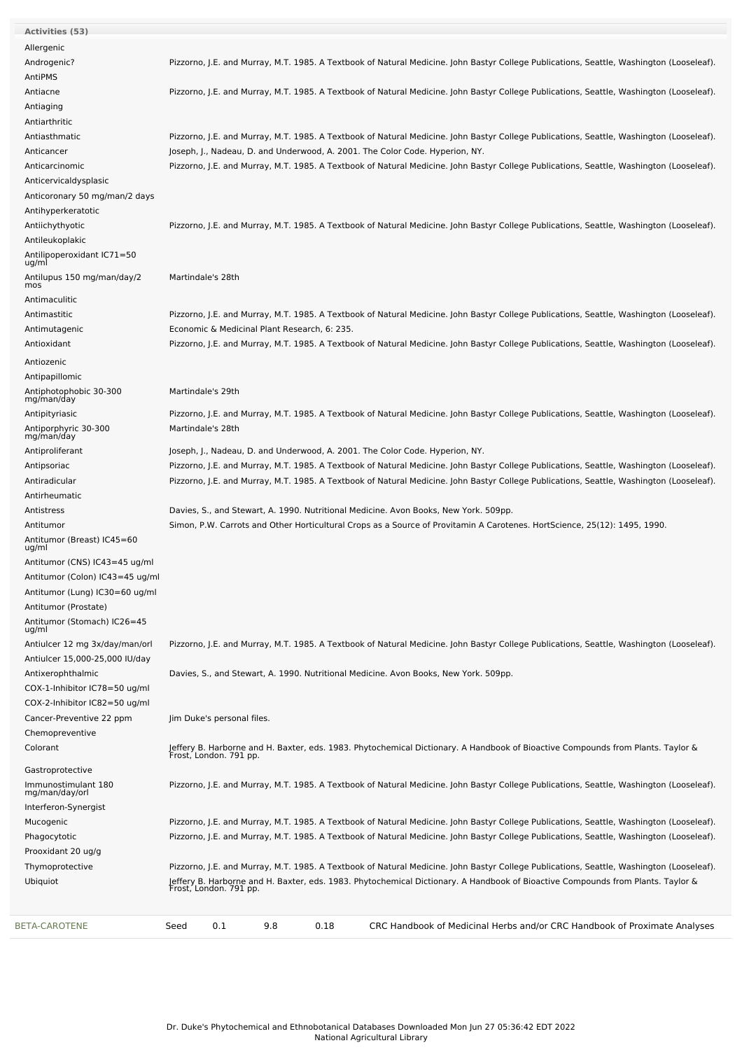| Activities (53) | |
|---|---|
| Allergenic | |
| Androgenic? | Pizzorno, J.E. and Murray, M.T. 1985. A Textbook of Natural Medicine. John Bastyr College Publications, Seattle, Washington (Looseleaf). |
| AntiPMS | |
| Antiacne | Pizzorno, J.E. and Murray, M.T. 1985. A Textbook of Natural Medicine. John Bastyr College Publications, Seattle, Washington (Looseleaf). |
| Antiaging | |
| Antiarthritic | |
| Antiasthmatic | Pizzorno, J.E. and Murray, M.T. 1985. A Textbook of Natural Medicine. John Bastyr College Publications, Seattle, Washington (Looseleaf). |
| Anticancer | Joseph, J., Nadeau, D. and Underwood, A. 2001. The Color Code. Hyperion, NY. |
| Anticarcinomic | Pizzorno, J.E. and Murray, M.T. 1985. A Textbook of Natural Medicine. John Bastyr College Publications, Seattle, Washington (Looseleaf). |
| Anticervicaldysplasic | |
| Anticoronary 50 mg/man/2 days | |
| Antihyperkeratotic | |
| Antiichythyotic | Pizzorno, J.E. and Murray, M.T. 1985. A Textbook of Natural Medicine. John Bastyr College Publications, Seattle, Washington (Looseleaf). |
| Antileukoplakic | |
| Antilipoperoxidant IC71=50 ug/ml | |
| Antilupus 150 mg/man/day/2 mos | Martindale's 28th |
| Antimaculitic | |
| Antimastitic | Pizzorno, J.E. and Murray, M.T. 1985. A Textbook of Natural Medicine. John Bastyr College Publications, Seattle, Washington (Looseleaf). |
| Antimutagenic | Economic & Medicinal Plant Research, 6: 235. |
| Antioxidant | Pizzorno, J.E. and Murray, M.T. 1985. A Textbook of Natural Medicine. John Bastyr College Publications, Seattle, Washington (Looseleaf). |
| Antiozenic | |
| Antipapillomic | |
| Antiphotophobic 30-300 mg/man/day | Martindale's 29th |
| Antipityriasic | Pizzorno, J.E. and Murray, M.T. 1985. A Textbook of Natural Medicine. John Bastyr College Publications, Seattle, Washington (Looseleaf). |
| Antiporphyric 30-300 mg/man/day | Martindale's 28th |
| Antiproliferant | Joseph, J., Nadeau, D. and Underwood, A. 2001. The Color Code. Hyperion, NY. |
| Antipsoriac | Pizzorno, J.E. and Murray, M.T. 1985. A Textbook of Natural Medicine. John Bastyr College Publications, Seattle, Washington (Looseleaf). |
| Antiradicular | Pizzorno, J.E. and Murray, M.T. 1985. A Textbook of Natural Medicine. John Bastyr College Publications, Seattle, Washington (Looseleaf). |
| Antirheumatic | |
| Antistress | Davies, S., and Stewart, A. 1990. Nutritional Medicine. Avon Books, New York. 509pp. |
| Antitumor | Simon, P.W. Carrots and Other Horticultural Crops as a Source of Provitamin A Carotenes. HortScience, 25(12): 1495, 1990. |
| Antitumor (Breast) IC45=60 ug/ml | |
| Antitumor (CNS) IC43=45 ug/ml | |
| Antitumor (Colon) IC43=45 ug/ml | |
| Antitumor (Lung) IC30=60 ug/ml | |
| Antitumor (Prostate) | |
| Antitumor (Stomach) IC26=45 ug/ml | |
| Antiulcer 12 mg 3x/day/man/orl | Pizzorno, J.E. and Murray, M.T. 1985. A Textbook of Natural Medicine. John Bastyr College Publications, Seattle, Washington (Looseleaf). |
| Antiulcer 15,000-25,000 IU/day | |
| Antixerophthalmic | Davies, S., and Stewart, A. 1990. Nutritional Medicine. Avon Books, New York. 509pp. |
| COX-1-Inhibitor IC78=50 ug/ml | |
| COX-2-Inhibitor IC82=50 ug/ml | |
| Cancer-Preventive 22 ppm | Jim Duke's personal files. |
| Chemopreventive | |
| Colorant | Jeffery B. Harborne and H. Baxter, eds. 1983. Phytochemical Dictionary. A Handbook of Bioactive Compounds from Plants. Taylor & Frost, London. 791 pp. |
| Gastroprotective | |
| Immunostimulant 180 mg/man/day/orl | Pizzorno, J.E. and Murray, M.T. 1985. A Textbook of Natural Medicine. John Bastyr College Publications, Seattle, Washington (Looseleaf). |
| Interferon-Synergist | |
| Mucogenic | Pizzorno, J.E. and Murray, M.T. 1985. A Textbook of Natural Medicine. John Bastyr College Publications, Seattle, Washington (Looseleaf). |
| Phagocytotic | Pizzorno, J.E. and Murray, M.T. 1985. A Textbook of Natural Medicine. John Bastyr College Publications, Seattle, Washington (Looseleaf). |
| Prooxidant 20 ug/g | |
| Thymoprotective | Pizzorno, J.E. and Murray, M.T. 1985. A Textbook of Natural Medicine. John Bastyr College Publications, Seattle, Washington (Looseleaf). |
| Ubiquiot | Jeffery B. Harborne and H. Baxter, eds. 1983. Phytochemical Dictionary. A Handbook of Bioactive Compounds from Plants. Taylor & Frost, London. 791 pp. |

| BETA-CAROTENE | Seed | 0.1 | 9.8 | 0.18 | CRC Handbook of Medicinal Herbs and/or CRC Handbook of Proximate Analyses |
|---|---|---|---|---|---|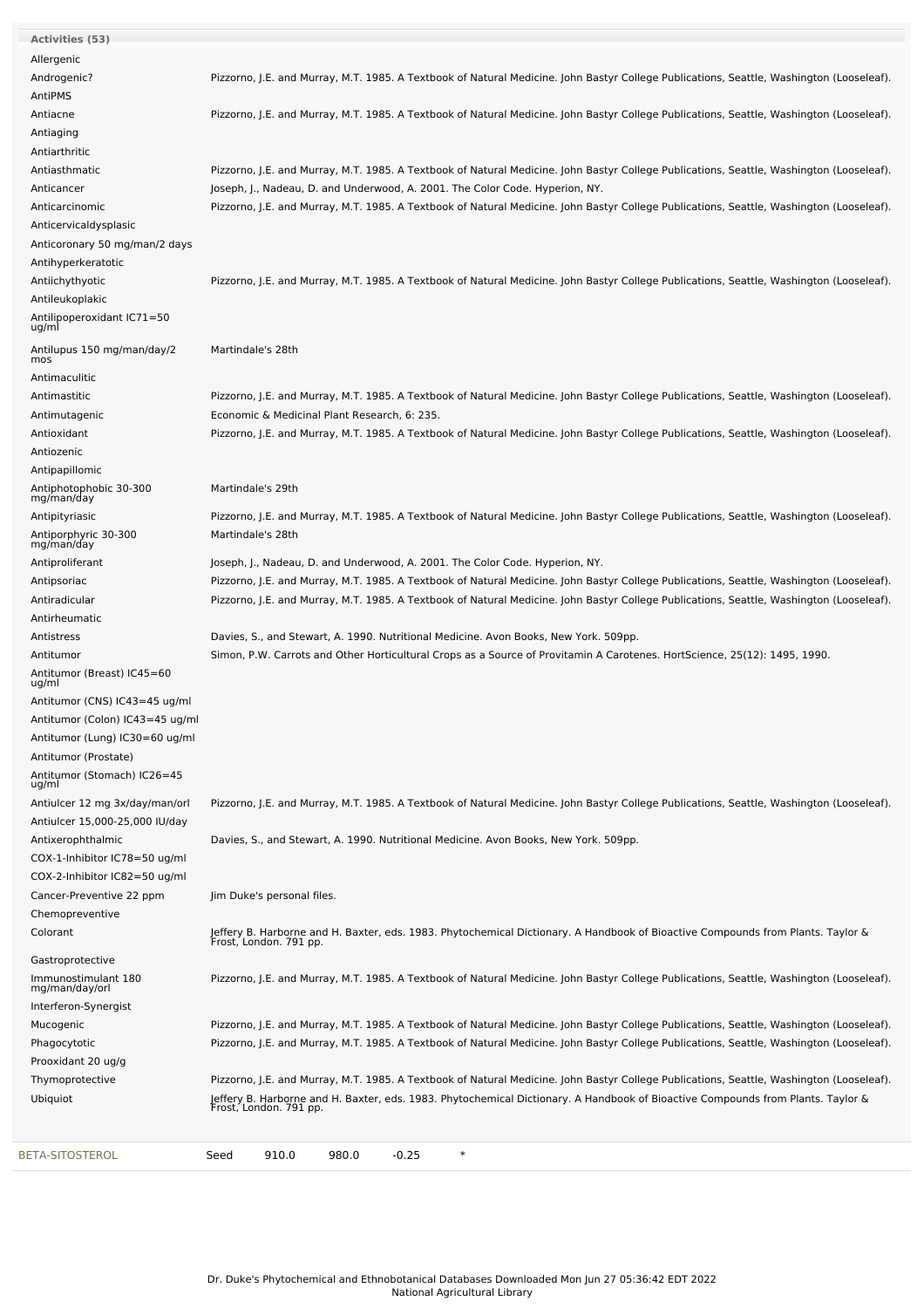**Activities (53)**

| Activity | Reference |
|---|---|
| Allergenic | |
| Androgenic? | Pizzorno, J.E. and Murray, M.T. 1985. A Textbook of Natural Medicine. John Bastyr College Publications, Seattle, Washington (Looseleaf). |
| AntiPMS | |
| Antiacne | Pizzorno, J.E. and Murray, M.T. 1985. A Textbook of Natural Medicine. John Bastyr College Publications, Seattle, Washington (Looseleaf). |
| Antiaging | |
| Antiarthritic | |
| Antiasthmatic | Pizzorno, J.E. and Murray, M.T. 1985. A Textbook of Natural Medicine. John Bastyr College Publications, Seattle, Washington (Looseleaf). |
| Anticancer | Joseph, J., Nadeau, D. and Underwood, A. 2001. The Color Code. Hyperion, NY. |
| Anticarcinomic | Pizzorno, J.E. and Murray, M.T. 1985. A Textbook of Natural Medicine. John Bastyr College Publications, Seattle, Washington (Looseleaf). |
| Anticervicaldysplasic | |
| Anticoronary 50 mg/man/2 days | |
| Antihyperkeratotic | |
| Antiichythyotic | Pizzorno, J.E. and Murray, M.T. 1985. A Textbook of Natural Medicine. John Bastyr College Publications, Seattle, Washington (Looseleaf). |
| Antileukoplakic | |
| Antilipoperoxidant IC71=50 ug/ml | |
| Antilupus 150 mg/man/day/2 mos | Martindale's 28th |
| Antimaculitic | |
| Antimastitic | Pizzorno, J.E. and Murray, M.T. 1985. A Textbook of Natural Medicine. John Bastyr College Publications, Seattle, Washington (Looseleaf). |
| Antimutagenic | Economic & Medicinal Plant Research, 6: 235. |
| Antioxidant | Pizzorno, J.E. and Murray, M.T. 1985. A Textbook of Natural Medicine. John Bastyr College Publications, Seattle, Washington (Looseleaf). |
| Antiozenic | |
| Antipapillomic | |
| Antiphotophobic 30-300 mg/man/day | Martindale's 29th |
| Antipityriasic | Pizzorno, J.E. and Murray, M.T. 1985. A Textbook of Natural Medicine. John Bastyr College Publications, Seattle, Washington (Looseleaf). |
| Antiporphyric 30-300 mg/man/day | Martindale's 28th |
| Antiproliferant | Joseph, J., Nadeau, D. and Underwood, A. 2001. The Color Code. Hyperion, NY. |
| Antipsoriac | Pizzorno, J.E. and Murray, M.T. 1985. A Textbook of Natural Medicine. John Bastyr College Publications, Seattle, Washington (Looseleaf). |
| Antiradicular | Pizzorno, J.E. and Murray, M.T. 1985. A Textbook of Natural Medicine. John Bastyr College Publications, Seattle, Washington (Looseleaf). |
| Antirheumatic | |
| Antistress | Davies, S., and Stewart, A. 1990. Nutritional Medicine. Avon Books, New York. 509pp. |
| Antitumor | Simon, P.W. Carrots and Other Horticultural Crops as a Source of Provitamin A Carotenes. HortScience, 25(12): 1495, 1990. |
| Antitumor (Breast) IC45=60 ug/ml | |
| Antitumor (CNS) IC43=45 ug/ml | |
| Antitumor (Colon) IC43=45 ug/ml | |
| Antitumor (Lung) IC30=60 ug/ml | |
| Antitumor (Prostate) | |
| Antitumor (Stomach) IC26=45 ug/ml | |
| Antiulcer 12 mg 3x/day/man/orl | Pizzorno, J.E. and Murray, M.T. 1985. A Textbook of Natural Medicine. John Bastyr College Publications, Seattle, Washington (Looseleaf). |
| Antiulcer 15,000-25,000 IU/day | |
| Antixerophthalmic | Davies, S., and Stewart, A. 1990. Nutritional Medicine. Avon Books, New York. 509pp. |
| COX-1-Inhibitor IC78=50 ug/ml | |
| COX-2-Inhibitor IC82=50 ug/ml | |
| Cancer-Preventive 22 ppm | Jim Duke's personal files. |
| Chemopreventive | |
| Colorant | Jeffery B. Harborne and H. Baxter, eds. 1983. Phytochemical Dictionary. A Handbook of Bioactive Compounds from Plants. Taylor & Frost, London. 791 pp. |
| Gastroprotective | |
| Immunostimulant 180 mg/man/day/orl | Pizzorno, J.E. and Murray, M.T. 1985. A Textbook of Natural Medicine. John Bastyr College Publications, Seattle, Washington (Looseleaf). |
| Interferon-Synergist | |
| Mucogenic | Pizzorno, J.E. and Murray, M.T. 1985. A Textbook of Natural Medicine. John Bastyr College Publications, Seattle, Washington (Looseleaf). |
| Phagocytotic | Pizzorno, J.E. and Murray, M.T. 1985. A Textbook of Natural Medicine. John Bastyr College Publications, Seattle, Washington (Looseleaf). |
| Prooxidant 20 ug/g | |
| Thymoprotective | Pizzorno, J.E. and Murray, M.T. 1985. A Textbook of Natural Medicine. John Bastyr College Publications, Seattle, Washington (Looseleaf). |
| Ubiquiot | Jeffery B. Harborne and H. Baxter, eds. 1983. Phytochemical Dictionary. A Handbook of Bioactive Compounds from Plants. Taylor & Frost, London. 791 pp. |

| Chemical | Part | Low | High | SD | |
|---|---|---|---|---|---|
| BETA-SITOSTEROL | Seed | 910.0 | 980.0 | -0.25 | * |

Dr. Duke's Phytochemical and Ethnobotanical Databases Downloaded Mon Jun 27 05:36:42 EDT 2022
National Agricultural Library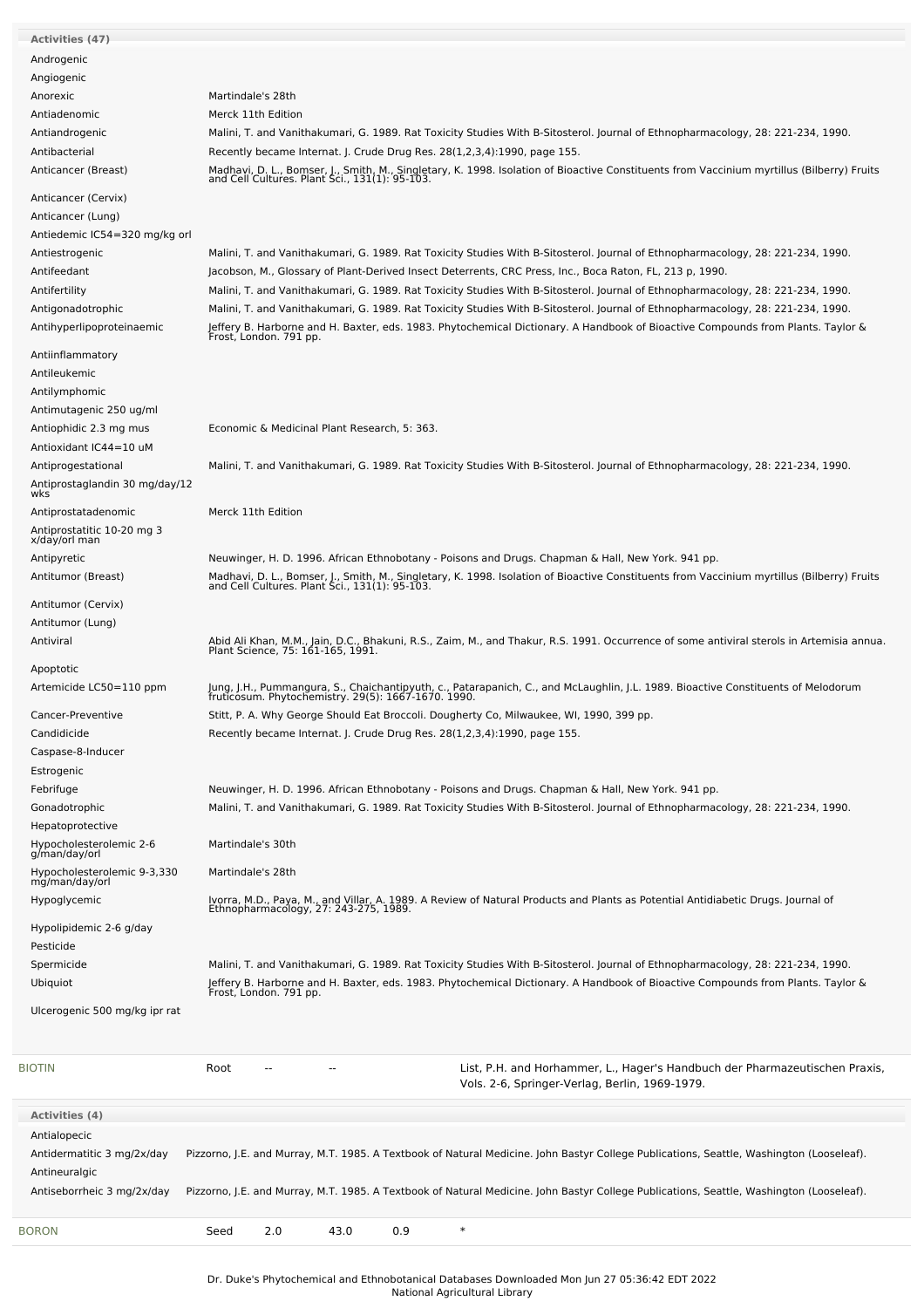| Activities (47) | |
|---|---|
| Androgenic | |
| Angiogenic | |
| Anorexic | Martindale's 28th |
| Antiadenomic | Merck 11th Edition |
| Antiandrogenic | Malini, T. and Vanithakumari, G. 1989. Rat Toxicity Studies With B-Sitosterol. Journal of Ethnopharmacology, 28: 221-234, 1990. |
| Antibacterial | Recently became Internat. J. Crude Drug Res. 28(1,2,3,4):1990, page 155. |
| Anticancer (Breast) | Madhavi, D. L., Bomser, J., Smith, M., Singletary, K. 1998. Isolation of Bioactive Constituents from Vaccinium myrtillus (Bilberry) Fruits and Cell Cultures. Plant Sci., 131(1): 95-103. |
| Anticancer (Cervix) | |
| Anticancer (Lung) | |
| Antiedemic IC54=320 mg/kg orl | |
| Antiestrogenic | Malini, T. and Vanithakumari, G. 1989. Rat Toxicity Studies With B-Sitosterol. Journal of Ethnopharmacology, 28: 221-234, 1990. |
| Antifeedant | Jacobson, M., Glossary of Plant-Derived Insect Deterrents, CRC Press, Inc., Boca Raton, FL, 213 p, 1990. |
| Antifertility | Malini, T. and Vanithakumari, G. 1989. Rat Toxicity Studies With B-Sitosterol. Journal of Ethnopharmacology, 28: 221-234, 1990. |
| Antigonadotrophic | Malini, T. and Vanithakumari, G. 1989. Rat Toxicity Studies With B-Sitosterol. Journal of Ethnopharmacology, 28: 221-234, 1990. |
| Antihyperlipoproteinaemic | Jeffery B. Harborne and H. Baxter, eds. 1983. Phytochemical Dictionary. A Handbook of Bioactive Compounds from Plants. Taylor & Frost, London. 791 pp. |
| Antiinflammatory | |
| Antileukemic | |
| Antilymphomic | |
| Antimutagenic 250 ug/ml | |
| Antiophidic 2.3 mg mus | Economic & Medicinal Plant Research, 5: 363. |
| Antioxidant IC44=10 uM | |
| Antiprogestational | Malini, T. and Vanithakumari, G. 1989. Rat Toxicity Studies With B-Sitosterol. Journal of Ethnopharmacology, 28: 221-234, 1990. |
| Antiprostaglandin 30 mg/day/12 wks | |
| Antiprostatadenomic | Merck 11th Edition |
| Antiprostatitic 10-20 mg 3 x/day/orl man | |
| Antipyretic | Neuwinger, H. D. 1996. African Ethnobotany - Poisons and Drugs. Chapman & Hall, New York. 941 pp. |
| Antitumor (Breast) | Madhavi, D. L., Bomser, J., Smith, M., Singletary, K. 1998. Isolation of Bioactive Constituents from Vaccinium myrtillus (Bilberry) Fruits and Cell Cultures. Plant Sci., 131(1): 95-103. |
| Antitumor (Cervix) | |
| Antitumor (Lung) | |
| Antiviral | Abid Ali Khan, M.M., Jain, D.C., Bhakuni, R.S., Zaim, M., and Thakur, R.S. 1991. Occurrence of some antiviral sterols in Artemisia annua. Plant Science, 75: 161-165, 1991. |
| Apoptotic | |
| Artemicide LC50=110 ppm | Jung, J.H., Pummangura, S., Chaichantipyuth, c., Patarapanich, C., and McLaughlin, J.L. 1989. Bioactive Constituents of Melodorum fruticosum. Phytochemistry. 29(5): 1667-1670. 1990. |
| Cancer-Preventive | Stitt, P. A. Why George Should Eat Broccoli. Dougherty Co, Milwaukee, WI, 1990, 399 pp. |
| Candidicide | Recently became Internat. J. Crude Drug Res. 28(1,2,3,4):1990, page 155. |
| Caspase-8-Inducer | |
| Estrogenic | |
| Febrifuge | Neuwinger, H. D. 1996. African Ethnobotany - Poisons and Drugs. Chapman & Hall, New York. 941 pp. |
| Gonadotrophic | Malini, T. and Vanithakumari, G. 1989. Rat Toxicity Studies With B-Sitosterol. Journal of Ethnopharmacology, 28: 221-234, 1990. |
| Hepatoprotective | |
| Hypocholesterolemic 2-6 g/man/day/orl | Martindale's 30th |
| Hypocholesterolemic 9-3,330 mg/man/day/orl | Martindale's 28th |
| Hypoglycemic | Ivorra, M.D., Paya, M., and Villar, A. 1989. A Review of Natural Products and Plants as Potential Antidiabetic Drugs. Journal of Ethnopharmacology, 27: 243-275, 1989. |
| Hypolipidemic 2-6 g/day | |
| Pesticide | |
| Spermicide | Malini, T. and Vanithakumari, G. 1989. Rat Toxicity Studies With B-Sitosterol. Journal of Ethnopharmacology, 28: 221-234, 1990. |
| Ubiquiot | Jeffery B. Harborne and H. Baxter, eds. 1983. Phytochemical Dictionary. A Handbook of Bioactive Compounds from Plants. Taylor & Frost, London. 791 pp. |
| Ulcerogenic 500 mg/kg ipr rat | |

| BIOTIN | Root | -- | -- | | List, P.H. and Horhammer, L., Hager's Handbuch der Pharmazeutischen Praxis, Vols. 2-6, Springer-Verlag, Berlin, 1969-1979. |
|---|---|---|---|---|---|

| Activities (4) | |
|---|---|
| Antialopecic | |
| Antidermatitic 3 mg/2x/day | Pizzorno, J.E. and Murray, M.T. 1985. A Textbook of Natural Medicine. John Bastyr College Publications, Seattle, Washington (Looseleaf). |
| Antineuralgic | |
| Antiseborrheic 3 mg/2x/day | Pizzorno, J.E. and Murray, M.T. 1985. A Textbook of Natural Medicine. John Bastyr College Publications, Seattle, Washington (Looseleaf). |

| BORON | Seed | 2.0 | 43.0 | 0.9 | * |
|---|---|---|---|---|---|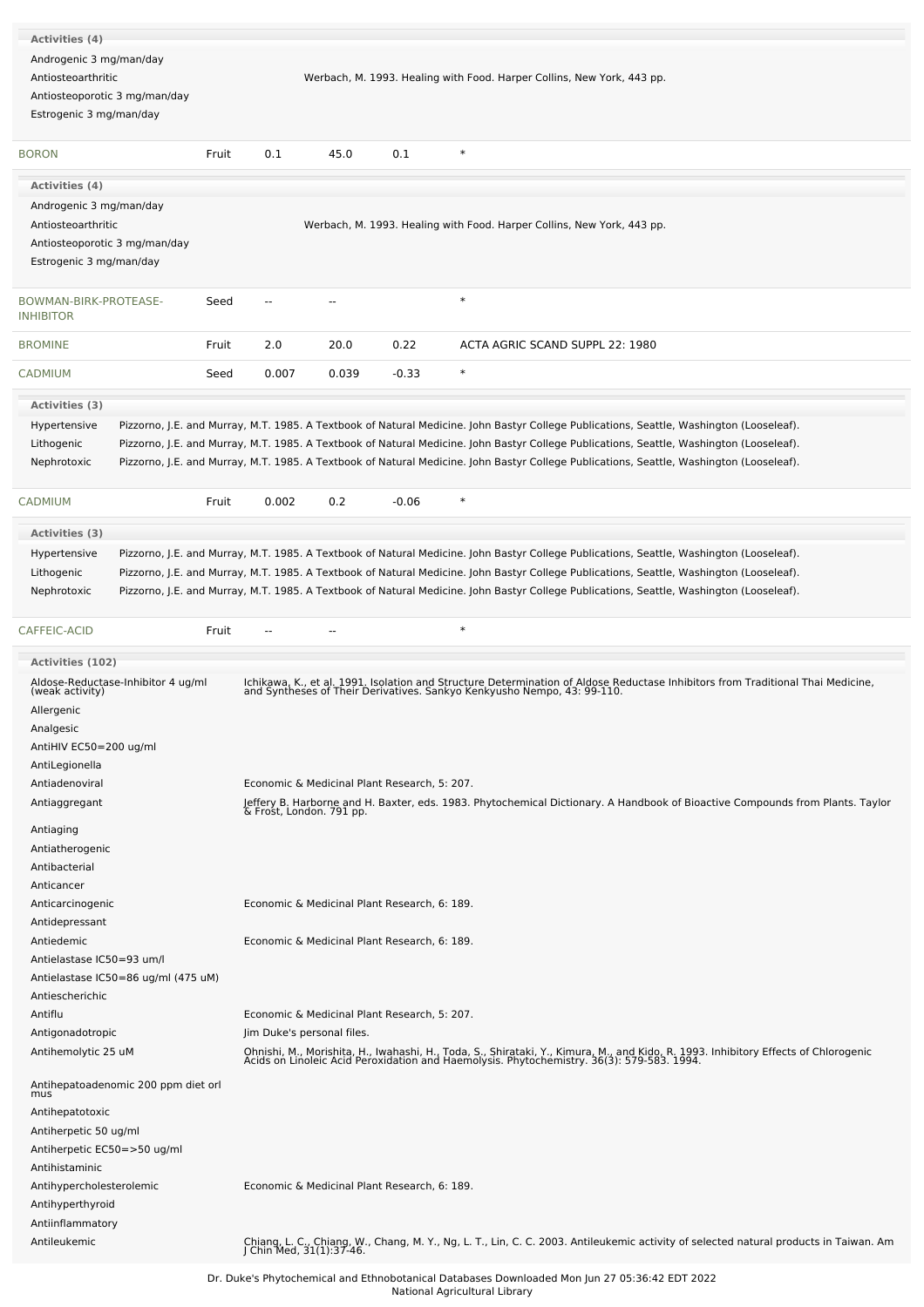**Activities (4)**

| | |
|---|---|
| Androgenic 3 mg/man/day | |
| Antiosteoarthritic | Werbach, M. 1993. Healing with Food. Harper Collins, New York, 443 pp. |
| Antiosteoporotic 3 mg/man/day | |
| Estrogenic 3 mg/man/day | |

| | | | | | |
|---|---|---|---|---|---|
| BORON | Fruit | 0.1 | 45.0 | 0.1 | * |

**Activities (4)**

| | |
|---|---|
| Androgenic 3 mg/man/day | |
| Antiosteoarthritic | Werbach, M. 1993. Healing with Food. Harper Collins, New York, 443 pp. |
| Antiosteoporotic 3 mg/man/day | |
| Estrogenic 3 mg/man/day | |

| | | | | | |
|---|---|---|---|---|---|
| BOWMAN-BIRK-PROTEASE-INHIBITOR | Seed | -- | -- | | * |
| BROMINE | Fruit | 2.0 | 20.0 | 0.22 | ACTA AGRIC SCAND SUPPL 22: 1980 |
| CADMIUM | Seed | 0.007 | 0.039 | -0.33 | * |

**Activities (3)**

| | |
|---|---|
| Hypertensive | Pizzorno, J.E. and Murray, M.T. 1985. A Textbook of Natural Medicine. John Bastyr College Publications, Seattle, Washington (Looseleaf). |
| Lithogenic | Pizzorno, J.E. and Murray, M.T. 1985. A Textbook of Natural Medicine. John Bastyr College Publications, Seattle, Washington (Looseleaf). |
| Nephrotoxic | Pizzorno, J.E. and Murray, M.T. 1985. A Textbook of Natural Medicine. John Bastyr College Publications, Seattle, Washington (Looseleaf). |

| | | | | | |
|---|---|---|---|---|---|
| CADMIUM | Fruit | 0.002 | 0.2 | -0.06 | * |

**Activities (3)**

| | |
|---|---|
| Hypertensive | Pizzorno, J.E. and Murray, M.T. 1985. A Textbook of Natural Medicine. John Bastyr College Publications, Seattle, Washington (Looseleaf). |
| Lithogenic | Pizzorno, J.E. and Murray, M.T. 1985. A Textbook of Natural Medicine. John Bastyr College Publications, Seattle, Washington (Looseleaf). |
| Nephrotoxic | Pizzorno, J.E. and Murray, M.T. 1985. A Textbook of Natural Medicine. John Bastyr College Publications, Seattle, Washington (Looseleaf). |

| | | | | | |
|---|---|---|---|---|---|
| CAFFEIC-ACID | Fruit | -- | -- | | * |

**Activities (102)**

| | |
|---|---|
| Aldose-Reductase-Inhibitor 4 ug/ml (weak activity) | Ichikawa, K., et al. 1991. Isolation and Structure Determination of Aldose Reductase Inhibitors from Traditional Thai Medicine, and Syntheses of Their Derivatives. Sankyo Kenkyusho Nempo, 43: 99-110. |
| Allergenic | |
| Analgesic | |
| AntiHIV EC50=200 ug/ml | |
| AntiLegionella | |
| Antiadenoviral | Economic & Medicinal Plant Research, 5: 207. |
| Antiaggregant | Jeffery B. Harborne and H. Baxter, eds. 1983. Phytochemical Dictionary. A Handbook of Bioactive Compounds from Plants. Taylor & Frost, London. 791 pp. |
| Antiaging | |
| Antiatherogenic | |
| Antibacterial | |
| Anticancer | |
| Anticarcinogenic | Economic & Medicinal Plant Research, 6: 189. |
| Antidepressant | |
| Antiedemic | Economic & Medicinal Plant Research, 6: 189. |
| Antielastase IC50=93 um/l | |
| Antielastase IC50=86 ug/ml (475 uM) | |
| Antiescherichic | |
| Antiflu | Economic & Medicinal Plant Research, 5: 207. |
| Antigonadotropic | Jim Duke's personal files. |
| Antihemolytic 25 uM | Ohnishi, M., Morishita, H., Iwahashi, H., Toda, S., Shirataki, Y., Kimura, M., and Kido, R. 1993. Inhibitory Effects of Chlorogenic Acids on Linoleic Acid Peroxidation and Haemolysis. Phytochemistry. 36(3): 579-583. 1994. |
| Antihepatoadenomic 200 ppm diet orl mus | |
| Antihepatotoxic | |
| Antiherpetic 50 ug/ml | |
| Antiherpetic EC50=>50 ug/ml | |
| Antihistaminic | |
| Antihypercholesterolemic | Economic & Medicinal Plant Research, 6: 189. |
| Antihyperthyroid | |
| Antiinflammatory | |
| Antileukemic | Chiang, L. C., Chiang, W., Chang, M. Y., Ng, L. T., Lin, C. C. 2003. Antileukemic activity of selected natural products in Taiwan. Am J Chin Med, 31(1):37-46. |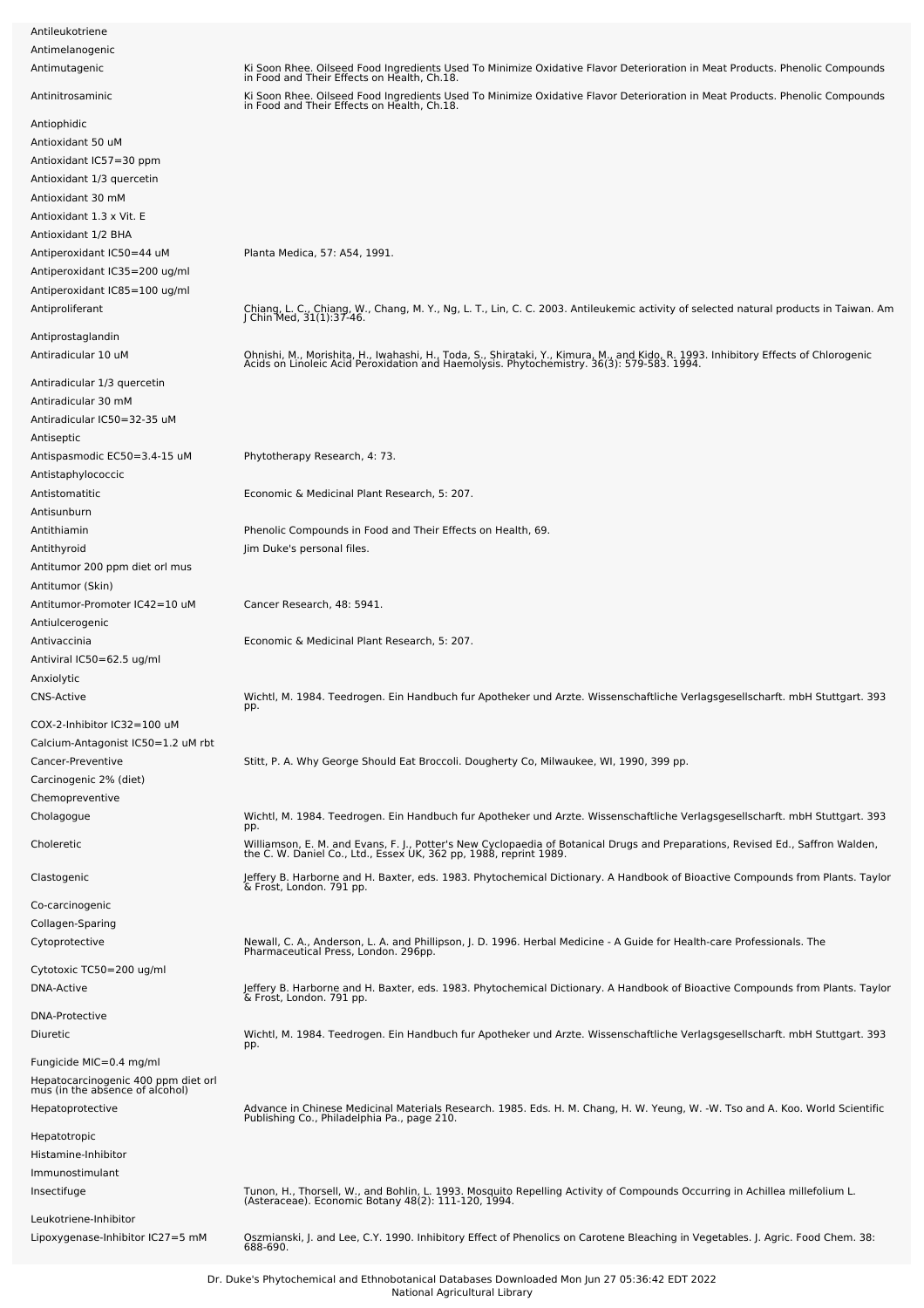| | |
|---|---|
| Antileukotriene | |
| Antimelanogenic | |
| Antimutagenic | Ki Soon Rhee. Oilseed Food Ingredients Used To Minimize Oxidative Flavor Deterioration in Meat Products. Phenolic Compounds in Food and Their Effects on Health, Ch.18. |
| Antinitrosaminic | Ki Soon Rhee. Oilseed Food Ingredients Used To Minimize Oxidative Flavor Deterioration in Meat Products. Phenolic Compounds in Food and Their Effects on Health, Ch.18. |
| Antiophidic | |
| Antioxidant 50 uM | |
| Antioxidant IC57=30 ppm | |
| Antioxidant 1/3 quercetin | |
| Antioxidant 30 mM | |
| Antioxidant 1.3 x Vit. E | |
| Antioxidant 1/2 BHA | |
| Antiperoxidant IC50=44 uM | Planta Medica, 57: A54, 1991. |
| Antiperoxidant IC35=200 ug/ml | |
| Antiperoxidant IC85=100 ug/ml | |
| Antiproliferant | Chiang, L. C., Chiang, W., Chang, M. Y., Ng, L. T., Lin, C. C. 2003. Antileukemic activity of selected natural products in Taiwan. Am J Chin Med, 31(1):37-46. |
| Antiprostaglandin | |
| Antiradicular 10 uM | Ohnishi, M., Morishita, H., Iwahashi, H., Toda, S., Shirataki, Y., Kimura, M., and Kido, R. 1993. Inhibitory Effects of Chlorogenic Acids on Linoleic Acid Peroxidation and Haemolysis. Phytochemistry. 36(3): 579-583. 1994. |
| Antiradicular 1/3 quercetin | |
| Antiradicular 30 mM | |
| Antiradicular IC50=32-35 uM | |
| Antiseptic | |
| Antispasmodic EC50=3.4-15 uM | Phytotherapy Research, 4: 73. |
| Antistaphylococcic | |
| Antistomatitic | Economic & Medicinal Plant Research, 5: 207. |
| Antisunburn | |
| Antithiamin | Phenolic Compounds in Food and Their Effects on Health, 69. |
| Antithyroid | Jim Duke's personal files. |
| Antitumor 200 ppm diet orl mus | |
| Antitumor (Skin) | |
| Antitumor-Promoter IC42=10 uM | Cancer Research, 48: 5941. |
| Antiulcerogenic | |
| Antivaccinia | Economic & Medicinal Plant Research, 5: 207. |
| Antiviral IC50=62.5 ug/ml | |
| Anxiolytic | |
| CNS-Active | Wichtl, M. 1984. Teedrogen. Ein Handbuch fur Apotheker und Arzte. Wissenschaftliche Verlagsgesellscharft. mbH Stuttgart. 393 pp. |
| COX-2-Inhibitor IC32=100 uM | |
| Calcium-Antagonist IC50=1.2 uM rbt | |
| Cancer-Preventive | Stitt, P. A. Why George Should Eat Broccoli. Dougherty Co, Milwaukee, WI, 1990, 399 pp. |
| Carcinogenic 2% (diet) | |
| Chemopreventive | |
| Cholagogue | Wichtl, M. 1984. Teedrogen. Ein Handbuch fur Apotheker und Arzte. Wissenschaftliche Verlagsgesellscharft. mbH Stuttgart. 393 pp. |
| Choleretic | Williamson, E. M. and Evans, F. J., Potter's New Cyclopaedia of Botanical Drugs and Preparations, Revised Ed., Saffron Walden, the C. W. Daniel Co., Ltd., Essex UK, 362 pp, 1988, reprint 1989. |
| Clastogenic | Jeffery B. Harborne and H. Baxter, eds. 1983. Phytochemical Dictionary. A Handbook of Bioactive Compounds from Plants. Taylor & Frost, London. 791 pp. |
| Co-carcinogenic | |
| Collagen-Sparing | |
| Cytoprotective | Newall, C. A., Anderson, L. A. and Phillipson, J. D. 1996. Herbal Medicine - A Guide for Health-care Professionals. The Pharmaceutical Press, London. 296pp. |
| Cytotoxic TC50=200 ug/ml | |
| DNA-Active | Jeffery B. Harborne and H. Baxter, eds. 1983. Phytochemical Dictionary. A Handbook of Bioactive Compounds from Plants. Taylor & Frost, London. 791 pp. |
| DNA-Protective | |
| Diuretic | Wichtl, M. 1984. Teedrogen. Ein Handbuch fur Apotheker und Arzte. Wissenschaftliche Verlagsgesellscharft. mbH Stuttgart. 393 pp. |
| Fungicide MIC=0.4 mg/ml | |
| Hepatocarcinogenic 400 ppm diet orl mus (in the absence of alcohol) | |
| Hepatoprotective | Advance in Chinese Medicinal Materials Research. 1985. Eds. H. M. Chang, H. W. Yeung, W. -W. Tso and A. Koo. World Scientific Publishing Co., Philadelphia Pa., page 210. |
| Hepatotropic | |
| Histamine-Inhibitor | |
| Immunostimulant | |
| Insectifuge | Tunon, H., Thorsell, W., and Bohlin, L. 1993. Mosquito Repelling Activity of Compounds Occurring in Achillea millefolium L. (Asteraceae). Economic Botany 48(2): 111-120, 1994. |
| Leukotriene-Inhibitor | |
| Lipoxygenase-Inhibitor IC27=5 mM | Oszmianski, J. and Lee, C.Y. 1990. Inhibitory Effect of Phenolics on Carotene Bleaching in Vegetables. J. Agric. Food Chem. 38: 688-690. |

Dr. Duke's Phytochemical and Ethnobotanical Databases Downloaded Mon Jun 27 05:36:42 EDT 2022
National Agricultural Library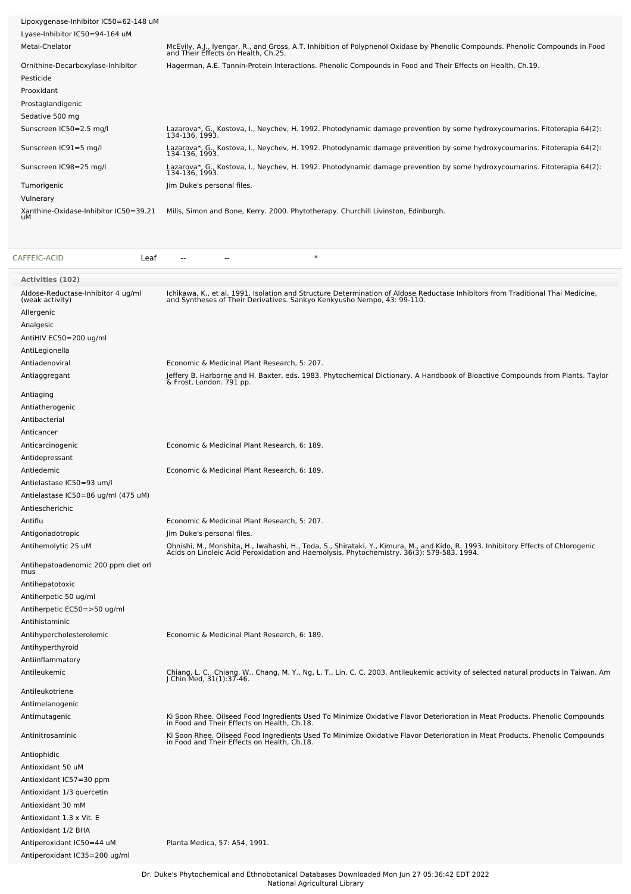| | |
|---|---|
| Lipoxygenase-Inhibitor IC50=62-148 uM | |
| Lyase-Inhibitor IC50=94-164 uM | |
| Metal-Chelator | McEvily, A.J., Iyengar, R., and Gross, A.T. Inhibition of Polyphenol Oxidase by Phenolic Compounds. Phenolic Compounds in Food and Their Effects on Health, Ch.25. |
| Ornithine-Decarboxylase-Inhibitor | Hagerman, A.E. Tannin-Protein Interactions. Phenolic Compounds in Food and Their Effects on Health, Ch.19. |
| Pesticide | |
| Prooxidant | |
| Prostaglandigenic | |
| Sedative 500 mg | |
| Sunscreen IC50=2.5 mg/l | Lazarova*, G., Kostova, I., Neychev, H. 1992. Photodynamic damage prevention by some hydroxycoumarins. Fitoterapia 64(2): 134-136, 1993. |
| Sunscreen IC91=5 mg/l | Lazarova*, G., Kostova, I., Neychev, H. 1992. Photodynamic damage prevention by some hydroxycoumarins. Fitoterapia 64(2): 134-136, 1993. |
| Sunscreen IC98=25 mg/l | Lazarova*, G., Kostova, I., Neychev, H. 1992. Photodynamic damage prevention by some hydroxycoumarins. Fitoterapia 64(2): 134-136, 1993. |
| Tumorigenic | Jim Duke's personal files. |
| Vulnerary | |
| Xanthine-Oxidase-Inhibitor IC50=39.21 uM | Mills, Simon and Bone, Kerry. 2000. Phytotherapy. Churchill Livinston, Edinburgh. |

| CAFFEIC-ACID | Leaf | -- | -- | * |
|---|---|---|---|---|

**Activities (102)**

| | |
|---|---|
| Aldose-Reductase-Inhibitor 4 ug/ml (weak activity) | Ichikawa, K., et al. 1991. Isolation and Structure Determination of Aldose Reductase Inhibitors from Traditional Thai Medicine, and Syntheses of Their Derivatives. Sankyo Kenkyusho Nempo, 43: 99-110. |
| Allergenic | |
| Analgesic | |
| AntiHIV EC50=200 ug/ml | |
| AntiLegionella | |
| Antiadenoviral | Economic & Medicinal Plant Research, 5: 207. |
| Antiaggregant | Jeffery B. Harborne and H. Baxter, eds. 1983. Phytochemical Dictionary. A Handbook of Bioactive Compounds from Plants. Taylor & Frost, London. 791 pp. |
| Antiaging | |
| Antiatherogenic | |
| Antibacterial | |
| Anticancer | |
| Anticarcinogenic | Economic & Medicinal Plant Research, 6: 189. |
| Antidepressant | |
| Antiedemic | Economic & Medicinal Plant Research, 6: 189. |
| Antielastase IC50=93 um/l | |
| Antielastase IC50=86 ug/ml (475 uM) | |
| Antiescherichic | |
| Antiflu | Economic & Medicinal Plant Research, 5: 207. |
| Antigonadotropic | Jim Duke's personal files. |
| Antihemolytic 25 uM | Ohnishi, M., Morishita, H., Iwahashi, H., Toda, S., Shirataki, Y., Kimura, M., and Kido, R. 1993. Inhibitory Effects of Chlorogenic Acids on Linoleic Acid Peroxidation and Haemolysis. Phytochemistry. 36(3): 579-583. 1994. |
| Antihepatoadenomic 200 ppm diet orl mus | |
| Antihepatotoxic | |
| Antiherpetic 50 ug/ml | |
| Antiherpetic EC50=>50 ug/ml | |
| Antihistaminic | |
| Antihypercholesterolemic | Economic & Medicinal Plant Research, 6: 189. |
| Antihyperthyroid | |
| Antiinflammatory | |
| Antileukemic | Chiang, L. C., Chiang, W., Chang, M. Y., Ng, L. T., Lin, C. C. 2003. Antileukemic activity of selected natural products in Taiwan. Am J Chin Med, 31(1):37-46. |
| Antileukotriene | |
| Antimelanogenic | |
| Antimutagenic | Ki Soon Rhee. Oilseed Food Ingredients Used To Minimize Oxidative Flavor Deterioration in Meat Products. Phenolic Compounds in Food and Their Effects on Health, Ch.18. |
| Antinitrosaminic | Ki Soon Rhee. Oilseed Food Ingredients Used To Minimize Oxidative Flavor Deterioration in Meat Products. Phenolic Compounds in Food and Their Effects on Health, Ch.18. |
| Antiophidic | |
| Antioxidant 50 uM | |
| Antioxidant IC57=30 ppm | |
| Antioxidant 1/3 quercetin | |
| Antioxidant 30 mM | |
| Antioxidant 1.3 x Vit. E | |
| Antioxidant 1/2 BHA | |
| Antiperoxidant IC50=44 uM | Planta Medica, 57: A54, 1991. |
| Antiperoxidant IC35=200 ug/ml | |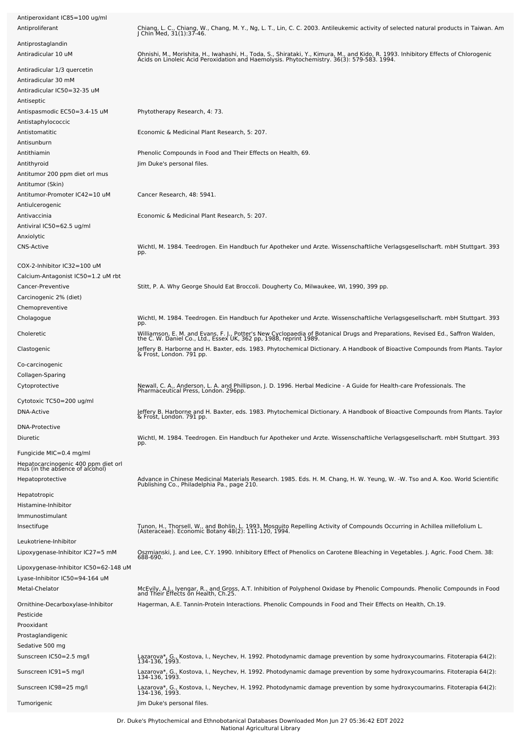| | |
|---|---|
| Antiperoxidant IC85=100 ug/ml | |
| Antiproliferant | Chiang, L. C., Chiang, W., Chang, M. Y., Ng, L. T., Lin, C. C. 2003. Antileukemic activity of selected natural products in Taiwan. Am J Chin Med, 31(1):37-46. |
| Antiprostaglandin | |
| Antiradicular 10 uM | Ohnishi, M., Morishita, H., Iwahashi, H., Toda, S., Shirataki, Y., Kimura, M., and Kido, R. 1993. Inhibitory Effects of Chlorogenic Acids on Linoleic Acid Peroxidation and Haemolysis. Phytochemistry. 36(3): 579-583. 1994. |
| Antiradicular 1/3 quercetin | |
| Antiradicular 30 mM | |
| Antiradicular IC50=32-35 uM | |
| Antiseptic | |
| Antispasmodic EC50=3.4-15 uM | Phytotherapy Research, 4: 73. |
| Antistaphylococcic | |
| Antistomatitic | Economic & Medicinal Plant Research, 5: 207. |
| Antisunburn | |
| Antithiamin | Phenolic Compounds in Food and Their Effects on Health, 69. |
| Antithyroid | Jim Duke's personal files. |
| Antitumor 200 ppm diet orl mus | |
| Antitumor (Skin) | |
| Antitumor-Promoter IC42=10 uM | Cancer Research, 48: 5941. |
| Antiulcerogenic | |
| Antivaccinia | Economic & Medicinal Plant Research, 5: 207. |
| Antiviral IC50=62.5 ug/ml | |
| Anxiolytic | |
| CNS-Active | Wichtl, M. 1984. Teedrogen. Ein Handbuch fur Apotheker und Arzte. Wissenschaftliche Verlagsgesellscharft. mbH Stuttgart. 393 pp. |
| COX-2-Inhibitor IC32=100 uM | |
| Calcium-Antagonist IC50=1.2 uM rbt | |
| Cancer-Preventive | Stitt, P. A. Why George Should Eat Broccoli. Dougherty Co, Milwaukee, WI, 1990, 399 pp. |
| Carcinogenic 2% (diet) | |
| Chemopreventive | |
| Cholagogue | Wichtl, M. 1984. Teedrogen. Ein Handbuch fur Apotheker und Arzte. Wissenschaftliche Verlagsgesellscharft. mbH Stuttgart. 393 pp. |
| Choleretic | Williamson, E. M. and Evans, F. J., Potter's New Cyclopaedia of Botanical Drugs and Preparations, Revised Ed., Saffron Walden, the C. W. Daniel Co., Ltd., Essex UK, 362 pp, 1988, reprint 1989. |
| Clastogenic | Jeffery B. Harborne and H. Baxter, eds. 1983. Phytochemical Dictionary. A Handbook of Bioactive Compounds from Plants. Taylor & Frost, London. 791 pp. |
| Co-carcinogenic | |
| Collagen-Sparing | |
| Cytoprotective | Newall, C. A., Anderson, L. A. and Phillipson, J. D. 1996. Herbal Medicine - A Guide for Health-care Professionals. The Pharmaceutical Press, London. 296pp. |
| Cytotoxic TC50=200 ug/ml | |
| DNA-Active | Jeffery B. Harborne and H. Baxter, eds. 1983. Phytochemical Dictionary. A Handbook of Bioactive Compounds from Plants. Taylor & Frost, London. 791 pp. |
| DNA-Protective | |
| Diuretic | Wichtl, M. 1984. Teedrogen. Ein Handbuch fur Apotheker und Arzte. Wissenschaftliche Verlagsgesellscharft. mbH Stuttgart. 393 pp. |
| Fungicide MIC=0.4 mg/ml | |
| Hepatocarcinogenic 400 ppm diet orl mus (in the absence of alcohol) | |
| Hepatoprotective | Advance in Chinese Medicinal Materials Research. 1985. Eds. H. M. Chang, H. W. Yeung, W. -W. Tso and A. Koo. World Scientific Publishing Co., Philadelphia Pa., page 210. |
| Hepatotropic | |
| Histamine-Inhibitor | |
| Immunostimulant | |
| Insectifuge | Tunon, H., Thorsell, W., and Bohlin, L. 1993. Mosquito Repelling Activity of Compounds Occurring in Achillea millefolium L. (Asteraceae). Economic Botany 48(2): 111-120, 1994. |
| Leukotriene-Inhibitor | |
| Lipoxygenase-Inhibitor IC27=5 mM | Oszmianski, J. and Lee, C.Y. 1990. Inhibitory Effect of Phenolics on Carotene Bleaching in Vegetables. J. Agric. Food Chem. 38: 688-690. |
| Lipoxygenase-Inhibitor IC50=62-148 uM | |
| Lyase-Inhibitor IC50=94-164 uM | |
| Metal-Chelator | McEvily, A.J., Iyengar, R., and Gross, A.T. Inhibition of Polyphenol Oxidase by Phenolic Compounds. Phenolic Compounds in Food and Their Effects on Health, Ch.25. |
| Ornithine-Decarboxylase-Inhibitor | Hagerman, A.E. Tannin-Protein Interactions. Phenolic Compounds in Food and Their Effects on Health, Ch.19. |
| Pesticide | |
| Prooxidant | |
| Prostaglandigenic | |
| Sedative 500 mg | |
| Sunscreen IC50=2.5 mg/l | Lazarova*, G., Kostova, I., Neychev, H. 1992. Photodynamic damage prevention by some hydroxycoumarins. Fitoterapia 64(2): 134-136, 1993. |
| Sunscreen IC91=5 mg/l | Lazarova*, G., Kostova, I., Neychev, H. 1992. Photodynamic damage prevention by some hydroxycoumarins. Fitoterapia 64(2): 134-136, 1993. |
| Sunscreen IC98=25 mg/l | Lazarova*, G., Kostova, I., Neychev, H. 1992. Photodynamic damage prevention by some hydroxycoumarins. Fitoterapia 64(2): 134-136, 1993. |
| Tumorigenic | Jim Duke's personal files. |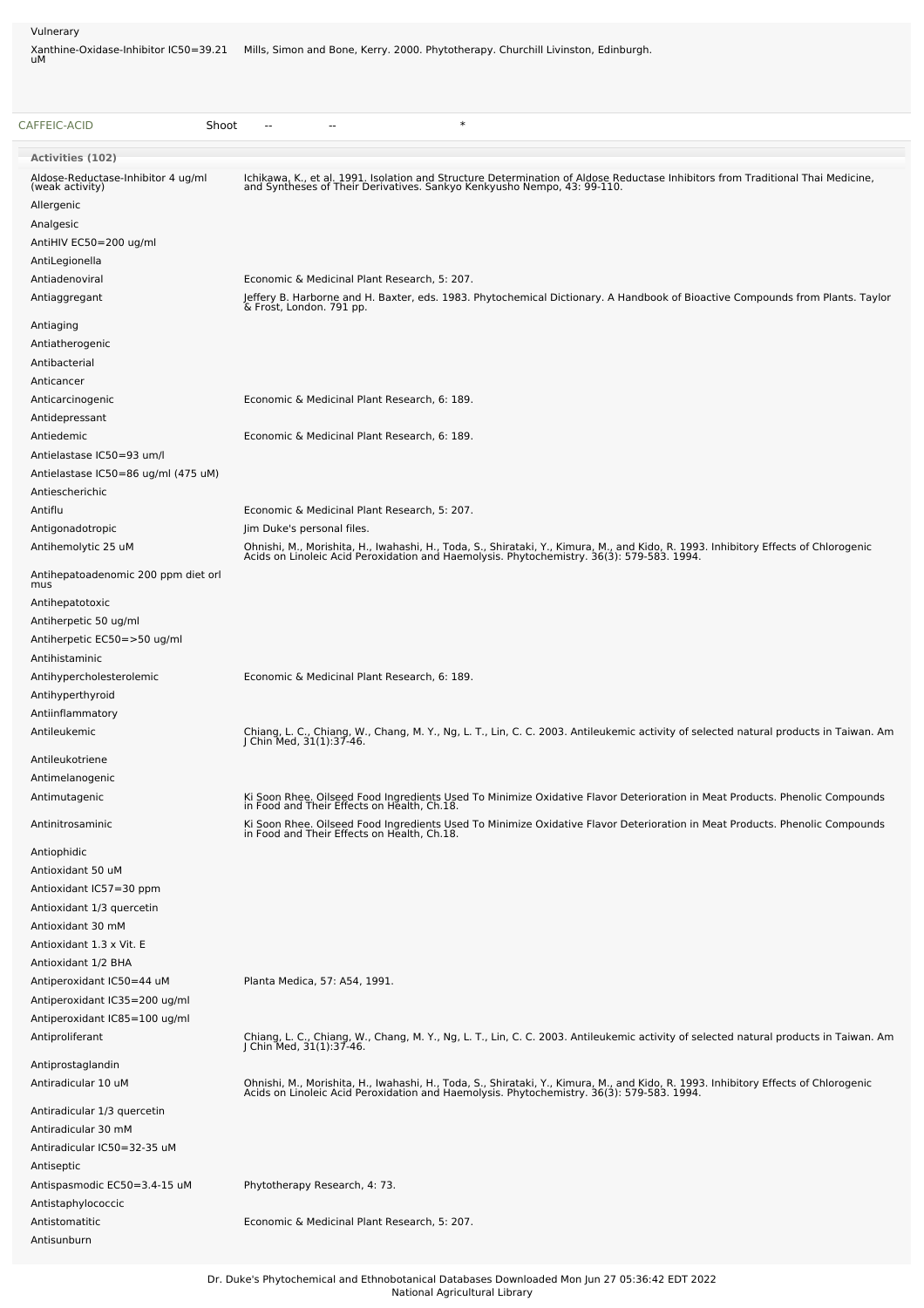| | |
|---|---|
| Vulnerary | |
| Xanthine-Oxidase-Inhibitor IC50=39.21 uM | Mills, Simon and Bone, Kerry. 2000. Phytotherapy. Churchill Livinston, Edinburgh. |

| CAFFEIC-ACID | Shoot | -- | -- | * |
|---|---|---|---|---|

| Activities (102) | |
|---|---|
| Aldose-Reductase-Inhibitor 4 ug/ml (weak activity) | Ichikawa, K., et al. 1991. Isolation and Structure Determination of Aldose Reductase Inhibitors from Traditional Thai Medicine, and Syntheses of Their Derivatives. Sankyo Kenkyusho Nempo, 43: 99-110. |
| Allergenic | |
| Analgesic | |
| AntiHIV EC50=200 ug/ml | |
| AntiLegionella | |
| Antiadenoviral | Economic & Medicinal Plant Research, 5: 207. |
| Antiaggregant | Jeffery B. Harborne and H. Baxter, eds. 1983. Phytochemical Dictionary. A Handbook of Bioactive Compounds from Plants. Taylor & Frost, London. 791 pp. |
| Antiaging | |
| Antiatherogenic | |
| Antibacterial | |
| Anticancer | |
| Anticarcinogenic | Economic & Medicinal Plant Research, 6: 189. |
| Antidepressant | |
| Antiedemic | Economic & Medicinal Plant Research, 6: 189. |
| Antielastase IC50=93 um/l | |
| Antielastase IC50=86 ug/ml (475 uM) | |
| Antiescherichic | |
| Antiflu | Economic & Medicinal Plant Research, 5: 207. |
| Antigonadotropic | Jim Duke's personal files. |
| Antihemolytic 25 uM | Ohnishi, M., Morishita, H., Iwahashi, H., Toda, S., Shirataki, Y., Kimura, M., and Kido, R. 1993. Inhibitory Effects of Chlorogenic Acids on Linoleic Acid Peroxidation and Haemolysis. Phytochemistry. 36(3): 579-583. 1994. |
| Antihepatoadenomic 200 ppm diet orl mus | |
| Antihepatotoxic | |
| Antiherpetic 50 ug/ml | |
| Antiherpetic EC50=>50 ug/ml | |
| Antihistaminic | |
| Antihypercholesterolemic | Economic & Medicinal Plant Research, 6: 189. |
| Antihyperthyroid | |
| Antiinflammatory | |
| Antileukemic | Chiang, L. C., Chiang, W., Chang, M. Y., Ng, L. T., Lin, C. C. 2003. Antileukemic activity of selected natural products in Taiwan. Am J Chin Med, 31(1):37-46. |
| Antileukotriene | |
| Antimelanogenic | |
| Antimutagenic | Ki Soon Rhee. Oilseed Food Ingredients Used To Minimize Oxidative Flavor Deterioration in Meat Products. Phenolic Compounds in Food and Their Effects on Health, Ch.18. |
| Antinitrosaminic | Ki Soon Rhee. Oilseed Food Ingredients Used To Minimize Oxidative Flavor Deterioration in Meat Products. Phenolic Compounds in Food and Their Effects on Health, Ch.18. |
| Antiophidic | |
| Antioxidant 50 uM | |
| Antioxidant IC57=30 ppm | |
| Antioxidant 1/3 quercetin | |
| Antioxidant 30 mM | |
| Antioxidant 1.3 x Vit. E | |
| Antioxidant 1/2 BHA | |
| Antiperoxidant IC50=44 uM | Planta Medica, 57: A54, 1991. |
| Antiperoxidant IC35=200 ug/ml | |
| Antiperoxidant IC85=100 ug/ml | |
| Antiproliferant | Chiang, L. C., Chiang, W., Chang, M. Y., Ng, L. T., Lin, C. C. 2003. Antileukemic activity of selected natural products in Taiwan. Am J Chin Med, 31(1):37-46. |
| Antiprostaglandin | |
| Antiradicular 10 uM | Ohnishi, M., Morishita, H., Iwahashi, H., Toda, S., Shirataki, Y., Kimura, M., and Kido, R. 1993. Inhibitory Effects of Chlorogenic Acids on Linoleic Acid Peroxidation and Haemolysis. Phytochemistry. 36(3): 579-583. 1994. |
| Antiradicular 1/3 quercetin | |
| Antiradicular 30 mM | |
| Antiradicular IC50=32-35 uM | |
| Antiseptic | |
| Antispasmodic EC50=3.4-15 uM | Phytotherapy Research, 4: 73. |
| Antistaphylococcic | |
| Antistomatitic | Economic & Medicinal Plant Research, 5: 207. |
| Antisunburn | |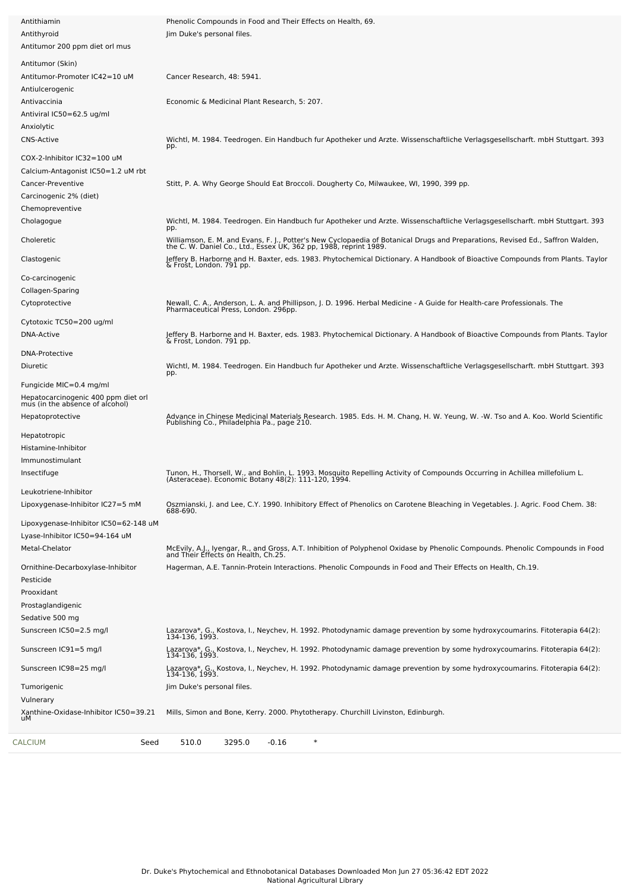| Activity | Reference |
|---|---|
| Antithiamin | Phenolic Compounds in Food and Their Effects on Health, 69. |
| Antithyroid | Jim Duke's personal files. |
| Antitumor 200 ppm diet orl mus | |
| Antitumor (Skin) | |
| Antitumor-Promoter IC42=10 uM | Cancer Research, 48: 5941. |
| Antiulcerogenic | |
| Antivaccinia | Economic & Medicinal Plant Research, 5: 207. |
| Antiviral IC50=62.5 ug/ml | |
| Anxiolytic | |
| CNS-Active | Wichtl, M. 1984. Teedrogen. Ein Handbuch fur Apotheker und Arzte. Wissenschaftliche Verlagsgesellscharft. mbH Stuttgart. 393 pp. |
| COX-2-Inhibitor IC32=100 uM | |
| Calcium-Antagonist IC50=1.2 uM rbt | |
| Cancer-Preventive | Stitt, P. A. Why George Should Eat Broccoli. Dougherty Co, Milwaukee, WI, 1990, 399 pp. |
| Carcinogenic 2% (diet) | |
| Chemopreventive | |
| Cholagogue | Wichtl, M. 1984. Teedrogen. Ein Handbuch fur Apotheker und Arzte. Wissenschaftliche Verlagsgesellscharft. mbH Stuttgart. 393 pp. |
| Choleretic | Williamson, E. M. and Evans, F. J., Potter's New Cyclopaedia of Botanical Drugs and Preparations, Revised Ed., Saffron Walden, the C. W. Daniel Co., Ltd., Essex UK, 362 pp, 1988, reprint 1989. |
| Clastogenic | Jeffery B. Harborne and H. Baxter, eds. 1983. Phytochemical Dictionary. A Handbook of Bioactive Compounds from Plants. Taylor & Frost, London. 791 pp. |
| Co-carcinogenic | |
| Collagen-Sparing | |
| Cytoprotective | Newall, C. A., Anderson, L. A. and Phillipson, J. D. 1996. Herbal Medicine - A Guide for Health-care Professionals. The Pharmaceutical Press, London. 296pp. |
| Cytotoxic TC50=200 ug/ml | |
| DNA-Active | Jeffery B. Harborne and H. Baxter, eds. 1983. Phytochemical Dictionary. A Handbook of Bioactive Compounds from Plants. Taylor & Frost, London. 791 pp. |
| DNA-Protective | |
| Diuretic | Wichtl, M. 1984. Teedrogen. Ein Handbuch fur Apotheker und Arzte. Wissenschaftliche Verlagsgesellscharft. mbH Stuttgart. 393 pp. |
| Fungicide MIC=0.4 mg/ml | |
| Hepatocarcinogenic 400 ppm diet orl mus (in the absence of alcohol) | |
| Hepatoprotective | Advance in Chinese Medicinal Materials Research. 1985. Eds. H. M. Chang, H. W. Yeung, W. -W. Tso and A. Koo. World Scientific Publishing Co., Philadelphia Pa., page 210. |
| Hepatotropic | |
| Histamine-Inhibitor | |
| Immunostimulant | |
| Insectifuge | Tunon, H., Thorsell, W., and Bohlin, L. 1993. Mosquito Repelling Activity of Compounds Occurring in Achillea millefolium L. (Asteraceae). Economic Botany 48(2): 111-120, 1994. |
| Leukotriene-Inhibitor | |
| Lipoxygenase-Inhibitor IC27=5 mM | Oszmianski, J. and Lee, C.Y. 1990. Inhibitory Effect of Phenolics on Carotene Bleaching in Vegetables. J. Agric. Food Chem. 38: 688-690. |
| Lipoxygenase-Inhibitor IC50=62-148 uM | |
| Lyase-Inhibitor IC50=94-164 uM | |
| Metal-Chelator | McEvily, A.J., Iyengar, R., and Gross, A.T. Inhibition of Polyphenol Oxidase by Phenolic Compounds. Phenolic Compounds in Food and Their Effects on Health, Ch.25. |
| Ornithine-Decarboxylase-Inhibitor | Hagerman, A.E. Tannin-Protein Interactions. Phenolic Compounds in Food and Their Effects on Health, Ch.19. |
| Pesticide | |
| Prooxidant | |
| Prostaglandigenic | |
| Sedative 500 mg | |
| Sunscreen IC50=2.5 mg/l | Lazarova*, G., Kostova, I., Neychev, H. 1992. Photodynamic damage prevention by some hydroxycoumarins. Fitoterapia 64(2): 134-136, 1993. |
| Sunscreen IC91=5 mg/l | Lazarova*, G., Kostova, I., Neychev, H. 1992. Photodynamic damage prevention by some hydroxycoumarins. Fitoterapia 64(2): 134-136, 1993. |
| Sunscreen IC98=25 mg/l | Lazarova*, G., Kostova, I., Neychev, H. 1992. Photodynamic damage prevention by some hydroxycoumarins. Fitoterapia 64(2): 134-136, 1993. |
| Tumorigenic | Jim Duke's personal files. |
| Vulnerary | |
| Xanthine-Oxidase-Inhibitor IC50=39.21 uM | Mills, Simon and Bone, Kerry. 2000. Phytotherapy. Churchill Livinston, Edinburgh. |

| Chemical | Part | Low | High | SD | |
|---|---|---|---|---|---|
| CALCIUM | Seed | 510.0 | 3295.0 | -0.16 | * |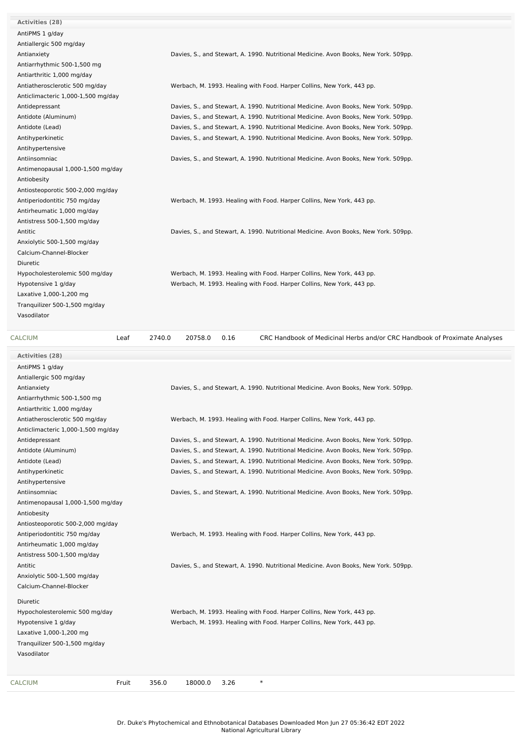**Activities (28)**

| Activity | Reference |
|---|---|
| AntiPMS 1 g/day | |
| Antiallergic 500 mg/day | |
| Antianxiety | Davies, S., and Stewart, A. 1990. Nutritional Medicine. Avon Books, New York. 509pp. |
| Antiarrhythmic 500-1,500 mg | |
| Antiarthritic 1,000 mg/day | |
| Antiatherosclerotic 500 mg/day | Werbach, M. 1993. Healing with Food. Harper Collins, New York, 443 pp. |
| Anticlimacteric 1,000-1,500 mg/day | |
| Antidepressant | Davies, S., and Stewart, A. 1990. Nutritional Medicine. Avon Books, New York. 509pp. |
| Antidote (Aluminum) | Davies, S., and Stewart, A. 1990. Nutritional Medicine. Avon Books, New York. 509pp. |
| Antidote (Lead) | Davies, S., and Stewart, A. 1990. Nutritional Medicine. Avon Books, New York. 509pp. |
| Antihyperkinetic | Davies, S., and Stewart, A. 1990. Nutritional Medicine. Avon Books, New York. 509pp. |
| Antihypertensive | |
| Antiinsomniac | Davies, S., and Stewart, A. 1990. Nutritional Medicine. Avon Books, New York. 509pp. |
| Antimenopausal 1,000-1,500 mg/day | |
| Antiobesity | |
| Antiosteoporotic 500-2,000 mg/day | |
| Antiperiodontitic 750 mg/day | Werbach, M. 1993. Healing with Food. Harper Collins, New York, 443 pp. |
| Antirheumatic 1,000 mg/day | |
| Antistress 500-1,500 mg/day | |
| Antitic | Davies, S., and Stewart, A. 1990. Nutritional Medicine. Avon Books, New York. 509pp. |
| Anxiolytic 500-1,500 mg/day | |
| Calcium-Channel-Blocker | |
| Diuretic | |
| Hypocholesterolemic 500 mg/day | Werbach, M. 1993. Healing with Food. Harper Collins, New York, 443 pp. |
| Hypotensive 1 g/day | Werbach, M. 1993. Healing with Food. Harper Collins, New York, 443 pp. |
| Laxative 1,000-1,200 mg | |
| Tranquilizer 500-1,500 mg/day | |
| Vasodilator | |

| CALCIUM | Leaf | 2740.0 | 20758.0 | 0.16 | CRC Handbook of Medicinal Herbs and/or CRC Handbook of Proximate Analyses |
|---|---|---|---|---|---|

**Activities (28)**

| Activity | Reference |
|---|---|
| AntiPMS 1 g/day | |
| Antiallergic 500 mg/day | |
| Antianxiety | Davies, S., and Stewart, A. 1990. Nutritional Medicine. Avon Books, New York. 509pp. |
| Antiarrhythmic 500-1,500 mg | |
| Antiarthritic 1,000 mg/day | |
| Antiatherosclerotic 500 mg/day | Werbach, M. 1993. Healing with Food. Harper Collins, New York, 443 pp. |
| Anticlimacteric 1,000-1,500 mg/day | |
| Antidepressant | Davies, S., and Stewart, A. 1990. Nutritional Medicine. Avon Books, New York. 509pp. |
| Antidote (Aluminum) | Davies, S., and Stewart, A. 1990. Nutritional Medicine. Avon Books, New York. 509pp. |
| Antidote (Lead) | Davies, S., and Stewart, A. 1990. Nutritional Medicine. Avon Books, New York. 509pp. |
| Antihyperkinetic | Davies, S., and Stewart, A. 1990. Nutritional Medicine. Avon Books, New York. 509pp. |
| Antihypertensive | |
| Antiinsomniac | Davies, S., and Stewart, A. 1990. Nutritional Medicine. Avon Books, New York. 509pp. |
| Antimenopausal 1,000-1,500 mg/day | |
| Antiobesity | |
| Antiosteoporotic 500-2,000 mg/day | |
| Antiperiodontitic 750 mg/day | Werbach, M. 1993. Healing with Food. Harper Collins, New York, 443 pp. |
| Antirheumatic 1,000 mg/day | |
| Antistress 500-1,500 mg/day | |
| Antitic | Davies, S., and Stewart, A. 1990. Nutritional Medicine. Avon Books, New York. 509pp. |
| Anxiolytic 500-1,500 mg/day | |
| Calcium-Channel-Blocker | |
| Diuretic | |
| Hypocholesterolemic 500 mg/day | Werbach, M. 1993. Healing with Food. Harper Collins, New York, 443 pp. |
| Hypotensive 1 g/day | Werbach, M. 1993. Healing with Food. Harper Collins, New York, 443 pp. |
| Laxative 1,000-1,200 mg | |
| Tranquilizer 500-1,500 mg/day | |
| Vasodilator | |

| CALCIUM | Fruit | 356.0 | 18000.0 | 3.26 | * |
|---|---|---|---|---|---|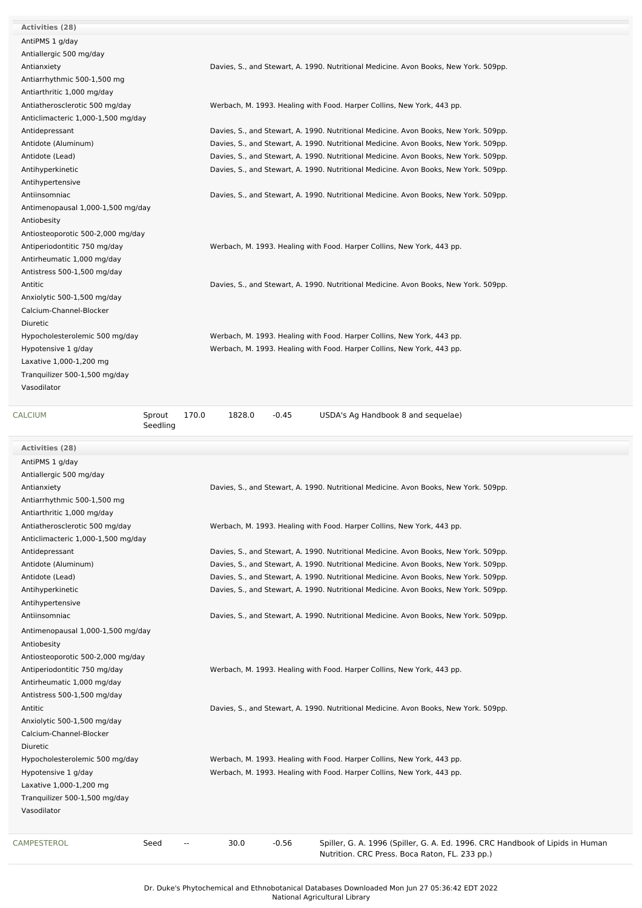**Activities (28)**

| Activity | Reference |
|---|---|
| AntiPMS 1 g/day | |
| Antiallergic 500 mg/day | |
| Antianxiety | Davies, S., and Stewart, A. 1990. Nutritional Medicine. Avon Books, New York. 509pp. |
| Antiarrhythmic 500-1,500 mg | |
| Antiarthritic 1,000 mg/day | |
| Antiatherosclerotic 500 mg/day | Werbach, M. 1993. Healing with Food. Harper Collins, New York, 443 pp. |
| Anticlimacteric 1,000-1,500 mg/day | |
| Antidepressant | Davies, S., and Stewart, A. 1990. Nutritional Medicine. Avon Books, New York. 509pp. |
| Antidote (Aluminum) | Davies, S., and Stewart, A. 1990. Nutritional Medicine. Avon Books, New York. 509pp. |
| Antidote (Lead) | Davies, S., and Stewart, A. 1990. Nutritional Medicine. Avon Books, New York. 509pp. |
| Antihyperkinetic | Davies, S., and Stewart, A. 1990. Nutritional Medicine. Avon Books, New York. 509pp. |
| Antihypertensive | |
| Antiinsomniac | Davies, S., and Stewart, A. 1990. Nutritional Medicine. Avon Books, New York. 509pp. |
| Antimenopausal 1,000-1,500 mg/day | |
| Antiobesity | |
| Antiosteoporotic 500-2,000 mg/day | |
| Antiperiodontitic 750 mg/day | Werbach, M. 1993. Healing with Food. Harper Collins, New York, 443 pp. |
| Antirheumatic 1,000 mg/day | |
| Antistress 500-1,500 mg/day | |
| Antitic | Davies, S., and Stewart, A. 1990. Nutritional Medicine. Avon Books, New York. 509pp. |
| Anxiolytic 500-1,500 mg/day | |
| Calcium-Channel-Blocker | |
| Diuretic | |
| Hypocholesterolemic 500 mg/day | Werbach, M. 1993. Healing with Food. Harper Collins, New York, 443 pp. |
| Hypotensive 1 g/day | Werbach, M. 1993. Healing with Food. Harper Collins, New York, 443 pp. |
| Laxative 1,000-1,200 mg | |
| Tranquilizer 500-1,500 mg/day | |
| Vasodilator | |

| Chemical | Part | Low | High | SD | Reference |
|---|---|---|---|---|---|
| CALCIUM | Sprout Seedling | 170.0 | 1828.0 | -0.45 | USDA's Ag Handbook 8 and sequelae) |

**Activities (28)**

| Activity | Reference |
|---|---|
| AntiPMS 1 g/day | |
| Antiallergic 500 mg/day | |
| Antianxiety | Davies, S., and Stewart, A. 1990. Nutritional Medicine. Avon Books, New York. 509pp. |
| Antiarrhythmic 500-1,500 mg | |
| Antiarthritic 1,000 mg/day | |
| Antiatherosclerotic 500 mg/day | Werbach, M. 1993. Healing with Food. Harper Collins, New York, 443 pp. |
| Anticlimacteric 1,000-1,500 mg/day | |
| Antidepressant | Davies, S., and Stewart, A. 1990. Nutritional Medicine. Avon Books, New York. 509pp. |
| Antidote (Aluminum) | Davies, S., and Stewart, A. 1990. Nutritional Medicine. Avon Books, New York. 509pp. |
| Antidote (Lead) | Davies, S., and Stewart, A. 1990. Nutritional Medicine. Avon Books, New York. 509pp. |
| Antihyperkinetic | Davies, S., and Stewart, A. 1990. Nutritional Medicine. Avon Books, New York. 509pp. |
| Antihypertensive | |
| Antiinsomniac | Davies, S., and Stewart, A. 1990. Nutritional Medicine. Avon Books, New York. 509pp. |
| Antimenopausal 1,000-1,500 mg/day | |
| Antiobesity | |
| Antiosteoporotic 500-2,000 mg/day | |
| Antiperiodontitic 750 mg/day | Werbach, M. 1993. Healing with Food. Harper Collins, New York, 443 pp. |
| Antirheumatic 1,000 mg/day | |
| Antistress 500-1,500 mg/day | |
| Antitic | Davies, S., and Stewart, A. 1990. Nutritional Medicine. Avon Books, New York. 509pp. |
| Anxiolytic 500-1,500 mg/day | |
| Calcium-Channel-Blocker | |
| Diuretic | |
| Hypocholesterolemic 500 mg/day | Werbach, M. 1993. Healing with Food. Harper Collins, New York, 443 pp. |
| Hypotensive 1 g/day | Werbach, M. 1993. Healing with Food. Harper Collins, New York, 443 pp. |
| Laxative 1,000-1,200 mg | |
| Tranquilizer 500-1,500 mg/day | |
| Vasodilator | |

| Chemical | Part | Low | High | SD | Reference |
|---|---|---|---|---|---|
| CAMPESTEROL | Seed | -- | 30.0 | -0.56 | Spiller, G. A. 1996 (Spiller, G. A. Ed. 1996. CRC Handbook of Lipids in Human Nutrition. CRC Press. Boca Raton, FL. 233 pp.) |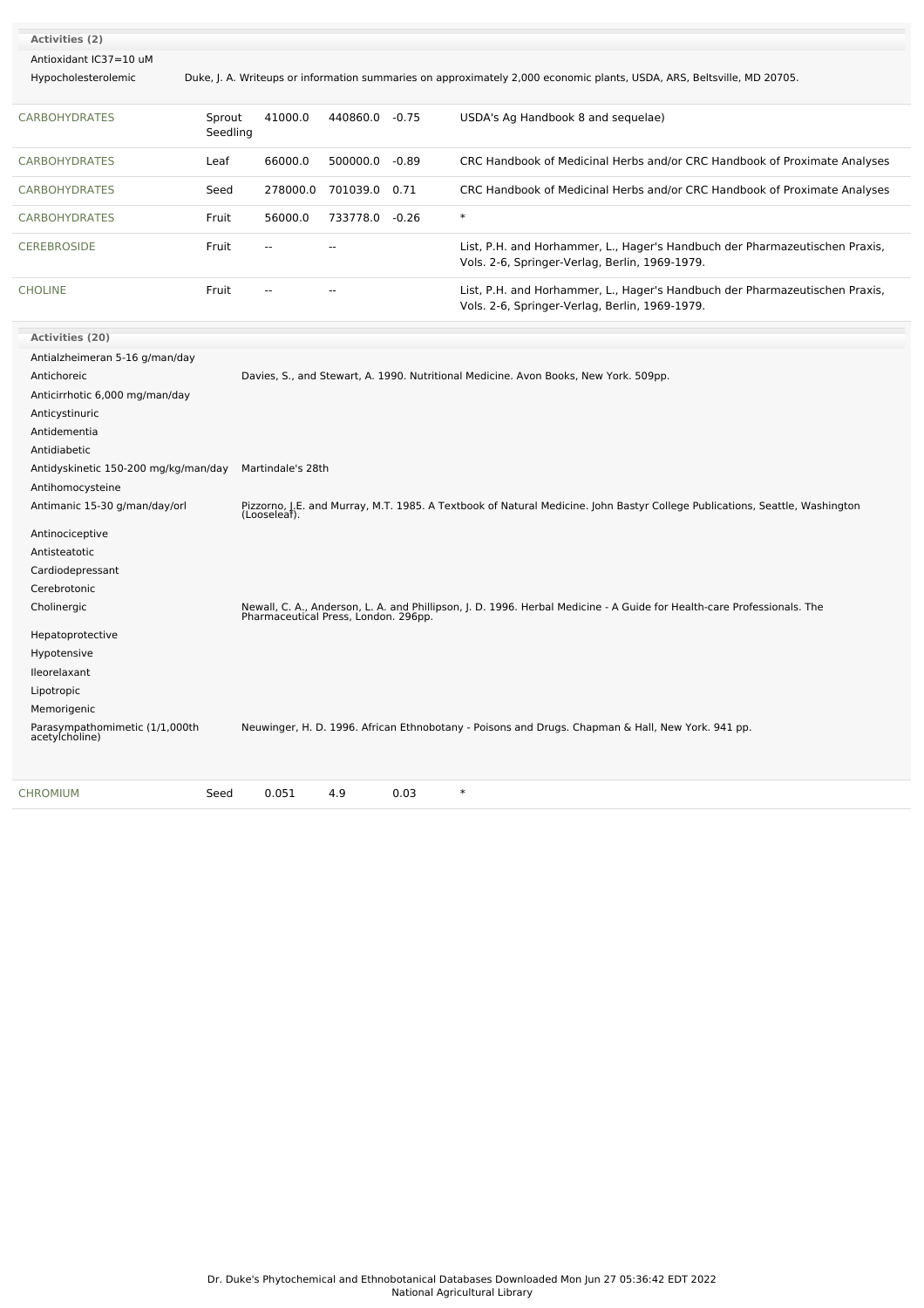**Activities (2)**

| | |
|---|---|
| Antioxidant IC37=10 uM | |
| Hypocholesterolemic | Duke, J. A. Writeups or information summaries on approximately 2,000 economic plants, USDA, ARS, Beltsville, MD 20705. |

| | | | | | |
|---|---|---|---|---|---|
| CARBOHYDRATES | Sprout Seedling | 41000.0 | 440860.0 | -0.75 | USDA's Ag Handbook 8 and sequelae) |
| CARBOHYDRATES | Leaf | 66000.0 | 500000.0 | -0.89 | CRC Handbook of Medicinal Herbs and/or CRC Handbook of Proximate Analyses |
| CARBOHYDRATES | Seed | 278000.0 | 701039.0 | 0.71 | CRC Handbook of Medicinal Herbs and/or CRC Handbook of Proximate Analyses |
| CARBOHYDRATES | Fruit | 56000.0 | 733778.0 | -0.26 | * |
| CEREBROSIDE | Fruit | -- | -- | | List, P.H. and Horhammer, L., Hager's Handbuch der Pharmazeutischen Praxis, Vols. 2-6, Springer-Verlag, Berlin, 1969-1979. |
| CHOLINE | Fruit | -- | -- | | List, P.H. and Horhammer, L., Hager's Handbuch der Pharmazeutischen Praxis, Vols. 2-6, Springer-Verlag, Berlin, 1969-1979. |

**Activities (20)**

| | |
|---|---|
| Antialzheimeran 5-16 g/man/day | |
| Antichoreic | Davies, S., and Stewart, A. 1990. Nutritional Medicine. Avon Books, New York. 509pp. |
| Anticirrhotic 6,000 mg/man/day | |
| Anticystinuric | |
| Antidementia | |
| Antidiabetic | |
| Antidyskinetic 150-200 mg/kg/man/day | Martindale's 28th |
| Antihomocysteine | |
| Antimanic 15-30 g/man/day/orl | Pizzorno, J.E. and Murray, M.T. 1985. A Textbook of Natural Medicine. John Bastyr College Publications, Seattle, Washington (Looseleaf). |
| Antinociceptive | |
| Antisteatotic | |
| Cardiodepressant | |
| Cerebrotonic | |
| Cholinergic | Newall, C. A., Anderson, L. A. and Phillipson, J. D. 1996. Herbal Medicine - A Guide for Health-care Professionals. The Pharmaceutical Press, London. 296pp. |
| Hepatoprotective | |
| Hypotensive | |
| Ileorelaxant | |
| Lipotropic | |
| Memorigenic | |
| Parasympathomimetic (1/1,000th acetylcholine) | Neuwinger, H. D. 1996. African Ethnobotany - Poisons and Drugs. Chapman & Hall, New York. 941 pp. |

| | | | | | |
|---|---|---|---|---|---|
| CHROMIUM | Seed | 0.051 | 4.9 | 0.03 | * |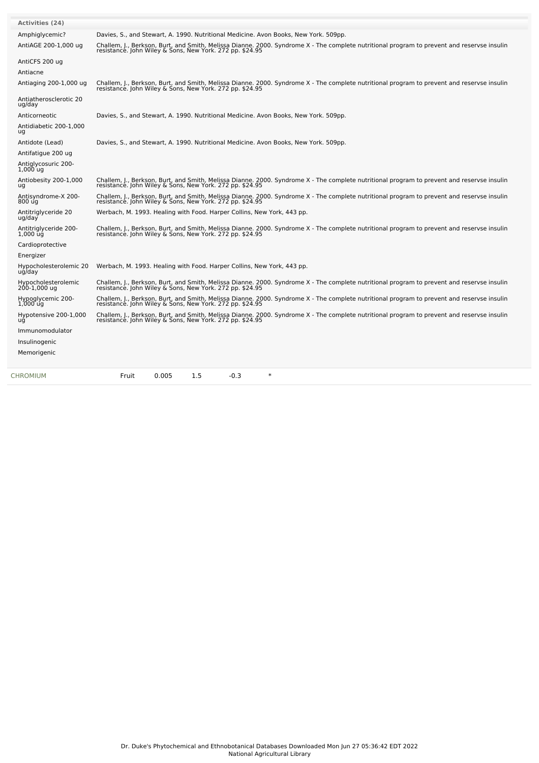| Activities (24) | |
|---|---|
| Amphiglycemic? | Davies, S., and Stewart, A. 1990. Nutritional Medicine. Avon Books, New York. 509pp. |
| AntiAGE 200-1,000 ug | Challem, J., Berkson, Burt, and Smith, Melissa Dianne. 2000. Syndrome X - The complete nutritional program to prevent and reservse insulin resistance. John Wiley & Sons, New York. 272 pp. $24.95 |
| AntiCFS 200 ug | |
| Antiacne | |
| Antiaging 200-1,000 ug | Challem, J., Berkson, Burt, and Smith, Melissa Dianne. 2000. Syndrome X - The complete nutritional program to prevent and reservse insulin resistance. John Wiley & Sons, New York. 272 pp. $24.95 |
| Antiatherosclerotic 20 ug/day | |
| Anticorneotic | Davies, S., and Stewart, A. 1990. Nutritional Medicine. Avon Books, New York. 509pp. |
| Antidiabetic 200-1,000 ug | |
| Antidote (Lead) | Davies, S., and Stewart, A. 1990. Nutritional Medicine. Avon Books, New York. 509pp. |
| Antifatigue 200 ug | |
| Antiglycosuric 200-1,000 ug | |
| Antiobesity 200-1,000 ug | Challem, J., Berkson, Burt, and Smith, Melissa Dianne. 2000. Syndrome X - The complete nutritional program to prevent and reservse insulin resistance. John Wiley & Sons, New York. 272 pp. $24.95 |
| Antisyndrome-X 200-800 ug | Challem, J., Berkson, Burt, and Smith, Melissa Dianne. 2000. Syndrome X - The complete nutritional program to prevent and reservse insulin resistance. John Wiley & Sons, New York. 272 pp. $24.95 |
| Antitriglyceride 20 ug/day | Werbach, M. 1993. Healing with Food. Harper Collins, New York, 443 pp. |
| Antitriglyceride 200-1,000 ug | Challem, J., Berkson, Burt, and Smith, Melissa Dianne. 2000. Syndrome X - The complete nutritional program to prevent and reservse insulin resistance. John Wiley & Sons, New York. 272 pp. $24.95 |
| Cardioprotective | |
| Energizer | |
| Hypocholesterolemic 20 ug/day | Werbach, M. 1993. Healing with Food. Harper Collins, New York, 443 pp. |
| Hypocholesterolemic 200-1,000 ug | Challem, J., Berkson, Burt, and Smith, Melissa Dianne. 2000. Syndrome X - The complete nutritional program to prevent and reservse insulin resistance. John Wiley & Sons, New York. 272 pp. $24.95 |
| Hypoglycemic 200-1,000 ug | Challem, J., Berkson, Burt, and Smith, Melissa Dianne. 2000. Syndrome X - The complete nutritional program to prevent and reservse insulin resistance. John Wiley & Sons, New York. 272 pp. $24.95 |
| Hypotensive 200-1,000 ug | Challem, J., Berkson, Burt, and Smith, Melissa Dianne. 2000. Syndrome X - The complete nutritional program to prevent and reservse insulin resistance. John Wiley & Sons, New York. 272 pp. $24.95 |
| Immunomodulator | |
| Insulinogenic | |
| Memorigenic | |

| CHROMIUM | Fruit | 0.005 | 1.5 | -0.3 | * |
|---|---|---|---|---|---|

Dr. Duke's Phytochemical and Ethnobotanical Databases Downloaded Mon Jun 27 05:36:42 EDT 2022
National Agricultural Library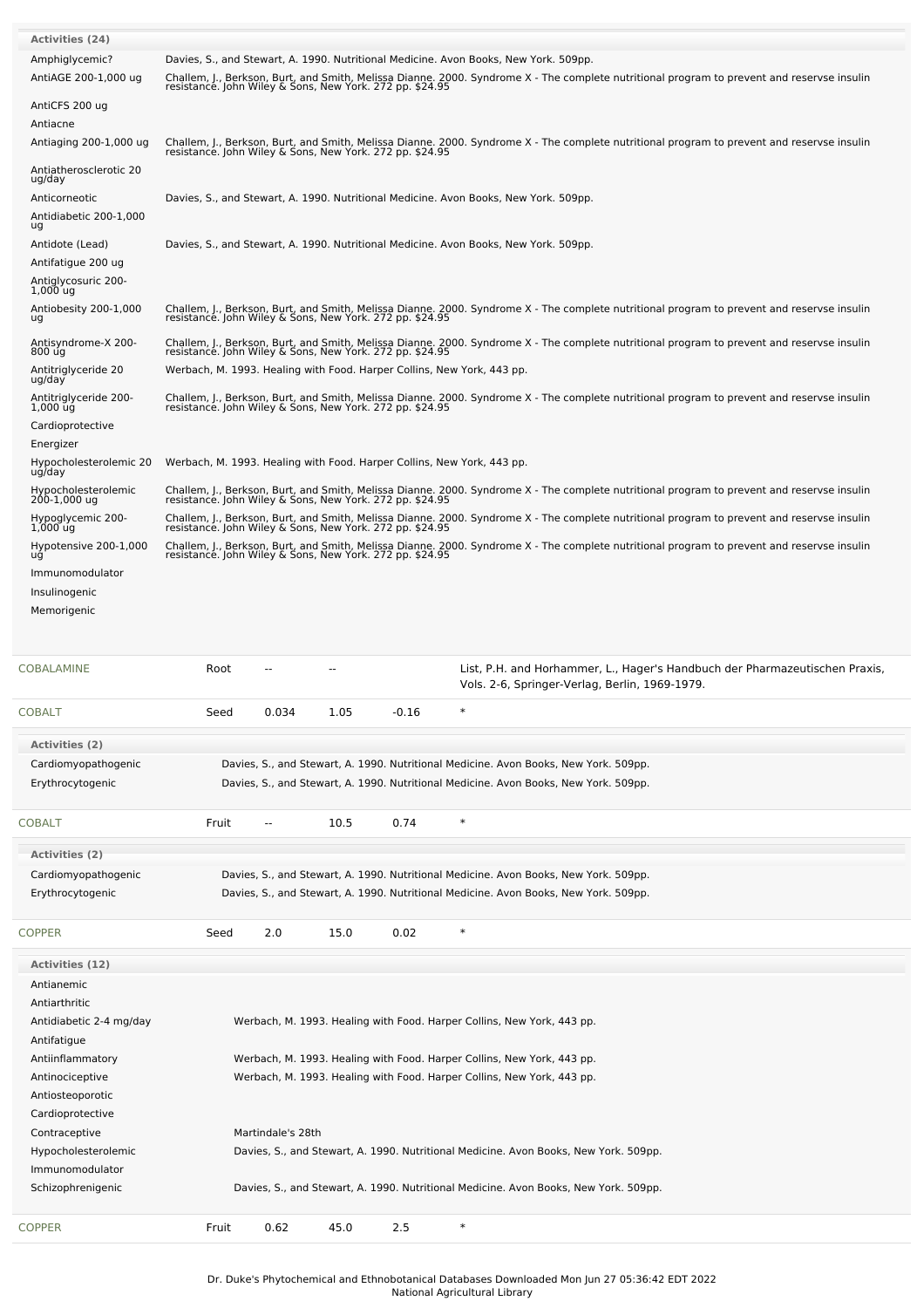| Activities (24) | |
|---|---|
| Amphiglycemic? | Davies, S., and Stewart, A. 1990. Nutritional Medicine. Avon Books, New York. 509pp. |
| AntiAGE 200-1,000 ug | Challem, J., Berkson, Burt, and Smith, Melissa Dianne. 2000. Syndrome X - The complete nutritional program to prevent and reservse insulin resistance. John Wiley & Sons, New York. 272 pp. $24.95 |
| AntiCFS 200 ug | |
| Antiacne | |
| Antiaging 200-1,000 ug | Challem, J., Berkson, Burt, and Smith, Melissa Dianne. 2000. Syndrome X - The complete nutritional program to prevent and reservse insulin resistance. John Wiley & Sons, New York. 272 pp. $24.95 |
| Antiatherosclerotic 20 ug/day | |
| Anticorneotic | Davies, S., and Stewart, A. 1990. Nutritional Medicine. Avon Books, New York. 509pp. |
| Antidiabetic 200-1,000 ug | |
| Antidote (Lead) | Davies, S., and Stewart, A. 1990. Nutritional Medicine. Avon Books, New York. 509pp. |
| Antifatigue 200 ug | |
| Antiglycosuric 200-1,000 ug | |
| Antiobesity 200-1,000 ug | Challem, J., Berkson, Burt, and Smith, Melissa Dianne. 2000. Syndrome X - The complete nutritional program to prevent and reservse insulin resistance. John Wiley & Sons, New York. 272 pp. $24.95 |
| Antisyndrome-X 200-800 ug | Challem, J., Berkson, Burt, and Smith, Melissa Dianne. 2000. Syndrome X - The complete nutritional program to prevent and reservse insulin resistance. John Wiley & Sons, New York. 272 pp. $24.95 |
| Antitriglyceride 20 ug/day | Werbach, M. 1993. Healing with Food. Harper Collins, New York, 443 pp. |
| Antitriglyceride 200-1,000 ug | Challem, J., Berkson, Burt, and Smith, Melissa Dianne. 2000. Syndrome X - The complete nutritional program to prevent and reservse insulin resistance. John Wiley & Sons, New York. 272 pp. $24.95 |
| Cardioprotective | |
| Energizer | |
| Hypocholesterolemic 20 ug/day | Werbach, M. 1993. Healing with Food. Harper Collins, New York, 443 pp. |
| Hypocholesterolemic 200-1,000 ug | Challem, J., Berkson, Burt, and Smith, Melissa Dianne. 2000. Syndrome X - The complete nutritional program to prevent and reservse insulin resistance. John Wiley & Sons, New York. 272 pp. $24.95 |
| Hypoglycemic 200-1,000 ug | Challem, J., Berkson, Burt, and Smith, Melissa Dianne. 2000. Syndrome X - The complete nutritional program to prevent and reservse insulin resistance. John Wiley & Sons, New York. 272 pp. $24.95 |
| Hypotensive 200-1,000 ug | Challem, J., Berkson, Burt, and Smith, Melissa Dianne. 2000. Syndrome X - The complete nutritional program to prevent and reservse insulin resistance. John Wiley & Sons, New York. 272 pp. $24.95 |
| Immunomodulator | |
| Insulinogenic | |
| Memorigenic | |

| COBALAMINE | Root | -- | -- | | List, P.H. and Horhammer, L., Hager's Handbuch der Pharmazeutischen Praxis, Vols. 2-6, Springer-Verlag, Berlin, 1969-1979. |
|---|---|---|---|---|---|
| COBALT | Seed | 0.034 | 1.05 | -0.16 | * |

| Activities (2) | |
|---|---|
| Cardiomyopathogenic | Davies, S., and Stewart, A. 1990. Nutritional Medicine. Avon Books, New York. 509pp. |
| Erythrocytogenic | Davies, S., and Stewart, A. 1990. Nutritional Medicine. Avon Books, New York. 509pp. |

| COBALT | Fruit | -- | 10.5 | 0.74 | * |
|---|---|---|---|---|---|

| Activities (2) | |
|---|---|
| Cardiomyopathogenic | Davies, S., and Stewart, A. 1990. Nutritional Medicine. Avon Books, New York. 509pp. |
| Erythrocytogenic | Davies, S., and Stewart, A. 1990. Nutritional Medicine. Avon Books, New York. 509pp. |

| COPPER | Seed | 2.0 | 15.0 | 0.02 | * |
|---|---|---|---|---|---|

| Activities (12) | |
|---|---|
| Antianemic | |
| Antiarthritic | |
| Antidiabetic 2-4 mg/day | Werbach, M. 1993. Healing with Food. Harper Collins, New York, 443 pp. |
| Antifatigue | |
| Antiinflammatory | Werbach, M. 1993. Healing with Food. Harper Collins, New York, 443 pp. |
| Antinociceptive | Werbach, M. 1993. Healing with Food. Harper Collins, New York, 443 pp. |
| Antiosteoporotic | |
| Cardioprotective | |
| Contraceptive | Martindale's 28th |
| Hypocholesterolemic | Davies, S., and Stewart, A. 1990. Nutritional Medicine. Avon Books, New York. 509pp. |
| Immunomodulator | |
| Schizophrenigenic | Davies, S., and Stewart, A. 1990. Nutritional Medicine. Avon Books, New York. 509pp. |

| COPPER | Fruit | 0.62 | 45.0 | 2.5 | * |
|---|---|---|---|---|---|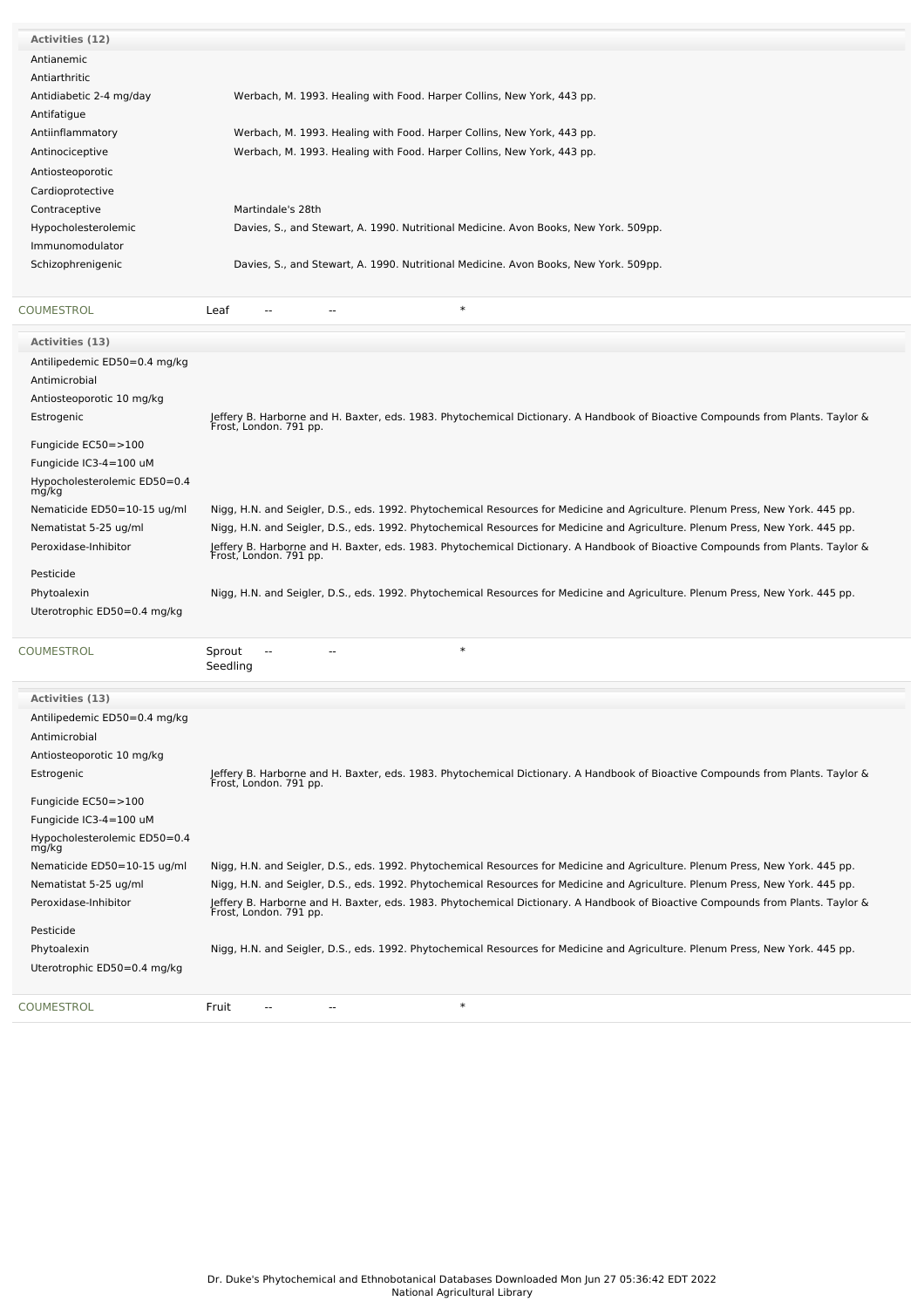| Activities (12) | |
|---|---|
| Antianemic | |
| Antiarthritic | |
| Antidiabetic 2-4 mg/day | Werbach, M. 1993. Healing with Food. Harper Collins, New York, 443 pp. |
| Antifatigue | |
| Antiinflammatory | Werbach, M. 1993. Healing with Food. Harper Collins, New York, 443 pp. |
| Antinociceptive | Werbach, M. 1993. Healing with Food. Harper Collins, New York, 443 pp. |
| Antiosteoporotic | |
| Cardioprotective | |
| Contraceptive | Martindale's 28th |
| Hypocholesterolemic | Davies, S., and Stewart, A. 1990. Nutritional Medicine. Avon Books, New York. 509pp. |
| Immunomodulator | |
| Schizophrenigenic | Davies, S., and Stewart, A. 1990. Nutritional Medicine. Avon Books, New York. 509pp. |

| COUMESTROL | Leaf | -- | -- | * |
|---|---|---|---|---|

| Activities (13) | |
|---|---|
| Antilipedemic ED50=0.4 mg/kg | |
| Antimicrobial | |
| Antiosteoporotic 10 mg/kg | |
| Estrogenic | Jeffery B. Harborne and H. Baxter, eds. 1983. Phytochemical Dictionary. A Handbook of Bioactive Compounds from Plants. Taylor & Frost, London. 791 pp. |
| Fungicide EC50=>100 | |
| Fungicide IC3-4=100 uM | |
| Hypocholesterolemic ED50=0.4 mg/kg | |
| Nematicide ED50=10-15 ug/ml | Nigg, H.N. and Seigler, D.S., eds. 1992. Phytochemical Resources for Medicine and Agriculture. Plenum Press, New York. 445 pp. |
| Nematistat 5-25 ug/ml | Nigg, H.N. and Seigler, D.S., eds. 1992. Phytochemical Resources for Medicine and Agriculture. Plenum Press, New York. 445 pp. |
| Peroxidase-Inhibitor | Jeffery B. Harborne and H. Baxter, eds. 1983. Phytochemical Dictionary. A Handbook of Bioactive Compounds from Plants. Taylor & Frost, London. 791 pp. |
| Pesticide | |
| Phytoalexin | Nigg, H.N. and Seigler, D.S., eds. 1992. Phytochemical Resources for Medicine and Agriculture. Plenum Press, New York. 445 pp. |
| Uterotrophic ED50=0.4 mg/kg | |

| COUMESTROL | Sprout Seedling | -- | -- | * |
|---|---|---|---|---|

| Activities (13) | |
|---|---|
| Antilipedemic ED50=0.4 mg/kg | |
| Antimicrobial | |
| Antiosteoporotic 10 mg/kg | |
| Estrogenic | Jeffery B. Harborne and H. Baxter, eds. 1983. Phytochemical Dictionary. A Handbook of Bioactive Compounds from Plants. Taylor & Frost, London. 791 pp. |
| Fungicide EC50=>100 | |
| Fungicide IC3-4=100 uM | |
| Hypocholesterolemic ED50=0.4 mg/kg | |
| Nematicide ED50=10-15 ug/ml | Nigg, H.N. and Seigler, D.S., eds. 1992. Phytochemical Resources for Medicine and Agriculture. Plenum Press, New York. 445 pp. |
| Nematistat 5-25 ug/ml | Nigg, H.N. and Seigler, D.S., eds. 1992. Phytochemical Resources for Medicine and Agriculture. Plenum Press, New York. 445 pp. |
| Peroxidase-Inhibitor | Jeffery B. Harborne and H. Baxter, eds. 1983. Phytochemical Dictionary. A Handbook of Bioactive Compounds from Plants. Taylor & Frost, London. 791 pp. |
| Pesticide | |
| Phytoalexin | Nigg, H.N. and Seigler, D.S., eds. 1992. Phytochemical Resources for Medicine and Agriculture. Plenum Press, New York. 445 pp. |
| Uterotrophic ED50=0.4 mg/kg | |

| COUMESTROL | Fruit | -- | -- | * |
|---|---|---|---|---|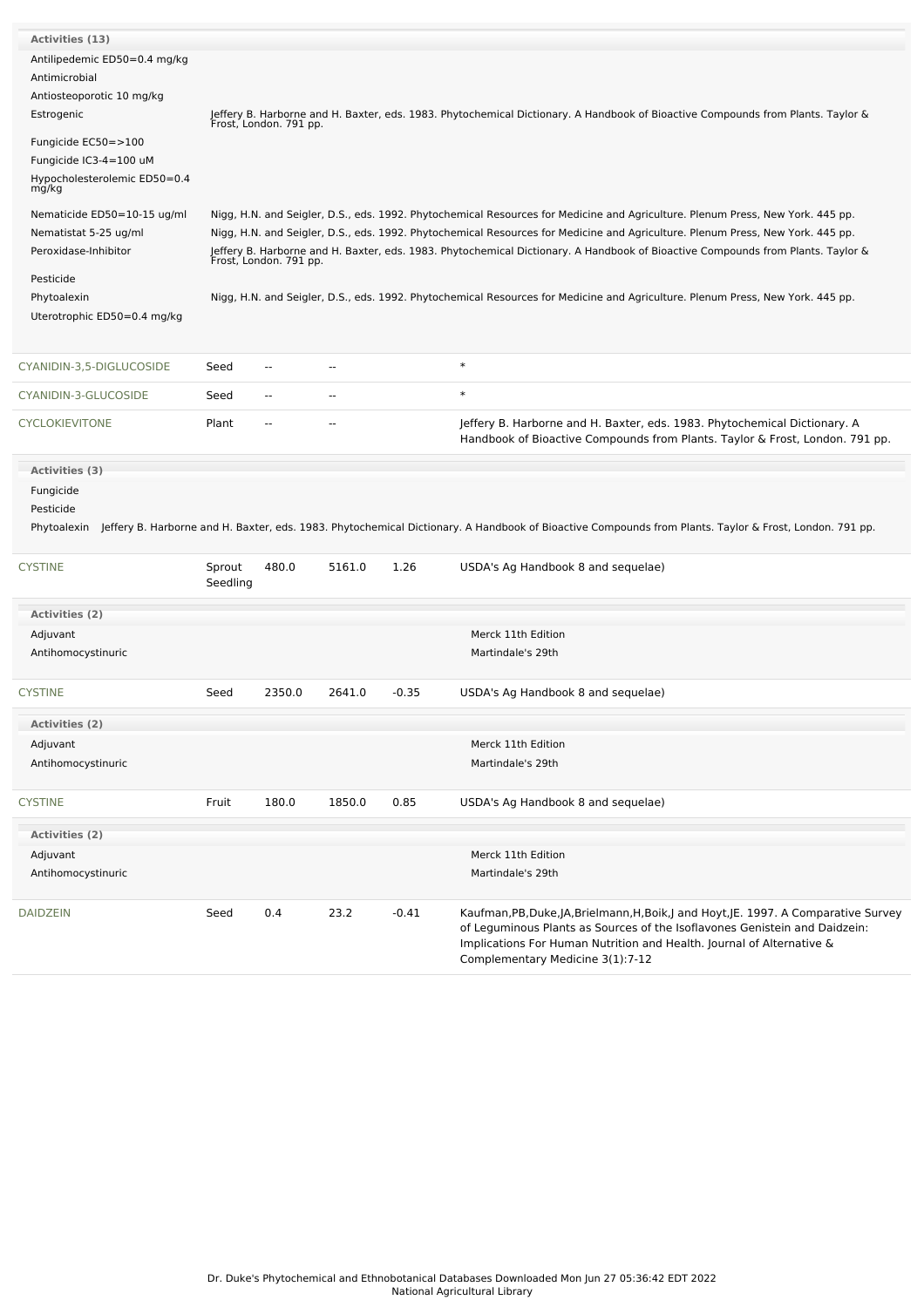**Activities (13)**

| Activity | Reference |
|---|---|
| Antilipedemic ED50=0.4 mg/kg | |
| Antimicrobial | |
| Antiosteoporotic 10 mg/kg | |
| Estrogenic | Jeffery B. Harborne and H. Baxter, eds. 1983. Phytochemical Dictionary. A Handbook of Bioactive Compounds from Plants. Taylor & Frost, London. 791 pp. |
| Fungicide EC50=>100 | |
| Fungicide IC3-4=100 uM | |
| Hypocholesterolemic ED50=0.4 mg/kg | |
| Nematicide ED50=10-15 ug/ml | Nigg, H.N. and Seigler, D.S., eds. 1992. Phytochemical Resources for Medicine and Agriculture. Plenum Press, New York. 445 pp. |
| Nematistat 5-25 ug/ml | Nigg, H.N. and Seigler, D.S., eds. 1992. Phytochemical Resources for Medicine and Agriculture. Plenum Press, New York. 445 pp. |
| Peroxidase-Inhibitor | Jeffery B. Harborne and H. Baxter, eds. 1983. Phytochemical Dictionary. A Handbook of Bioactive Compounds from Plants. Taylor & Frost, London. 791 pp. |
| Pesticide | |
| Phytoalexin | Nigg, H.N. and Seigler, D.S., eds. 1992. Phytochemical Resources for Medicine and Agriculture. Plenum Press, New York. 445 pp. |
| Uterotrophic ED50=0.4 mg/kg | |

| Chemical | Part | Low | High | SD | Reference |
|---|---|---|---|---|---|
| CYANIDIN-3,5-DIGLUCOSIDE | Seed | -- | -- | | * |
| CYANIDIN-3-GLUCOSIDE | Seed | -- | -- | | * |
| CYCLOKIEVITONE | Plant | -- | -- | | Jeffery B. Harborne and H. Baxter, eds. 1983. Phytochemical Dictionary. A Handbook of Bioactive Compounds from Plants. Taylor & Frost, London. 791 pp. |

**Activities (3)**

| Activity | Reference |
|---|---|
| Fungicide | |
| Pesticide | |
| Phytoalexin | Jeffery B. Harborne and H. Baxter, eds. 1983. Phytochemical Dictionary. A Handbook of Bioactive Compounds from Plants. Taylor & Frost, London. 791 pp. |

| Chemical | Part | Low | High | SD | Reference |
|---|---|---|---|---|---|
| CYSTINE | Sprout Seedling | 480.0 | 5161.0 | 1.26 | USDA's Ag Handbook 8 and sequelae) |

**Activities (2)**

| Activity | Reference |
|---|---|
| Adjuvant | Merck 11th Edition |
| Antihomocystinuric | Martindale's 29th |

| Chemical | Part | Low | High | SD | Reference |
|---|---|---|---|---|---|
| CYSTINE | Seed | 2350.0 | 2641.0 | -0.35 | USDA's Ag Handbook 8 and sequelae) |

**Activities (2)**

| Activity | Reference |
|---|---|
| Adjuvant | Merck 11th Edition |
| Antihomocystinuric | Martindale's 29th |

| Chemical | Part | Low | High | SD | Reference |
|---|---|---|---|---|---|
| CYSTINE | Fruit | 180.0 | 1850.0 | 0.85 | USDA's Ag Handbook 8 and sequelae) |

**Activities (2)**

| Activity | Reference |
|---|---|
| Adjuvant | Merck 11th Edition |
| Antihomocystinuric | Martindale's 29th |

| Chemical | Part | Low | High | SD | Reference |
|---|---|---|---|---|---|
| DAIDZEIN | Seed | 0.4 | 23.2 | -0.41 | Kaufman,PB,Duke,JA,Brielmann,H,Boik,J and Hoyt,JE. 1997. A Comparative Survey of Leguminous Plants as Sources of the Isoflavones Genistein and Daidzein: Implications For Human Nutrition and Health. Journal of Alternative & Complementary Medicine 3(1):7-12 |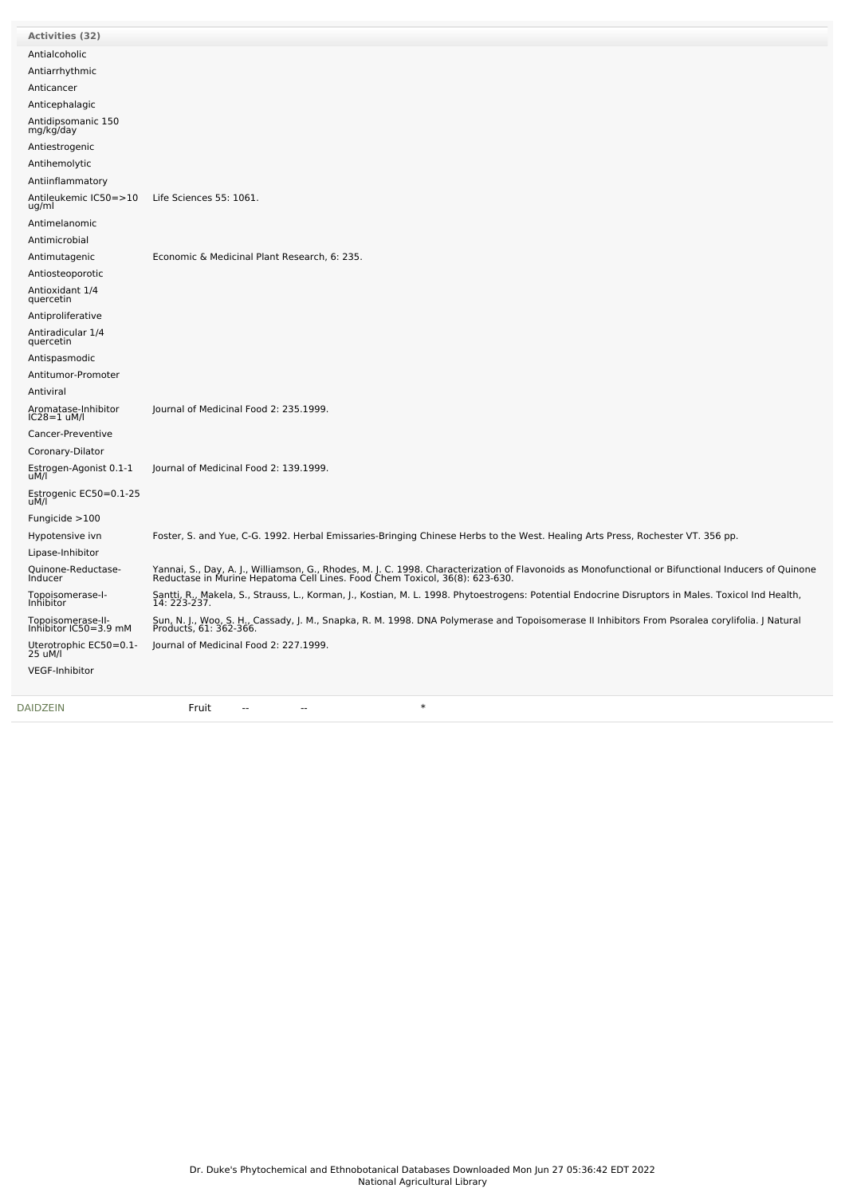| Activities (32) | |
|---|---|
| Antialcoholic | |
| Antiarrhythmic | |
| Anticancer | |
| Anticephalagic | |
| Antidipsomanic 150 mg/kg/day | |
| Antiestrogenic | |
| Antihemolytic | |
| Antiinflammatory | |
| Antileukemic IC50=>10 ug/ml | Life Sciences 55: 1061. |
| Antimelanomic | |
| Antimicrobial | |
| Antimutagenic | Economic & Medicinal Plant Research, 6: 235. |
| Antiosteoporotic | |
| Antioxidant 1/4 quercetin | |
| Antiproliferative | |
| Antiradicular 1/4 quercetin | |
| Antispasmodic | |
| Antitumor-Promoter | |
| Antiviral | |
| Aromatase-Inhibitor IC28=1 uM/l | Journal of Medicinal Food 2: 235.1999. |
| Cancer-Preventive | |
| Coronary-Dilator | |
| Estrogen-Agonist 0.1-1 uM/l | Journal of Medicinal Food 2: 139.1999. |
| Estrogenic EC50=0.1-25 uM/l | |
| Fungicide >100 | |
| Hypotensive ivn | Foster, S. and Yue, C-G. 1992. Herbal Emissaries-Bringing Chinese Herbs to the West. Healing Arts Press, Rochester VT. 356 pp. |
| Lipase-Inhibitor | |
| Quinone-Reductase-Inducer | Yannai, S., Day, A. J., Williamson, G., Rhodes, M. J. C. 1998. Characterization of Flavonoids as Monofunctional or Bifunctional Inducers of Quinone Reductase in Murine Hepatoma Cell Lines. Food Chem Toxicol, 36(8): 623-630. |
| Topoisomerase-I-Inhibitor | Santti, R., Makela, S., Strauss, L., Korman, J., Kostian, M. L. 1998. Phytoestrogens: Potential Endocrine Disruptors in Males. Toxicol Ind Health, 14: 223-237. |
| Topoisomerase-II-Inhibitor IC50=3.9 mM | Sun, N. J., Woo, S. H., Cassady, J. M., Snapka, R. M. 1998. DNA Polymerase and Topoisomerase II Inhibitors From Psoralea corylifolia. J Natural Products, 61: 362-366. |
| Uterotrophic EC50=0.1-25 uM/l | Journal of Medicinal Food 2: 227.1999. |
| VEGF-Inhibitor | |

| DAIDZEIN | Fruit | -- | -- | * |
|---|---|---|---|---|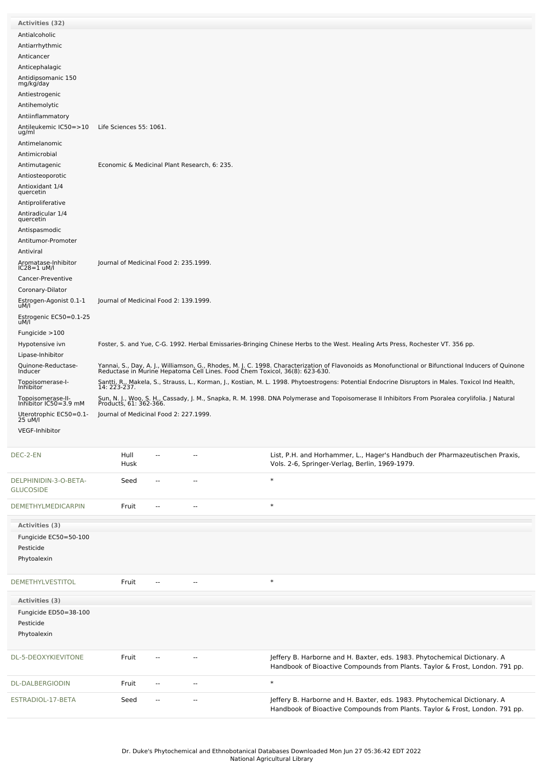| Activities (32) | |
|---|---|
| Antialcoholic | |
| Antiarrhythmic | |
| Anticancer | |
| Anticephalagic | |
| Antidipsomanic 150 mg/kg/day | |
| Antiestrogenic | |
| Antihemolytic | |
| Antiinflammatory | |
| Antileukemic IC50=>10 ug/ml | Life Sciences 55: 1061. |
| Antimelanomic | |
| Antimicrobial | |
| Antimutagenic | Economic & Medicinal Plant Research, 6: 235. |
| Antiosteoporotic | |
| Antioxidant 1/4 quercetin | |
| Antiproliferative | |
| Antiradicular 1/4 quercetin | |
| Antispasmodic | |
| Antitumor-Promoter | |
| Antiviral | |
| Aromatase-Inhibitor IC28=1 uM/l | Journal of Medicinal Food 2: 235.1999. |
| Cancer-Preventive | |
| Coronary-Dilator | |
| Estrogen-Agonist 0.1-1 uM/l | Journal of Medicinal Food 2: 139.1999. |
| Estrogenic EC50=0.1-25 uM/l | |
| Fungicide >100 | |
| Hypotensive ivn | Foster, S. and Yue, C-G. 1992. Herbal Emissaries-Bringing Chinese Herbs to the West. Healing Arts Press, Rochester VT. 356 pp. |
| Lipase-Inhibitor | |
| Quinone-Reductase-Inducer | Yannai, S., Day, A. J., Williamson, G., Rhodes, M. J. C. 1998. Characterization of Flavonoids as Monofunctional or Bifunctional Inducers of Quinone Reductase in Murine Hepatoma Cell Lines. Food Chem Toxicol, 36(8): 623-630. |
| Topoisomerase-I-Inhibitor | Santti, R., Makela, S., Strauss, L., Korman, J., Kostian, M. L. 1998. Phytoestrogens: Potential Endocrine Disruptors in Males. Toxicol Ind Health, 14: 223-237. |
| Topoisomerase-II-Inhibitor IC50=3.9 mM | Sun, N. J., Woo, S. H., Cassady, J. M., Snapka, R. M. 1998. DNA Polymerase and Topoisomerase II Inhibitors From Psoralea corylifolia. J Natural Products, 61: 362-366. |
| Uterotrophic EC50=0.1-25 uM/l | Journal of Medicinal Food 2: 227.1999. |
| VEGF-Inhibitor | |

| | | | | |
|---|---|---|---|---|
| DEC-2-EN | Hull Husk | -- | -- | List, P.H. and Horhammer, L., Hager's Handbuch der Pharmazeutischen Praxis, Vols. 2-6, Springer-Verlag, Berlin, 1969-1979. |
| DELPHINIDIN-3-O-BETA-GLUCOSIDE | Seed | -- | -- | * |
| DEMETHYLMEDICARPIN | Fruit | -- | -- | * |

| Activities (3) |
|---|
| Fungicide EC50=50-100 |
| Pesticide |
| Phytoalexin |

| | | | | |
|---|---|---|---|---|
| DEMETHYLVESTITOL | Fruit | -- | -- | * |

| Activities (3) |
|---|
| Fungicide ED50=38-100 |
| Pesticide |
| Phytoalexin |

| | | | | |
|---|---|---|---|---|
| DL-5-DEOXYKIEVITONE | Fruit | -- | -- | Jeffery B. Harborne and H. Baxter, eds. 1983. Phytochemical Dictionary. A Handbook of Bioactive Compounds from Plants. Taylor & Frost, London. 791 pp. |
| DL-DALBERGIODIN | Fruit | -- | -- | * |
| ESTRADIOL-17-BETA | Seed | -- | -- | Jeffery B. Harborne and H. Baxter, eds. 1983. Phytochemical Dictionary. A Handbook of Bioactive Compounds from Plants. Taylor & Frost, London. 791 pp. |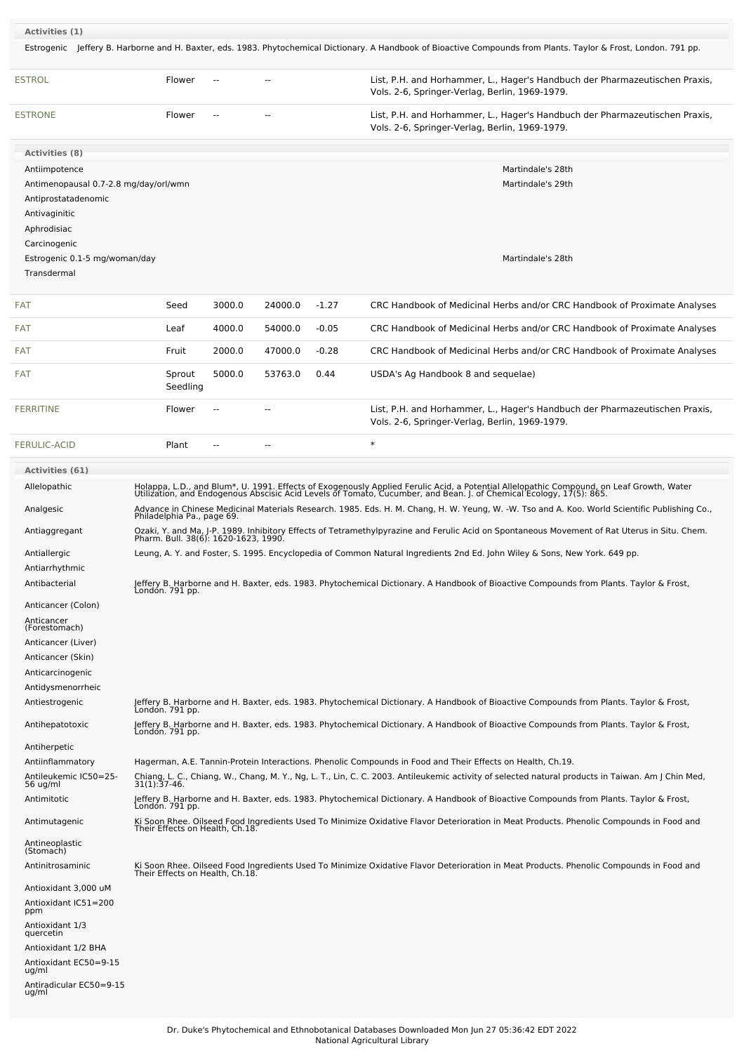**Activities (1)**

| Activity | Reference |
|---|---|
| Estrogenic | Jeffery B. Harborne and H. Baxter, eds. 1983. Phytochemical Dictionary. A Handbook of Bioactive Compounds from Plants. Taylor & Frost, London. 791 pp. |

| Chemical | Plant Part | Low PPM | High PPM | StdDev | Reference |
|---|---|---|---|---|---|
| ESTROL | Flower | -- | -- | | List, P.H. and Horhammer, L., Hager's Handbuch der Pharmazeutischen Praxis, Vols. 2-6, Springer-Verlag, Berlin, 1969-1979. |
| ESTRONE | Flower | -- | -- | | List, P.H. and Horhammer, L., Hager's Handbuch der Pharmazeutischen Praxis, Vols. 2-6, Springer-Verlag, Berlin, 1969-1979. |

**Activities (8)**

| Activity | Reference |
|---|---|
| Antiimpotence | Martindale's 28th |
| Antimenopausal 0.7-2.8 mg/day/orl/wmn | Martindale's 29th |
| Antiprostatadenomic | |
| Antivaginitic | |
| Aphrodisiac | |
| Carcinogenic | |
| Estrogenic 0.1-5 mg/woman/day | Martindale's 28th |
| Transdermal | |

| Chemical | Plant Part | Low PPM | High PPM | StdDev | Reference |
|---|---|---|---|---|---|
| FAT | Seed | 3000.0 | 24000.0 | -1.27 | CRC Handbook of Medicinal Herbs and/or CRC Handbook of Proximate Analyses |
| FAT | Leaf | 4000.0 | 54000.0 | -0.05 | CRC Handbook of Medicinal Herbs and/or CRC Handbook of Proximate Analyses |
| FAT | Fruit | 2000.0 | 47000.0 | -0.28 | CRC Handbook of Medicinal Herbs and/or CRC Handbook of Proximate Analyses |
| FAT | Sprout Seedling | 5000.0 | 53763.0 | 0.44 | USDA's Ag Handbook 8 and sequelae) |
| FERRITINE | Flower | -- | -- | | List, P.H. and Horhammer, L., Hager's Handbuch der Pharmazeutischen Praxis, Vols. 2-6, Springer-Verlag, Berlin, 1969-1979. |
| FERULIC-ACID | Plant | -- | -- | | * |

**Activities (61)**

| Activity | Reference |
|---|---|
| Allelopathic | Holappa, L.D., and Blum*, U. 1991. Effects of Exogenously Applied Ferulic Acid, a Potential Allelopathic Compound, on Leaf Growth, Water Utilization, and Endogenous Abscisic Acid Levels of Tomato, Cucumber, and Bean. J. of Chemical Ecology, 17(5): 865. |
| Analgesic | Advance in Chinese Medicinal Materials Research. 1985. Eds. H. M. Chang, H. W. Yeung, W. -W. Tso and A. Koo. World Scientific Publishing Co., Philadelphia Pa., page 69. |
| Antiaggregant | Ozaki, Y. and Ma, J-P. 1989. Inhibitory Effects of Tetramethylpyrazine and Ferulic Acid on Spontaneous Movement of Rat Uterus in Situ. Chem. Pharm. Bull. 38(6): 1620-1623, 1990. |
| Antiallergic | Leung, A. Y. and Foster, S. 1995. Encyclopedia of Common Natural Ingredients 2nd Ed. John Wiley & Sons, New York. 649 pp. |
| Antiarrhythmic | |
| Antibacterial | Jeffery B. Harborne and H. Baxter, eds. 1983. Phytochemical Dictionary. A Handbook of Bioactive Compounds from Plants. Taylor & Frost, London. 791 pp. |
| Anticancer (Colon) | |
| Anticancer (Forestomach) | |
| Anticancer (Liver) | |
| Anticancer (Skin) | |
| Anticarcinogenic | |
| Antidysmenorrheic | |
| Antiestrogenic | Jeffery B. Harborne and H. Baxter, eds. 1983. Phytochemical Dictionary. A Handbook of Bioactive Compounds from Plants. Taylor & Frost, London. 791 pp. |
| Antihepatotoxic | Jeffery B. Harborne and H. Baxter, eds. 1983. Phytochemical Dictionary. A Handbook of Bioactive Compounds from Plants. Taylor & Frost, London. 791 pp. |
| Antiherpetic | |
| Antiinflammatory | Hagerman, A.E. Tannin-Protein Interactions. Phenolic Compounds in Food and Their Effects on Health, Ch.19. |
| Antileukemic IC50=25-56 ug/ml | Chiang, L. C., Chiang, W., Chang, M. Y., Ng, L. T., Lin, C. C. 2003. Antileukemic activity of selected natural products in Taiwan. Am J Chin Med, 31(1):37-46. |
| Antimitotic | Jeffery B. Harborne and H. Baxter, eds. 1983. Phytochemical Dictionary. A Handbook of Bioactive Compounds from Plants. Taylor & Frost, London. 791 pp. |
| Antimutagenic | Ki Soon Rhee. Oilseed Food Ingredients Used To Minimize Oxidative Flavor Deterioration in Meat Products. Phenolic Compounds in Food and Their Effects on Health, Ch.18. |
| Antineoplastic (Stomach) | |
| Antinitrosaminic | Ki Soon Rhee. Oilseed Food Ingredients Used To Minimize Oxidative Flavor Deterioration in Meat Products. Phenolic Compounds in Food and Their Effects on Health, Ch.18. |
| Antioxidant 3,000 uM | |
| Antioxidant IC51=200 ppm | |
| Antioxidant 1/3 quercetin | |
| Antioxidant 1/2 BHA | |
| Antioxidant EC50=9-15 ug/ml | |
| Antiradicular EC50=9-15 ug/ml | |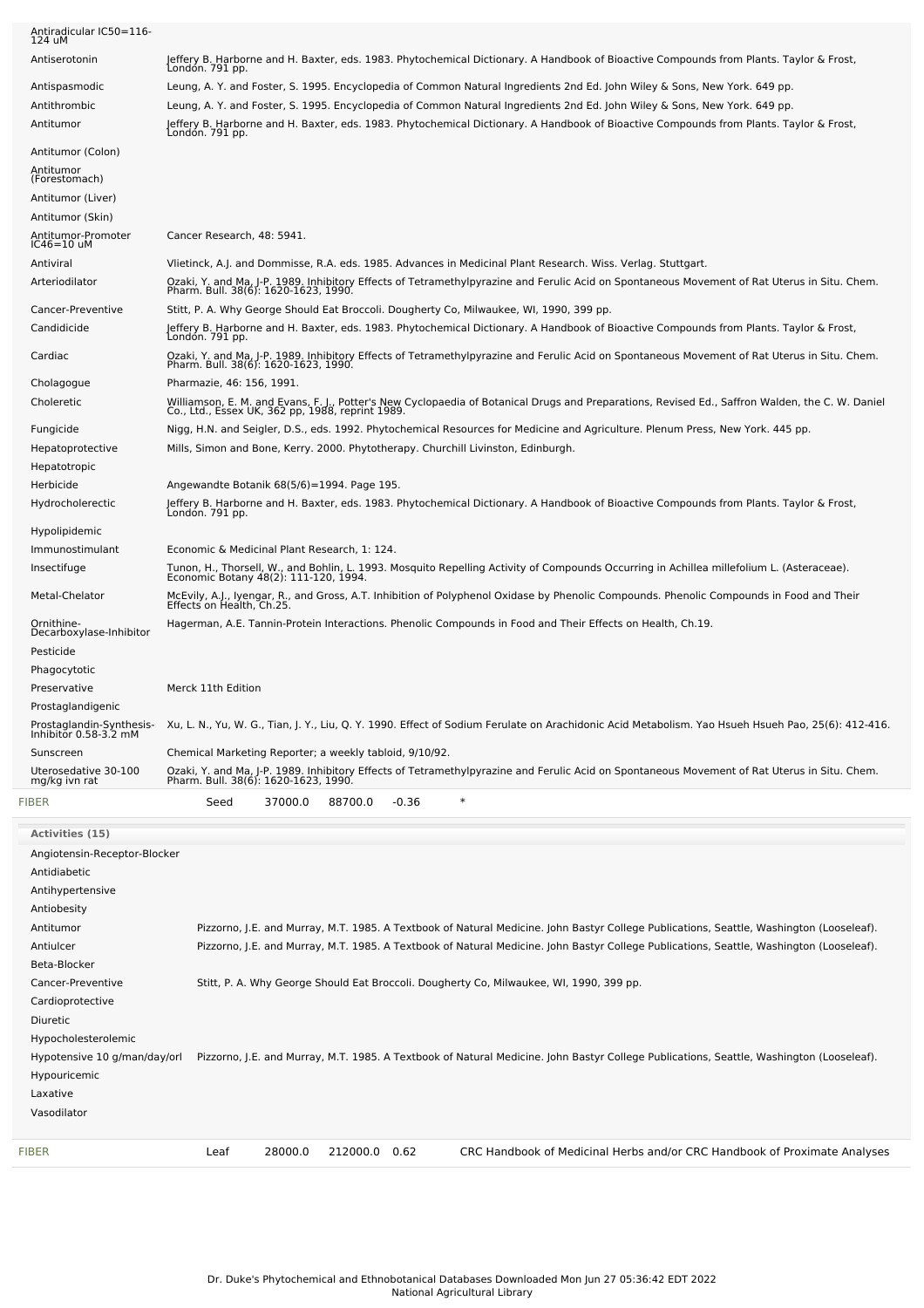| Activity | Reference |
|---|---|
| Antiradicular IC50=116-124 uM | |
| Antiserotonin | Jeffery B. Harborne and H. Baxter, eds. 1983. Phytochemical Dictionary. A Handbook of Bioactive Compounds from Plants. Taylor & Frost, London. 791 pp. |
| Antispasmodic | Leung, A. Y. and Foster, S. 1995. Encyclopedia of Common Natural Ingredients 2nd Ed. John Wiley & Sons, New York. 649 pp. |
| Antithrombic | Leung, A. Y. and Foster, S. 1995. Encyclopedia of Common Natural Ingredients 2nd Ed. John Wiley & Sons, New York. 649 pp. |
| Antitumor | Jeffery B. Harborne and H. Baxter, eds. 1983. Phytochemical Dictionary. A Handbook of Bioactive Compounds from Plants. Taylor & Frost, London. 791 pp. |
| Antitumor (Colon) | |
| Antitumor (Forestomach) | |
| Antitumor (Liver) | |
| Antitumor (Skin) | |
| Antitumor-Promoter IC46=10 uM | Cancer Research, 48: 5941. |
| Antiviral | Vlietinck, A.J. and Dommisse, R.A. eds. 1985. Advances in Medicinal Plant Research. Wiss. Verlag. Stuttgart. |
| Arteriodilator | Ozaki, Y. and Ma, J-P. 1989. Inhibitory Effects of Tetramethylpyrazine and Ferulic Acid on Spontaneous Movement of Rat Uterus in Situ. Chem. Pharm. Bull. 38(6): 1620-1623, 1990. |
| Cancer-Preventive | Stitt, P. A. Why George Should Eat Broccoli. Dougherty Co, Milwaukee, WI, 1990, 399 pp. |
| Candidicide | Jeffery B. Harborne and H. Baxter, eds. 1983. Phytochemical Dictionary. A Handbook of Bioactive Compounds from Plants. Taylor & Frost, London. 791 pp. |
| Cardiac | Ozaki, Y. and Ma, J-P. 1989. Inhibitory Effects of Tetramethylpyrazine and Ferulic Acid on Spontaneous Movement of Rat Uterus in Situ. Chem. Pharm. Bull. 38(6): 1620-1623, 1990. |
| Cholagogue | Pharmazie, 46: 156, 1991. |
| Choleretic | Williamson, E. M. and Evans, F. J., Potter's New Cyclopaedia of Botanical Drugs and Preparations, Revised Ed., Saffron Walden, the C. W. Daniel Co., Ltd., Essex UK, 362 pp, 1988, reprint 1989. |
| Fungicide | Nigg, H.N. and Seigler, D.S., eds. 1992. Phytochemical Resources for Medicine and Agriculture. Plenum Press, New York. 445 pp. |
| Hepatoprotective | Mills, Simon and Bone, Kerry. 2000. Phytotherapy. Churchill Livinston, Edinburgh. |
| Hepatotropic | |
| Herbicide | Angewandte Botanik 68(5/6)=1994. Page 195. |
| Hydrocholerectic | Jeffery B. Harborne and H. Baxter, eds. 1983. Phytochemical Dictionary. A Handbook of Bioactive Compounds from Plants. Taylor & Frost, London. 791 pp. |
| Hypolipidemic | |
| Immunostimulant | Economic & Medicinal Plant Research, 1: 124. |
| Insectifuge | Tunon, H., Thorsell, W., and Bohlin, L. 1993. Mosquito Repelling Activity of Compounds Occurring in Achillea millefolium L. (Asteraceae). Economic Botany 48(2): 111-120, 1994. |
| Metal-Chelator | McEvily, A.J., Iyengar, R., and Gross, A.T. Inhibition of Polyphenol Oxidase by Phenolic Compounds. Phenolic Compounds in Food and Their Effects on Health, Ch.25. |
| Ornithine-Decarboxylase-Inhibitor | Hagerman, A.E. Tannin-Protein Interactions. Phenolic Compounds in Food and Their Effects on Health, Ch.19. |
| Pesticide | |
| Phagocytotic | |
| Preservative | Merck 11th Edition |
| Prostaglandigenic | |
| Prostaglandin-Synthesis-Inhibitor 0.58-3.2 mM | Xu, L. N., Yu, W. G., Tian, J. Y., Liu, Q. Y. 1990. Effect of Sodium Ferulate on Arachidonic Acid Metabolism. Yao Hsueh Hsueh Pao, 25(6): 412-416. |
| Sunscreen | Chemical Marketing Reporter; a weekly tabloid, 9/10/92. |
| Uterosedative 30-100 mg/kg ivn rat | Ozaki, Y. and Ma, J-P. 1989. Inhibitory Effects of Tetramethylpyrazine and Ferulic Acid on Spontaneous Movement of Rat Uterus in Situ. Chem. Pharm. Bull. 38(6): 1620-1623, 1990. |

| Chemical | Part | Low | High | SD | Reference |
|---|---|---|---|---|---|
| FIBER | Seed | 37000.0 | 88700.0 | -0.36 | * |

**Activities (15)**

| Activity | Reference |
|---|---|
| Angiotensin-Receptor-Blocker | |
| Antidiabetic | |
| Antihypertensive | |
| Antiobesity | |
| Antitumor | Pizzorno, J.E. and Murray, M.T. 1985. A Textbook of Natural Medicine. John Bastyr College Publications, Seattle, Washington (Looseleaf). |
| Antiulcer | Pizzorno, J.E. and Murray, M.T. 1985. A Textbook of Natural Medicine. John Bastyr College Publications, Seattle, Washington (Looseleaf). |
| Beta-Blocker | |
| Cancer-Preventive | Stitt, P. A. Why George Should Eat Broccoli. Dougherty Co, Milwaukee, WI, 1990, 399 pp. |
| Cardioprotective | |
| Diuretic | |
| Hypocholesterolemic | |
| Hypotensive 10 g/man/day/orl | Pizzorno, J.E. and Murray, M.T. 1985. A Textbook of Natural Medicine. John Bastyr College Publications, Seattle, Washington (Looseleaf). |
| Hypouricemic | |
| Laxative | |
| Vasodilator | |

| Chemical | Part | Low | High | SD | Reference |
|---|---|---|---|---|---|
| FIBER | Leaf | 28000.0 | 212000.0 | 0.62 | CRC Handbook of Medicinal Herbs and/or CRC Handbook of Proximate Analyses |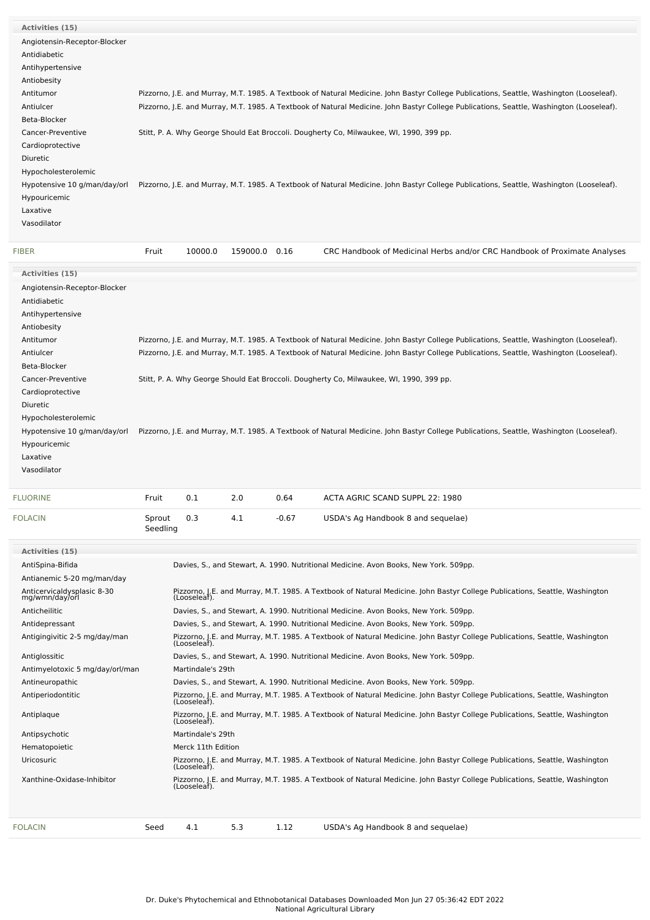| Activities (15) | |
|---|---|
| Angiotensin-Receptor-Blocker | |
| Antidiabetic | |
| Antihypertensive | |
| Antiobesity | |
| Antitumor | Pizzorno, J.E. and Murray, M.T. 1985. A Textbook of Natural Medicine. John Bastyr College Publications, Seattle, Washington (Looseleaf). |
| Antiulcer | Pizzorno, J.E. and Murray, M.T. 1985. A Textbook of Natural Medicine. John Bastyr College Publications, Seattle, Washington (Looseleaf). |
| Beta-Blocker | |
| Cancer-Preventive | Stitt, P. A. Why George Should Eat Broccoli. Dougherty Co, Milwaukee, WI, 1990, 399 pp. |
| Cardioprotective | |
| Diuretic | |
| Hypocholesterolemic | |
| Hypotensive 10 g/man/day/orl | Pizzorno, J.E. and Murray, M.T. 1985. A Textbook of Natural Medicine. John Bastyr College Publications, Seattle, Washington (Looseleaf). |
| Hypouricemic | |
| Laxative | |
| Vasodilator | |

| FIBER | Fruit | 10000.0 | 159000.0 | 0.16 | CRC Handbook of Medicinal Herbs and/or CRC Handbook of Proximate Analyses |
|---|---|---|---|---|---|

| Activities (15) | |
|---|---|
| Angiotensin-Receptor-Blocker | |
| Antidiabetic | |
| Antihypertensive | |
| Antiobesity | |
| Antitumor | Pizzorno, J.E. and Murray, M.T. 1985. A Textbook of Natural Medicine. John Bastyr College Publications, Seattle, Washington (Looseleaf). |
| Antiulcer | Pizzorno, J.E. and Murray, M.T. 1985. A Textbook of Natural Medicine. John Bastyr College Publications, Seattle, Washington (Looseleaf). |
| Beta-Blocker | |
| Cancer-Preventive | Stitt, P. A. Why George Should Eat Broccoli. Dougherty Co, Milwaukee, WI, 1990, 399 pp. |
| Cardioprotective | |
| Diuretic | |
| Hypocholesterolemic | |
| Hypotensive 10 g/man/day/orl | Pizzorno, J.E. and Murray, M.T. 1985. A Textbook of Natural Medicine. John Bastyr College Publications, Seattle, Washington (Looseleaf). |
| Hypouricemic | |
| Laxative | |
| Vasodilator | |

| FLUORINE | Fruit | 0.1 | 2.0 | 0.64 | ACTA AGRIC SCAND SUPPL 22: 1980 |
|---|---|---|---|---|---|
| FOLACIN | Sprout Seedling | 0.3 | 4.1 | -0.67 | USDA's Ag Handbook 8 and sequelae) |

| Activities (15) | |
|---|---|
| AntiSpina-Bifida | Davies, S., and Stewart, A. 1990. Nutritional Medicine. Avon Books, New York. 509pp. |
| Antianemic 5-20 mg/man/day | |
| Anticervicaldysplasic 8-30 mg/wmn/day/orl | Pizzorno, J.E. and Murray, M.T. 1985. A Textbook of Natural Medicine. John Bastyr College Publications, Seattle, Washington (Looseleaf). |
| Anticheilitic | Davies, S., and Stewart, A. 1990. Nutritional Medicine. Avon Books, New York. 509pp. |
| Antidepressant | Davies, S., and Stewart, A. 1990. Nutritional Medicine. Avon Books, New York. 509pp. |
| Antigingivitic 2-5 mg/day/man | Pizzorno, J.E. and Murray, M.T. 1985. A Textbook of Natural Medicine. John Bastyr College Publications, Seattle, Washington (Looseleaf). |
| Antiglossitic | Davies, S., and Stewart, A. 1990. Nutritional Medicine. Avon Books, New York. 509pp. |
| Antimyelotoxic 5 mg/day/orl/man | Martindale's 29th |
| Antineuropathic | Davies, S., and Stewart, A. 1990. Nutritional Medicine. Avon Books, New York. 509pp. |
| Antiperiodontitic | Pizzorno, J.E. and Murray, M.T. 1985. A Textbook of Natural Medicine. John Bastyr College Publications, Seattle, Washington (Looseleaf). |
| Antiplaque | Pizzorno, J.E. and Murray, M.T. 1985. A Textbook of Natural Medicine. John Bastyr College Publications, Seattle, Washington (Looseleaf). |
| Antipsychotic | Martindale's 29th |
| Hematopoietic | Merck 11th Edition |
| Uricosuric | Pizzorno, J.E. and Murray, M.T. 1985. A Textbook of Natural Medicine. John Bastyr College Publications, Seattle, Washington (Looseleaf). |
| Xanthine-Oxidase-Inhibitor | Pizzorno, J.E. and Murray, M.T. 1985. A Textbook of Natural Medicine. John Bastyr College Publications, Seattle, Washington (Looseleaf). |

| FOLACIN | Seed | 4.1 | 5.3 | 1.12 | USDA's Ag Handbook 8 and sequelae) |
|---|---|---|---|---|---|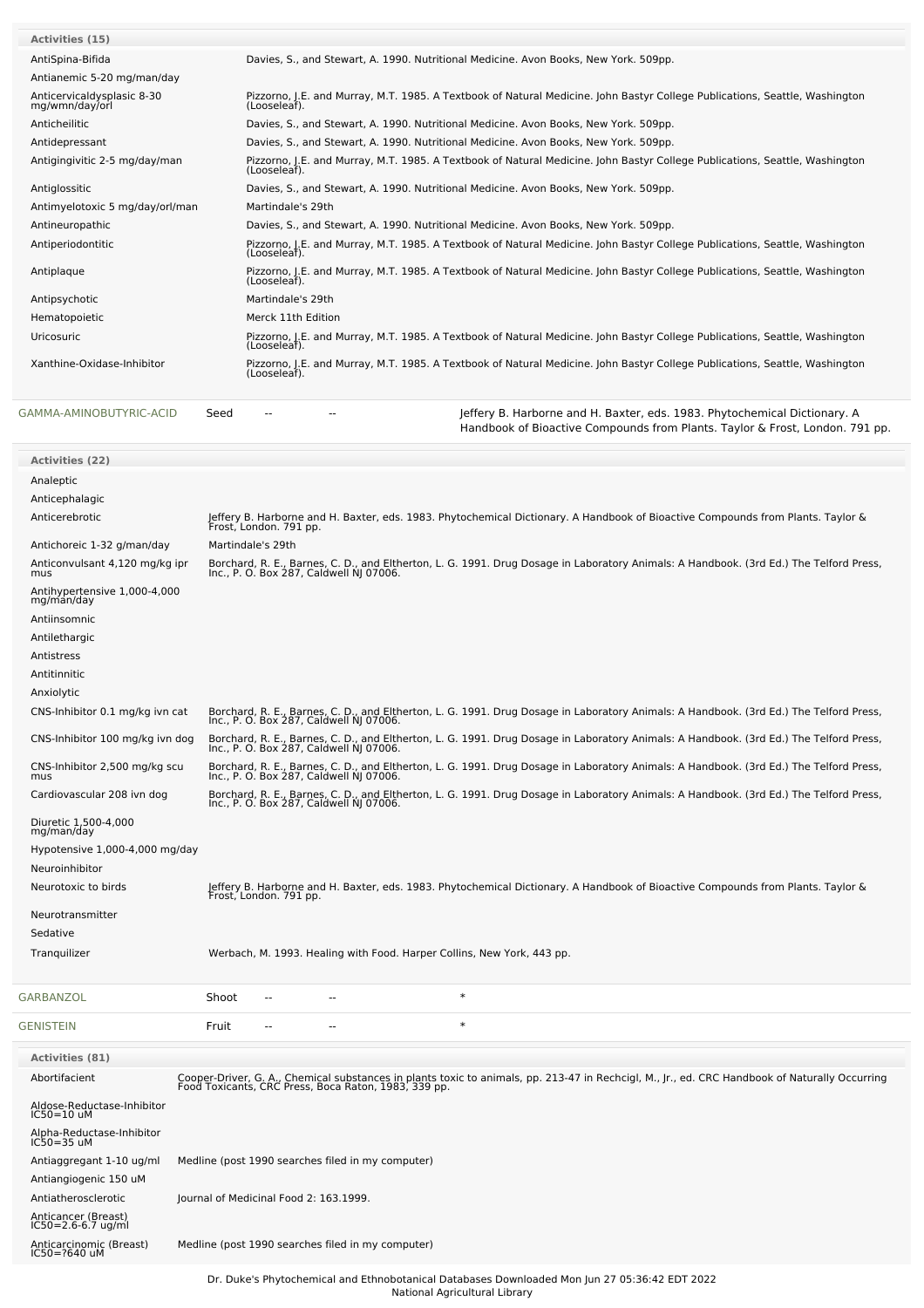| Activities (15) | |
|---|---|
| AntiSpina-Bifida | Davies, S., and Stewart, A. 1990. Nutritional Medicine. Avon Books, New York. 509pp. |
| Antianemic 5-20 mg/man/day | |
| Anticervicaldysplasic 8-30 mg/wmn/day/orl | Pizzorno, J.E. and Murray, M.T. 1985. A Textbook of Natural Medicine. John Bastyr College Publications, Seattle, Washington (Looseleaf). |
| Anticheilitic | Davies, S., and Stewart, A. 1990. Nutritional Medicine. Avon Books, New York. 509pp. |
| Antidepressant | Davies, S., and Stewart, A. 1990. Nutritional Medicine. Avon Books, New York. 509pp. |
| Antigingivitic 2-5 mg/day/man | Pizzorno, J.E. and Murray, M.T. 1985. A Textbook of Natural Medicine. John Bastyr College Publications, Seattle, Washington (Looseleaf). |
| Antiglossitic | Davies, S., and Stewart, A. 1990. Nutritional Medicine. Avon Books, New York. 509pp. |
| Antimyelotoxic 5 mg/day/orl/man | Martindale's 29th |
| Antineuropathic | Davies, S., and Stewart, A. 1990. Nutritional Medicine. Avon Books, New York. 509pp. |
| Antiperiodontitic | Pizzorno, J.E. and Murray, M.T. 1985. A Textbook of Natural Medicine. John Bastyr College Publications, Seattle, Washington (Looseleaf). |
| Antiplaque | Pizzorno, J.E. and Murray, M.T. 1985. A Textbook of Natural Medicine. John Bastyr College Publications, Seattle, Washington (Looseleaf). |
| Antipsychotic | Martindale's 29th |
| Hematopoietic | Merck 11th Edition |
| Uricosuric | Pizzorno, J.E. and Murray, M.T. 1985. A Textbook of Natural Medicine. John Bastyr College Publications, Seattle, Washington (Looseleaf). |
| Xanthine-Oxidase-Inhibitor | Pizzorno, J.E. and Murray, M.T. 1985. A Textbook of Natural Medicine. John Bastyr College Publications, Seattle, Washington (Looseleaf). |

| GAMMA-AMINOBUTYRIC-ACID | Seed | -- | -- | Jeffery B. Harborne and H. Baxter, eds. 1983. Phytochemical Dictionary. A Handbook of Bioactive Compounds from Plants. Taylor & Frost, London. 791 pp. |
|---|---|---|---|---|

| Activities (22) | |
|---|---|
| Analeptic | |
| Anticephalagic | |
| Anticerebrotic | Jeffery B. Harborne and H. Baxter, eds. 1983. Phytochemical Dictionary. A Handbook of Bioactive Compounds from Plants. Taylor & Frost, London. 791 pp. |
| Antichoreic 1-32 g/man/day | Martindale's 29th |
| Anticonvulsant 4,120 mg/kg ipr mus | Borchard, R. E., Barnes, C. D., and Eltherton, L. G. 1991. Drug Dosage in Laboratory Animals: A Handbook. (3rd Ed.) The Telford Press, Inc., P. O. Box 287, Caldwell NJ 07006. |
| Antihypertensive 1,000-4,000 mg/man/day | |
| Antiinsomnic | |
| Antilethargic | |
| Antistress | |
| Antitinnitic | |
| Anxiolytic | |
| CNS-Inhibitor 0.1 mg/kg ivn cat | Borchard, R. E., Barnes, C. D., and Eltherton, L. G. 1991. Drug Dosage in Laboratory Animals: A Handbook. (3rd Ed.) The Telford Press, Inc., P. O. Box 287, Caldwell NJ 07006. |
| CNS-Inhibitor 100 mg/kg ivn dog | Borchard, R. E., Barnes, C. D., and Eltherton, L. G. 1991. Drug Dosage in Laboratory Animals: A Handbook. (3rd Ed.) The Telford Press, Inc., P. O. Box 287, Caldwell NJ 07006. |
| CNS-Inhibitor 2,500 mg/kg scu mus | Borchard, R. E., Barnes, C. D., and Eltherton, L. G. 1991. Drug Dosage in Laboratory Animals: A Handbook. (3rd Ed.) The Telford Press, Inc., P. O. Box 287, Caldwell NJ 07006. |
| Cardiovascular 208 ivn dog | Borchard, R. E., Barnes, C. D., and Eltherton, L. G. 1991. Drug Dosage in Laboratory Animals: A Handbook. (3rd Ed.) The Telford Press, Inc., P. O. Box 287, Caldwell NJ 07006. |
| Diuretic 1,500-4,000 mg/man/day | |
| Hypotensive 1,000-4,000 mg/day | |
| Neuroinhibitor | |
| Neurotoxic to birds | Jeffery B. Harborne and H. Baxter, eds. 1983. Phytochemical Dictionary. A Handbook of Bioactive Compounds from Plants. Taylor & Frost, London. 791 pp. |
| Neurotransmitter | |
| Sedative | |
| Tranquilizer | Werbach, M. 1993. Healing with Food. Harper Collins, New York, 443 pp. |

| GARBANZOL | Shoot | -- | -- | * |
|---|---|---|---|---|
| GENISTEIN | Fruit | -- | -- | * |

| Activities (81) | |
|---|---|
| Abortifacient | Cooper-Driver, G. A., Chemical substances in plants toxic to animals, pp. 213-47 in Rechcigl, M., Jr., ed. CRC Handbook of Naturally Occurring Food Toxicants, CRC Press, Boca Raton, 1983, 339 pp. |
| Aldose-Reductase-Inhibitor IC50=10 uM | |
| Alpha-Reductase-Inhibitor IC50=35 uM | |
| Antiaggregant 1-10 ug/ml | Medline (post 1990 searches filed in my computer) |
| Antiangiogenic 150 uM | |
| Antiatherosclerotic | Journal of Medicinal Food 2: 163.1999. |
| Anticancer (Breast) IC50=2.6-6.7 ug/ml | |
| Anticarcinomic (Breast) IC50=?640 uM | Medline (post 1990 searches filed in my computer) |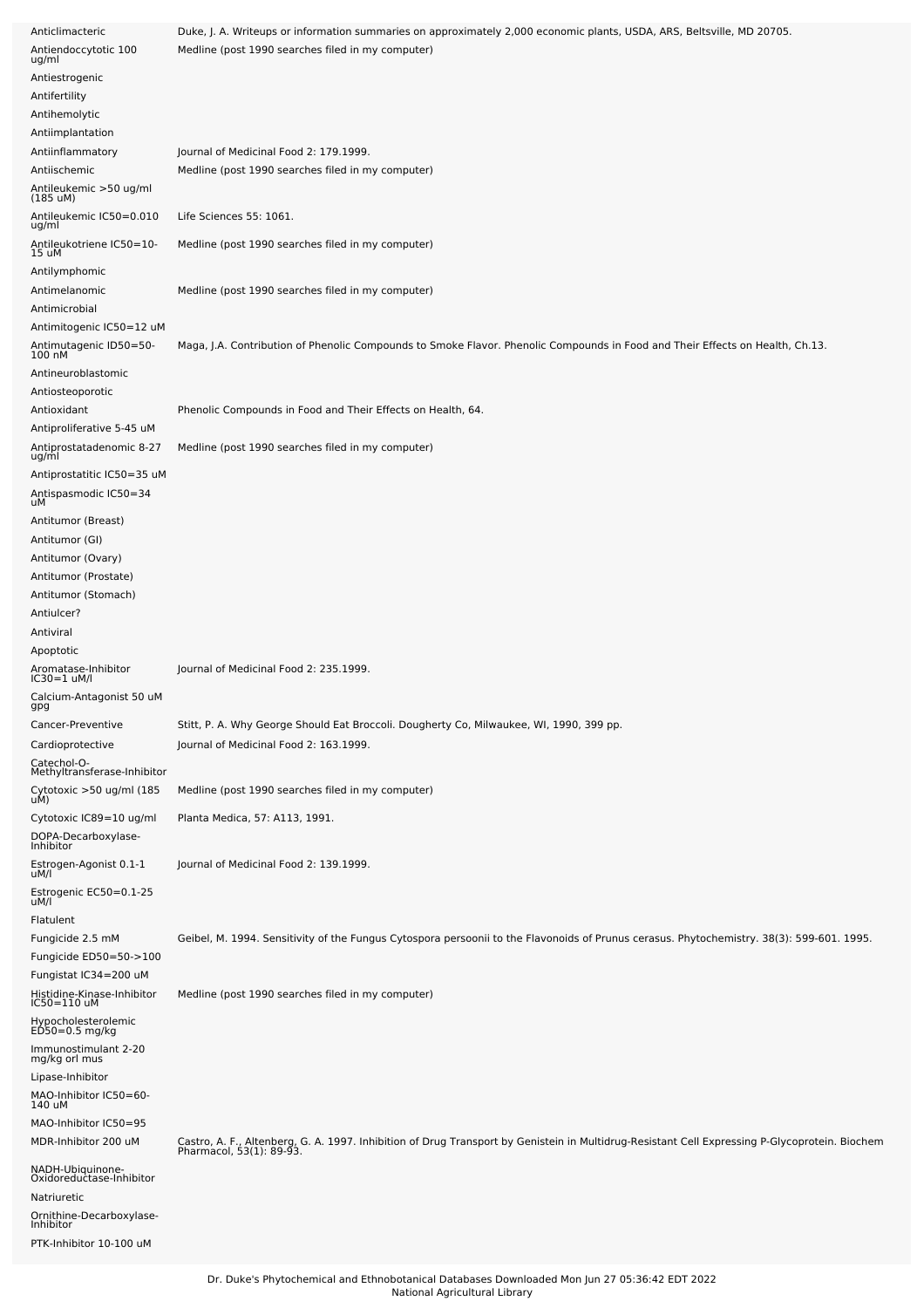| | |
|---|---|
| Anticlimacteric | Duke, J. A. Writeups or information summaries on approximately 2,000 economic plants, USDA, ARS, Beltsville, MD 20705. |
| Antiendoccytotic 100 ug/ml | Medline (post 1990 searches filed in my computer) |
| Antiestrogenic | |
| Antifertility | |
| Antihemolytic | |
| Antiimplantation | |
| Antiinflammatory | Journal of Medicinal Food 2: 179.1999. |
| Antiischemic | Medline (post 1990 searches filed in my computer) |
| Antileukemic >50 ug/ml (185 uM) | |
| Antileukemic IC50=0.010 ug/ml | Life Sciences 55: 1061. |
| Antileukotriene IC50=10-15 uM | Medline (post 1990 searches filed in my computer) |
| Antilymphomic | |
| Antimelanomic | Medline (post 1990 searches filed in my computer) |
| Antimicrobial | |
| Antimitogenic IC50=12 uM | |
| Antimutagenic ID50=50-100 nM | Maga, J.A. Contribution of Phenolic Compounds to Smoke Flavor. Phenolic Compounds in Food and Their Effects on Health, Ch.13. |
| Antineuroblastomic | |
| Antiosteoporotic | |
| Antioxidant | Phenolic Compounds in Food and Their Effects on Health, 64. |
| Antiproliferative 5-45 uM | |
| Antiprostatadenomic 8-27 ug/ml | Medline (post 1990 searches filed in my computer) |
| Antiprostatitic IC50=35 uM | |
| Antispasmodic IC50=34 uM | |
| Antitumor (Breast) | |
| Antitumor (GI) | |
| Antitumor (Ovary) | |
| Antitumor (Prostate) | |
| Antitumor (Stomach) | |
| Antiulcer? | |
| Antiviral | |
| Apoptotic | |
| Aromatase-Inhibitor IC30=1 uM/l | Journal of Medicinal Food 2: 235.1999. |
| Calcium-Antagonist 50 uM gpg | |
| Cancer-Preventive | Stitt, P. A. Why George Should Eat Broccoli. Dougherty Co, Milwaukee, WI, 1990, 399 pp. |
| Cardioprotective | Journal of Medicinal Food 2: 163.1999. |
| Catechol-O-Methyltransferase-Inhibitor | |
| Cytotoxic >50 ug/ml (185 uM) | Medline (post 1990 searches filed in my computer) |
| Cytotoxic IC89=10 ug/ml | Planta Medica, 57: A113, 1991. |
| DOPA-Decarboxylase-Inhibitor | |
| Estrogen-Agonist 0.1-1 uM/l | Journal of Medicinal Food 2: 139.1999. |
| Estrogenic EC50=0.1-25 uM/l | |
| Flatulent | |
| Fungicide 2.5 mM | Geibel, M. 1994. Sensitivity of the Fungus Cytospora persoonii to the Flavonoids of Prunus cerasus. Phytochemistry. 38(3): 599-601. 1995. |
| Fungicide ED50=50->100 | |
| Fungistat IC34=200 uM | |
| Histidine-Kinase-Inhibitor IC50=110 uM | Medline (post 1990 searches filed in my computer) |
| Hypocholesterolemic ED50=0.5 mg/kg | |
| Immunostimulant 2-20 mg/kg orl mus | |
| Lipase-Inhibitor | |
| MAO-Inhibitor IC50=60-140 uM | |
| MAO-Inhibitor IC50=95 | |
| MDR-Inhibitor 200 uM | Castro, A. F., Altenberg, G. A. 1997. Inhibition of Drug Transport by Genistein in Multidrug-Resistant Cell Expressing P-Glycoprotein. Biochem Pharmacol, 53(1): 89-93. |
| NADH-Ubiquinone-Oxidoreductase-Inhibitor | |
| Natriuretic | |
| Ornithine-Decarboxylase-Inhibitor | |
| PTK-Inhibitor 10-100 uM | |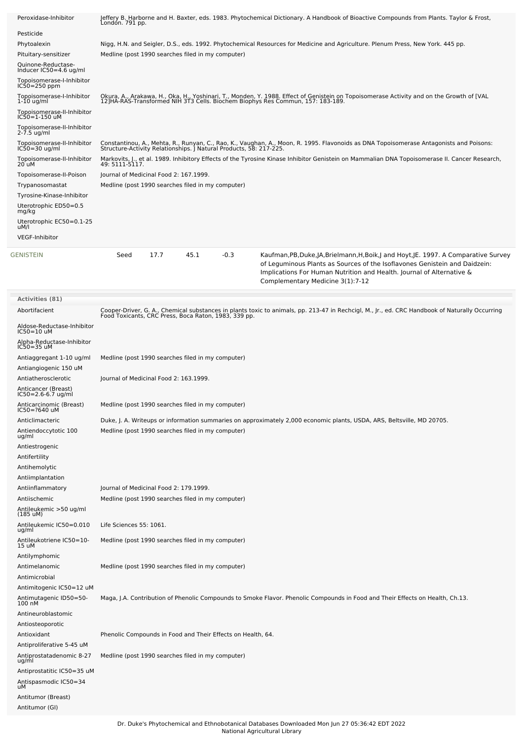| Activity | Reference |
|---|---|
| Peroxidase-Inhibitor | Jeffery B. Harborne and H. Baxter, eds. 1983. Phytochemical Dictionary. A Handbook of Bioactive Compounds from Plants. Taylor & Frost, London. 791 pp. |
| Pesticide | |
| Phytoalexin | Nigg, H.N. and Seigler, D.S., eds. 1992. Phytochemical Resources for Medicine and Agriculture. Plenum Press, New York. 445 pp. |
| Pituitary-sensitizer | Medline (post 1990 searches filed in my computer) |
| Quinone-Reductase-Inducer IC50=4.6 ug/ml | |
| Topoisomerase-I-Inhibitor IC50=250 ppm | |
| Topoisomerase-I-Inhibitor 1-10 ug/ml | Okura, A., Arakawa, H., Oka, H., Yoshinari, T., Monden, Y. 1988. Effect of Genistein on Topoisomerase Activity and on the Growth of [VAL 12]HA-RAS-Transformed NIH 3T3 Cells. Biochem Biophys Res Commun, 157: 183-189. |
| Topoisomerase-II-Inhibitor IC50=1-150 uM | |
| Topoisomerase-II-Inhibitor 2-7.5 ug/ml | |
| Topoisomerase-II-Inhibitor IC50=30 ug/ml | Constantinou, A., Mehta, R., Runyan, C., Rao, K., Vaughan, A., Moon, R. 1995. Flavonoids as DNA Topoisomerase Antagonists and Poisons: Structure-Activity Relationships. J Natural Products, 58: 217-225. |
| Topoisomerase-II-Inhibitor 20 uM | Markovits, J., et al. 1989. Inhibitory Effects of the Tyrosine Kinase Inhibitor Genistein on Mammalian DNA Topoisomerase II. Cancer Research, 49: 5111-5117. |
| Topoisomerase-II-Poison | Journal of Medicinal Food 2: 167.1999. |
| Trypanosomastat | Medline (post 1990 searches filed in my computer) |
| Tyrosine-Kinase-Inhibitor | |
| Uterotrophic ED50=0.5 mg/kg | |
| Uterotrophic EC50=0.1-25 uM/l | |
| VEGF-Inhibitor | |

| Chemical | Part | Low | High | SD | Reference |
|---|---|---|---|---|---|
| GENISTEIN | Seed | 17.7 | 45.1 | -0.3 | Kaufman,PB,Duke,JA,Brielmann,H,Boik,J and Hoyt,JE. 1997. A Comparative Survey of Leguminous Plants as Sources of the Isoflavones Genistein and Daidzein: Implications For Human Nutrition and Health. Journal of Alternative & Complementary Medicine 3(1):7-12 |

**Activities (81)**

| Activity | Reference |
|---|---|
| Abortifacient | Cooper-Driver, G. A., Chemical substances in plants toxic to animals, pp. 213-47 in Rechcigl, M., Jr., ed. CRC Handbook of Naturally Occurring Food Toxicants, CRC Press, Boca Raton, 1983, 339 pp. |
| Aldose-Reductase-Inhibitor IC50=10 uM | |
| Alpha-Reductase-Inhibitor IC50=35 uM | |
| Antiaggregant 1-10 ug/ml | Medline (post 1990 searches filed in my computer) |
| Antiangiogenic 150 uM | |
| Antiatherosclerotic | Journal of Medicinal Food 2: 163.1999. |
| Anticancer (Breast) IC50=2.6-6.7 ug/ml | |
| Anticarcinomic (Breast) IC50=?640 uM | Medline (post 1990 searches filed in my computer) |
| Anticlimacteric | Duke, J. A. Writeups or information summaries on approximately 2,000 economic plants, USDA, ARS, Beltsville, MD 20705. |
| Antiendoccytotic 100 ug/ml | Medline (post 1990 searches filed in my computer) |
| Antiestrogenic | |
| Antifertility | |
| Antihemolytic | |
| Antiimplantation | |
| Antiinflammatory | Journal of Medicinal Food 2: 179.1999. |
| Antiischemic | Medline (post 1990 searches filed in my computer) |
| Antileukemic >50 ug/ml (185 uM) | |
| Antileukemic IC50=0.010 ug/ml | Life Sciences 55: 1061. |
| Antileukotriene IC50=10-15 uM | Medline (post 1990 searches filed in my computer) |
| Antilymphomic | |
| Antimelanomic | Medline (post 1990 searches filed in my computer) |
| Antimicrobial | |
| Antimitogenic IC50=12 uM | |
| Antimutagenic ID50=50-100 nM | Maga, J.A. Contribution of Phenolic Compounds to Smoke Flavor. Phenolic Compounds in Food and Their Effects on Health, Ch.13. |
| Antineuroblastomic | |
| Antiosteoporotic | |
| Antioxidant | Phenolic Compounds in Food and Their Effects on Health, 64. |
| Antiproliferative 5-45 uM | |
| Antiprostatadenomic 8-27 ug/ml | Medline (post 1990 searches filed in my computer) |
| Antiprostatitic IC50=35 uM | |
| Antispasmodic IC50=34 uM | |
| Antitumor (Breast) | |
| Antitumor (GI) | |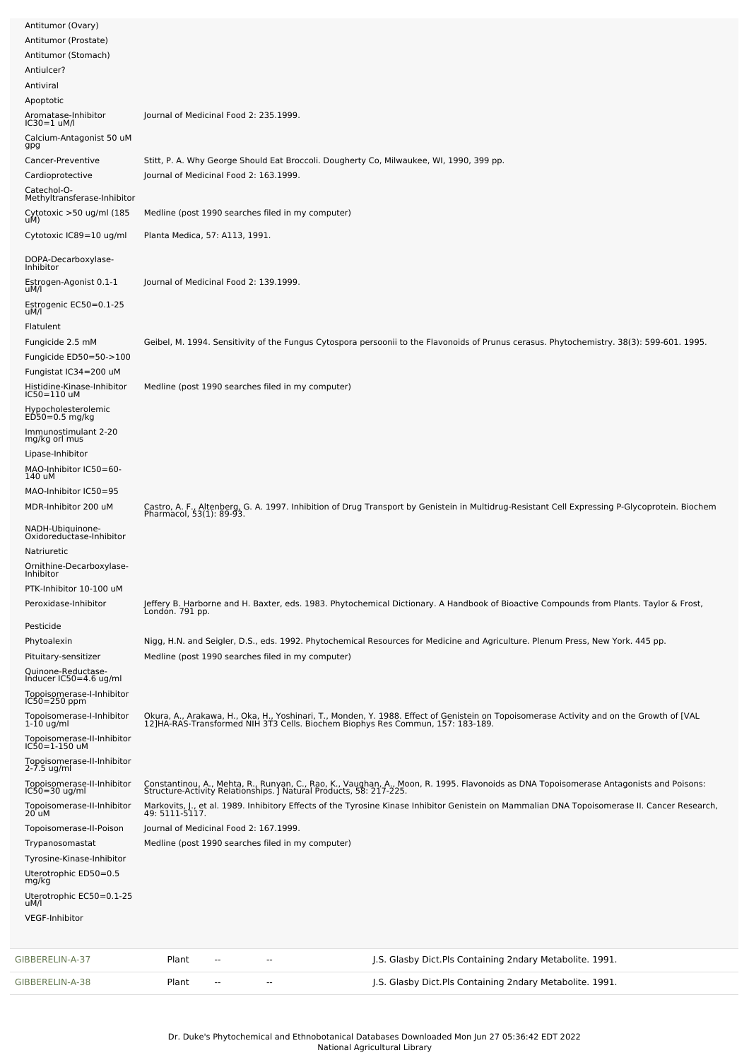| | |
|---|---|
| Antitumor (Ovary) | |
| Antitumor (Prostate) | |
| Antitumor (Stomach) | |
| Antiulcer? | |
| Antiviral | |
| Apoptotic | |
| Aromatase-Inhibitor IC30=1 uM/l | Journal of Medicinal Food 2: 235.1999. |
| Calcium-Antagonist 50 uM gpg | |
| Cancer-Preventive | Stitt, P. A. Why George Should Eat Broccoli. Dougherty Co, Milwaukee, WI, 1990, 399 pp. |
| Cardioprotective | Journal of Medicinal Food 2: 163.1999. |
| Catechol-O-Methyltransferase-Inhibitor | |
| Cytotoxic >50 ug/ml (185 uM) | Medline (post 1990 searches filed in my computer) |
| Cytotoxic IC89=10 ug/ml | Planta Medica, 57: A113, 1991. |
| DOPA-Decarboxylase-Inhibitor | |
| Estrogen-Agonist 0.1-1 uM/l | Journal of Medicinal Food 2: 139.1999. |
| Estrogenic EC50=0.1-25 uM/l | |
| Flatulent | |
| Fungicide 2.5 mM | Geibel, M. 1994. Sensitivity of the Fungus Cytospora persoonii to the Flavonoids of Prunus cerasus. Phytochemistry. 38(3): 599-601. 1995. |
| Fungicide ED50=50->100 | |
| Fungistat IC34=200 uM | |
| Histidine-Kinase-Inhibitor IC50=110 uM | Medline (post 1990 searches filed in my computer) |
| Hypocholesterolemic ED50=0.5 mg/kg | |
| Immunostimulant 2-20 mg/kg orl mus | |
| Lipase-Inhibitor | |
| MAO-Inhibitor IC50=60-140 uM | |
| MAO-Inhibitor IC50=95 | |
| MDR-Inhibitor 200 uM | Castro, A. F., Altenberg, G. A. 1997. Inhibition of Drug Transport by Genistein in Multidrug-Resistant Cell Expressing P-Glycoprotein. Biochem Pharmacol, 53(1): 89-93. |
| NADH-Ubiquinone-Oxidoreductase-Inhibitor | |
| Natriuretic | |
| Ornithine-Decarboxylase-Inhibitor | |
| PTK-Inhibitor 10-100 uM | |
| Peroxidase-Inhibitor | Jeffery B. Harborne and H. Baxter, eds. 1983. Phytochemical Dictionary. A Handbook of Bioactive Compounds from Plants. Taylor & Frost, London. 791 pp. |
| Pesticide | |
| Phytoalexin | Nigg, H.N. and Seigler, D.S., eds. 1992. Phytochemical Resources for Medicine and Agriculture. Plenum Press, New York. 445 pp. |
| Pituitary-sensitizer | Medline (post 1990 searches filed in my computer) |
| Quinone-Reductase-Inducer IC50=4.6 ug/ml | |
| Topoisomerase-I-Inhibitor IC50=250 ppm | |
| Topoisomerase-I-Inhibitor 1-10 ug/ml | Okura, A., Arakawa, H., Oka, H., Yoshinari, T., Monden, Y. 1988. Effect of Genistein on Topoisomerase Activity and on the Growth of [VAL 12]HA-RAS-Transformed NIH 3T3 Cells. Biochem Biophys Res Commun, 157: 183-189. |
| Topoisomerase-II-Inhibitor IC50=1-150 uM | |
| Topoisomerase-II-Inhibitor 2-7.5 ug/ml | |
| Topoisomerase-II-Inhibitor IC50=30 ug/ml | Constantinou, A., Mehta, R., Runyan, C., Rao, K., Vaughan, A., Moon, R. 1995. Flavonoids as DNA Topoisomerase Antagonists and Poisons: Structure-Activity Relationships. J Natural Products, 58: 217-225. |
| Topoisomerase-II-Inhibitor 20 uM | Markovits, J., et al. 1989. Inhibitory Effects of the Tyrosine Kinase Inhibitor Genistein on Mammalian DNA Topoisomerase II. Cancer Research, 49: 5111-5117. |
| Topoisomerase-II-Poison | Journal of Medicinal Food 2: 167.1999. |
| Trypanosomastat | Medline (post 1990 searches filed in my computer) |
| Tyrosine-Kinase-Inhibitor | |
| Uterotrophic ED50=0.5 mg/kg | |
| Uterotrophic EC50=0.1-25 uM/l | |
| VEGF-Inhibitor | |

| | | | | |
|---|---|---|---|---|
| GIBBERELIN-A-37 | Plant | -- | -- | J.S. Glasby Dict.Pls Containing 2ndary Metabolite. 1991. |
| GIBBERELIN-A-38 | Plant | -- | -- | J.S. Glasby Dict.Pls Containing 2ndary Metabolite. 1991. |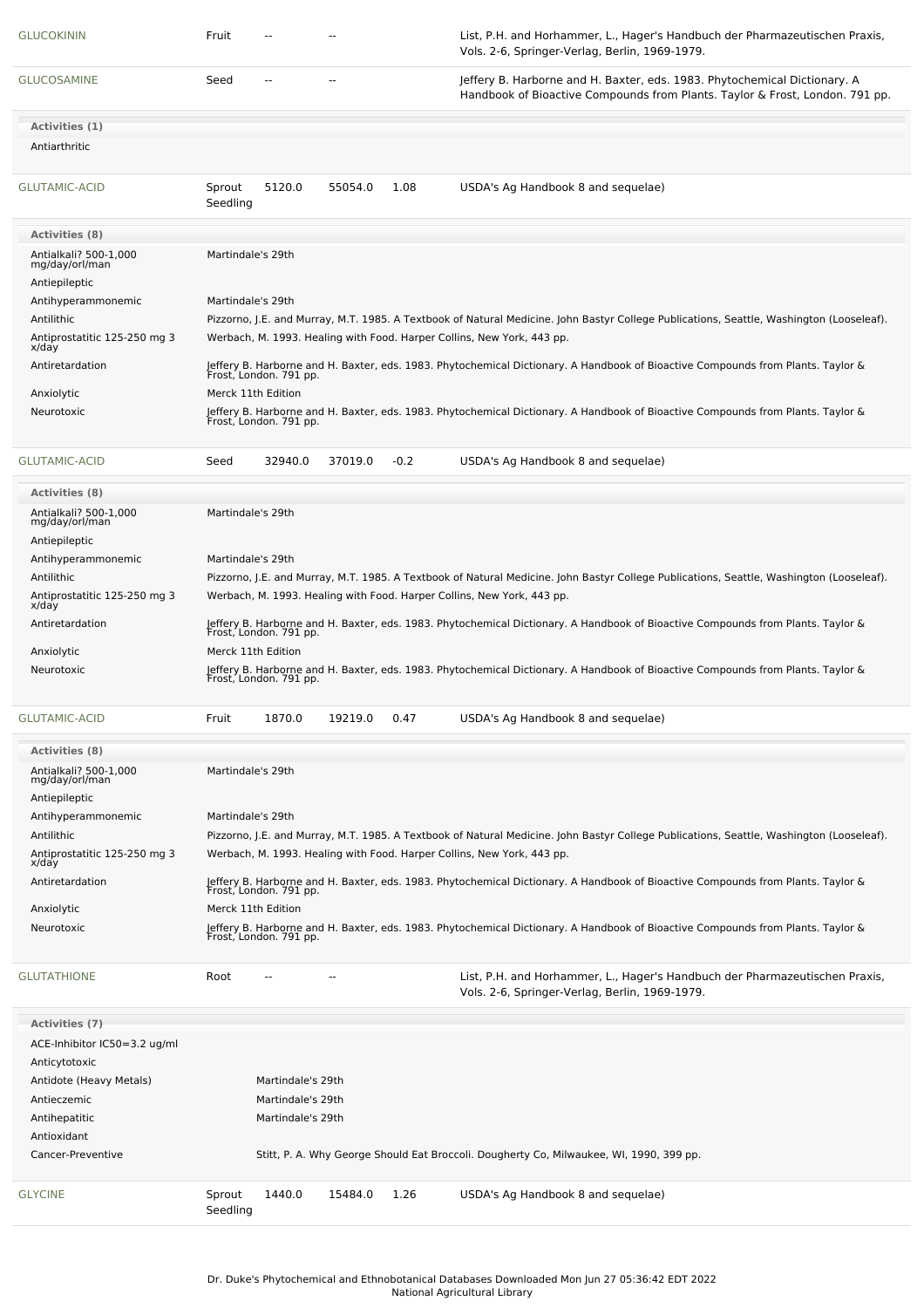| | | | | | |
|---|---|---|---|---|---|
| GLUCOKININ | Fruit | -- | -- | | List, P.H. and Horhammer, L., Hager's Handbuch der Pharmazeutischen Praxis, Vols. 2-6, Springer-Verlag, Berlin, 1969-1979. |
| GLUCOSAMINE | Seed | -- | -- | | Jeffery B. Harborne and H. Baxter, eds. 1983. Phytochemical Dictionary. A Handbook of Bioactive Compounds from Plants. Taylor & Frost, London. 791 pp. |

**Activities (1)**

Antiarthritic

| | | | | | |
|---|---|---|---|---|---|
| GLUTAMIC-ACID | Sprout Seedling | 5120.0 | 55054.0 | 1.08 | USDA's Ag Handbook 8 and sequelae) |

| Activities (8) | |
|---|---|
| Antialkali? 500-1,000 mg/day/orl/man | Martindale's 29th |
| Antiepileptic | |
| Antihyperammonemic | Martindale's 29th |
| Antilithic | Pizzorno, J.E. and Murray, M.T. 1985. A Textbook of Natural Medicine. John Bastyr College Publications, Seattle, Washington (Looseleaf). |
| Antiprostatitic 125-250 mg 3 x/day | Werbach, M. 1993. Healing with Food. Harper Collins, New York, 443 pp. |
| Antiretardation | Jeffery B. Harborne and H. Baxter, eds. 1983. Phytochemical Dictionary. A Handbook of Bioactive Compounds from Plants. Taylor & Frost, London. 791 pp. |
| Anxiolytic | Merck 11th Edition |
| Neurotoxic | Jeffery B. Harborne and H. Baxter, eds. 1983. Phytochemical Dictionary. A Handbook of Bioactive Compounds from Plants. Taylor & Frost, London. 791 pp. |

| | | | | | |
|---|---|---|---|---|---|
| GLUTAMIC-ACID | Seed | 32940.0 | 37019.0 | -0.2 | USDA's Ag Handbook 8 and sequelae) |

| Activities (8) | |
|---|---|
| Antialkali? 500-1,000 mg/day/orl/man | Martindale's 29th |
| Antiepileptic | |
| Antihyperammonemic | Martindale's 29th |
| Antilithic | Pizzorno, J.E. and Murray, M.T. 1985. A Textbook of Natural Medicine. John Bastyr College Publications, Seattle, Washington (Looseleaf). |
| Antiprostatitic 125-250 mg 3 x/day | Werbach, M. 1993. Healing with Food. Harper Collins, New York, 443 pp. |
| Antiretardation | Jeffery B. Harborne and H. Baxter, eds. 1983. Phytochemical Dictionary. A Handbook of Bioactive Compounds from Plants. Taylor & Frost, London. 791 pp. |
| Anxiolytic | Merck 11th Edition |
| Neurotoxic | Jeffery B. Harborne and H. Baxter, eds. 1983. Phytochemical Dictionary. A Handbook of Bioactive Compounds from Plants. Taylor & Frost, London. 791 pp. |

| | | | | | |
|---|---|---|---|---|---|
| GLUTAMIC-ACID | Fruit | 1870.0 | 19219.0 | 0.47 | USDA's Ag Handbook 8 and sequelae) |

| Activities (8) | |
|---|---|
| Antialkali? 500-1,000 mg/day/orl/man | Martindale's 29th |
| Antiepileptic | |
| Antihyperammonemic | Martindale's 29th |
| Antilithic | Pizzorno, J.E. and Murray, M.T. 1985. A Textbook of Natural Medicine. John Bastyr College Publications, Seattle, Washington (Looseleaf). |
| Antiprostatitic 125-250 mg 3 x/day | Werbach, M. 1993. Healing with Food. Harper Collins, New York, 443 pp. |
| Antiretardation | Jeffery B. Harborne and H. Baxter, eds. 1983. Phytochemical Dictionary. A Handbook of Bioactive Compounds from Plants. Taylor & Frost, London. 791 pp. |
| Anxiolytic | Merck 11th Edition |
| Neurotoxic | Jeffery B. Harborne and H. Baxter, eds. 1983. Phytochemical Dictionary. A Handbook of Bioactive Compounds from Plants. Taylor & Frost, London. 791 pp. |

| | | | | | |
|---|---|---|---|---|---|
| GLUTATHIONE | Root | -- | -- | | List, P.H. and Horhammer, L., Hager's Handbuch der Pharmazeutischen Praxis, Vols. 2-6, Springer-Verlag, Berlin, 1969-1979. |

| Activities (7) | |
|---|---|
| ACE-Inhibitor IC50=3.2 ug/ml | |
| Anticytotoxic | |
| Antidote (Heavy Metals) | Martindale's 29th |
| Antieczemic | Martindale's 29th |
| Antihepatitic | Martindale's 29th |
| Antioxidant | |
| Cancer-Preventive | Stitt, P. A. Why George Should Eat Broccoli. Dougherty Co, Milwaukee, WI, 1990, 399 pp. |

| | | | | | |
|---|---|---|---|---|---|
| GLYCINE | Sprout Seedling | 1440.0 | 15484.0 | 1.26 | USDA's Ag Handbook 8 and sequelae) |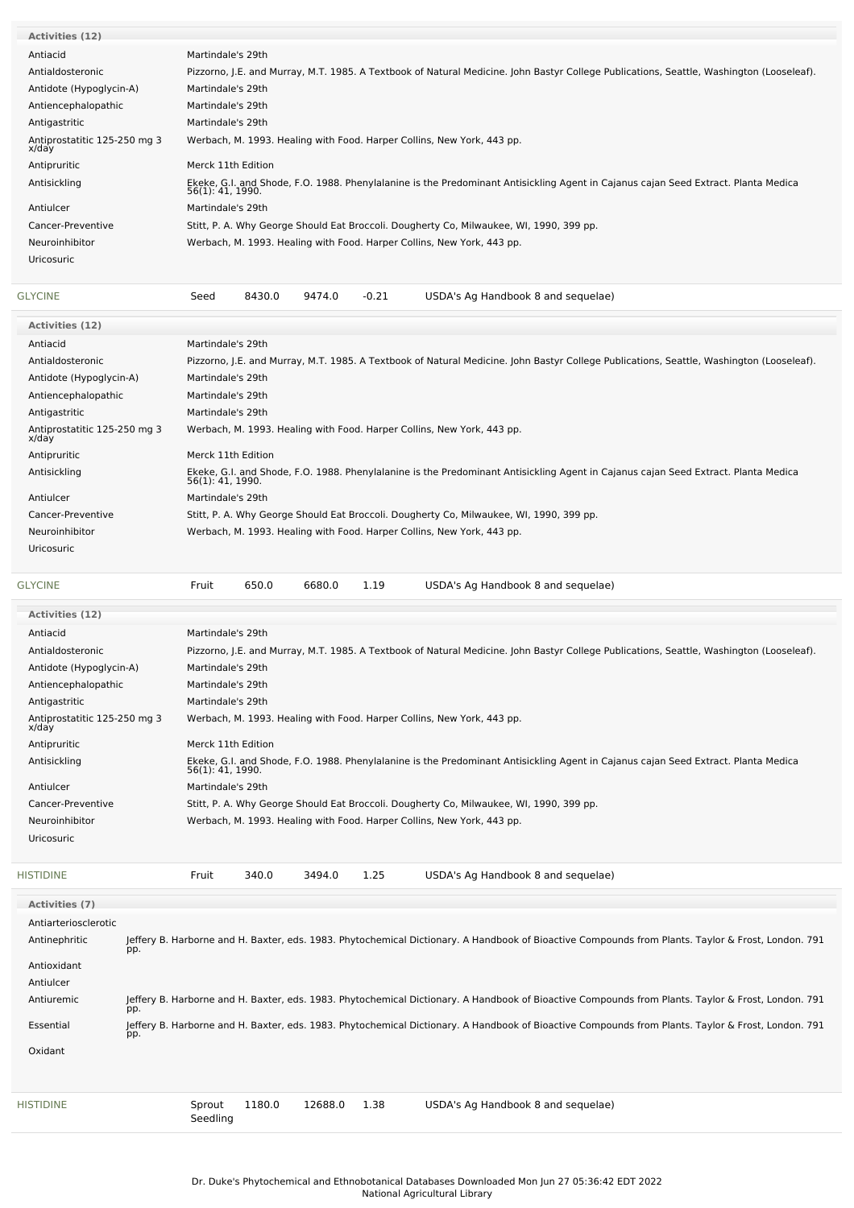| Activities (12) | |
|---|---|
| Antiacid | Martindale's 29th |
| Antialdosteronic | Pizzorno, J.E. and Murray, M.T. 1985. A Textbook of Natural Medicine. John Bastyr College Publications, Seattle, Washington (Looseleaf). |
| Antidote (Hypoglycin-A) | Martindale's 29th |
| Antiencephalopathic | Martindale's 29th |
| Antigastritic | Martindale's 29th |
| Antiprostatitic 125-250 mg 3 x/day | Werbach, M. 1993. Healing with Food. Harper Collins, New York, 443 pp. |
| Antipruritic | Merck 11th Edition |
| Antisickling | Ekeke, G.I. and Shode, F.O. 1988. Phenylalanine is the Predominant Antisickling Agent in Cajanus cajan Seed Extract. Planta Medica 56(1): 41, 1990. |
| Antiulcer | Martindale's 29th |
| Cancer-Preventive | Stitt, P. A. Why George Should Eat Broccoli. Dougherty Co, Milwaukee, WI, 1990, 399 pp. |
| Neuroinhibitor | Werbach, M. 1993. Healing with Food. Harper Collins, New York, 443 pp. |
| Uricosuric | |

| GLYCINE | Seed | 8430.0 | 9474.0 | -0.21 | USDA's Ag Handbook 8 and sequelae) |
|---|---|---|---|---|---|

| Activities (12) | |
|---|---|
| Antiacid | Martindale's 29th |
| Antialdosteronic | Pizzorno, J.E. and Murray, M.T. 1985. A Textbook of Natural Medicine. John Bastyr College Publications, Seattle, Washington (Looseleaf). |
| Antidote (Hypoglycin-A) | Martindale's 29th |
| Antiencephalopathic | Martindale's 29th |
| Antigastritic | Martindale's 29th |
| Antiprostatitic 125-250 mg 3 x/day | Werbach, M. 1993. Healing with Food. Harper Collins, New York, 443 pp. |
| Antipruritic | Merck 11th Edition |
| Antisickling | Ekeke, G.I. and Shode, F.O. 1988. Phenylalanine is the Predominant Antisickling Agent in Cajanus cajan Seed Extract. Planta Medica 56(1): 41, 1990. |
| Antiulcer | Martindale's 29th |
| Cancer-Preventive | Stitt, P. A. Why George Should Eat Broccoli. Dougherty Co, Milwaukee, WI, 1990, 399 pp. |
| Neuroinhibitor | Werbach, M. 1993. Healing with Food. Harper Collins, New York, 443 pp. |
| Uricosuric | |

| GLYCINE | Fruit | 650.0 | 6680.0 | 1.19 | USDA's Ag Handbook 8 and sequelae) |
|---|---|---|---|---|---|

| Activities (12) | |
|---|---|
| Antiacid | Martindale's 29th |
| Antialdosteronic | Pizzorno, J.E. and Murray, M.T. 1985. A Textbook of Natural Medicine. John Bastyr College Publications, Seattle, Washington (Looseleaf). |
| Antidote (Hypoglycin-A) | Martindale's 29th |
| Antiencephalopathic | Martindale's 29th |
| Antigastritic | Martindale's 29th |
| Antiprostatitic 125-250 mg 3 x/day | Werbach, M. 1993. Healing with Food. Harper Collins, New York, 443 pp. |
| Antipruritic | Merck 11th Edition |
| Antisickling | Ekeke, G.I. and Shode, F.O. 1988. Phenylalanine is the Predominant Antisickling Agent in Cajanus cajan Seed Extract. Planta Medica 56(1): 41, 1990. |
| Antiulcer | Martindale's 29th |
| Cancer-Preventive | Stitt, P. A. Why George Should Eat Broccoli. Dougherty Co, Milwaukee, WI, 1990, 399 pp. |
| Neuroinhibitor | Werbach, M. 1993. Healing with Food. Harper Collins, New York, 443 pp. |
| Uricosuric | |

| HISTIDINE | Fruit | 340.0 | 3494.0 | 1.25 | USDA's Ag Handbook 8 and sequelae) |
|---|---|---|---|---|---|

| Activities (7) | |
|---|---|
| Antiarteriosclerotic | |
| Antinephritic | Jeffery B. Harborne and H. Baxter, eds. 1983. Phytochemical Dictionary. A Handbook of Bioactive Compounds from Plants. Taylor & Frost, London. 791 pp. |
| Antioxidant | |
| Antiulcer | |
| Antiuremic | Jeffery B. Harborne and H. Baxter, eds. 1983. Phytochemical Dictionary. A Handbook of Bioactive Compounds from Plants. Taylor & Frost, London. 791 pp. |
| Essential | Jeffery B. Harborne and H. Baxter, eds. 1983. Phytochemical Dictionary. A Handbook of Bioactive Compounds from Plants. Taylor & Frost, London. 791 pp. |
| Oxidant | |

| HISTIDINE | Sprout Seedling | 1180.0 | 12688.0 | 1.38 | USDA's Ag Handbook 8 and sequelae) |
|---|---|---|---|---|---|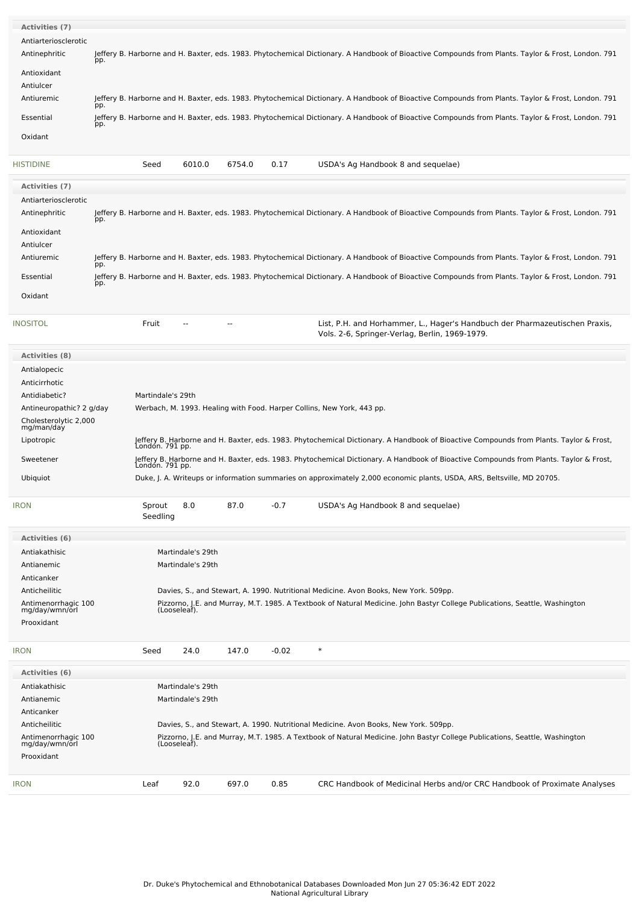| Activities (7) | |
|---|---|
| Antiarteriosclerotic | |
| Antinephritic | Jeffery B. Harborne and H. Baxter, eds. 1983. Phytochemical Dictionary. A Handbook of Bioactive Compounds from Plants. Taylor & Frost, London. 791 pp. |
| Antioxidant | |
| Antiulcer | |
| Antiuremic | Jeffery B. Harborne and H. Baxter, eds. 1983. Phytochemical Dictionary. A Handbook of Bioactive Compounds from Plants. Taylor & Frost, London. 791 pp. |
| Essential | Jeffery B. Harborne and H. Baxter, eds. 1983. Phytochemical Dictionary. A Handbook of Bioactive Compounds from Plants. Taylor & Frost, London. 791 pp. |
| Oxidant | |

| HISTIDINE | Seed | 6010.0 | 6754.0 | 0.17 | USDA's Ag Handbook 8 and sequelae) |
|---|---|---|---|---|---|

| Activities (7) | |
|---|---|
| Antiarteriosclerotic | |
| Antinephritic | Jeffery B. Harborne and H. Baxter, eds. 1983. Phytochemical Dictionary. A Handbook of Bioactive Compounds from Plants. Taylor & Frost, London. 791 pp. |
| Antioxidant | |
| Antiulcer | |
| Antiuremic | Jeffery B. Harborne and H. Baxter, eds. 1983. Phytochemical Dictionary. A Handbook of Bioactive Compounds from Plants. Taylor & Frost, London. 791 pp. |
| Essential | Jeffery B. Harborne and H. Baxter, eds. 1983. Phytochemical Dictionary. A Handbook of Bioactive Compounds from Plants. Taylor & Frost, London. 791 pp. |
| Oxidant | |

| INOSITOL | Fruit | -- | -- | | List, P.H. and Horhammer, L., Hager's Handbuch der Pharmazeutischen Praxis, Vols. 2-6, Springer-Verlag, Berlin, 1969-1979. |
|---|---|---|---|---|---|

| Activities (8) | |
|---|---|
| Antialopecic | |
| Anticirrhotic | |
| Antidiabetic? | Martindale's 29th |
| Antineuropathic? 2 g/day | Werbach, M. 1993. Healing with Food. Harper Collins, New York, 443 pp. |
| Cholesterolytic 2,000 mg/man/day | |
| Lipotropic | Jeffery B. Harborne and H. Baxter, eds. 1983. Phytochemical Dictionary. A Handbook of Bioactive Compounds from Plants. Taylor & Frost, London. 791 pp. |
| Sweetener | Jeffery B. Harborne and H. Baxter, eds. 1983. Phytochemical Dictionary. A Handbook of Bioactive Compounds from Plants. Taylor & Frost, London. 791 pp. |
| Ubiquiot | Duke, J. A. Writeups or information summaries on approximately 2,000 economic plants, USDA, ARS, Beltsville, MD 20705. |

| IRON | Sprout Seedling | 8.0 | 87.0 | -0.7 | USDA's Ag Handbook 8 and sequelae) |
|---|---|---|---|---|---|

| Activities (6) | |
|---|---|
| Antiakathisic | Martindale's 29th |
| Antianemic | Martindale's 29th |
| Anticanker | |
| Anticheilitic | Davies, S., and Stewart, A. 1990. Nutritional Medicine. Avon Books, New York. 509pp. |
| Antimenorrhagic 100 mg/day/wmn/orl | Pizzorno, J.E. and Murray, M.T. 1985. A Textbook of Natural Medicine. John Bastyr College Publications, Seattle, Washington (Looseleaf). |
| Prooxidant | |

| IRON | Seed | 24.0 | 147.0 | -0.02 | * |
|---|---|---|---|---|---|

| Activities (6) | |
|---|---|
| Antiakathisic | Martindale's 29th |
| Antianemic | Martindale's 29th |
| Anticanker | |
| Anticheilitic | Davies, S., and Stewart, A. 1990. Nutritional Medicine. Avon Books, New York. 509pp. |
| Antimenorrhagic 100 mg/day/wmn/orl | Pizzorno, J.E. and Murray, M.T. 1985. A Textbook of Natural Medicine. John Bastyr College Publications, Seattle, Washington (Looseleaf). |
| Prooxidant | |

| IRON | Leaf | 92.0 | 697.0 | 0.85 | CRC Handbook of Medicinal Herbs and/or CRC Handbook of Proximate Analyses |
|---|---|---|---|---|---|

Dr. Duke's Phytochemical and Ethnobotanical Databases Downloaded Mon Jun 27 05:36:42 EDT 2022
National Agricultural Library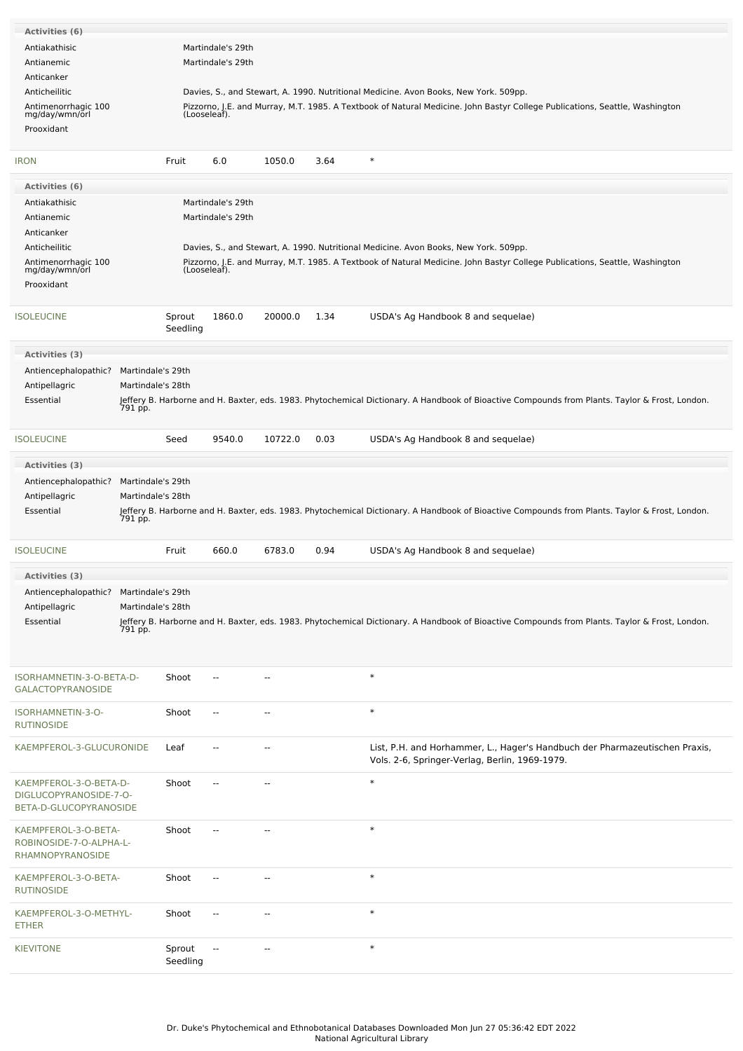| Activities (6) | |
|---|---|
| Antiakathisic | Martindale's 29th |
| Antianemic | Martindale's 29th |
| Anticanker | |
| Anticheilitic | Davies, S., and Stewart, A. 1990. Nutritional Medicine. Avon Books, New York. 509pp. |
| Antimenorrhagic 100 mg/day/wmn/orl | Pizzorno, J.E. and Murray, M.T. 1985. A Textbook of Natural Medicine. John Bastyr College Publications, Seattle, Washington (Looseleaf). |
| Prooxidant | |

| IRON | Fruit | 6.0 | 1050.0 | 3.64 | * |
|---|---|---|---|---|---|

| Activities (6) | |
|---|---|
| Antiakathisic | Martindale's 29th |
| Antianemic | Martindale's 29th |
| Anticanker | |
| Anticheilitic | Davies, S., and Stewart, A. 1990. Nutritional Medicine. Avon Books, New York. 509pp. |
| Antimenorrhagic 100 mg/day/wmn/orl | Pizzorno, J.E. and Murray, M.T. 1985. A Textbook of Natural Medicine. John Bastyr College Publications, Seattle, Washington (Looseleaf). |
| Prooxidant | |

| ISOLEUCINE | Sprout Seedling | 1860.0 | 20000.0 | 1.34 | USDA's Ag Handbook 8 and sequelae) |
|---|---|---|---|---|---|

| Activities (3) | |
|---|---|
| Antiencephalopathic? | Martindale's 29th |
| Antipellagric | Martindale's 28th |
| Essential | Jeffery B. Harborne and H. Baxter, eds. 1983. Phytochemical Dictionary. A Handbook of Bioactive Compounds from Plants. Taylor & Frost, London. 791 pp. |

| ISOLEUCINE | Seed | 9540.0 | 10722.0 | 0.03 | USDA's Ag Handbook 8 and sequelae) |
|---|---|---|---|---|---|

| Activities (3) | |
|---|---|
| Antiencephalopathic? | Martindale's 29th |
| Antipellagric | Martindale's 28th |
| Essential | Jeffery B. Harborne and H. Baxter, eds. 1983. Phytochemical Dictionary. A Handbook of Bioactive Compounds from Plants. Taylor & Frost, London. 791 pp. |

| ISOLEUCINE | Fruit | 660.0 | 6783.0 | 0.94 | USDA's Ag Handbook 8 and sequelae) |
|---|---|---|---|---|---|

| Activities (3) | |
|---|---|
| Antiencephalopathic? | Martindale's 29th |
| Antipellagric | Martindale's 28th |
| Essential | Jeffery B. Harborne and H. Baxter, eds. 1983. Phytochemical Dictionary. A Handbook of Bioactive Compounds from Plants. Taylor & Frost, London. 791 pp. |

| | | | | | |
|---|---|---|---|---|---|
| ISORHAMNETIN-3-O-BETA-D-GALACTOPYRANOSIDE | Shoot | -- | -- | | * |
| ISORHAMNETIN-3-O-RUTINOSIDE | Shoot | -- | -- | | * |
| KAEMPFEROL-3-GLUCURONIDE | Leaf | -- | -- | | List, P.H. and Horhammer, L., Hager's Handbuch der Pharmazeutischen Praxis, Vols. 2-6, Springer-Verlag, Berlin, 1969-1979. |
| KAEMPFEROL-3-O-BETA-D-DIGLUCOPYRANOSIDE-7-O-BETA-D-GLUCOPYRANOSIDE | Shoot | -- | -- | | * |
| KAEMPFEROL-3-O-BETA-ROBINOSIDE-7-O-ALPHA-L-RHAMNOPYRANOSIDE | Shoot | -- | -- | | * |
| KAEMPFEROL-3-O-BETA-RUTINOSIDE | Shoot | -- | -- | | * |
| KAEMPFEROL-3-O-METHYL-ETHER | Shoot | -- | -- | | * |
| KIEVITONE | Sprout Seedling | -- | -- | | * |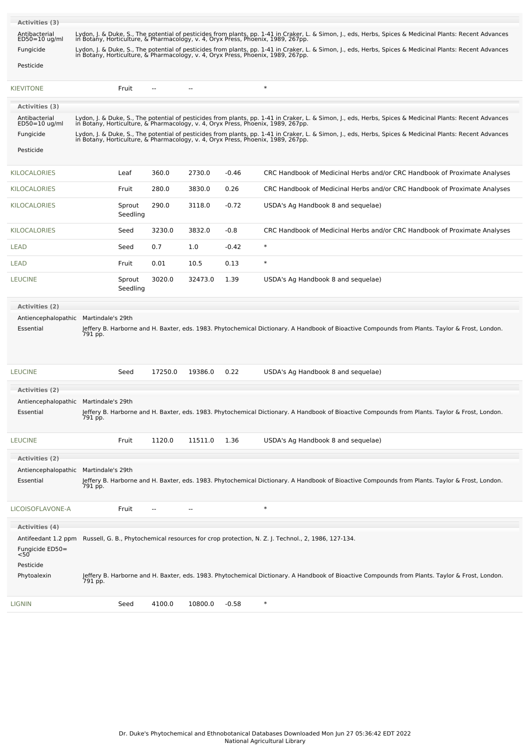**Activities (3)**

| Activity | Reference |
|---|---|
| Antibacterial ED50=10 ug/ml | Lydon, J. & Duke, S., The potential of pesticides from plants, pp. 1-41 in Craker, L. & Simon, J., eds, Herbs, Spices & Medicinal Plants: Recent Advances in Botany, Horticulture, & Pharmacology, v. 4, Oryx Press, Phoenix, 1989, 267pp. |
| Fungicide | Lydon, J. & Duke, S., The potential of pesticides from plants, pp. 1-41 in Craker, L. & Simon, J., eds, Herbs, Spices & Medicinal Plants: Recent Advances in Botany, Horticulture, & Pharmacology, v. 4, Oryx Press, Phoenix, 1989, 267pp. |
| Pesticide | |

| Chemical | Part | Low | High | SD | Reference |
|---|---|---|---|---|---|
| KIEVITONE | Fruit | -- | -- | | * |

**Activities (3)**

| Activity | Reference |
|---|---|
| Antibacterial ED50=10 ug/ml | Lydon, J. & Duke, S., The potential of pesticides from plants, pp. 1-41 in Craker, L. & Simon, J., eds, Herbs, Spices & Medicinal Plants: Recent Advances in Botany, Horticulture, & Pharmacology, v. 4, Oryx Press, Phoenix, 1989, 267pp. |
| Fungicide | Lydon, J. & Duke, S., The potential of pesticides from plants, pp. 1-41 in Craker, L. & Simon, J., eds, Herbs, Spices & Medicinal Plants: Recent Advances in Botany, Horticulture, & Pharmacology, v. 4, Oryx Press, Phoenix, 1989, 267pp. |
| Pesticide | |

| Chemical | Part | Low | High | SD | Reference |
|---|---|---|---|---|---|
| KILOCALORIES | Leaf | 360.0 | 2730.0 | -0.46 | CRC Handbook of Medicinal Herbs and/or CRC Handbook of Proximate Analyses |
| KILOCALORIES | Fruit | 280.0 | 3830.0 | 0.26 | CRC Handbook of Medicinal Herbs and/or CRC Handbook of Proximate Analyses |
| KILOCALORIES | Sprout Seedling | 290.0 | 3118.0 | -0.72 | USDA's Ag Handbook 8 and sequelae) |
| KILOCALORIES | Seed | 3230.0 | 3832.0 | -0.8 | CRC Handbook of Medicinal Herbs and/or CRC Handbook of Proximate Analyses |
| LEAD | Seed | 0.7 | 1.0 | -0.42 | * |
| LEAD | Fruit | 0.01 | 10.5 | 0.13 | * |
| LEUCINE | Sprout Seedling | 3020.0 | 32473.0 | 1.39 | USDA's Ag Handbook 8 and sequelae) |

**Activities (2)**

| Activity | Reference |
|---|---|
| Antiencephalopathic | Martindale's 29th |
| Essential | Jeffery B. Harborne and H. Baxter, eds. 1983. Phytochemical Dictionary. A Handbook of Bioactive Compounds from Plants. Taylor & Frost, London. 791 pp. |

| Chemical | Part | Low | High | SD | Reference |
|---|---|---|---|---|---|
| LEUCINE | Seed | 17250.0 | 19386.0 | 0.22 | USDA's Ag Handbook 8 and sequelae) |

**Activities (2)**

| Activity | Reference |
|---|---|
| Antiencephalopathic | Martindale's 29th |
| Essential | Jeffery B. Harborne and H. Baxter, eds. 1983. Phytochemical Dictionary. A Handbook of Bioactive Compounds from Plants. Taylor & Frost, London. 791 pp. |

| Chemical | Part | Low | High | SD | Reference |
|---|---|---|---|---|---|
| LEUCINE | Fruit | 1120.0 | 11511.0 | 1.36 | USDA's Ag Handbook 8 and sequelae) |

**Activities (2)**

| Activity | Reference |
|---|---|
| Antiencephalopathic | Martindale's 29th |
| Essential | Jeffery B. Harborne and H. Baxter, eds. 1983. Phytochemical Dictionary. A Handbook of Bioactive Compounds from Plants. Taylor & Frost, London. 791 pp. |

| Chemical | Part | Low | High | SD | Reference |
|---|---|---|---|---|---|
| LICOISOFLAVONE-A | Fruit | -- | -- | | * |

**Activities (4)**

| Activity | Reference |
|---|---|
| Antifeedant 1.2 ppm | Russell, G. B., Phytochemical resources for crop protection, N. Z. J. Technol., 2, 1986, 127-134. |
| Fungicide ED50= <50 | |
| Pesticide | |
| Phytoalexin | Jeffery B. Harborne and H. Baxter, eds. 1983. Phytochemical Dictionary. A Handbook of Bioactive Compounds from Plants. Taylor & Frost, London. 791 pp. |

| Chemical | Part | Low | High | SD | Reference |
|---|---|---|---|---|---|
| LIGNIN | Seed | 4100.0 | 10800.0 | -0.58 | * |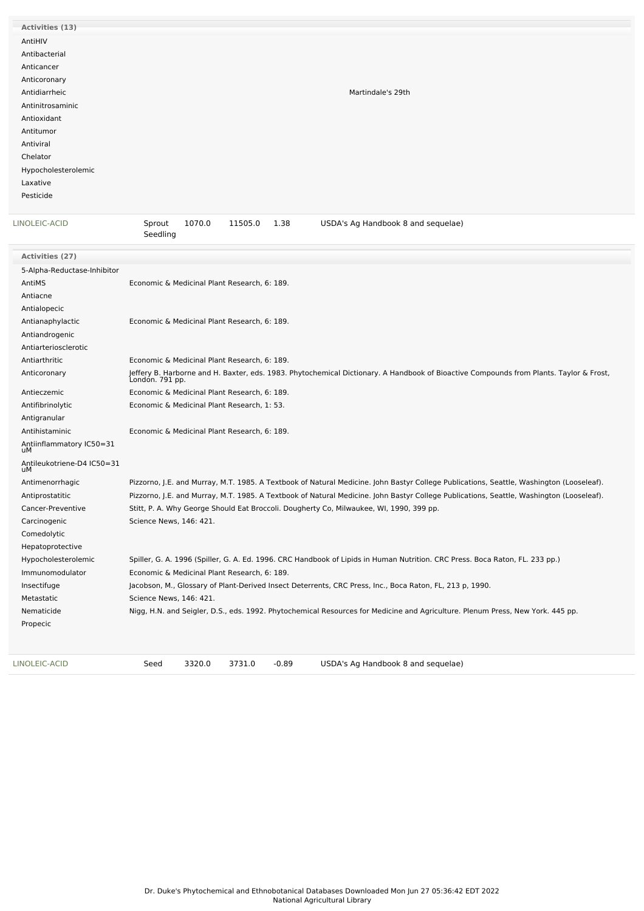| Activities (13) | |
|---|---|
| AntiHIV | |
| Antibacterial | |
| Anticancer | |
| Anticoronary | |
| Antidiarrheic | Martindale's 29th |
| Antinitrosaminic | |
| Antioxidant | |
| Antitumor | |
| Antiviral | |
| Chelator | |
| Hypocholesterolemic | |
| Laxative | |
| Pesticide | |

| LINOLEIC-ACID | Sprout Seedling | 1070.0 | 11505.0 | 1.38 | USDA's Ag Handbook 8 and sequelae) |
|---|---|---|---|---|---|

| Activities (27) | |
|---|---|
| 5-Alpha-Reductase-Inhibitor | |
| AntiMS | Economic & Medicinal Plant Research, 6: 189. |
| Antiacne | |
| Antialopecic | |
| Antianaphylactic | Economic & Medicinal Plant Research, 6: 189. |
| Antiandrogenic | |
| Antiarteriosclerotic | |
| Antiarthritic | Economic & Medicinal Plant Research, 6: 189. |
| Anticoronary | Jeffery B. Harborne and H. Baxter, eds. 1983. Phytochemical Dictionary. A Handbook of Bioactive Compounds from Plants. Taylor & Frost, London. 791 pp. |
| Antieczemic | Economic & Medicinal Plant Research, 6: 189. |
| Antifibrinolytic | Economic & Medicinal Plant Research, 1: 53. |
| Antigranular | |
| Antihistaminic | Economic & Medicinal Plant Research, 6: 189. |
| Antiinflammatory IC50=31 uM | |
| Antileukotriene-D4 IC50=31 uM | |
| Antimenorrhagic | Pizzorno, J.E. and Murray, M.T. 1985. A Textbook of Natural Medicine. John Bastyr College Publications, Seattle, Washington (Looseleaf). |
| Antiprostatitic | Pizzorno, J.E. and Murray, M.T. 1985. A Textbook of Natural Medicine. John Bastyr College Publications, Seattle, Washington (Looseleaf). |
| Cancer-Preventive | Stitt, P. A. Why George Should Eat Broccoli. Dougherty Co, Milwaukee, WI, 1990, 399 pp. |
| Carcinogenic | Science News, 146: 421. |
| Comedolytic | |
| Hepatoprotective | |
| Hypocholesterolemic | Spiller, G. A. 1996 (Spiller, G. A. Ed. 1996. CRC Handbook of Lipids in Human Nutrition. CRC Press. Boca Raton, FL. 233 pp.) |
| Immunomodulator | Economic & Medicinal Plant Research, 6: 189. |
| Insectifuge | Jacobson, M., Glossary of Plant-Derived Insect Deterrents, CRC Press, Inc., Boca Raton, FL, 213 p, 1990. |
| Metastatic | Science News, 146: 421. |
| Nematicide | Nigg, H.N. and Seigler, D.S., eds. 1992. Phytochemical Resources for Medicine and Agriculture. Plenum Press, New York. 445 pp. |
| Propecic | |

| LINOLEIC-ACID | Seed | 3320.0 | 3731.0 | -0.89 | USDA's Ag Handbook 8 and sequelae) |
|---|---|---|---|---|---|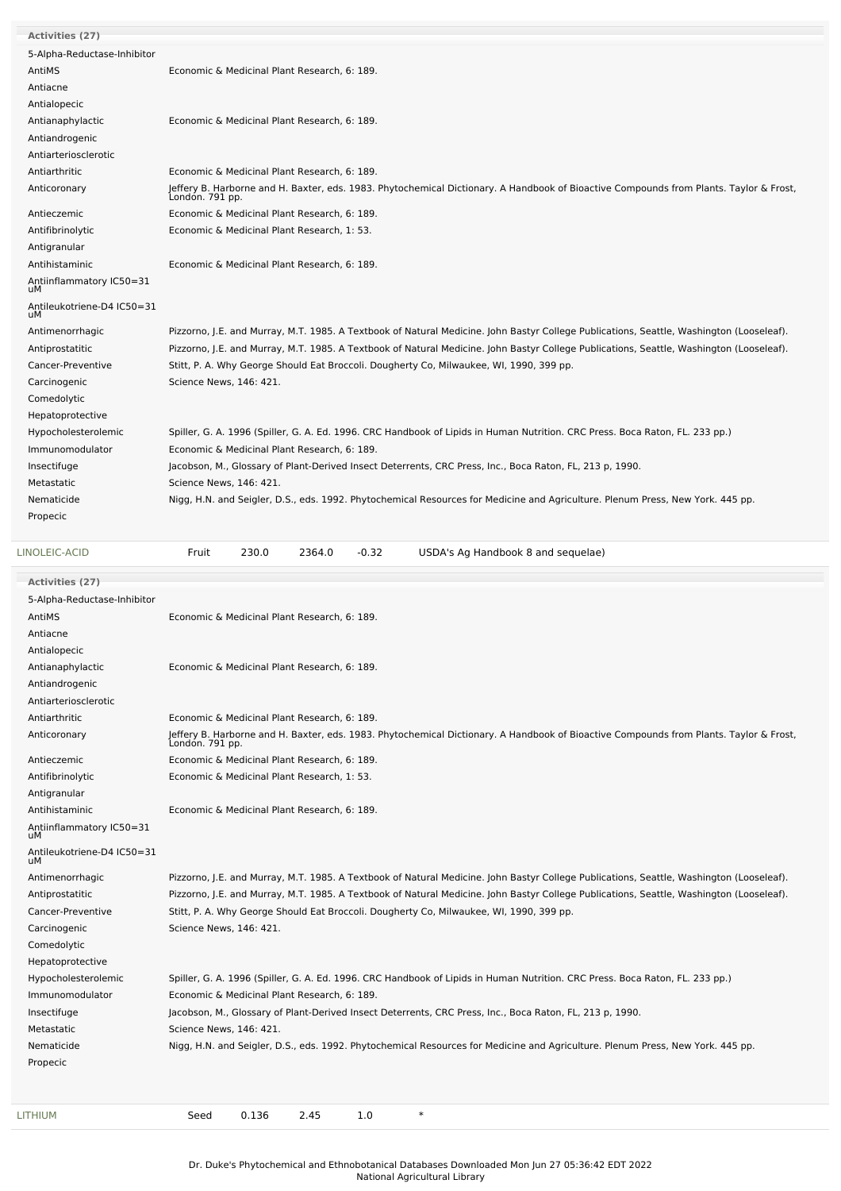**Activities (27)**

| Activity | Reference |
|---|---|
| 5-Alpha-Reductase-Inhibitor | |
| AntiMS | Economic & Medicinal Plant Research, 6: 189. |
| Antiacne | |
| Antialopecic | |
| Antianaphylactic | Economic & Medicinal Plant Research, 6: 189. |
| Antiandrogenic | |
| Antiarteriosclerotic | |
| Antiarthritic | Economic & Medicinal Plant Research, 6: 189. |
| Anticoronary | Jeffery B. Harborne and H. Baxter, eds. 1983. Phytochemical Dictionary. A Handbook of Bioactive Compounds from Plants. Taylor & Frost, London. 791 pp. |
| Antieczemic | Economic & Medicinal Plant Research, 6: 189. |
| Antifibrinolytic | Economic & Medicinal Plant Research, 1: 53. |
| Antigranular | |
| Antihistaminic | Economic & Medicinal Plant Research, 6: 189. |
| Antiinflammatory IC50=31 uM | |
| Antileukotriene-D4 IC50=31 uM | |
| Antimenorrhagic | Pizzorno, J.E. and Murray, M.T. 1985. A Textbook of Natural Medicine. John Bastyr College Publications, Seattle, Washington (Looseleaf). |
| Antiprostatitic | Pizzorno, J.E. and Murray, M.T. 1985. A Textbook of Natural Medicine. John Bastyr College Publications, Seattle, Washington (Looseleaf). |
| Cancer-Preventive | Stitt, P. A. Why George Should Eat Broccoli. Dougherty Co, Milwaukee, WI, 1990, 399 pp. |
| Carcinogenic | Science News, 146: 421. |
| Comedolytic | |
| Hepatoprotective | |
| Hypocholesterolemic | Spiller, G. A. 1996 (Spiller, G. A. Ed. 1996. CRC Handbook of Lipids in Human Nutrition. CRC Press. Boca Raton, FL. 233 pp.) |
| Immunomodulator | Economic & Medicinal Plant Research, 6: 189. |
| Insectifuge | Jacobson, M., Glossary of Plant-Derived Insect Deterrents, CRC Press, Inc., Boca Raton, FL, 213 p, 1990. |
| Metastatic | Science News, 146: 421. |
| Nematicide | Nigg, H.N. and Seigler, D.S., eds. 1992. Phytochemical Resources for Medicine and Agriculture. Plenum Press, New York. 445 pp. |
| Propecic | |

| Chemical | Part | Low | High | SD | Reference |
|---|---|---|---|---|---|
| LINOLEIC-ACID | Fruit | 230.0 | 2364.0 | -0.32 | USDA's Ag Handbook 8 and sequelae) |

**Activities (27)**

| Activity | Reference |
|---|---|
| 5-Alpha-Reductase-Inhibitor | |
| AntiMS | Economic & Medicinal Plant Research, 6: 189. |
| Antiacne | |
| Antialopecic | |
| Antianaphylactic | Economic & Medicinal Plant Research, 6: 189. |
| Antiandrogenic | |
| Antiarteriosclerotic | |
| Antiarthritic | Economic & Medicinal Plant Research, 6: 189. |
| Anticoronary | Jeffery B. Harborne and H. Baxter, eds. 1983. Phytochemical Dictionary. A Handbook of Bioactive Compounds from Plants. Taylor & Frost, London. 791 pp. |
| Antieczemic | Economic & Medicinal Plant Research, 6: 189. |
| Antifibrinolytic | Economic & Medicinal Plant Research, 1: 53. |
| Antigranular | |
| Antihistaminic | Economic & Medicinal Plant Research, 6: 189. |
| Antiinflammatory IC50=31 uM | |
| Antileukotriene-D4 IC50=31 uM | |
| Antimenorrhagic | Pizzorno, J.E. and Murray, M.T. 1985. A Textbook of Natural Medicine. John Bastyr College Publications, Seattle, Washington (Looseleaf). |
| Antiprostatitic | Pizzorno, J.E. and Murray, M.T. 1985. A Textbook of Natural Medicine. John Bastyr College Publications, Seattle, Washington (Looseleaf). |
| Cancer-Preventive | Stitt, P. A. Why George Should Eat Broccoli. Dougherty Co, Milwaukee, WI, 1990, 399 pp. |
| Carcinogenic | Science News, 146: 421. |
| Comedolytic | |
| Hepatoprotective | |
| Hypocholesterolemic | Spiller, G. A. 1996 (Spiller, G. A. Ed. 1996. CRC Handbook of Lipids in Human Nutrition. CRC Press. Boca Raton, FL. 233 pp.) |
| Immunomodulator | Economic & Medicinal Plant Research, 6: 189. |
| Insectifuge | Jacobson, M., Glossary of Plant-Derived Insect Deterrents, CRC Press, Inc., Boca Raton, FL, 213 p, 1990. |
| Metastatic | Science News, 146: 421. |
| Nematicide | Nigg, H.N. and Seigler, D.S., eds. 1992. Phytochemical Resources for Medicine and Agriculture. Plenum Press, New York. 445 pp. |
| Propecic | |

| Chemical | Part | Low | High | SD | Reference |
|---|---|---|---|---|---|
| LITHIUM | Seed | 0.136 | 2.45 | 1.0 | * |

Dr. Duke's Phytochemical and Ethnobotanical Databases Downloaded Mon Jun 27 05:36:42 EDT 2022
National Agricultural Library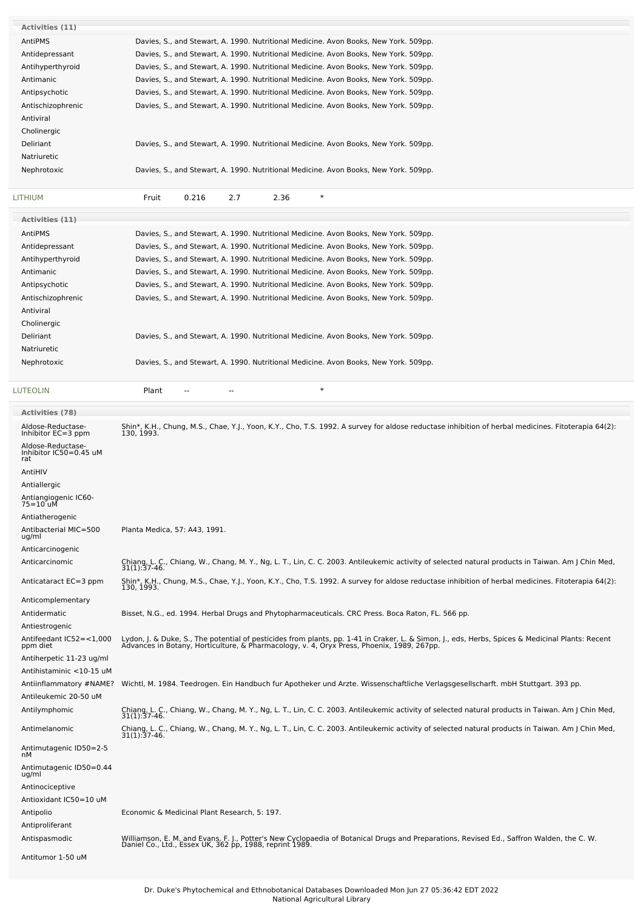**Activities (11)**

| Activity | Reference |
| --- | --- |
| AntiPMS | Davies, S., and Stewart, A. 1990. Nutritional Medicine. Avon Books, New York. 509pp. |
| Antidepressant | Davies, S., and Stewart, A. 1990. Nutritional Medicine. Avon Books, New York. 509pp. |
| Antihyperthyroid | Davies, S., and Stewart, A. 1990. Nutritional Medicine. Avon Books, New York. 509pp. |
| Antimanic | Davies, S., and Stewart, A. 1990. Nutritional Medicine. Avon Books, New York. 509pp. |
| Antipsychotic | Davies, S., and Stewart, A. 1990. Nutritional Medicine. Avon Books, New York. 509pp. |
| Antischizophrenic | Davies, S., and Stewart, A. 1990. Nutritional Medicine. Avon Books, New York. 509pp. |
| Antiviral | |
| Cholinergic | |
| Deliriant | Davies, S., and Stewart, A. 1990. Nutritional Medicine. Avon Books, New York. 509pp. |
| Natriuretic | |
| Nephrotoxic | Davies, S., and Stewart, A. 1990. Nutritional Medicine. Avon Books, New York. 509pp. |

| LITHIUM | Fruit | 0.216 | 2.7 | 2.36 | * |
| --- | --- | --- | --- | --- | --- |

**Activities (11)**

| Activity | Reference |
| --- | --- |
| AntiPMS | Davies, S., and Stewart, A. 1990. Nutritional Medicine. Avon Books, New York. 509pp. |
| Antidepressant | Davies, S., and Stewart, A. 1990. Nutritional Medicine. Avon Books, New York. 509pp. |
| Antihyperthyroid | Davies, S., and Stewart, A. 1990. Nutritional Medicine. Avon Books, New York. 509pp. |
| Antimanic | Davies, S., and Stewart, A. 1990. Nutritional Medicine. Avon Books, New York. 509pp. |
| Antipsychotic | Davies, S., and Stewart, A. 1990. Nutritional Medicine. Avon Books, New York. 509pp. |
| Antischizophrenic | Davies, S., and Stewart, A. 1990. Nutritional Medicine. Avon Books, New York. 509pp. |
| Antiviral | |
| Cholinergic | |
| Deliriant | Davies, S., and Stewart, A. 1990. Nutritional Medicine. Avon Books, New York. 509pp. |
| Natriuretic | |
| Nephrotoxic | Davies, S., and Stewart, A. 1990. Nutritional Medicine. Avon Books, New York. 509pp. |

| LUTEOLIN | Plant | -- | -- | | * |
| --- | --- | --- | --- | --- | --- |

**Activities (78)**

| Activity | Reference |
| --- | --- |
| Aldose-Reductase-Inhibitor EC=3 ppm | Shin*, K.H., Chung, M.S., Chae, Y.J., Yoon, K.Y., Cho, T.S. 1992. A survey for aldose reductase inhibition of herbal medicines. Fitoterapia 64(2): 130, 1993. |
| Aldose-Reductase-Inhibitor IC50=0.45 uM rat | |
| AntiHIV | |
| Antiallergic | |
| Antiangiogenic IC60-75=10 uM | |
| Antiatherogenic | |
| Antibacterial MIC=500 ug/ml | Planta Medica, 57: A43, 1991. |
| Anticarcinogenic | |
| Anticarcinomic | Chiang, L. C., Chiang, W., Chang, M. Y., Ng, L. T., Lin, C. C. 2003. Antileukemic activity of selected natural products in Taiwan. Am J Chin Med, 31(1):37-46. |
| Anticataract EC=3 ppm | Shin*, K.H., Chung, M.S., Chae, Y.J., Yoon, K.Y., Cho, T.S. 1992. A survey for aldose reductase inhibition of herbal medicines. Fitoterapia 64(2): 130, 1993. |
| Anticomplementary | |
| Antidermatic | Bisset, N.G., ed. 1994. Herbal Drugs and Phytopharmaceuticals. CRC Press. Boca Raton, FL. 566 pp. |
| Antiestrogenic | |
| Antifeedant IC52=<1,000 ppm diet | Lydon, J. & Duke, S., The potential of pesticides from plants, pp. 1-41 in Craker, L. & Simon, J., eds, Herbs, Spices & Medicinal Plants: Recent Advances in Botany, Horticulture, & Pharmacology, v. 4, Oryx Press, Phoenix, 1989, 267pp. |
| Antiherpetic 11-23 ug/ml | |
| Antihistaminic <10-15 uM | |
| Antiinflammatory #NAME? | Wichtl, M. 1984. Teedrogen. Ein Handbuch fur Apotheker und Arzte. Wissenschaftliche Verlagsgesellscharft. mbH Stuttgart. 393 pp. |
| Antileukemic 20-50 uM | |
| Antilymphomic | Chiang, L. C., Chiang, W., Chang, M. Y., Ng, L. T., Lin, C. C. 2003. Antileukemic activity of selected natural products in Taiwan. Am J Chin Med, 31(1):37-46. |
| Antimelanomic | Chiang, L. C., Chiang, W., Chang, M. Y., Ng, L. T., Lin, C. C. 2003. Antileukemic activity of selected natural products in Taiwan. Am J Chin Med, 31(1):37-46. |
| Antimutagenic ID50=2-5 nM | |
| Antimutagenic ID50=0.44 ug/ml | |
| Antinociceptive | |
| Antioxidant IC50=10 uM | |
| Antipolio | Economic & Medicinal Plant Research, 5: 197. |
| Antiproliferant | |
| Antispasmodic | Williamson, E. M. and Evans, F. J., Potter's New Cyclopaedia of Botanical Drugs and Preparations, Revised Ed., Saffron Walden, the C. W. Daniel Co., Ltd., Essex UK, 362 pp, 1988, reprint 1989. |
| Antitumor 1-50 uM | |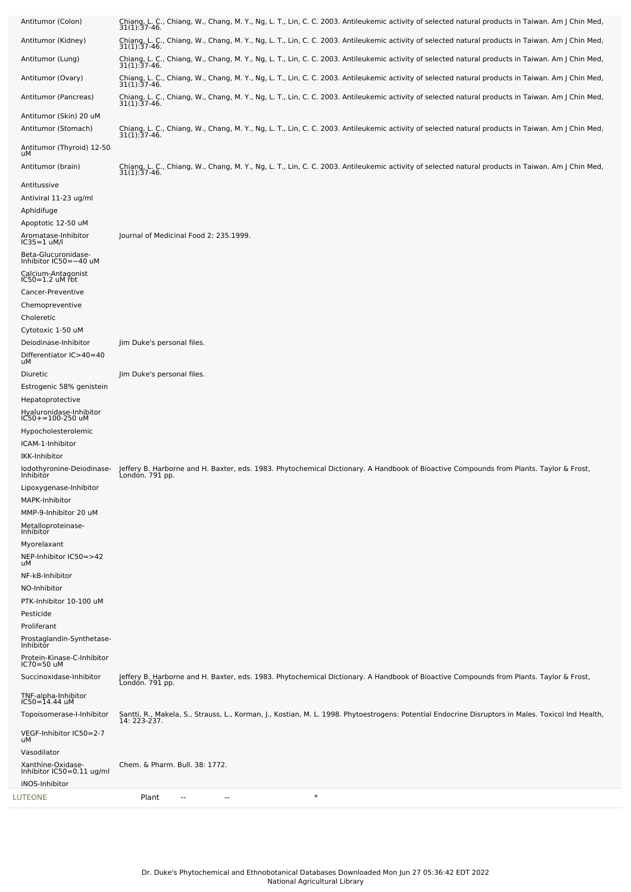| | |
|---|---|
| Antitumor (Colon) | Chiang, L. C., Chiang, W., Chang, M. Y., Ng, L. T., Lin, C. C. 2003. Antileukemic activity of selected natural products in Taiwan. Am J Chin Med, 31(1):37-46. |
| Antitumor (Kidney) | Chiang, L. C., Chiang, W., Chang, M. Y., Ng, L. T., Lin, C. C. 2003. Antileukemic activity of selected natural products in Taiwan. Am J Chin Med, 31(1):37-46. |
| Antitumor (Lung) | Chiang, L. C., Chiang, W., Chang, M. Y., Ng, L. T., Lin, C. C. 2003. Antileukemic activity of selected natural products in Taiwan. Am J Chin Med, 31(1):37-46. |
| Antitumor (Ovary) | Chiang, L. C., Chiang, W., Chang, M. Y., Ng, L. T., Lin, C. C. 2003. Antileukemic activity of selected natural products in Taiwan. Am J Chin Med, 31(1):37-46. |
| Antitumor (Pancreas) | Chiang, L. C., Chiang, W., Chang, M. Y., Ng, L. T., Lin, C. C. 2003. Antileukemic activity of selected natural products in Taiwan. Am J Chin Med, 31(1):37-46. |
| Antitumor (Skin) 20 uM | |
| Antitumor (Stomach) | Chiang, L. C., Chiang, W., Chang, M. Y., Ng, L. T., Lin, C. C. 2003. Antileukemic activity of selected natural products in Taiwan. Am J Chin Med, 31(1):37-46. |
| Antitumor (Thyroid) 12-50 uM | |
| Antitumor (brain) | Chiang, L. C., Chiang, W., Chang, M. Y., Ng, L. T., Lin, C. C. 2003. Antileukemic activity of selected natural products in Taiwan. Am J Chin Med, 31(1):37-46. |
| Antitussive | |
| Antiviral 11-23 ug/ml | |
| Aphidifuge | |
| Apoptotic 12-50 uM | |
| Aromatase-Inhibitor IC35=1 uM/l | Journal of Medicinal Food 2: 235.1999. |
| Beta-Glucuronidase-Inhibitor IC50=~40 uM | |
| Calcium-Antagonist IC50=1.2 uM rbt | |
| Cancer-Preventive | |
| Chemopreventive | |
| Choleretic | |
| Cytotoxic 1-50 uM | |
| Deiodinase-Inhibitor | Jim Duke's personal files. |
| Differentiator IC>40=40 uM | |
| Diuretic | Jim Duke's personal files. |
| Estrogenic 58% genistein | |
| Hepatoprotective | |
| Hyaluronidase-Inhibitor IC50+=100-250 uM | |
| Hypocholesterolemic | |
| ICAM-1-Inhibitor | |
| IKK-Inhibitor | |
| Iodothyronine-Deiodinase-Inhibitor | Jeffery B. Harborne and H. Baxter, eds. 1983. Phytochemical Dictionary. A Handbook of Bioactive Compounds from Plants. Taylor & Frost, London. 791 pp. |
| Lipoxygenase-Inhibitor | |
| MAPK-Inhibitor | |
| MMP-9-Inhibitor 20 uM | |
| Metalloproteinase-Inhibitor | |
| Myorelaxant | |
| NEP-Inhibitor IC50=>42 uM | |
| NF-kB-Inhibitor | |
| NO-Inhibitor | |
| PTK-Inhibitor 10-100 uM | |
| Pesticide | |
| Proliferant | |
| Prostaglandin-Synthetase-Inhibitor | |
| Protein-Kinase-C-Inhibitor IC70=50 uM | |
| Succinoxidase-Inhibitor | Jeffery B. Harborne and H. Baxter, eds. 1983. Phytochemical Dictionary. A Handbook of Bioactive Compounds from Plants. Taylor & Frost, London. 791 pp. |
| TNF-alpha-Inhibitor IC50=14.44 uM | |
| Topoisomerase-I-Inhibitor | Santti, R., Makela, S., Strauss, L., Korman, J., Kostian, M. L. 1998. Phytoestrogens: Potential Endocrine Disruptors in Males. Toxicol Ind Health, 14: 223-237. |
| VEGF-Inhibitor IC50=2-7 uM | |
| Vasodilator | |
| Xanthine-Oxidase-Inhibitor IC50=0.11 ug/ml | Chem. & Pharm. Bull. 38: 1772. |
| iNOS-Inhibitor | |

| | | | | |
|---|---|---|---|---|
| LUTEONE | Plant | -- | -- | * |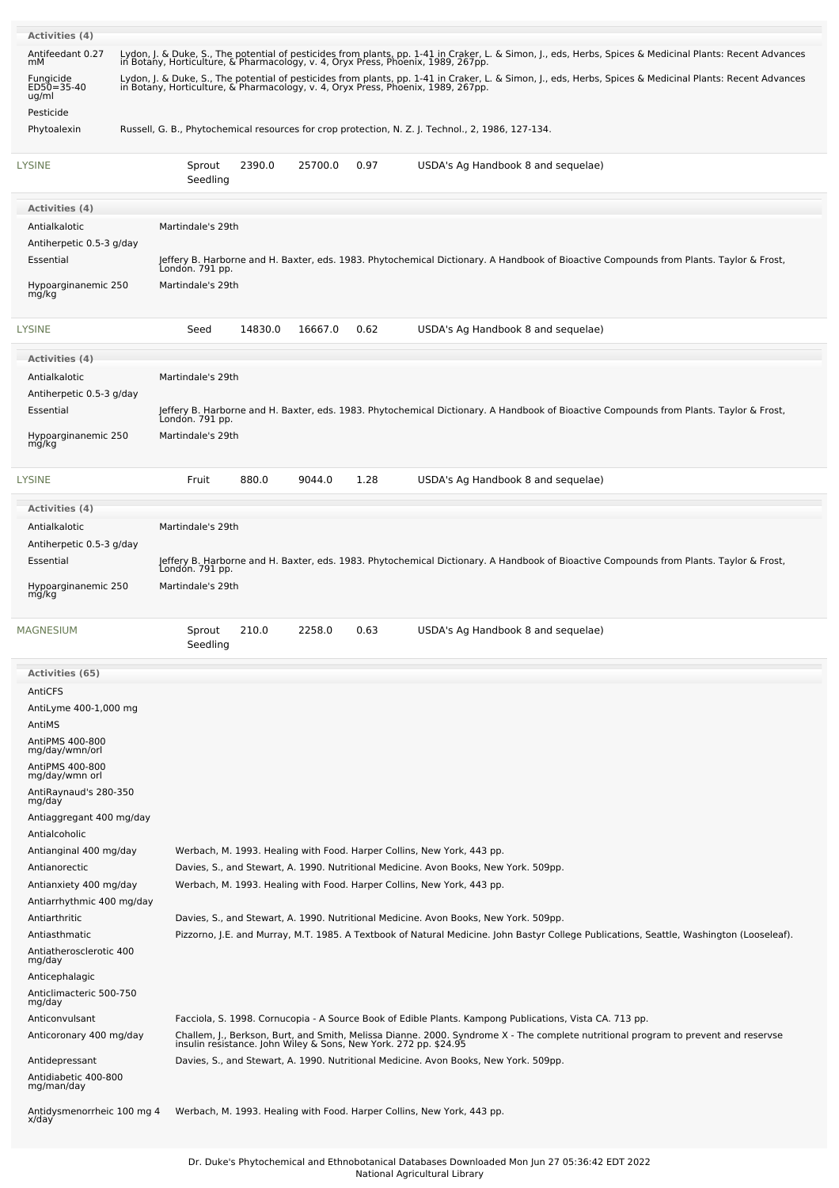**Activities (4)**

| Activity | Reference |
|---|---|
| Antifeedant 0.27 mM | Lydon, J. & Duke, S., The potential of pesticides from plants, pp. 1-41 in Craker, L. & Simon, J., eds, Herbs, Spices & Medicinal Plants: Recent Advances in Botany, Horticulture, & Pharmacology, v. 4, Oryx Press, Phoenix, 1989, 267pp. |
| Fungicide ED50=35-40 ug/ml | Lydon, J. & Duke, S., The potential of pesticides from plants, pp. 1-41 in Craker, L. & Simon, J., eds, Herbs, Spices & Medicinal Plants: Recent Advances in Botany, Horticulture, & Pharmacology, v. 4, Oryx Press, Phoenix, 1989, 267pp. |
| Pesticide | |
| Phytoalexin | Russell, G. B., Phytochemical resources for crop protection, N. Z. J. Technol., 2, 1986, 127-134. |

| LYSINE | Sprout Seedling | 2390.0 | 25700.0 | 0.97 | USDA's Ag Handbook 8 and sequelae) |
|---|---|---|---|---|---|

**Activities (4)**

| Activity | Reference |
|---|---|
| Antialkalotic | Martindale's 29th |
| Antiherpetic 0.5-3 g/day | |
| Essential | Jeffery B. Harborne and H. Baxter, eds. 1983. Phytochemical Dictionary. A Handbook of Bioactive Compounds from Plants. Taylor & Frost, London. 791 pp. |
| Hypoarginanemic 250 mg/kg | Martindale's 29th |

| LYSINE | Seed | 14830.0 | 16667.0 | 0.62 | USDA's Ag Handbook 8 and sequelae) |
|---|---|---|---|---|---|

**Activities (4)**

| Activity | Reference |
|---|---|
| Antialkalotic | Martindale's 29th |
| Antiherpetic 0.5-3 g/day | |
| Essential | Jeffery B. Harborne and H. Baxter, eds. 1983. Phytochemical Dictionary. A Handbook of Bioactive Compounds from Plants. Taylor & Frost, London. 791 pp. |
| Hypoarginanemic 250 mg/kg | Martindale's 29th |

| LYSINE | Fruit | 880.0 | 9044.0 | 1.28 | USDA's Ag Handbook 8 and sequelae) |
|---|---|---|---|---|---|

**Activities (4)**

| Activity | Reference |
|---|---|
| Antialkalotic | Martindale's 29th |
| Antiherpetic 0.5-3 g/day | |
| Essential | Jeffery B. Harborne and H. Baxter, eds. 1983. Phytochemical Dictionary. A Handbook of Bioactive Compounds from Plants. Taylor & Frost, London. 791 pp. |
| Hypoarginanemic 250 mg/kg | Martindale's 29th |

| MAGNESIUM | Sprout Seedling | 210.0 | 2258.0 | 0.63 | USDA's Ag Handbook 8 and sequelae) |
|---|---|---|---|---|---|

**Activities (65)**

| Activity | Reference |
|---|---|
| AntiCFS | |
| AntiLyme 400-1,000 mg | |
| AntiMS | |
| AntiPMS 400-800 mg/day/wmn/orl | |
| AntiPMS 400-800 mg/day/wmn orl | |
| AntiRaynaud's 280-350 mg/day | |
| Antiaggregant 400 mg/day | |
| Antialcoholic | |
| Antianginal 400 mg/day | Werbach, M. 1993. Healing with Food. Harper Collins, New York, 443 pp. |
| Antianorectic | Davies, S., and Stewart, A. 1990. Nutritional Medicine. Avon Books, New York. 509pp. |
| Antianxiety 400 mg/day | Werbach, M. 1993. Healing with Food. Harper Collins, New York, 443 pp. |
| Antiarrhythmic 400 mg/day | |
| Antiarthritic | Davies, S., and Stewart, A. 1990. Nutritional Medicine. Avon Books, New York. 509pp. |
| Antiasthmatic | Pizzorno, J.E. and Murray, M.T. 1985. A Textbook of Natural Medicine. John Bastyr College Publications, Seattle, Washington (Looseleaf). |
| Antiatherosclerotic 400 mg/day | |
| Anticephalagic | |
| Anticlimacteric 500-750 mg/day | |
| Anticonvulsant | Facciola, S. 1998. Cornucopia - A Source Book of Edible Plants. Kampong Publications, Vista CA. 713 pp. |
| Anticoronary 400 mg/day | Challem, J., Berkson, Burt, and Smith, Melissa Dianne. 2000. Syndrome X - The complete nutritional program to prevent and reservse insulin resistance. John Wiley & Sons, New York. 272 pp. $24.95 |
| Antidepressant | Davies, S., and Stewart, A. 1990. Nutritional Medicine. Avon Books, New York. 509pp. |
| Antidiabetic 400-800 mg/man/day | |
| Antidysmenorrheic 100 mg 4 x/day | Werbach, M. 1993. Healing with Food. Harper Collins, New York, 443 pp. |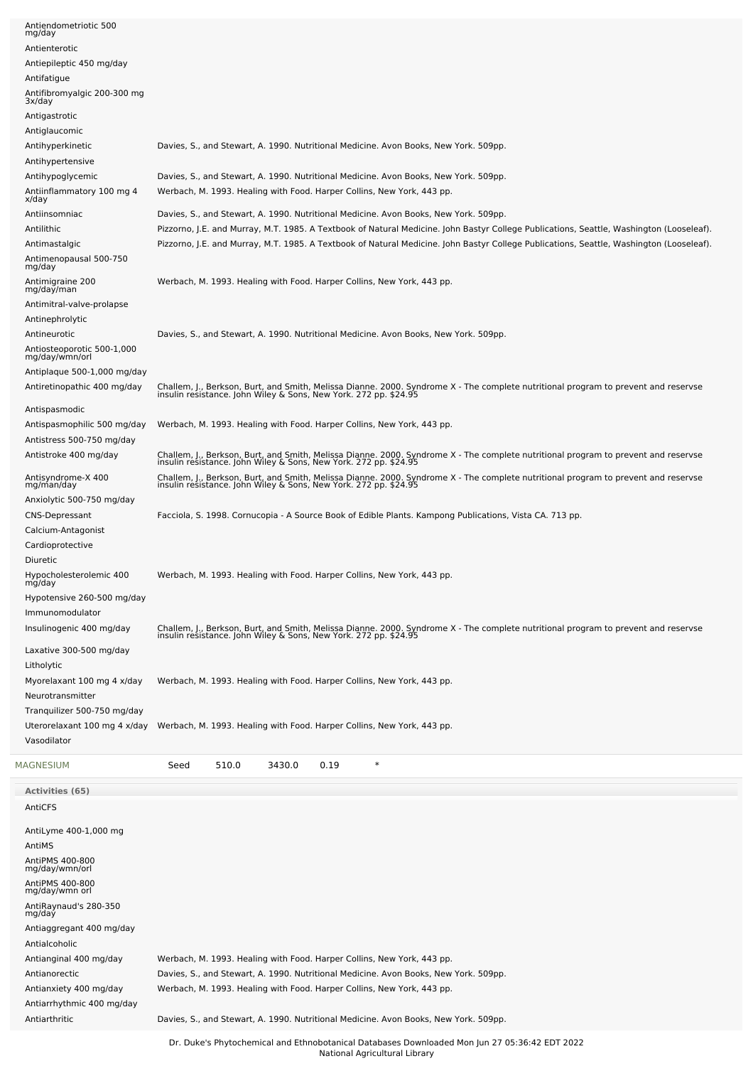| Activity | Reference |
|---|---|
| Antiendometriotic 500 mg/day | |
| Antienterotic | |
| Antiepileptic 450 mg/day | |
| Antifatigue | |
| Antifibromyalgic 200-300 mg 3x/day | |
| Antigastrotic | |
| Antiglaucomic | |
| Antihyperkinetic | Davies, S., and Stewart, A. 1990. Nutritional Medicine. Avon Books, New York. 509pp. |
| Antihypertensive | |
| Antihypoglycemic | Davies, S., and Stewart, A. 1990. Nutritional Medicine. Avon Books, New York. 509pp. |
| Antiinflammatory 100 mg 4 x/day | Werbach, M. 1993. Healing with Food. Harper Collins, New York, 443 pp. |
| Antiinsomniac | Davies, S., and Stewart, A. 1990. Nutritional Medicine. Avon Books, New York. 509pp. |
| Antilithic | Pizzorno, J.E. and Murray, M.T. 1985. A Textbook of Natural Medicine. John Bastyr College Publications, Seattle, Washington (Looseleaf). |
| Antimastalgic | Pizzorno, J.E. and Murray, M.T. 1985. A Textbook of Natural Medicine. John Bastyr College Publications, Seattle, Washington (Looseleaf). |
| Antimenopausal 500-750 mg/day | |
| Antimigraine 200 mg/day/man | Werbach, M. 1993. Healing with Food. Harper Collins, New York, 443 pp. |
| Antimitral-valve-prolapse | |
| Antinephrolytic | |
| Antineurotic | Davies, S., and Stewart, A. 1990. Nutritional Medicine. Avon Books, New York. 509pp. |
| Antiosteoporotic 500-1,000 mg/day/wmn/orl | |
| Antiplaque 500-1,000 mg/day | |
| Antiretinopathic 400 mg/day | Challem, J., Berkson, Burt, and Smith, Melissa Dianne. 2000. Syndrome X - The complete nutritional program to prevent and reservse insulin resistance. John Wiley & Sons, New York. 272 pp. $24.95 |
| Antispasmodic | |
| Antispasmophilic 500 mg/day | Werbach, M. 1993. Healing with Food. Harper Collins, New York, 443 pp. |
| Antistress 500-750 mg/day | |
| Antistroke 400 mg/day | Challem, J., Berkson, Burt, and Smith, Melissa Dianne. 2000. Syndrome X - The complete nutritional program to prevent and reservse insulin resistance. John Wiley & Sons, New York. 272 pp. $24.95 |
| Antisyndrome-X 400 mg/man/day | Challem, J., Berkson, Burt, and Smith, Melissa Dianne. 2000. Syndrome X - The complete nutritional program to prevent and reservse insulin resistance. John Wiley & Sons, New York. 272 pp. $24.95 |
| Anxiolytic 500-750 mg/day | |
| CNS-Depressant | Facciola, S. 1998. Cornucopia - A Source Book of Edible Plants. Kampong Publications, Vista CA. 713 pp. |
| Calcium-Antagonist | |
| Cardioprotective | |
| Diuretic | |
| Hypocholesterolemic 400 mg/day | Werbach, M. 1993. Healing with Food. Harper Collins, New York, 443 pp. |
| Hypotensive 260-500 mg/day | |
| Immunomodulator | |
| Insulinogenic 400 mg/day | Challem, J., Berkson, Burt, and Smith, Melissa Dianne. 2000. Syndrome X - The complete nutritional program to prevent and reservse insulin resistance. John Wiley & Sons, New York. 272 pp. $24.95 |
| Laxative 300-500 mg/day | |
| Litholytic | |
| Myorelaxant 100 mg 4 x/day | Werbach, M. 1993. Healing with Food. Harper Collins, New York, 443 pp. |
| Neurotransmitter | |
| Tranquilizer 500-750 mg/day | |
| Uterorelaxant 100 mg 4 x/day | Werbach, M. 1993. Healing with Food. Harper Collins, New York, 443 pp. |
| Vasodilator | |

| Chemical | Part | Low | High | SD | |
|---|---|---|---|---|---|
| MAGNESIUM | Seed | 510.0 | 3430.0 | 0.19 | * |

**Activities (65)**

| Activity | Reference |
|---|---|
| AntiCFS | |
| AntiLyme 400-1,000 mg | |
| AntiMS | |
| AntiPMS 400-800 mg/day/wmn/orl | |
| AntiPMS 400-800 mg/day/wmn orl | |
| AntiRaynaud's 280-350 mg/day | |
| Antiaggregant 400 mg/day | |
| Antialcoholic | |
| Antianginal 400 mg/day | Werbach, M. 1993. Healing with Food. Harper Collins, New York, 443 pp. |
| Antianorectic | Davies, S., and Stewart, A. 1990. Nutritional Medicine. Avon Books, New York. 509pp. |
| Antianxiety 400 mg/day | Werbach, M. 1993. Healing with Food. Harper Collins, New York, 443 pp. |
| Antiarrhythmic 400 mg/day | |
| Antiarthritic | Davies, S., and Stewart, A. 1990. Nutritional Medicine. Avon Books, New York. 509pp. |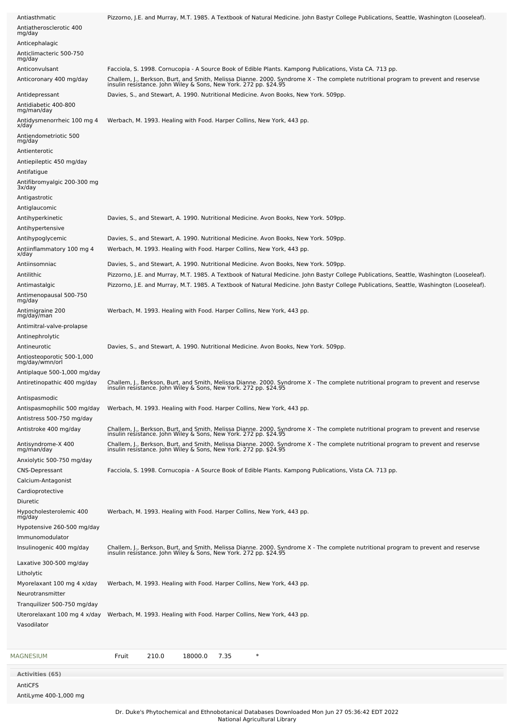| Activity | Reference |
|---|---|
| Antiasthmatic | Pizzorno, J.E. and Murray, M.T. 1985. A Textbook of Natural Medicine. John Bastyr College Publications, Seattle, Washington (Looseleaf). |
| Antiatherosclerotic 400 mg/day | |
| Anticephalagic | |
| Anticlimacteric 500-750 mg/day | |
| Anticonvulsant | Facciola, S. 1998. Cornucopia - A Source Book of Edible Plants. Kampong Publications, Vista CA. 713 pp. |
| Anticoronary 400 mg/day | Challem, J., Berkson, Burt, and Smith, Melissa Dianne. 2000. Syndrome X - The complete nutritional program to prevent and reservse insulin resistance. John Wiley & Sons, New York. 272 pp. $24.95 |
| Antidepressant | Davies, S., and Stewart, A. 1990. Nutritional Medicine. Avon Books, New York. 509pp. |
| Antidiabetic 400-800 mg/man/day | |
| Antidysmenorrheic 100 mg 4 x/day | Werbach, M. 1993. Healing with Food. Harper Collins, New York, 443 pp. |
| Antiendometriotic 500 mg/day | |
| Antienterotic | |
| Antiepileptic 450 mg/day | |
| Antifatigue | |
| Antifibromyalgic 200-300 mg 3x/day | |
| Antigastrotic | |
| Antiglaucomic | |
| Antihyperkinetic | Davies, S., and Stewart, A. 1990. Nutritional Medicine. Avon Books, New York. 509pp. |
| Antihypertensive | |
| Antihypoglycemic | Davies, S., and Stewart, A. 1990. Nutritional Medicine. Avon Books, New York. 509pp. |
| Antiinflammatory 100 mg 4 x/day | Werbach, M. 1993. Healing with Food. Harper Collins, New York, 443 pp. |
| Antiinsomniac | Davies, S., and Stewart, A. 1990. Nutritional Medicine. Avon Books, New York. 509pp. |
| Antilithic | Pizzorno, J.E. and Murray, M.T. 1985. A Textbook of Natural Medicine. John Bastyr College Publications, Seattle, Washington (Looseleaf). |
| Antimastalgic | Pizzorno, J.E. and Murray, M.T. 1985. A Textbook of Natural Medicine. John Bastyr College Publications, Seattle, Washington (Looseleaf). |
| Antimenopausal 500-750 mg/day | |
| Antimigraine 200 mg/day/man | Werbach, M. 1993. Healing with Food. Harper Collins, New York, 443 pp. |
| Antimitral-valve-prolapse | |
| Antinephrolytic | |
| Antineurotic | Davies, S., and Stewart, A. 1990. Nutritional Medicine. Avon Books, New York. 509pp. |
| Antiosteoporotic 500-1,000 mg/day/wmn/orl | |
| Antiplaque 500-1,000 mg/day | |
| Antiretinopathic 400 mg/day | Challem, J., Berkson, Burt, and Smith, Melissa Dianne. 2000. Syndrome X - The complete nutritional program to prevent and reservse insulin resistance. John Wiley & Sons, New York. 272 pp. $24.95 |
| Antispasmodic | |
| Antispasmophilic 500 mg/day | Werbach, M. 1993. Healing with Food. Harper Collins, New York, 443 pp. |
| Antistress 500-750 mg/day | |
| Antistroke 400 mg/day | Challem, J., Berkson, Burt, and Smith, Melissa Dianne. 2000. Syndrome X - The complete nutritional program to prevent and reservse insulin resistance. John Wiley & Sons, New York. 272 pp. $24.95 |
| Antisyndrome-X 400 mg/man/day | Challem, J., Berkson, Burt, and Smith, Melissa Dianne. 2000. Syndrome X - The complete nutritional program to prevent and reservse insulin resistance. John Wiley & Sons, New York. 272 pp. $24.95 |
| Anxiolytic 500-750 mg/day | |
| CNS-Depressant | Facciola, S. 1998. Cornucopia - A Source Book of Edible Plants. Kampong Publications, Vista CA. 713 pp. |
| Calcium-Antagonist | |
| Cardioprotective | |
| Diuretic | |
| Hypocholesterolemic 400 mg/day | Werbach, M. 1993. Healing with Food. Harper Collins, New York, 443 pp. |
| Hypotensive 260-500 mg/day | |
| Immunomodulator | |
| Insulinogenic 400 mg/day | Challem, J., Berkson, Burt, and Smith, Melissa Dianne. 2000. Syndrome X - The complete nutritional program to prevent and reservse insulin resistance. John Wiley & Sons, New York. 272 pp. $24.95 |
| Laxative 300-500 mg/day | |
| Litholytic | |
| Myorelaxant 100 mg 4 x/day | Werbach, M. 1993. Healing with Food. Harper Collins, New York, 443 pp. |
| Neurotransmitter | |
| Tranquilizer 500-750 mg/day | |
| Uterorelaxant 100 mg 4 x/day | Werbach, M. 1993. Healing with Food. Harper Collins, New York, 443 pp. |
| Vasodilator | |

| Chemical | Part | Low | High | StdDev | Ref |
|---|---|---|---|---|---|
| MAGNESIUM | Fruit | 210.0 | 18000.0 | 7.35 | * |

**Activities (65)**

AntiCFS

AntiLyme 400-1,000 mg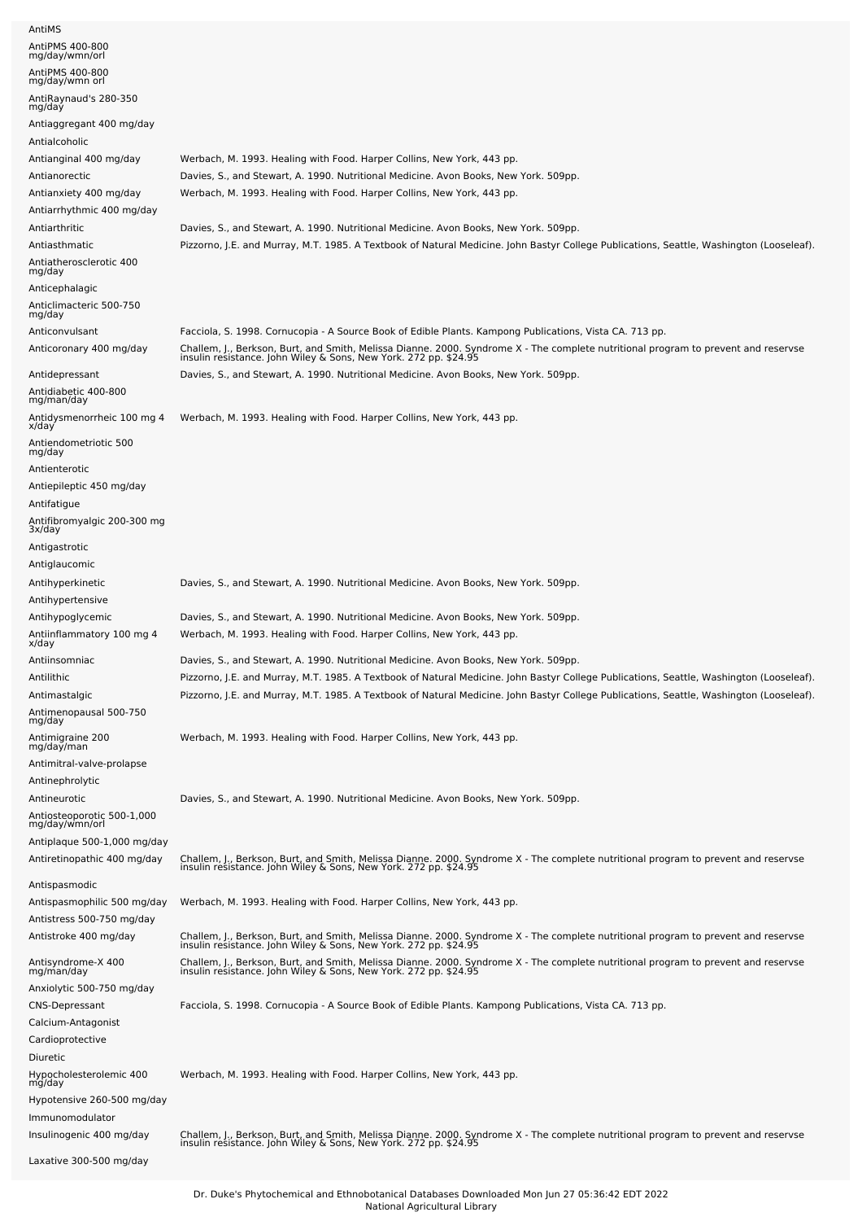| | |
|---|---|
| AntiMS | |
| AntiPMS 400-800 mg/day/wmn/orl | |
| AntiPMS 400-800 mg/day/wmn orl | |
| AntiRaynaud's 280-350 mg/day | |
| Antiaggregant 400 mg/day | |
| Antialcoholic | |
| Antianginal 400 mg/day | Werbach, M. 1993. Healing with Food. Harper Collins, New York, 443 pp. |
| Antianorectic | Davies, S., and Stewart, A. 1990. Nutritional Medicine. Avon Books, New York. 509pp. |
| Antianxiety 400 mg/day | Werbach, M. 1993. Healing with Food. Harper Collins, New York, 443 pp. |
| Antiarrhythmic 400 mg/day | |
| Antiarthritic | Davies, S., and Stewart, A. 1990. Nutritional Medicine. Avon Books, New York. 509pp. |
| Antiasthmatic | Pizzorno, J.E. and Murray, M.T. 1985. A Textbook of Natural Medicine. John Bastyr College Publications, Seattle, Washington (Looseleaf). |
| Antiatherosclerotic 400 mg/day | |
| Anticephalagic | |
| Anticlimacteric 500-750 mg/day | |
| Anticonvulsant | Facciola, S. 1998. Cornucopia - A Source Book of Edible Plants. Kampong Publications, Vista CA. 713 pp. |
| Anticoronary 400 mg/day | Challem, J., Berkson, Burt, and Smith, Melissa Dianne. 2000. Syndrome X - The complete nutritional program to prevent and reservse insulin resistance. John Wiley & Sons, New York. 272 pp. $24.95 |
| Antidepressant | Davies, S., and Stewart, A. 1990. Nutritional Medicine. Avon Books, New York. 509pp. |
| Antidiabetic 400-800 mg/man/day | |
| Antidysmenorrheic 100 mg 4 x/day | Werbach, M. 1993. Healing with Food. Harper Collins, New York, 443 pp. |
| Antiendometriotic 500 mg/day | |
| Antienterotic | |
| Antiepileptic 450 mg/day | |
| Antifatigue | |
| Antifibromyalgic 200-300 mg 3x/day | |
| Antigastrotic | |
| Antiglaucomic | |
| Antihyperkinetic | Davies, S., and Stewart, A. 1990. Nutritional Medicine. Avon Books, New York. 509pp. |
| Antihypertensive | |
| Antihypoglycemic | Davies, S., and Stewart, A. 1990. Nutritional Medicine. Avon Books, New York. 509pp. |
| Antiinflammatory 100 mg 4 x/day | Werbach, M. 1993. Healing with Food. Harper Collins, New York, 443 pp. |
| Antiinsomniac | Davies, S., and Stewart, A. 1990. Nutritional Medicine. Avon Books, New York. 509pp. |
| Antilithic | Pizzorno, J.E. and Murray, M.T. 1985. A Textbook of Natural Medicine. John Bastyr College Publications, Seattle, Washington (Looseleaf). |
| Antimastalgic | Pizzorno, J.E. and Murray, M.T. 1985. A Textbook of Natural Medicine. John Bastyr College Publications, Seattle, Washington (Looseleaf). |
| Antimenopausal 500-750 mg/day | |
| Antimigraine 200 mg/day/man | Werbach, M. 1993. Healing with Food. Harper Collins, New York, 443 pp. |
| Antimitral-valve-prolapse | |
| Antinephrolytic | |
| Antineurotic | Davies, S., and Stewart, A. 1990. Nutritional Medicine. Avon Books, New York. 509pp. |
| Antiosteoporotic 500-1,000 mg/day/wmn/orl | |
| Antiplaque 500-1,000 mg/day | |
| Antiretinopathic 400 mg/day | Challem, J., Berkson, Burt, and Smith, Melissa Dianne. 2000. Syndrome X - The complete nutritional program to prevent and reservse insulin resistance. John Wiley & Sons, New York. 272 pp. $24.95 |
| Antispasmodic | |
| Antispasmophilic 500 mg/day | Werbach, M. 1993. Healing with Food. Harper Collins, New York, 443 pp. |
| Antistress 500-750 mg/day | |
| Antistroke 400 mg/day | Challem, J., Berkson, Burt, and Smith, Melissa Dianne. 2000. Syndrome X - The complete nutritional program to prevent and reservse insulin resistance. John Wiley & Sons, New York. 272 pp. $24.95 |
| Antisyndrome-X 400 mg/man/day | Challem, J., Berkson, Burt, and Smith, Melissa Dianne. 2000. Syndrome X - The complete nutritional program to prevent and reservse insulin resistance. John Wiley & Sons, New York. 272 pp. $24.95 |
| Anxiolytic 500-750 mg/day | |
| CNS-Depressant | Facciola, S. 1998. Cornucopia - A Source Book of Edible Plants. Kampong Publications, Vista CA. 713 pp. |
| Calcium-Antagonist | |
| Cardioprotective | |
| Diuretic | |
| Hypocholesterolemic 400 mg/day | Werbach, M. 1993. Healing with Food. Harper Collins, New York, 443 pp. |
| Hypotensive 260-500 mg/day | |
| Immunomodulator | |
| Insulinogenic 400 mg/day | Challem, J., Berkson, Burt, and Smith, Melissa Dianne. 2000. Syndrome X - The complete nutritional program to prevent and reservse insulin resistance. John Wiley & Sons, New York. 272 pp. $24.95 |
| Laxative 300-500 mg/day | |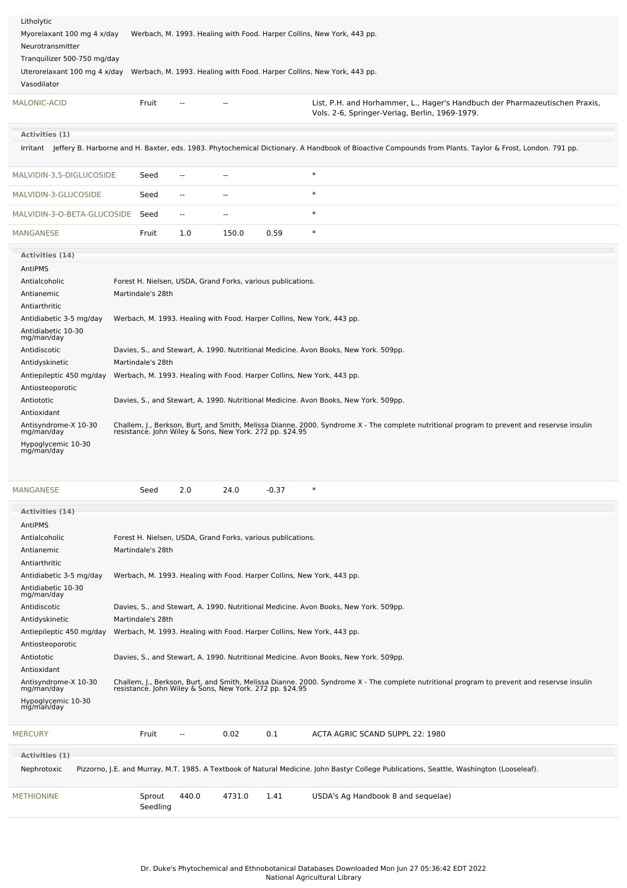| | |
|---|---|
| Litholytic | |
| Myorelaxant 100 mg 4 x/day | Werbach, M. 1993. Healing with Food. Harper Collins, New York, 443 pp. |
| Neurotransmitter | |
| Tranquilizer 500-750 mg/day | |
| Uterorelaxant 100 mg 4 x/day | Werbach, M. 1993. Healing with Food. Harper Collins, New York, 443 pp. |
| Vasodilator | |

| Chemical | Part | Low | High | StdDev | Reference |
|---|---|---|---|---|---|
| MALONIC-ACID | Fruit | -- | -- | | List, P.H. and Horhammer, L., Hager's Handbuch der Pharmazeutischen Praxis, Vols. 2-6, Springer-Verlag, Berlin, 1969-1979. |

**Activities (1)**

| | |
|---|---|
| Irritant | Jeffery B. Harborne and H. Baxter, eds. 1983. Phytochemical Dictionary. A Handbook of Bioactive Compounds from Plants. Taylor & Frost, London. 791 pp. |

| Chemical | Part | Low | High | StdDev | Reference |
|---|---|---|---|---|---|
| MALVIDIN-3,5-DIGLUCOSIDE | Seed | -- | -- | | * |
| MALVIDIN-3-GLUCOSIDE | Seed | -- | -- | | * |
| MALVIDIN-3-O-BETA-GLUCOSIDE | Seed | -- | -- | | * |
| MANGANESE | Fruit | 1.0 | 150.0 | 0.59 | * |

**Activities (14)**

| | |
|---|---|
| AntiPMS | |
| Antialcoholic | Forest H. Nielsen, USDA, Grand Forks, various publications. |
| Antianemic | Martindale's 28th |
| Antiarthritic | |
| Antidiabetic 3-5 mg/day | Werbach, M. 1993. Healing with Food. Harper Collins, New York, 443 pp. |
| Antidiabetic 10-30 mg/man/day | |
| Antidiscotic | Davies, S., and Stewart, A. 1990. Nutritional Medicine. Avon Books, New York. 509pp. |
| Antidyskinetic | Martindale's 28th |
| Antiepileptic 450 mg/day | Werbach, M. 1993. Healing with Food. Harper Collins, New York, 443 pp. |
| Antiosteoporotic | |
| Antiototic | Davies, S., and Stewart, A. 1990. Nutritional Medicine. Avon Books, New York. 509pp. |
| Antioxidant | |
| Antisyndrome-X 10-30 mg/man/day | Challem, J., Berkson, Burt, and Smith, Melissa Dianne. 2000. Syndrome X - The complete nutritional program to prevent and reservse insulin resistance. John Wiley & Sons, New York. 272 pp. $24.95 |
| Hypoglycemic 10-30 mg/man/day | |

| Chemical | Part | Low | High | StdDev | Reference |
|---|---|---|---|---|---|
| MANGANESE | Seed | 2.0 | 24.0 | -0.37 | * |

**Activities (14)**

| | |
|---|---|
| AntiPMS | |
| Antialcoholic | Forest H. Nielsen, USDA, Grand Forks, various publications. |
| Antianemic | Martindale's 28th |
| Antiarthritic | |
| Antidiabetic 3-5 mg/day | Werbach, M. 1993. Healing with Food. Harper Collins, New York, 443 pp. |
| Antidiabetic 10-30 mg/man/day | |
| Antidiscotic | Davies, S., and Stewart, A. 1990. Nutritional Medicine. Avon Books, New York. 509pp. |
| Antidyskinetic | Martindale's 28th |
| Antiepileptic 450 mg/day | Werbach, M. 1993. Healing with Food. Harper Collins, New York, 443 pp. |
| Antiosteoporotic | |
| Antiototic | Davies, S., and Stewart, A. 1990. Nutritional Medicine. Avon Books, New York. 509pp. |
| Antioxidant | |
| Antisyndrome-X 10-30 mg/man/day | Challem, J., Berkson, Burt, and Smith, Melissa Dianne. 2000. Syndrome X - The complete nutritional program to prevent and reservse insulin resistance. John Wiley & Sons, New York. 272 pp. $24.95 |
| Hypoglycemic 10-30 mg/man/day | |

| Chemical | Part | Low | High | StdDev | Reference |
|---|---|---|---|---|---|
| MERCURY | Fruit | -- | 0.02 | 0.1 | ACTA AGRIC SCAND SUPPL 22: 1980 |

**Activities (1)**

| | |
|---|---|
| Nephrotoxic | Pizzorno, J.E. and Murray, M.T. 1985. A Textbook of Natural Medicine. John Bastyr College Publications, Seattle, Washington (Looseleaf). |

| Chemical | Part | Low | High | StdDev | Reference |
|---|---|---|---|---|---|
| METHIONINE | Sprout Seedling | 440.0 | 4731.0 | 1.41 | USDA's Ag Handbook 8 and sequelae) |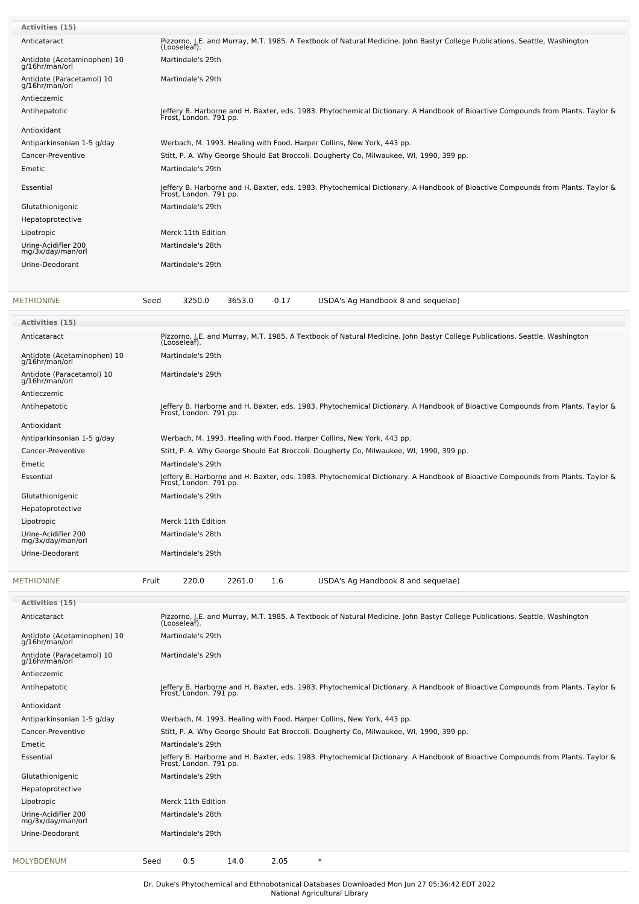| Activities (15) | |
|---|---|
| Anticataract | Pizzorno, J.E. and Murray, M.T. 1985. A Textbook of Natural Medicine. John Bastyr College Publications, Seattle, Washington (Looseleaf). |
| Antidote (Acetaminophen) 10 g/16hr/man/orl | Martindale's 29th |
| Antidote (Paracetamol) 10 g/16hr/man/orl | Martindale's 29th |
| Antieczemic | |
| Antihepatotic | Jeffery B. Harborne and H. Baxter, eds. 1983. Phytochemical Dictionary. A Handbook of Bioactive Compounds from Plants. Taylor & Frost, London. 791 pp. |
| Antioxidant | |
| Antiparkinsonian 1-5 g/day | Werbach, M. 1993. Healing with Food. Harper Collins, New York, 443 pp. |
| Cancer-Preventive | Stitt, P. A. Why George Should Eat Broccoli. Dougherty Co, Milwaukee, WI, 1990, 399 pp. |
| Emetic | Martindale's 29th |
| Essential | Jeffery B. Harborne and H. Baxter, eds. 1983. Phytochemical Dictionary. A Handbook of Bioactive Compounds from Plants. Taylor & Frost, London. 791 pp. |
| Glutathionigenic | Martindale's 29th |
| Hepatoprotective | |
| Lipotropic | Merck 11th Edition |
| Urine-Acidifier 200 mg/3x/day/man/orl | Martindale's 28th |
| Urine-Deodorant | Martindale's 29th |

| METHIONINE | Seed | 3250.0 | 3653.0 | -0.17 | USDA's Ag Handbook 8 and sequelae) |
|---|---|---|---|---|---|

| Activities (15) | |
|---|---|
| Anticataract | Pizzorno, J.E. and Murray, M.T. 1985. A Textbook of Natural Medicine. John Bastyr College Publications, Seattle, Washington (Looseleaf). |
| Antidote (Acetaminophen) 10 g/16hr/man/orl | Martindale's 29th |
| Antidote (Paracetamol) 10 g/16hr/man/orl | Martindale's 29th |
| Antieczemic | |
| Antihepatotic | Jeffery B. Harborne and H. Baxter, eds. 1983. Phytochemical Dictionary. A Handbook of Bioactive Compounds from Plants. Taylor & Frost, London. 791 pp. |
| Antioxidant | |
| Antiparkinsonian 1-5 g/day | Werbach, M. 1993. Healing with Food. Harper Collins, New York, 443 pp. |
| Cancer-Preventive | Stitt, P. A. Why George Should Eat Broccoli. Dougherty Co, Milwaukee, WI, 1990, 399 pp. |
| Emetic | Martindale's 29th |
| Essential | Jeffery B. Harborne and H. Baxter, eds. 1983. Phytochemical Dictionary. A Handbook of Bioactive Compounds from Plants. Taylor & Frost, London. 791 pp. |
| Glutathionigenic | Martindale's 29th |
| Hepatoprotective | |
| Lipotropic | Merck 11th Edition |
| Urine-Acidifier 200 mg/3x/day/man/orl | Martindale's 28th |
| Urine-Deodorant | Martindale's 29th |

| METHIONINE | Fruit | 220.0 | 2261.0 | 1.6 | USDA's Ag Handbook 8 and sequelae) |
|---|---|---|---|---|---|

| Activities (15) | |
|---|---|
| Anticataract | Pizzorno, J.E. and Murray, M.T. 1985. A Textbook of Natural Medicine. John Bastyr College Publications, Seattle, Washington (Looseleaf). |
| Antidote (Acetaminophen) 10 g/16hr/man/orl | Martindale's 29th |
| Antidote (Paracetamol) 10 g/16hr/man/orl | Martindale's 29th |
| Antieczemic | |
| Antihepatotic | Jeffery B. Harborne and H. Baxter, eds. 1983. Phytochemical Dictionary. A Handbook of Bioactive Compounds from Plants. Taylor & Frost, London. 791 pp. |
| Antioxidant | |
| Antiparkinsonian 1-5 g/day | Werbach, M. 1993. Healing with Food. Harper Collins, New York, 443 pp. |
| Cancer-Preventive | Stitt, P. A. Why George Should Eat Broccoli. Dougherty Co, Milwaukee, WI, 1990, 399 pp. |
| Emetic | Martindale's 29th |
| Essential | Jeffery B. Harborne and H. Baxter, eds. 1983. Phytochemical Dictionary. A Handbook of Bioactive Compounds from Plants. Taylor & Frost, London. 791 pp. |
| Glutathionigenic | Martindale's 29th |
| Hepatoprotective | |
| Lipotropic | Merck 11th Edition |
| Urine-Acidifier 200 mg/3x/day/man/orl | Martindale's 28th |
| Urine-Deodorant | Martindale's 29th |

| MOLYBDENUM | Seed | 0.5 | 14.0 | 2.05 | * |
|---|---|---|---|---|---|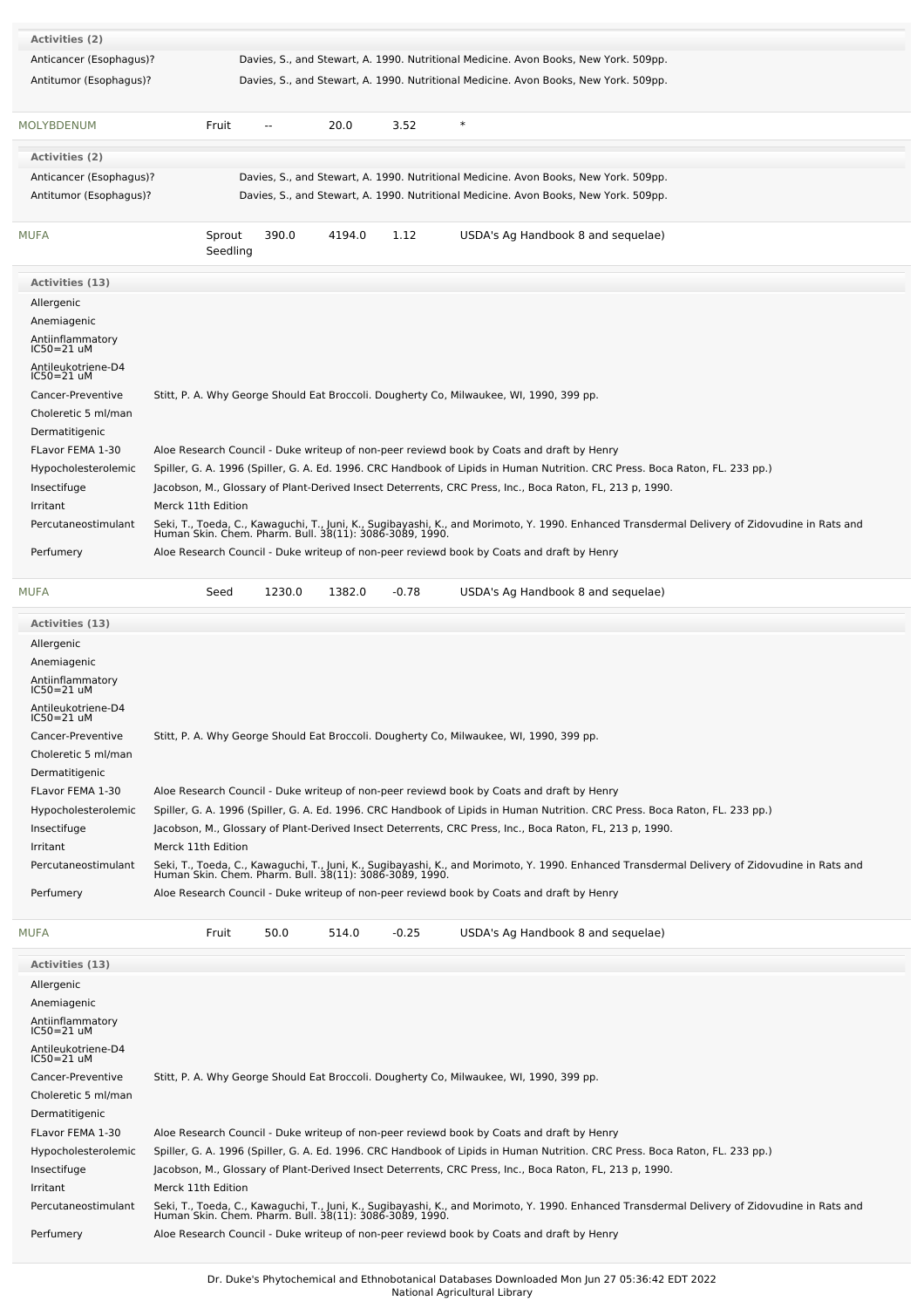**Activities (2)**

| Activity | Reference |
|---|---|
| Anticancer (Esophagus)? | Davies, S., and Stewart, A. 1990. Nutritional Medicine. Avon Books, New York. 509pp. |
| Antitumor (Esophagus)? | Davies, S., and Stewart, A. 1990. Nutritional Medicine. Avon Books, New York. 509pp. |

| MOLYBDENUM | Fruit | -- | 20.0 | 3.52 | * |
|---|---|---|---|---|---|

**Activities (2)**

| Activity | Reference |
|---|---|
| Anticancer (Esophagus)? | Davies, S., and Stewart, A. 1990. Nutritional Medicine. Avon Books, New York. 509pp. |
| Antitumor (Esophagus)? | Davies, S., and Stewart, A. 1990. Nutritional Medicine. Avon Books, New York. 509pp. |

| MUFA | Sprout Seedling | 390.0 | 4194.0 | 1.12 | USDA's Ag Handbook 8 and sequelae) |
|---|---|---|---|---|---|

**Activities (13)**

| Activity | Reference |
|---|---|
| Allergenic | |
| Anemiagenic | |
| Antiinflammatory IC50=21 uM | |
| Antileukotriene-D4 IC50=21 uM | |
| Cancer-Preventive | Stitt, P. A. Why George Should Eat Broccoli. Dougherty Co, Milwaukee, WI, 1990, 399 pp. |
| Choleretic 5 ml/man | |
| Dermatitigenic | |
| FLavor FEMA 1-30 | Aloe Research Council - Duke writeup of non-peer reviewd book by Coats and draft by Henry |
| Hypocholesterolemic | Spiller, G. A. 1996 (Spiller, G. A. Ed. 1996. CRC Handbook of Lipids in Human Nutrition. CRC Press. Boca Raton, FL. 233 pp.) |
| Insectifuge | Jacobson, M., Glossary of Plant-Derived Insect Deterrents, CRC Press, Inc., Boca Raton, FL, 213 p, 1990. |
| Irritant | Merck 11th Edition |
| Percutaneostimulant | Seki, T., Toeda, C., Kawaguchi, T., Juni, K., Sugibayashi, K., and Morimoto, Y. 1990. Enhanced Transdermal Delivery of Zidovudine in Rats and Human Skin. Chem. Pharm. Bull. 38(11): 3086-3089, 1990. |
| Perfumery | Aloe Research Council - Duke writeup of non-peer reviewd book by Coats and draft by Henry |

| MUFA | Seed | 1230.0 | 1382.0 | -0.78 | USDA's Ag Handbook 8 and sequelae) |
|---|---|---|---|---|---|

**Activities (13)**

| Activity | Reference |
|---|---|
| Allergenic | |
| Anemiagenic | |
| Antiinflammatory IC50=21 uM | |
| Antileukotriene-D4 IC50=21 uM | |
| Cancer-Preventive | Stitt, P. A. Why George Should Eat Broccoli. Dougherty Co, Milwaukee, WI, 1990, 399 pp. |
| Choleretic 5 ml/man | |
| Dermatitigenic | |
| FLavor FEMA 1-30 | Aloe Research Council - Duke writeup of non-peer reviewd book by Coats and draft by Henry |
| Hypocholesterolemic | Spiller, G. A. 1996 (Spiller, G. A. Ed. 1996. CRC Handbook of Lipids in Human Nutrition. CRC Press. Boca Raton, FL. 233 pp.) |
| Insectifuge | Jacobson, M., Glossary of Plant-Derived Insect Deterrents, CRC Press, Inc., Boca Raton, FL, 213 p, 1990. |
| Irritant | Merck 11th Edition |
| Percutaneostimulant | Seki, T., Toeda, C., Kawaguchi, T., Juni, K., Sugibayashi, K., and Morimoto, Y. 1990. Enhanced Transdermal Delivery of Zidovudine in Rats and Human Skin. Chem. Pharm. Bull. 38(11): 3086-3089, 1990. |
| Perfumery | Aloe Research Council - Duke writeup of non-peer reviewd book by Coats and draft by Henry |

| MUFA | Fruit | 50.0 | 514.0 | -0.25 | USDA's Ag Handbook 8 and sequelae) |
|---|---|---|---|---|---|

**Activities (13)**

| Activity | Reference |
|---|---|
| Allergenic | |
| Anemiagenic | |
| Antiinflammatory IC50=21 uM | |
| Antileukotriene-D4 IC50=21 uM | |
| Cancer-Preventive | Stitt, P. A. Why George Should Eat Broccoli. Dougherty Co, Milwaukee, WI, 1990, 399 pp. |
| Choleretic 5 ml/man | |
| Dermatitigenic | |
| FLavor FEMA 1-30 | Aloe Research Council - Duke writeup of non-peer reviewd book by Coats and draft by Henry |
| Hypocholesterolemic | Spiller, G. A. 1996 (Spiller, G. A. Ed. 1996. CRC Handbook of Lipids in Human Nutrition. CRC Press. Boca Raton, FL. 233 pp.) |
| Insectifuge | Jacobson, M., Glossary of Plant-Derived Insect Deterrents, CRC Press, Inc., Boca Raton, FL, 213 p, 1990. |
| Irritant | Merck 11th Edition |
| Percutaneostimulant | Seki, T., Toeda, C., Kawaguchi, T., Juni, K., Sugibayashi, K., and Morimoto, Y. 1990. Enhanced Transdermal Delivery of Zidovudine in Rats and Human Skin. Chem. Pharm. Bull. 38(11): 3086-3089, 1990. |
| Perfumery | Aloe Research Council - Duke writeup of non-peer reviewd book by Coats and draft by Henry |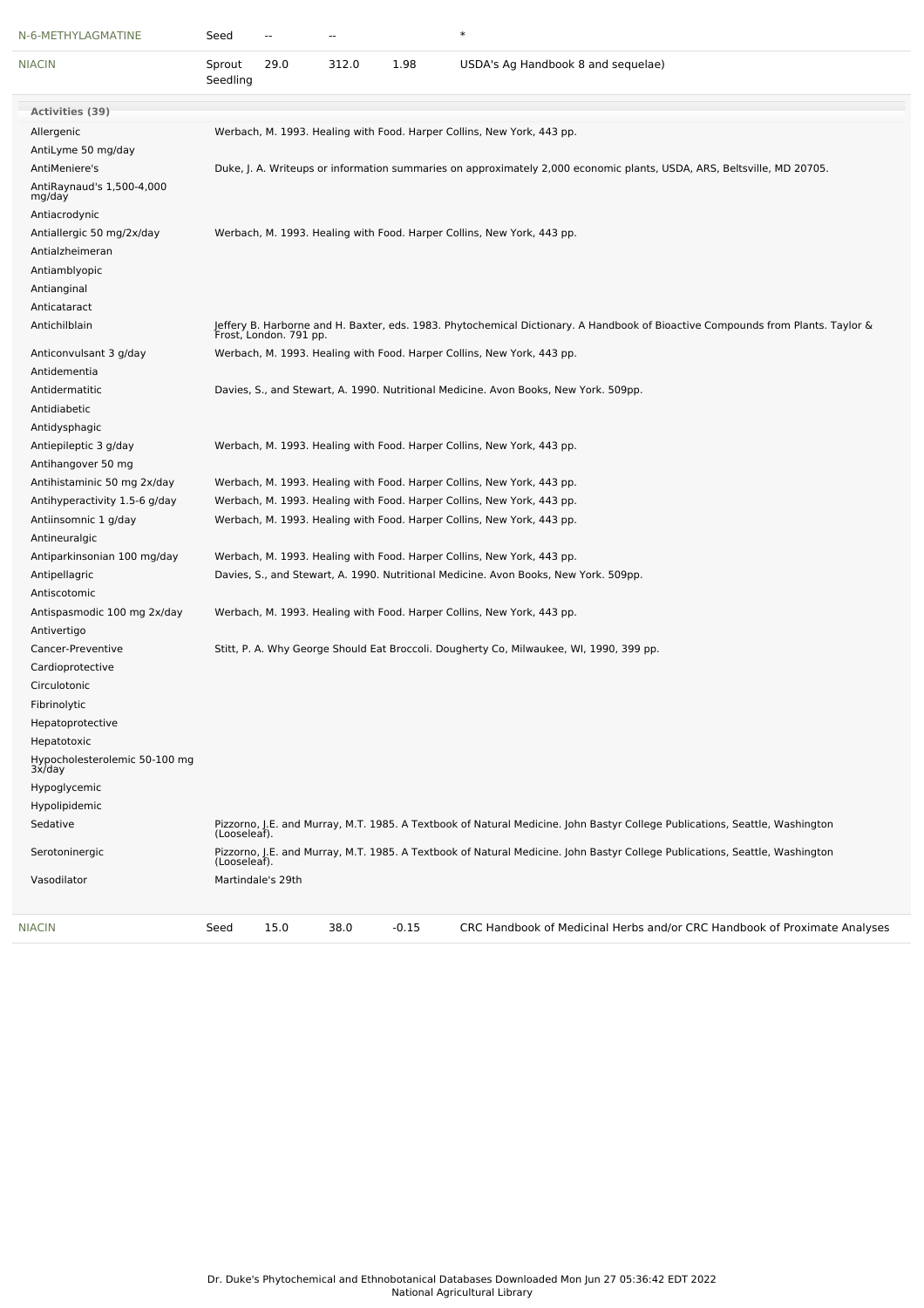| | | | | | |
|---|---|---|---|---|---|
| N-6-METHYLAGMATINE | Seed | -- | -- | | * |
| NIACIN | Sprout Seedling | 29.0 | 312.0 | 1.98 | USDA's Ag Handbook 8 and sequelae) |

**Activities (39)**

| Activity | Reference |
|---|---|
| Allergenic | Werbach, M. 1993. Healing with Food. Harper Collins, New York, 443 pp. |
| AntiLyme 50 mg/day | |
| AntiMeniere's | Duke, J. A. Writeups or information summaries on approximately 2,000 economic plants, USDA, ARS, Beltsville, MD 20705. |
| AntiRaynaud's 1,500-4,000 mg/day | |
| Antiacrodynic | |
| Antiallergic 50 mg/2x/day | Werbach, M. 1993. Healing with Food. Harper Collins, New York, 443 pp. |
| Antialzheimeran | |
| Antiamblyopic | |
| Antianginal | |
| Anticataract | |
| Antichilblain | Jeffery B. Harborne and H. Baxter, eds. 1983. Phytochemical Dictionary. A Handbook of Bioactive Compounds from Plants. Taylor & Frost, London. 791 pp. |
| Anticonvulsant 3 g/day | Werbach, M. 1993. Healing with Food. Harper Collins, New York, 443 pp. |
| Antidementia | |
| Antidermatitic | Davies, S., and Stewart, A. 1990. Nutritional Medicine. Avon Books, New York. 509pp. |
| Antidiabetic | |
| Antidysphagic | |
| Antiepileptic 3 g/day | Werbach, M. 1993. Healing with Food. Harper Collins, New York, 443 pp. |
| Antihangover 50 mg | |
| Antihistaminic 50 mg 2x/day | Werbach, M. 1993. Healing with Food. Harper Collins, New York, 443 pp. |
| Antihyperactivity 1.5-6 g/day | Werbach, M. 1993. Healing with Food. Harper Collins, New York, 443 pp. |
| Antiinsomnic 1 g/day | Werbach, M. 1993. Healing with Food. Harper Collins, New York, 443 pp. |
| Antineuralgic | |
| Antiparkinsonian 100 mg/day | Werbach, M. 1993. Healing with Food. Harper Collins, New York, 443 pp. |
| Antipellagric | Davies, S., and Stewart, A. 1990. Nutritional Medicine. Avon Books, New York. 509pp. |
| Antiscotomic | |
| Antispasmodic 100 mg 2x/day | Werbach, M. 1993. Healing with Food. Harper Collins, New York, 443 pp. |
| Antivertigo | |
| Cancer-Preventive | Stitt, P. A. Why George Should Eat Broccoli. Dougherty Co, Milwaukee, WI, 1990, 399 pp. |
| Cardioprotective | |
| Circulotonic | |
| Fibrinolytic | |
| Hepatoprotective | |
| Hepatotoxic | |
| Hypocholesterolemic 50-100 mg 3x/day | |
| Hypoglycemic | |
| Hypolipidemic | |
| Sedative | Pizzorno, J.E. and Murray, M.T. 1985. A Textbook of Natural Medicine. John Bastyr College Publications, Seattle, Washington (Looseleaf). |
| Serotoninergic | Pizzorno, J.E. and Murray, M.T. 1985. A Textbook of Natural Medicine. John Bastyr College Publications, Seattle, Washington (Looseleaf). |
| Vasodilator | Martindale's 29th |

| | | | | | |
|---|---|---|---|---|---|
| NIACIN | Seed | 15.0 | 38.0 | -0.15 | CRC Handbook of Medicinal Herbs and/or CRC Handbook of Proximate Analyses |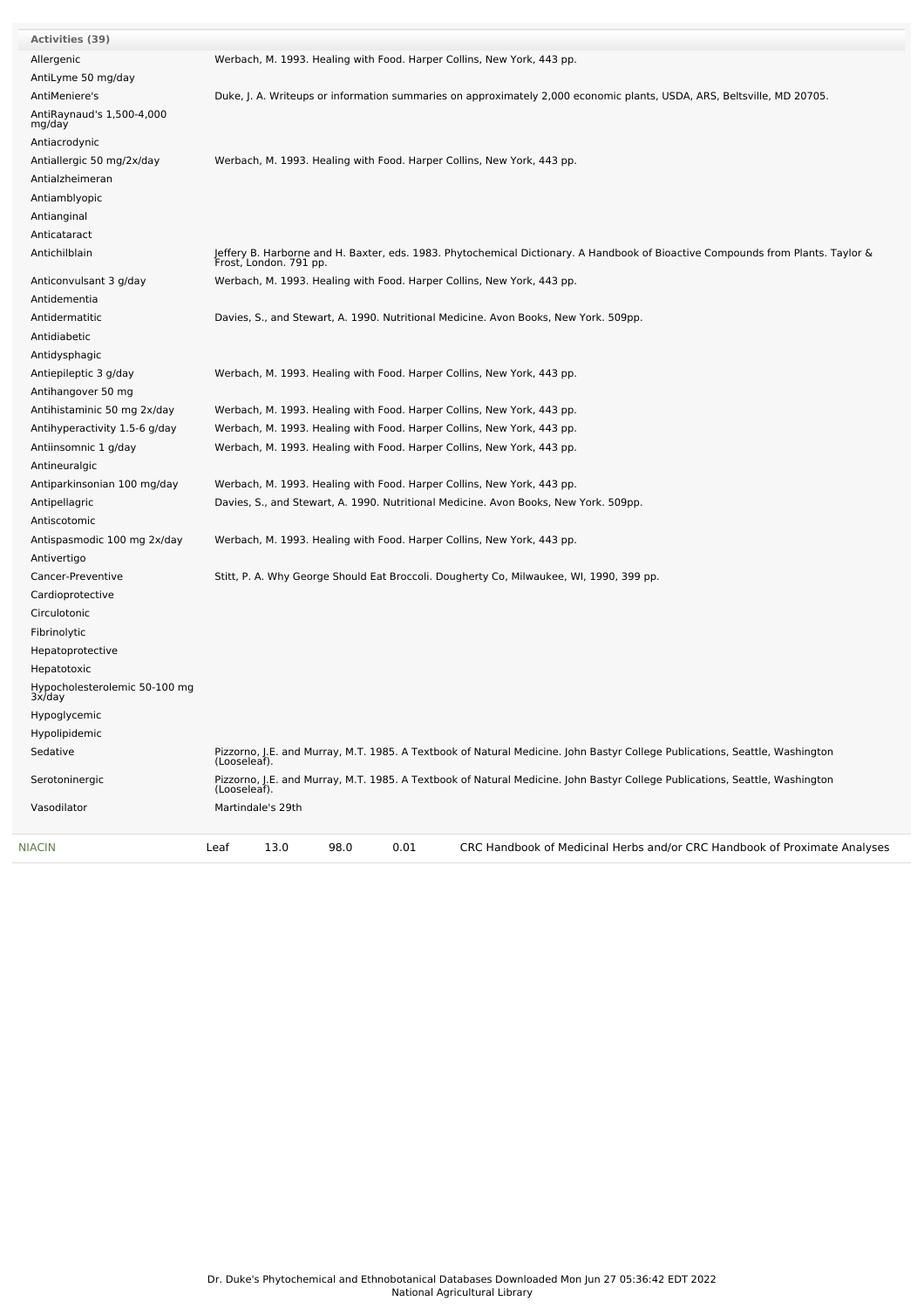**Activities (39)**

| Activity | Reference |
|---|---|
| Allergenic | Werbach, M. 1993. Healing with Food. Harper Collins, New York, 443 pp. |
| AntiLyme 50 mg/day | |
| AntiMeniere's | Duke, J. A. Writeups or information summaries on approximately 2,000 economic plants, USDA, ARS, Beltsville, MD 20705. |
| AntiRaynaud's 1,500-4,000 mg/day | |
| Antiacrodynic | |
| Antiallergic 50 mg/2x/day | Werbach, M. 1993. Healing with Food. Harper Collins, New York, 443 pp. |
| Antialzheimeran | |
| Antiamblyopic | |
| Antianginal | |
| Anticataract | |
| Antichilblain | Jeffery B. Harborne and H. Baxter, eds. 1983. Phytochemical Dictionary. A Handbook of Bioactive Compounds from Plants. Taylor & Frost, London. 791 pp. |
| Anticonvulsant 3 g/day | Werbach, M. 1993. Healing with Food. Harper Collins, New York, 443 pp. |
| Antidementia | |
| Antidermatitic | Davies, S., and Stewart, A. 1990. Nutritional Medicine. Avon Books, New York. 509pp. |
| Antidiabetic | |
| Antidysphagic | |
| Antiepileptic 3 g/day | Werbach, M. 1993. Healing with Food. Harper Collins, New York, 443 pp. |
| Antihangover 50 mg | |
| Antihistaminic 50 mg 2x/day | Werbach, M. 1993. Healing with Food. Harper Collins, New York, 443 pp. |
| Antihyperactivity 1.5-6 g/day | Werbach, M. 1993. Healing with Food. Harper Collins, New York, 443 pp. |
| Antiinsomnic 1 g/day | Werbach, M. 1993. Healing with Food. Harper Collins, New York, 443 pp. |
| Antineuralgic | |
| Antiparkinsonian 100 mg/day | Werbach, M. 1993. Healing with Food. Harper Collins, New York, 443 pp. |
| Antipellagric | Davies, S., and Stewart, A. 1990. Nutritional Medicine. Avon Books, New York. 509pp. |
| Antiscotomic | |
| Antispasmodic 100 mg 2x/day | Werbach, M. 1993. Healing with Food. Harper Collins, New York, 443 pp. |
| Antivertigo | |
| Cancer-Preventive | Stitt, P. A. Why George Should Eat Broccoli. Dougherty Co, Milwaukee, WI, 1990, 399 pp. |
| Cardioprotective | |
| Circulotonic | |
| Fibrinolytic | |
| Hepatoprotective | |
| Hepatotoxic | |
| Hypocholesterolemic 50-100 mg 3x/day | |
| Hypoglycemic | |
| Hypolipidemic | |
| Sedative | Pizzorno, J.E. and Murray, M.T. 1985. A Textbook of Natural Medicine. John Bastyr College Publications, Seattle, Washington (Looseleaf). |
| Serotoninergic | Pizzorno, J.E. and Murray, M.T. 1985. A Textbook of Natural Medicine. John Bastyr College Publications, Seattle, Washington (Looseleaf). |
| Vasodilator | Martindale's 29th |

| Chemical | Part | Low | High | SD | Reference |
|---|---|---|---|---|---|
| NIACIN | Leaf | 13.0 | 98.0 | 0.01 | CRC Handbook of Medicinal Herbs and/or CRC Handbook of Proximate Analyses |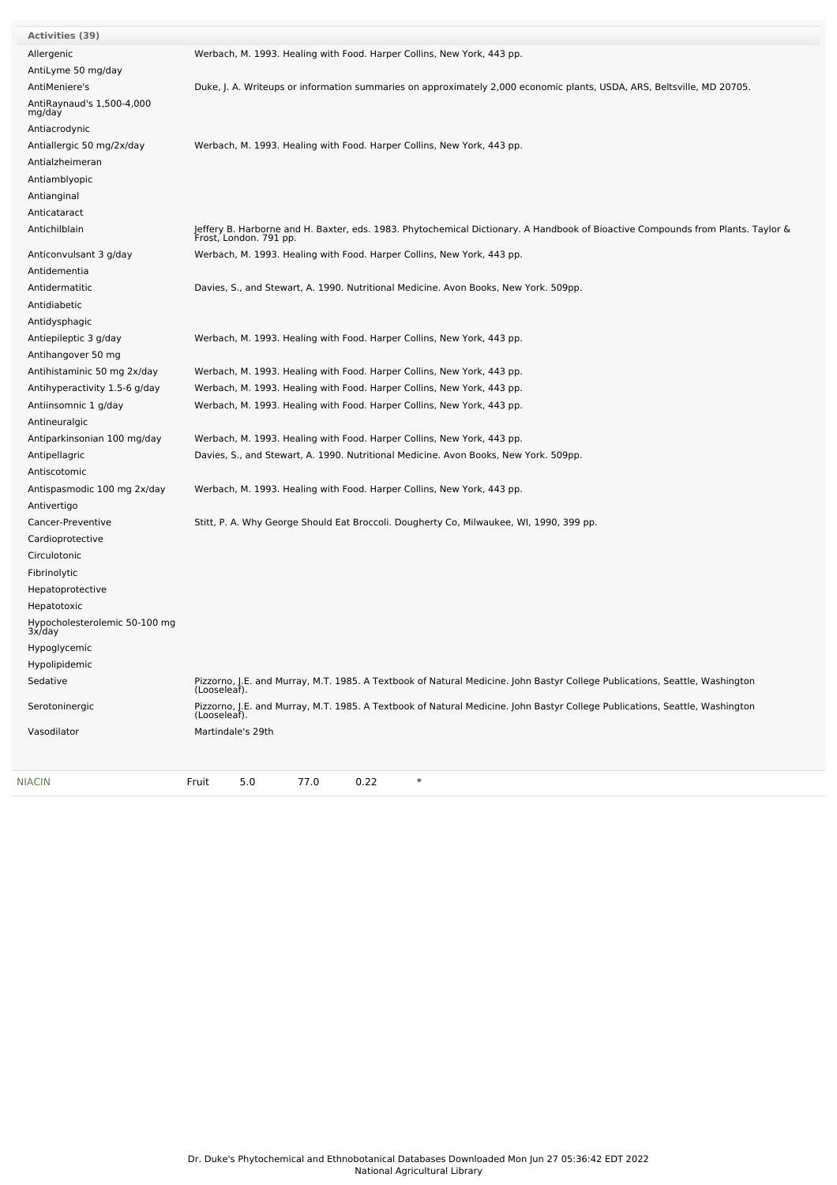| Activities (39) | |
|---|---|
| Allergenic | Werbach, M. 1993. Healing with Food. Harper Collins, New York, 443 pp. |
| AntiLyme 50 mg/day | |
| AntiMeniere's | Duke, J. A. Writeups or information summaries on approximately 2,000 economic plants, USDA, ARS, Beltsville, MD 20705. |
| AntiRaynaud's 1,500-4,000 mg/day | |
| Antiacrodynic | |
| Antiallergic 50 mg/2x/day | Werbach, M. 1993. Healing with Food. Harper Collins, New York, 443 pp. |
| Antialzheimeran | |
| Antiamblyopic | |
| Antianginal | |
| Anticataract | |
| Antichilblain | Jeffery B. Harborne and H. Baxter, eds. 1983. Phytochemical Dictionary. A Handbook of Bioactive Compounds from Plants. Taylor & Frost, London. 791 pp. |
| Anticonvulsant 3 g/day | Werbach, M. 1993. Healing with Food. Harper Collins, New York, 443 pp. |
| Antidementia | |
| Antidermatitic | Davies, S., and Stewart, A. 1990. Nutritional Medicine. Avon Books, New York. 509pp. |
| Antidiabetic | |
| Antidysphagic | |
| Antiepileptic 3 g/day | Werbach, M. 1993. Healing with Food. Harper Collins, New York, 443 pp. |
| Antihangover 50 mg | |
| Antihistaminic 50 mg 2x/day | Werbach, M. 1993. Healing with Food. Harper Collins, New York, 443 pp. |
| Antihyperactivity 1.5-6 g/day | Werbach, M. 1993. Healing with Food. Harper Collins, New York, 443 pp. |
| Antiinsomnic 1 g/day | Werbach, M. 1993. Healing with Food. Harper Collins, New York, 443 pp. |
| Antineuralgic | |
| Antiparkinsonian 100 mg/day | Werbach, M. 1993. Healing with Food. Harper Collins, New York, 443 pp. |
| Antipellagric | Davies, S., and Stewart, A. 1990. Nutritional Medicine. Avon Books, New York. 509pp. |
| Antiscotomic | |
| Antispasmodic 100 mg 2x/day | Werbach, M. 1993. Healing with Food. Harper Collins, New York, 443 pp. |
| Antivertigo | |
| Cancer-Preventive | Stitt, P. A. Why George Should Eat Broccoli. Dougherty Co, Milwaukee, WI, 1990, 399 pp. |
| Cardioprotective | |
| Circulotonic | |
| Fibrinolytic | |
| Hepatoprotective | |
| Hepatotoxic | |
| Hypocholesterolemic 50-100 mg 3x/day | |
| Hypoglycemic | |
| Hypolipidemic | |
| Sedative | Pizzorno, J.E. and Murray, M.T. 1985. A Textbook of Natural Medicine. John Bastyr College Publications, Seattle, Washington (Looseleaf). |
| Serotoninergic | Pizzorno, J.E. and Murray, M.T. 1985. A Textbook of Natural Medicine. John Bastyr College Publications, Seattle, Washington (Looseleaf). |
| Vasodilator | Martindale's 29th |

| NIACIN | Fruit | 5.0 | 77.0 | 0.22 | * |
|---|---|---|---|---|---|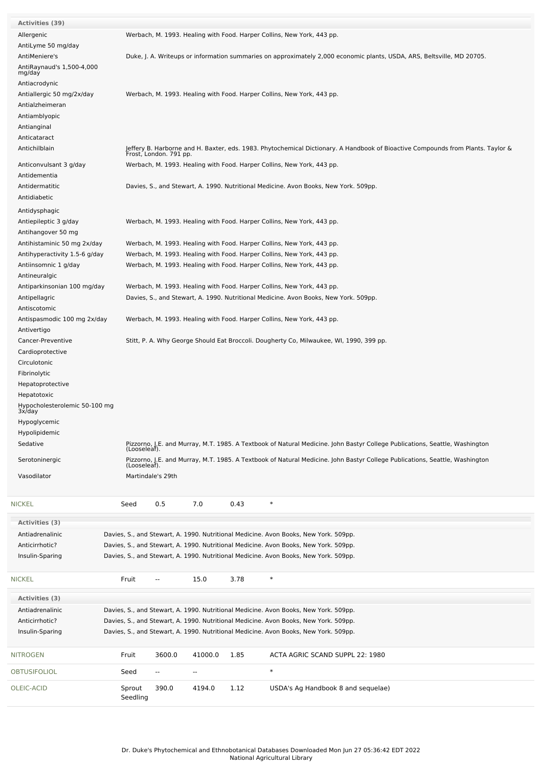| Activities (39) | |
|---|---|
| Allergenic | Werbach, M. 1993. Healing with Food. Harper Collins, New York, 443 pp. |
| AntiLyme 50 mg/day | |
| AntiMeniere's | Duke, J. A. Writeups or information summaries on approximately 2,000 economic plants, USDA, ARS, Beltsville, MD 20705. |
| AntiRaynaud's 1,500-4,000 mg/day | |
| Antiacrodynic | |
| Antiallergic 50 mg/2x/day | Werbach, M. 1993. Healing with Food. Harper Collins, New York, 443 pp. |
| Antialzheimeran | |
| Antiamblyopic | |
| Antianginal | |
| Anticataract | |
| Antichilblain | Jeffery B. Harborne and H. Baxter, eds. 1983. Phytochemical Dictionary. A Handbook of Bioactive Compounds from Plants. Taylor & Frost, London. 791 pp. |
| Anticonvulsant 3 g/day | Werbach, M. 1993. Healing with Food. Harper Collins, New York, 443 pp. |
| Antidementia | |
| Antidermatitic | Davies, S., and Stewart, A. 1990. Nutritional Medicine. Avon Books, New York. 509pp. |
| Antidiabetic | |
| Antidysphagic | |
| Antiepileptic 3 g/day | Werbach, M. 1993. Healing with Food. Harper Collins, New York, 443 pp. |
| Antihangover 50 mg | |
| Antihistaminic 50 mg 2x/day | Werbach, M. 1993. Healing with Food. Harper Collins, New York, 443 pp. |
| Antihyperactivity 1.5-6 g/day | Werbach, M. 1993. Healing with Food. Harper Collins, New York, 443 pp. |
| Antiinsomnic 1 g/day | Werbach, M. 1993. Healing with Food. Harper Collins, New York, 443 pp. |
| Antineuralgic | |
| Antiparkinsonian 100 mg/day | Werbach, M. 1993. Healing with Food. Harper Collins, New York, 443 pp. |
| Antipellagric | Davies, S., and Stewart, A. 1990. Nutritional Medicine. Avon Books, New York. 509pp. |
| Antiscotomic | |
| Antispasmodic 100 mg 2x/day | Werbach, M. 1993. Healing with Food. Harper Collins, New York, 443 pp. |
| Antivertigo | |
| Cancer-Preventive | Stitt, P. A. Why George Should Eat Broccoli. Dougherty Co, Milwaukee, WI, 1990, 399 pp. |
| Cardioprotective | |
| Circulotonic | |
| Fibrinolytic | |
| Hepatoprotective | |
| Hepatotoxic | |
| Hypocholesterolemic 50-100 mg 3x/day | |
| Hypoglycemic | |
| Hypolipidemic | |
| Sedative | Pizzorno, J.E. and Murray, M.T. 1985. A Textbook of Natural Medicine. John Bastyr College Publications, Seattle, Washington (Looseleaf). |
| Serotoninergic | Pizzorno, J.E. and Murray, M.T. 1985. A Textbook of Natural Medicine. John Bastyr College Publications, Seattle, Washington (Looseleaf). |
| Vasodilator | Martindale's 29th |

| NICKEL | Seed | 0.5 | 7.0 | 0.43 | * |
|---|---|---|---|---|---|

| Activities (3) | |
|---|---|
| Antiadrenalinic | Davies, S., and Stewart, A. 1990. Nutritional Medicine. Avon Books, New York. 509pp. |
| Anticirrhotic? | Davies, S., and Stewart, A. 1990. Nutritional Medicine. Avon Books, New York. 509pp. |
| Insulin-Sparing | Davies, S., and Stewart, A. 1990. Nutritional Medicine. Avon Books, New York. 509pp. |

| NICKEL | Fruit | -- | 15.0 | 3.78 | * |
|---|---|---|---|---|---|

| Activities (3) | |
|---|---|
| Antiadrenalinic | Davies, S., and Stewart, A. 1990. Nutritional Medicine. Avon Books, New York. 509pp. |
| Anticirrhotic? | Davies, S., and Stewart, A. 1990. Nutritional Medicine. Avon Books, New York. 509pp. |
| Insulin-Sparing | Davies, S., and Stewart, A. 1990. Nutritional Medicine. Avon Books, New York. 509pp. |

| NITROGEN | Fruit | 3600.0 | 41000.0 | 1.85 | ACTA AGRIC SCAND SUPPL 22: 1980 |
|---|---|---|---|---|---|
| OBTUSIFOLIOL | Seed | -- | -- | | * |
| OLEIC-ACID | Sprout Seedling | 390.0 | 4194.0 | 1.12 | USDA's Ag Handbook 8 and sequelae) |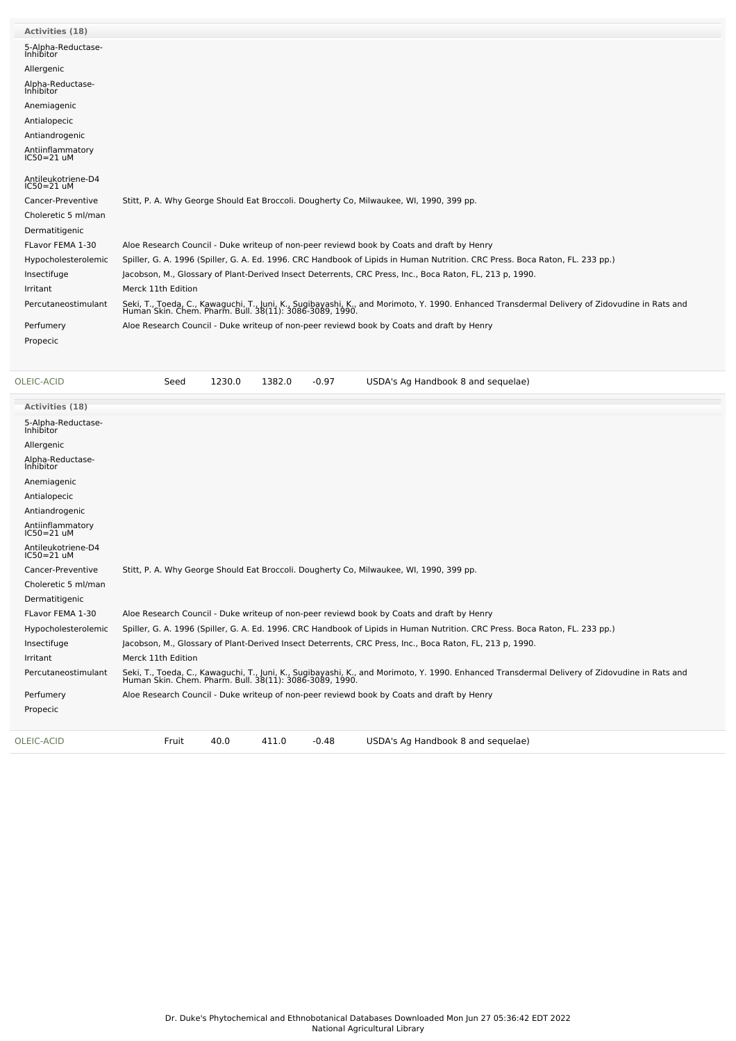**Activities (18)**

| Activity | Reference |
|---|---|
| 5-Alpha-Reductase-Inhibitor | |
| Allergenic | |
| Alpha-Reductase-Inhibitor | |
| Anemiagenic | |
| Antialopecic | |
| Antiandrogenic | |
| Antiinflammatory IC50=21 uM | |
| Antileukotriene-D4 IC50=21 uM | |
| Cancer-Preventive | Stitt, P. A. Why George Should Eat Broccoli. Dougherty Co, Milwaukee, WI, 1990, 399 pp. |
| Choleretic 5 ml/man | |
| Dermatitigenic | |
| FLavor FEMA 1-30 | Aloe Research Council - Duke writeup of non-peer reviewd book by Coats and draft by Henry |
| Hypocholesterolemic | Spiller, G. A. 1996 (Spiller, G. A. Ed. 1996. CRC Handbook of Lipids in Human Nutrition. CRC Press. Boca Raton, FL. 233 pp.) |
| Insectifuge | Jacobson, M., Glossary of Plant-Derived Insect Deterrents, CRC Press, Inc., Boca Raton, FL, 213 p, 1990. |
| Irritant | Merck 11th Edition |
| Percutaneostimulant | Seki, T., Toeda, C., Kawaguchi, T., Juni, K., Sugibayashi, K., and Morimoto, Y. 1990. Enhanced Transdermal Delivery of Zidovudine in Rats and Human Skin. Chem. Pharm. Bull. 38(11): 3086-3089, 1990. |
| Perfumery | Aloe Research Council - Duke writeup of non-peer reviewd book by Coats and draft by Henry |
| Propecic | |

| | | | | | |
|---|---|---|---|---|---|
| OLEIC-ACID | Seed | 1230.0 | 1382.0 | -0.97 | USDA's Ag Handbook 8 and sequelae) |

**Activities (18)**

| Activity | Reference |
|---|---|
| 5-Alpha-Reductase-Inhibitor | |
| Allergenic | |
| Alpha-Reductase-Inhibitor | |
| Anemiagenic | |
| Antialopecic | |
| Antiandrogenic | |
| Antiinflammatory IC50=21 uM | |
| Antileukotriene-D4 IC50=21 uM | |
| Cancer-Preventive | Stitt, P. A. Why George Should Eat Broccoli. Dougherty Co, Milwaukee, WI, 1990, 399 pp. |
| Choleretic 5 ml/man | |
| Dermatitigenic | |
| FLavor FEMA 1-30 | Aloe Research Council - Duke writeup of non-peer reviewd book by Coats and draft by Henry |
| Hypocholesterolemic | Spiller, G. A. 1996 (Spiller, G. A. Ed. 1996. CRC Handbook of Lipids in Human Nutrition. CRC Press. Boca Raton, FL. 233 pp.) |
| Insectifuge | Jacobson, M., Glossary of Plant-Derived Insect Deterrents, CRC Press, Inc., Boca Raton, FL, 213 p, 1990. |
| Irritant | Merck 11th Edition |
| Percutaneostimulant | Seki, T., Toeda, C., Kawaguchi, T., Juni, K., Sugibayashi, K., and Morimoto, Y. 1990. Enhanced Transdermal Delivery of Zidovudine in Rats and Human Skin. Chem. Pharm. Bull. 38(11): 3086-3089, 1990. |
| Perfumery | Aloe Research Council - Duke writeup of non-peer reviewd book by Coats and draft by Henry |
| Propecic | |

| | | | | | |
|---|---|---|---|---|---|
| OLEIC-ACID | Fruit | 40.0 | 411.0 | -0.48 | USDA's Ag Handbook 8 and sequelae) |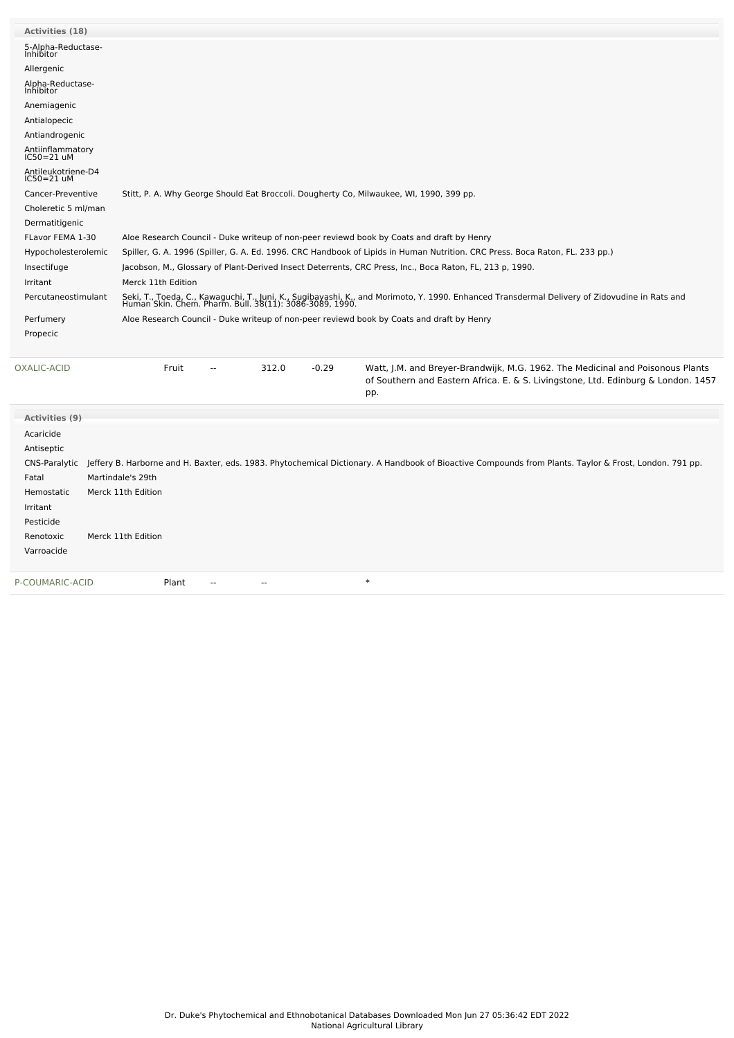**Activities (18)**

| Activity | Reference |
|---|---|
| 5-Alpha-Reductase-Inhibitor | |
| Allergenic | |
| Alpha-Reductase-Inhibitor | |
| Anemiagenic | |
| Antialopecic | |
| Antiandrogenic | |
| Antiinflammatory IC50=21 uM | |
| Antileukotriene-D4 IC50=21 uM | |
| Cancer-Preventive | Stitt, P. A. Why George Should Eat Broccoli. Dougherty Co, Milwaukee, WI, 1990, 399 pp. |
| Choleretic 5 ml/man | |
| Dermatitigenic | |
| FLavor FEMA 1-30 | Aloe Research Council - Duke writeup of non-peer reviewd book by Coats and draft by Henry |
| Hypocholesterolemic | Spiller, G. A. 1996 (Spiller, G. A. Ed. 1996. CRC Handbook of Lipids in Human Nutrition. CRC Press. Boca Raton, FL. 233 pp.) |
| Insectifuge | Jacobson, M., Glossary of Plant-Derived Insect Deterrents, CRC Press, Inc., Boca Raton, FL, 213 p, 1990. |
| Irritant | Merck 11th Edition |
| Percutaneostimulant | Seki, T., Toeda, C., Kawaguchi, T., Juni, K., Sugibayashi, K., and Morimoto, Y. 1990. Enhanced Transdermal Delivery of Zidovudine in Rats and Human Skin. Chem. Pharm. Bull. 38(11): 3086-3089, 1990. |
| Perfumery | Aloe Research Council - Duke writeup of non-peer reviewd book by Coats and draft by Henry |
| Propecic | |

| Chemical | Part | Low | High | SD | Reference |
|---|---|---|---|---|---|
| OXALIC-ACID | Fruit | -- | 312.0 | -0.29 | Watt, J.M. and Breyer-Brandwijk, M.G. 1962. The Medicinal and Poisonous Plants of Southern and Eastern Africa. E. & S. Livingstone, Ltd. Edinburg & London. 1457 pp. |

**Activities (9)**

| Activity | Reference |
|---|---|
| Acaricide | |
| Antiseptic | |
| CNS-Paralytic | Jeffery B. Harborne and H. Baxter, eds. 1983. Phytochemical Dictionary. A Handbook of Bioactive Compounds from Plants. Taylor & Frost, London. 791 pp. |
| Fatal | Martindale's 29th |
| Hemostatic | Merck 11th Edition |
| Irritant | |
| Pesticide | |
| Renotoxic | Merck 11th Edition |
| Varroacide | |

| Chemical | Part | Low | High | SD | Reference |
|---|---|---|---|---|---|
| P-COUMARIC-ACID | Plant | -- | -- | | * |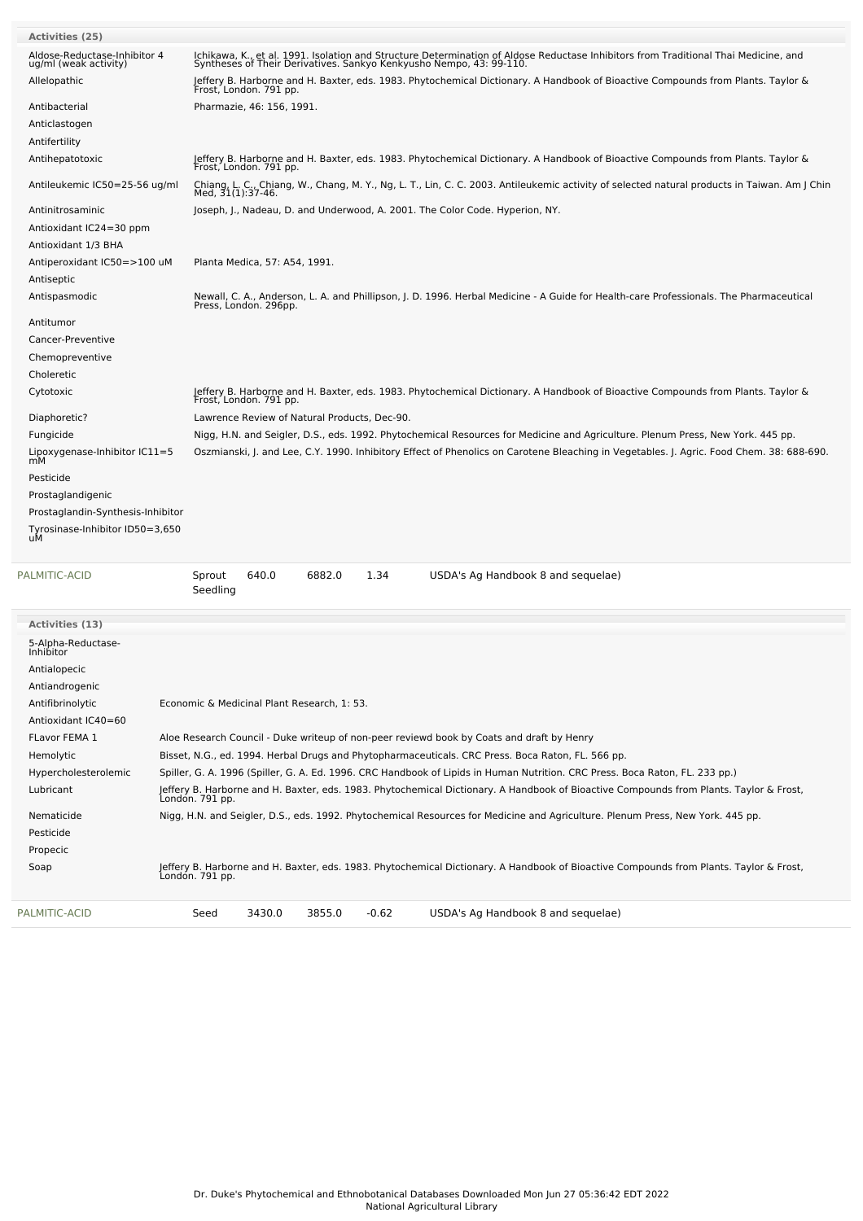**Activities (25)**

| Activity | Reference |
| --- | --- |
| Aldose-Reductase-Inhibitor 4 ug/ml (weak activity) | Ichikawa, K., et al. 1991. Isolation and Structure Determination of Aldose Reductase Inhibitors from Traditional Thai Medicine, and Syntheses of Their Derivatives. Sankyo Kenkyusho Nempo, 43: 99-110. |
| Allelopathic | Jeffery B. Harborne and H. Baxter, eds. 1983. Phytochemical Dictionary. A Handbook of Bioactive Compounds from Plants. Taylor & Frost, London. 791 pp. |
| Antibacterial | Pharmazie, 46: 156, 1991. |
| Anticlastogen | |
| Antifertility | |
| Antihepatotoxic | Jeffery B. Harborne and H. Baxter, eds. 1983. Phytochemical Dictionary. A Handbook of Bioactive Compounds from Plants. Taylor & Frost, London. 791 pp. |
| Antileukemic IC50=25-56 ug/ml | Chiang, L. C., Chiang, W., Chang, M. Y., Ng, L. T., Lin, C. C. 2003. Antileukemic activity of selected natural products in Taiwan. Am J Chin Med, 31(1):37-46. |
| Antinitrosaminic | Joseph, J., Nadeau, D. and Underwood, A. 2001. The Color Code. Hyperion, NY. |
| Antioxidant IC24=30 ppm | |
| Antioxidant 1/3 BHA | |
| Antiperoxidant IC50=>100 uM | Planta Medica, 57: A54, 1991. |
| Antiseptic | |
| Antispasmodic | Newall, C. A., Anderson, L. A. and Phillipson, J. D. 1996. Herbal Medicine - A Guide for Health-care Professionals. The Pharmaceutical Press, London. 296pp. |
| Antitumor | |
| Cancer-Preventive | |
| Chemopreventive | |
| Choleretic | |
| Cytotoxic | Jeffery B. Harborne and H. Baxter, eds. 1983. Phytochemical Dictionary. A Handbook of Bioactive Compounds from Plants. Taylor & Frost, London. 791 pp. |
| Diaphoretic? | Lawrence Review of Natural Products, Dec-90. |
| Fungicide | Nigg, H.N. and Seigler, D.S., eds. 1992. Phytochemical Resources for Medicine and Agriculture. Plenum Press, New York. 445 pp. |
| Lipoxygenase-Inhibitor IC11=5 mM | Oszmianski, J. and Lee, C.Y. 1990. Inhibitory Effect of Phenolics on Carotene Bleaching in Vegetables. J. Agric. Food Chem. 38: 688-690. |
| Pesticide | |
| Prostaglandigenic | |
| Prostaglandin-Synthesis-Inhibitor | |
| Tyrosinase-Inhibitor ID50=3,650 uM | |

| Chemical | Part | Low | High | SD | Reference |
| --- | --- | --- | --- | --- | --- |
| PALMITIC-ACID | Sprout Seedling | 640.0 | 6882.0 | 1.34 | USDA's Ag Handbook 8 and sequelae) |

**Activities (13)**

| Activity | Reference |
| --- | --- |
| 5-Alpha-Reductase-Inhibitor | |
| Antialopecic | |
| Antiandrogenic | |
| Antifibrinolytic | Economic & Medicinal Plant Research, 1: 53. |
| Antioxidant IC40=60 | |
| FLavor FEMA 1 | Aloe Research Council - Duke writeup of non-peer reviewd book by Coats and draft by Henry |
| Hemolytic | Bisset, N.G., ed. 1994. Herbal Drugs and Phytopharmaceuticals. CRC Press. Boca Raton, FL. 566 pp. |
| Hypercholesterolemic | Spiller, G. A. 1996 (Spiller, G. A. Ed. 1996. CRC Handbook of Lipids in Human Nutrition. CRC Press. Boca Raton, FL. 233 pp.) |
| Lubricant | Jeffery B. Harborne and H. Baxter, eds. 1983. Phytochemical Dictionary. A Handbook of Bioactive Compounds from Plants. Taylor & Frost, London. 791 pp. |
| Nematicide | Nigg, H.N. and Seigler, D.S., eds. 1992. Phytochemical Resources for Medicine and Agriculture. Plenum Press, New York. 445 pp. |
| Pesticide | |
| Propecic | |
| Soap | Jeffery B. Harborne and H. Baxter, eds. 1983. Phytochemical Dictionary. A Handbook of Bioactive Compounds from Plants. Taylor & Frost, London. 791 pp. |

| Chemical | Part | Low | High | SD | Reference |
| --- | --- | --- | --- | --- | --- |
| PALMITIC-ACID | Seed | 3430.0 | 3855.0 | -0.62 | USDA's Ag Handbook 8 and sequelae) |

Dr. Duke's Phytochemical and Ethnobotanical Databases Downloaded Mon Jun 27 05:36:42 EDT 2022
National Agricultural Library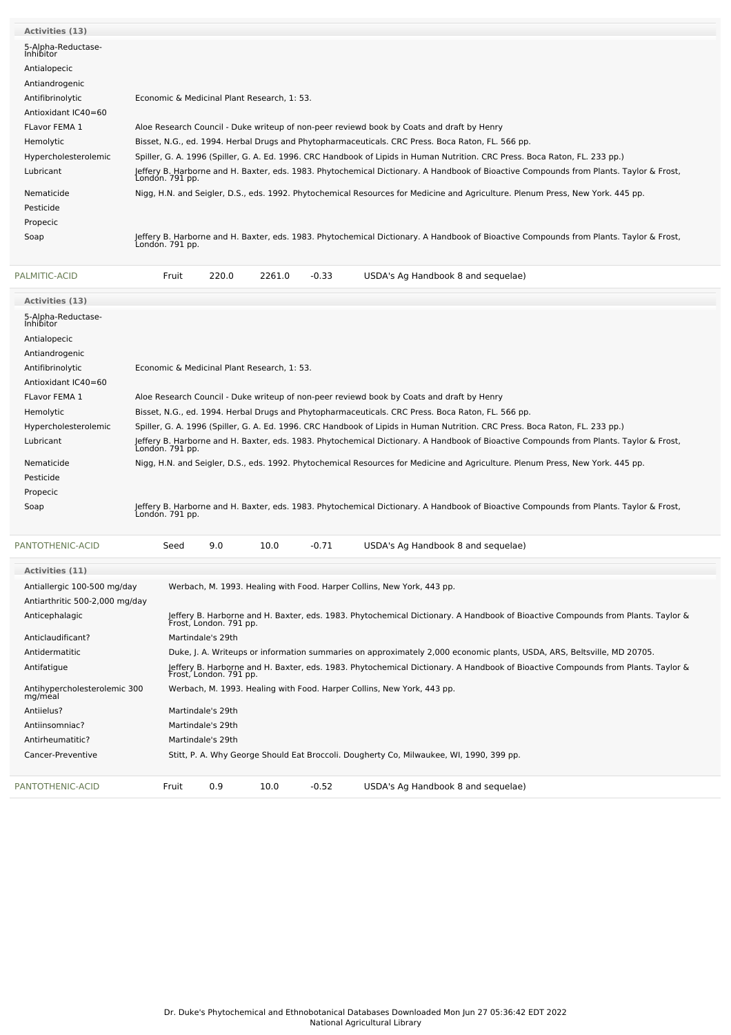**Activities (13)**

| Activity | Reference |
|---|---|
| 5-Alpha-Reductase-Inhibitor | |
| Antialopecic | |
| Antiandrogenic | |
| Antifibrinolytic | Economic & Medicinal Plant Research, 1: 53. |
| Antioxidant IC40=60 | |
| FLavor FEMA 1 | Aloe Research Council - Duke writeup of non-peer reviewd book by Coats and draft by Henry |
| Hemolytic | Bisset, N.G., ed. 1994. Herbal Drugs and Phytopharmaceuticals. CRC Press. Boca Raton, FL. 566 pp. |
| Hypercholesterolemic | Spiller, G. A. 1996 (Spiller, G. A. Ed. 1996. CRC Handbook of Lipids in Human Nutrition. CRC Press. Boca Raton, FL. 233 pp.) |
| Lubricant | Jeffery B. Harborne and H. Baxter, eds. 1983. Phytochemical Dictionary. A Handbook of Bioactive Compounds from Plants. Taylor & Frost, London. 791 pp. |
| Nematicide | Nigg, H.N. and Seigler, D.S., eds. 1992. Phytochemical Resources for Medicine and Agriculture. Plenum Press, New York. 445 pp. |
| Pesticide | |
| Propecic | |
| Soap | Jeffery B. Harborne and H. Baxter, eds. 1983. Phytochemical Dictionary. A Handbook of Bioactive Compounds from Plants. Taylor & Frost, London. 791 pp. |

| Chemical | Part | Low | High | SD | Reference |
|---|---|---|---|---|---|
| PALMITIC-ACID | Fruit | 220.0 | 2261.0 | -0.33 | USDA's Ag Handbook 8 and sequelae) |

**Activities (13)**

| Activity | Reference |
|---|---|
| 5-Alpha-Reductase-Inhibitor | |
| Antialopecic | |
| Antiandrogenic | |
| Antifibrinolytic | Economic & Medicinal Plant Research, 1: 53. |
| Antioxidant IC40=60 | |
| FLavor FEMA 1 | Aloe Research Council - Duke writeup of non-peer reviewd book by Coats and draft by Henry |
| Hemolytic | Bisset, N.G., ed. 1994. Herbal Drugs and Phytopharmaceuticals. CRC Press. Boca Raton, FL. 566 pp. |
| Hypercholesterolemic | Spiller, G. A. 1996 (Spiller, G. A. Ed. 1996. CRC Handbook of Lipids in Human Nutrition. CRC Press. Boca Raton, FL. 233 pp.) |
| Lubricant | Jeffery B. Harborne and H. Baxter, eds. 1983. Phytochemical Dictionary. A Handbook of Bioactive Compounds from Plants. Taylor & Frost, London. 791 pp. |
| Nematicide | Nigg, H.N. and Seigler, D.S., eds. 1992. Phytochemical Resources for Medicine and Agriculture. Plenum Press, New York. 445 pp. |
| Pesticide | |
| Propecic | |
| Soap | Jeffery B. Harborne and H. Baxter, eds. 1983. Phytochemical Dictionary. A Handbook of Bioactive Compounds from Plants. Taylor & Frost, London. 791 pp. |

| Chemical | Part | Low | High | SD | Reference |
|---|---|---|---|---|---|
| PANTOTHENIC-ACID | Seed | 9.0 | 10.0 | -0.71 | USDA's Ag Handbook 8 and sequelae) |

**Activities (11)**

| Activity | Reference |
|---|---|
| Antiallergic 100-500 mg/day | Werbach, M. 1993. Healing with Food. Harper Collins, New York, 443 pp. |
| Antiarthritic 500-2,000 mg/day | |
| Anticephalagic | Jeffery B. Harborne and H. Baxter, eds. 1983. Phytochemical Dictionary. A Handbook of Bioactive Compounds from Plants. Taylor & Frost, London. 791 pp. |
| Anticlaudificant? | Martindale's 29th |
| Antidermatitic | Duke, J. A. Writeups or information summaries on approximately 2,000 economic plants, USDA, ARS, Beltsville, MD 20705. |
| Antifatigue | Jeffery B. Harborne and H. Baxter, eds. 1983. Phytochemical Dictionary. A Handbook of Bioactive Compounds from Plants. Taylor & Frost, London. 791 pp. |
| Antihypercholesterolemic 300 mg/meal | Werbach, M. 1993. Healing with Food. Harper Collins, New York, 443 pp. |
| Antiielus? | Martindale's 29th |
| Antiinsomniac? | Martindale's 29th |
| Antirheumatitic? | Martindale's 29th |
| Cancer-Preventive | Stitt, P. A. Why George Should Eat Broccoli. Dougherty Co, Milwaukee, WI, 1990, 399 pp. |

| Chemical | Part | Low | High | SD | Reference |
|---|---|---|---|---|---|
| PANTOTHENIC-ACID | Fruit | 0.9 | 10.0 | -0.52 | USDA's Ag Handbook 8 and sequelae) |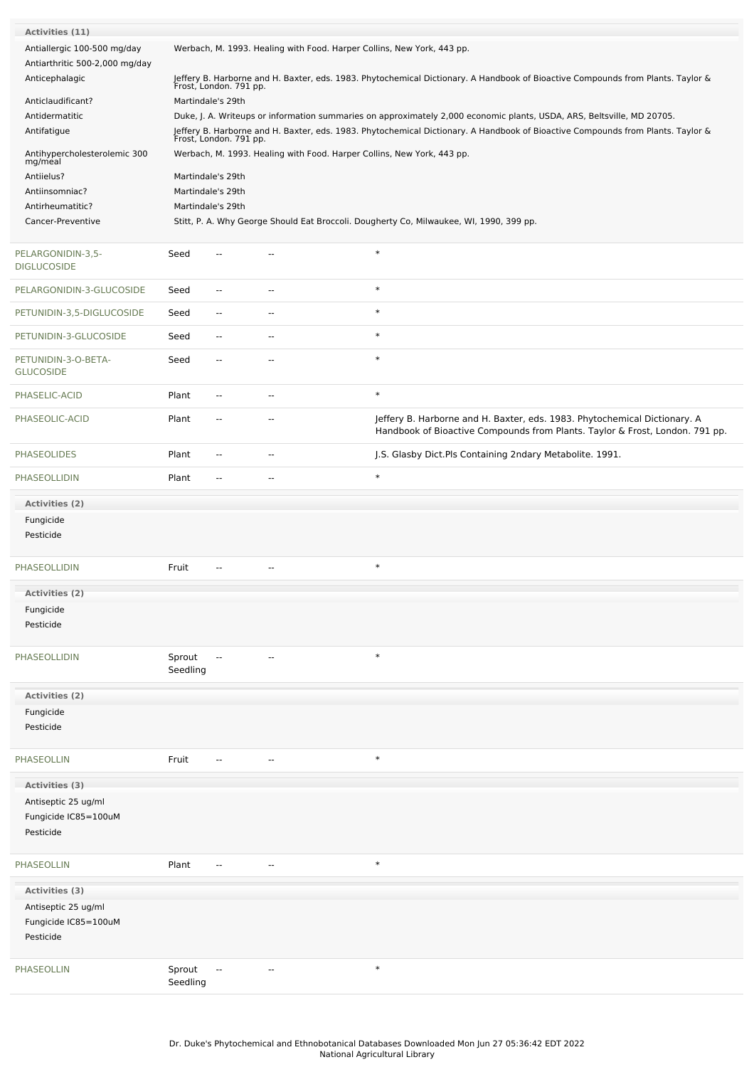| Activities (11) | |
|---|---|
| Antiallergic 100-500 mg/day | Werbach, M. 1993. Healing with Food. Harper Collins, New York, 443 pp. |
| Antiarthritic 500-2,000 mg/day | |
| Anticephalagic | Jeffery B. Harborne and H. Baxter, eds. 1983. Phytochemical Dictionary. A Handbook of Bioactive Compounds from Plants. Taylor & Frost, London. 791 pp. |
| Anticlaudificant? | Martindale's 29th |
| Antidermatitic | Duke, J. A. Writeups or information summaries on approximately 2,000 economic plants, USDA, ARS, Beltsville, MD 20705. |
| Antifatigue | Jeffery B. Harborne and H. Baxter, eds. 1983. Phytochemical Dictionary. A Handbook of Bioactive Compounds from Plants. Taylor & Frost, London. 791 pp. |
| Antihypercholesterolemic 300 mg/meal | Werbach, M. 1993. Healing with Food. Harper Collins, New York, 443 pp. |
| Antiielus? | Martindale's 29th |
| Antiinsomniac? | Martindale's 29th |
| Antirheumatitic? | Martindale's 29th |
| Cancer-Preventive | Stitt, P. A. Why George Should Eat Broccoli. Dougherty Co, Milwaukee, WI, 1990, 399 pp. |

| Chemical | Part | Low | High | Reference |
|---|---|---|---|---|
| PELARGONIDIN-3,5-DIGLUCOSIDE | Seed | -- | -- | * |
| PELARGONIDIN-3-GLUCOSIDE | Seed | -- | -- | * |
| PETUNIDIN-3,5-DIGLUCOSIDE | Seed | -- | -- | * |
| PETUNIDIN-3-GLUCOSIDE | Seed | -- | -- | * |
| PETUNIDIN-3-O-BETA-GLUCOSIDE | Seed | -- | -- | * |
| PHASELIC-ACID | Plant | -- | -- | * |
| PHASEOLIC-ACID | Plant | -- | -- | Jeffery B. Harborne and H. Baxter, eds. 1983. Phytochemical Dictionary. A Handbook of Bioactive Compounds from Plants. Taylor & Frost, London. 791 pp. |
| PHASEOLIDES | Plant | -- | -- | J.S. Glasby Dict.Pls Containing 2ndary Metabolite. 1991. |
| PHASEOLLIDIN | Plant | -- | -- | * |

**Activities (2)**

- Fungicide
- Pesticide

| Chemical | Part | Low | High | Reference |
|---|---|---|---|---|
| PHASEOLLIDIN | Fruit | -- | -- | * |

**Activities (2)**

- Fungicide
- Pesticide

| Chemical | Part | Low | High | Reference |
|---|---|---|---|---|
| PHASEOLLIDIN | Sprout Seedling | -- | -- | * |

**Activities (2)**

- Fungicide
- Pesticide

| Chemical | Part | Low | High | Reference |
|---|---|---|---|---|
| PHASEOLLIN | Fruit | -- | -- | * |

**Activities (3)**

- Antiseptic 25 ug/ml
- Fungicide IC85=100uM
- Pesticide

| Chemical | Part | Low | High | Reference |
|---|---|---|---|---|
| PHASEOLLIN | Plant | -- | -- | * |

**Activities (3)**

- Antiseptic 25 ug/ml
- Fungicide IC85=100uM
- Pesticide

| Chemical | Part | Low | High | Reference |
|---|---|---|---|---|
| PHASEOLLIN | Sprout Seedling | -- | -- | * |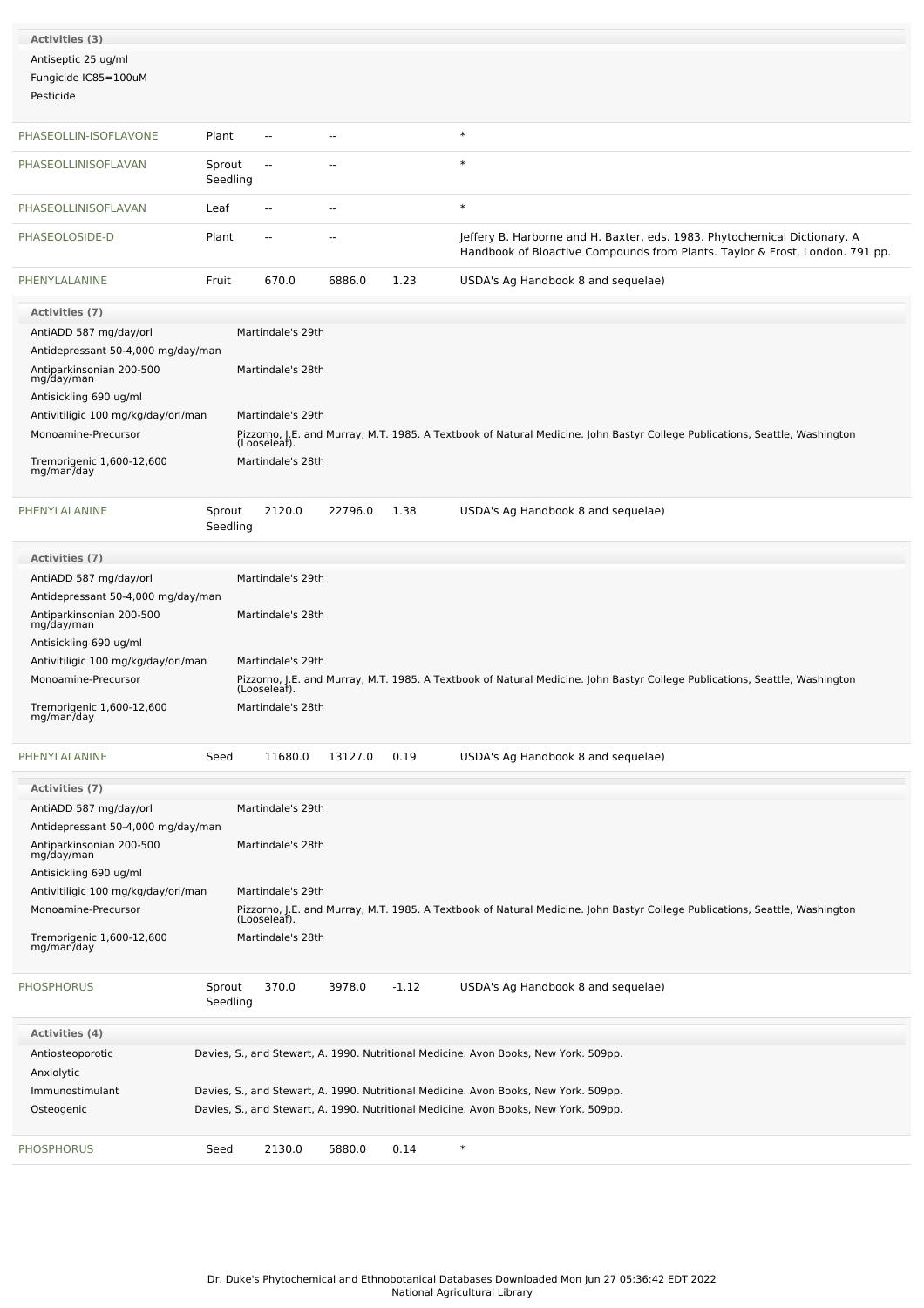**Activities (3)**

Antiseptic 25 ug/ml
Fungicide IC85=100uM
Pesticide

| | | | | | |
|---|---|---|---|---|---|
| PHASEOLLIN-ISOFLAVONE | Plant | -- | -- | | * |
| PHASEOLLINISOFLAVAN | Sprout Seedling | -- | -- | | * |
| PHASEOLLINISOFLAVAN | Leaf | -- | -- | | * |
| PHASEOLOSIDE-D | Plant | -- | -- | | Jeffery B. Harborne and H. Baxter, eds. 1983. Phytochemical Dictionary. A Handbook of Bioactive Compounds from Plants. Taylor & Frost, London. 791 pp. |
| PHENYLALANINE | Fruit | 670.0 | 6886.0 | 1.23 | USDA's Ag Handbook 8 and sequelae) |

**Activities (7)**

| | |
|---|---|
| AntiADD 587 mg/day/orl | Martindale's 29th |
| Antidepressant 50-4,000 mg/day/man | |
| Antiparkinsonian 200-500 mg/day/man | Martindale's 28th |
| Antisickling 690 ug/ml | |
| Antivitiligic 100 mg/kg/day/orl/man | Martindale's 29th |
| Monoamine-Precursor | Pizzorno, J.E. and Murray, M.T. 1985. A Textbook of Natural Medicine. John Bastyr College Publications, Seattle, Washington (Looseleaf). |
| Tremorigenic 1,600-12,600 mg/man/day | Martindale's 28th |

| | | | | | |
|---|---|---|---|---|---|
| PHENYLALANINE | Sprout Seedling | 2120.0 | 22796.0 | 1.38 | USDA's Ag Handbook 8 and sequelae) |

**Activities (7)**

| | |
|---|---|
| AntiADD 587 mg/day/orl | Martindale's 29th |
| Antidepressant 50-4,000 mg/day/man | |
| Antiparkinsonian 200-500 mg/day/man | Martindale's 28th |
| Antisickling 690 ug/ml | |
| Antivitiligic 100 mg/kg/day/orl/man | Martindale's 29th |
| Monoamine-Precursor | Pizzorno, J.E. and Murray, M.T. 1985. A Textbook of Natural Medicine. John Bastyr College Publications, Seattle, Washington (Looseleaf). |
| Tremorigenic 1,600-12,600 mg/man/day | Martindale's 28th |

| | | | | | |
|---|---|---|---|---|---|
| PHENYLALANINE | Seed | 11680.0 | 13127.0 | 0.19 | USDA's Ag Handbook 8 and sequelae) |

**Activities (7)**

| | |
|---|---|
| AntiADD 587 mg/day/orl | Martindale's 29th |
| Antidepressant 50-4,000 mg/day/man | |
| Antiparkinsonian 200-500 mg/day/man | Martindale's 28th |
| Antisickling 690 ug/ml | |
| Antivitiligic 100 mg/kg/day/orl/man | Martindale's 29th |
| Monoamine-Precursor | Pizzorno, J.E. and Murray, M.T. 1985. A Textbook of Natural Medicine. John Bastyr College Publications, Seattle, Washington (Looseleaf). |
| Tremorigenic 1,600-12,600 mg/man/day | Martindale's 28th |

| | | | | | |
|---|---|---|---|---|---|
| PHOSPHORUS | Sprout Seedling | 370.0 | 3978.0 | -1.12 | USDA's Ag Handbook 8 and sequelae) |

**Activities (4)**

| | |
|---|---|
| Antiosteoporotic | Davies, S., and Stewart, A. 1990. Nutritional Medicine. Avon Books, New York. 509pp. |
| Anxiolytic | |
| Immunostimulant | Davies, S., and Stewart, A. 1990. Nutritional Medicine. Avon Books, New York. 509pp. |
| Osteogenic | Davies, S., and Stewart, A. 1990. Nutritional Medicine. Avon Books, New York. 509pp. |

| | | | | | |
|---|---|---|---|---|---|
| PHOSPHORUS | Seed | 2130.0 | 5880.0 | 0.14 | * |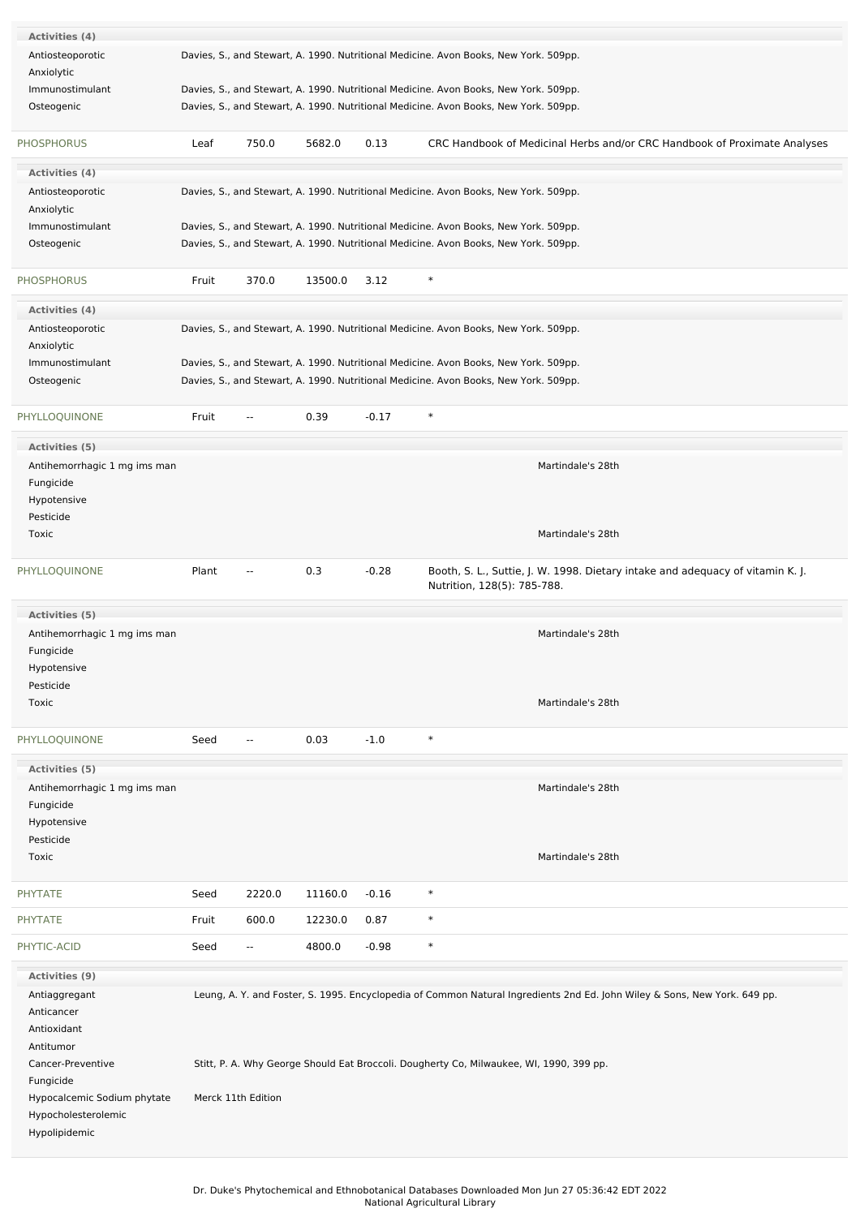| Activities (4) | |
|---|---|
| Antiosteoporotic | Davies, S., and Stewart, A. 1990. Nutritional Medicine. Avon Books, New York. 509pp. |
| Anxiolytic | |
| Immunostimulant | Davies, S., and Stewart, A. 1990. Nutritional Medicine. Avon Books, New York. 509pp. |
| Osteogenic | Davies, S., and Stewart, A. 1990. Nutritional Medicine. Avon Books, New York. 509pp. |

| PHOSPHORUS | Leaf | 750.0 | 5682.0 | 0.13 | CRC Handbook of Medicinal Herbs and/or CRC Handbook of Proximate Analyses |
|---|---|---|---|---|---|

| Activities (4) | |
|---|---|
| Antiosteoporotic | Davies, S., and Stewart, A. 1990. Nutritional Medicine. Avon Books, New York. 509pp. |
| Anxiolytic | |
| Immunostimulant | Davies, S., and Stewart, A. 1990. Nutritional Medicine. Avon Books, New York. 509pp. |
| Osteogenic | Davies, S., and Stewart, A. 1990. Nutritional Medicine. Avon Books, New York. 509pp. |

| PHOSPHORUS | Fruit | 370.0 | 13500.0 | 3.12 | * |
|---|---|---|---|---|---|

| Activities (4) | |
|---|---|
| Antiosteoporotic | Davies, S., and Stewart, A. 1990. Nutritional Medicine. Avon Books, New York. 509pp. |
| Anxiolytic | |
| Immunostimulant | Davies, S., and Stewart, A. 1990. Nutritional Medicine. Avon Books, New York. 509pp. |
| Osteogenic | Davies, S., and Stewart, A. 1990. Nutritional Medicine. Avon Books, New York. 509pp. |

| PHYLLOQUINONE | Fruit | -- | 0.39 | -0.17 | * |
|---|---|---|---|---|---|

| Activities (5) | |
|---|---|
| Antihemorrhagic 1 mg ims man | Martindale's 28th |
| Fungicide | |
| Hypotensive | |
| Pesticide | |
| Toxic | Martindale's 28th |

| PHYLLOQUINONE | Plant | -- | 0.3 | -0.28 | Booth, S. L., Suttie, J. W. 1998. Dietary intake and adequacy of vitamin K. J. Nutrition, 128(5): 785-788. |
|---|---|---|---|---|---|

| Activities (5) | |
|---|---|
| Antihemorrhagic 1 mg ims man | Martindale's 28th |
| Fungicide | |
| Hypotensive | |
| Pesticide | |
| Toxic | Martindale's 28th |

| PHYLLOQUINONE | Seed | -- | 0.03 | -1.0 | * |
|---|---|---|---|---|---|

| Activities (5) | |
|---|---|
| Antihemorrhagic 1 mg ims man | Martindale's 28th |
| Fungicide | |
| Hypotensive | |
| Pesticide | |
| Toxic | Martindale's 28th |

| PHYTATE | Seed | 2220.0 | 11160.0 | -0.16 | * |
|---|---|---|---|---|---|
| PHYTATE | Fruit | 600.0 | 12230.0 | 0.87 | * |
| PHYTIC-ACID | Seed | -- | 4800.0 | -0.98 | * |

| Activities (9) | |
|---|---|
| Antiaggregant | Leung, A. Y. and Foster, S. 1995. Encyclopedia of Common Natural Ingredients 2nd Ed. John Wiley & Sons, New York. 649 pp. |
| Anticancer | |
| Antioxidant | |
| Antitumor | |
| Cancer-Preventive | Stitt, P. A. Why George Should Eat Broccoli. Dougherty Co, Milwaukee, WI, 1990, 399 pp. |
| Fungicide | |
| Hypocalcemic Sodium phytate | Merck 11th Edition |
| Hypocholesterolemic | |
| Hypolipidemic | |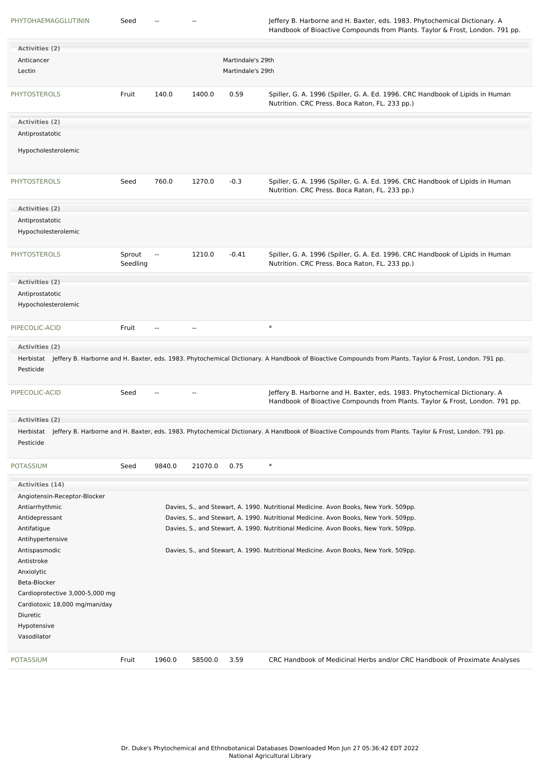| Chemical | Part | Low | High | SD | Reference |
|---|---|---|---|---|---|
| PHYTOHAEMAGGLUTININ | Seed | -- | -- | | Jeffery B. Harborne and H. Baxter, eds. 1983. Phytochemical Dictionary. A Handbook of Bioactive Compounds from Plants. Taylor & Frost, London. 791 pp. |

**Activities (2)**

- Anticancer — Martindale's 29th
- Lectin — Martindale's 29th

| Chemical | Part | Low | High | SD | Reference |
|---|---|---|---|---|---|
| PHYTOSTEROLS | Fruit | 140.0 | 1400.0 | 0.59 | Spiller, G. A. 1996 (Spiller, G. A. Ed. 1996. CRC Handbook of Lipids in Human Nutrition. CRC Press. Boca Raton, FL. 233 pp.) |

**Activities (2)**

- Antiprostatotic
- Hypocholesterolemic

| Chemical | Part | Low | High | SD | Reference |
|---|---|---|---|---|---|
| PHYTOSTEROLS | Seed | 760.0 | 1270.0 | -0.3 | Spiller, G. A. 1996 (Spiller, G. A. Ed. 1996. CRC Handbook of Lipids in Human Nutrition. CRC Press. Boca Raton, FL. 233 pp.) |

**Activities (2)**

- Antiprostatotic
- Hypocholesterolemic

| Chemical | Part | Low | High | SD | Reference |
|---|---|---|---|---|---|
| PHYTOSTEROLS | Sprout Seedling | -- | 1210.0 | -0.41 | Spiller, G. A. 1996 (Spiller, G. A. Ed. 1996. CRC Handbook of Lipids in Human Nutrition. CRC Press. Boca Raton, FL. 233 pp.) |

**Activities (2)**

- Antiprostatotic
- Hypocholesterolemic

| Chemical | Part | Low | High | SD | Reference |
|---|---|---|---|---|---|
| PIPECOLIC-ACID | Fruit | -- | -- | | * |

**Activities (2)**

- Herbistat — Jeffery B. Harborne and H. Baxter, eds. 1983. Phytochemical Dictionary. A Handbook of Bioactive Compounds from Plants. Taylor & Frost, London. 791 pp.
- Pesticide

| Chemical | Part | Low | High | SD | Reference |
|---|---|---|---|---|---|
| PIPECOLIC-ACID | Seed | -- | -- | | Jeffery B. Harborne and H. Baxter, eds. 1983. Phytochemical Dictionary. A Handbook of Bioactive Compounds from Plants. Taylor & Frost, London. 791 pp. |

**Activities (2)**

- Herbistat — Jeffery B. Harborne and H. Baxter, eds. 1983. Phytochemical Dictionary. A Handbook of Bioactive Compounds from Plants. Taylor & Frost, London. 791 pp.
- Pesticide

| Chemical | Part | Low | High | SD | Reference |
|---|---|---|---|---|---|
| POTASSIUM | Seed | 9840.0 | 21070.0 | 0.75 | * |

**Activities (14)**

- Angiotensin-Receptor-Blocker
- Antiarrhythmic — Davies, S., and Stewart, A. 1990. Nutritional Medicine. Avon Books, New York. 509pp.
- Antidepressant — Davies, S., and Stewart, A. 1990. Nutritional Medicine. Avon Books, New York. 509pp.
- Antifatigue — Davies, S., and Stewart, A. 1990. Nutritional Medicine. Avon Books, New York. 509pp.
- Antihypertensive
- Antispasmodic — Davies, S., and Stewart, A. 1990. Nutritional Medicine. Avon Books, New York. 509pp.
- Antistroke
- Anxiolytic
- Beta-Blocker
- Cardioprotective 3,000-5,000 mg
- Cardiotoxic 18,000 mg/man/day
- Diuretic
- Hypotensive
- Vasodilator

| Chemical | Part | Low | High | SD | Reference |
|---|---|---|---|---|---|
| POTASSIUM | Fruit | 1960.0 | 58500.0 | 3.59 | CRC Handbook of Medicinal Herbs and/or CRC Handbook of Proximate Analyses |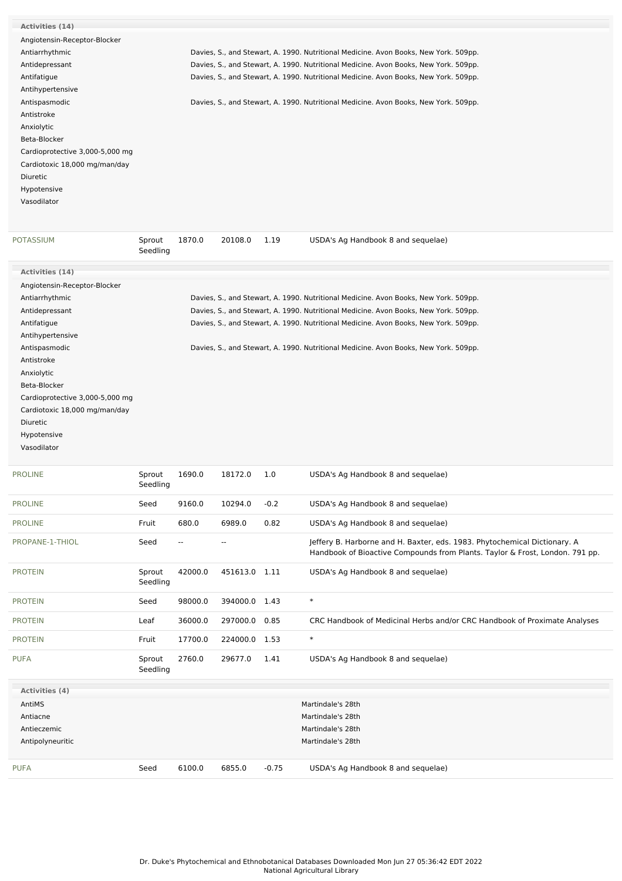**Activities (14)**

| Activity | Reference |
|---|---|
| Angiotensin-Receptor-Blocker | |
| Antiarrhythmic | Davies, S., and Stewart, A. 1990. Nutritional Medicine. Avon Books, New York. 509pp. |
| Antidepressant | Davies, S., and Stewart, A. 1990. Nutritional Medicine. Avon Books, New York. 509pp. |
| Antifatigue | Davies, S., and Stewart, A. 1990. Nutritional Medicine. Avon Books, New York. 509pp. |
| Antihypertensive | |
| Antispasmodic | Davies, S., and Stewart, A. 1990. Nutritional Medicine. Avon Books, New York. 509pp. |
| Antistroke | |
| Anxiolytic | |
| Beta-Blocker | |
| Cardioprotective 3,000-5,000 mg | |
| Cardiotoxic 18,000 mg/man/day | |
| Diuretic | |
| Hypotensive | |
| Vasodilator | |

| Chemical | Part | Low | High | SD | Reference |
|---|---|---|---|---|---|
| POTASSIUM | Sprout Seedling | 1870.0 | 20108.0 | 1.19 | USDA's Ag Handbook 8 and sequelae) |

**Activities (14)**

| Activity | Reference |
|---|---|
| Angiotensin-Receptor-Blocker | |
| Antiarrhythmic | Davies, S., and Stewart, A. 1990. Nutritional Medicine. Avon Books, New York. 509pp. |
| Antidepressant | Davies, S., and Stewart, A. 1990. Nutritional Medicine. Avon Books, New York. 509pp. |
| Antifatigue | Davies, S., and Stewart, A. 1990. Nutritional Medicine. Avon Books, New York. 509pp. |
| Antihypertensive | |
| Antispasmodic | Davies, S., and Stewart, A. 1990. Nutritional Medicine. Avon Books, New York. 509pp. |
| Antistroke | |
| Anxiolytic | |
| Beta-Blocker | |
| Cardioprotective 3,000-5,000 mg | |
| Cardiotoxic 18,000 mg/man/day | |
| Diuretic | |
| Hypotensive | |
| Vasodilator | |

| Chemical | Part | Low | High | SD | Reference |
|---|---|---|---|---|---|
| PROLINE | Sprout Seedling | 1690.0 | 18172.0 | 1.0 | USDA's Ag Handbook 8 and sequelae) |
| PROLINE | Seed | 9160.0 | 10294.0 | -0.2 | USDA's Ag Handbook 8 and sequelae) |
| PROLINE | Fruit | 680.0 | 6989.0 | 0.82 | USDA's Ag Handbook 8 and sequelae) |
| PROPANE-1-THIOL | Seed | -- | -- | | Jeffery B. Harborne and H. Baxter, eds. 1983. Phytochemical Dictionary. A Handbook of Bioactive Compounds from Plants. Taylor & Frost, London. 791 pp. |
| PROTEIN | Sprout Seedling | 42000.0 | 451613.0 | 1.11 | USDA's Ag Handbook 8 and sequelae) |
| PROTEIN | Seed | 98000.0 | 394000.0 | 1.43 | * |
| PROTEIN | Leaf | 36000.0 | 297000.0 | 0.85 | CRC Handbook of Medicinal Herbs and/or CRC Handbook of Proximate Analyses |
| PROTEIN | Fruit | 17700.0 | 224000.0 | 1.53 | * |
| PUFA | Sprout Seedling | 2760.0 | 29677.0 | 1.41 | USDA's Ag Handbook 8 and sequelae) |

**Activities (4)**

| Activity | Reference |
|---|---|
| AntiMS | Martindale's 28th |
| Antiacne | Martindale's 28th |
| Antieczemic | Martindale's 28th |
| Antipolyneuritic | Martindale's 28th |

| Chemical | Part | Low | High | SD | Reference |
|---|---|---|---|---|---|
| PUFA | Seed | 6100.0 | 6855.0 | -0.75 | USDA's Ag Handbook 8 and sequelae) |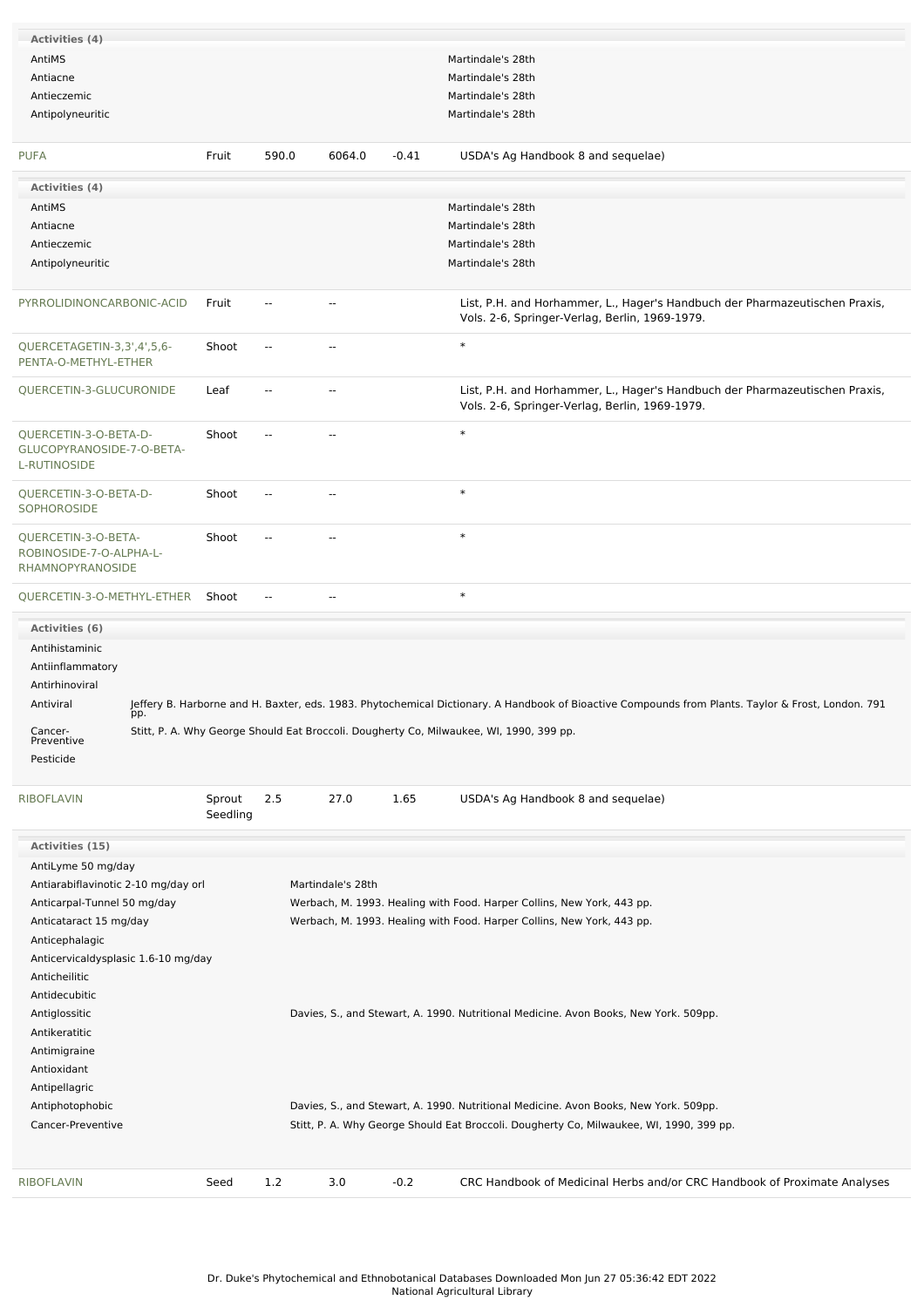**Activities (4)**

| Activity | Reference |
|---|---|
| AntiMS | Martindale's 28th |
| Antiacne | Martindale's 28th |
| Antieczemic | Martindale's 28th |
| Antipolyneuritic | Martindale's 28th |

| Chemical | Part | Low | High | SD | Reference |
|---|---|---|---|---|---|
| PUFA | Fruit | 590.0 | 6064.0 | -0.41 | USDA's Ag Handbook 8 and sequelae) |

**Activities (4)**

| Activity | Reference |
|---|---|
| AntiMS | Martindale's 28th |
| Antiacne | Martindale's 28th |
| Antieczemic | Martindale's 28th |
| Antipolyneuritic | Martindale's 28th |

| Chemical | Part | Low | High | SD | Reference |
|---|---|---|---|---|---|
| PYRROLIDINONCARBONIC-ACID | Fruit | -- | -- | | List, P.H. and Horhammer, L., Hager's Handbuch der Pharmazeutischen Praxis, Vols. 2-6, Springer-Verlag, Berlin, 1969-1979. |
| QUERCETAGETIN-3,3',4',5,6-PENTA-O-METHYL-ETHER | Shoot | -- | -- | | * |
| QUERCETIN-3-GLUCURONIDE | Leaf | -- | -- | | List, P.H. and Horhammer, L., Hager's Handbuch der Pharmazeutischen Praxis, Vols. 2-6, Springer-Verlag, Berlin, 1969-1979. |
| QUERCETIN-3-O-BETA-D-GLUCOPYRANOSIDE-7-O-BETA-L-RUTINOSIDE | Shoot | -- | -- | | * |
| QUERCETIN-3-O-BETA-D-SOPHOROSIDE | Shoot | -- | -- | | * |
| QUERCETIN-3-O-BETA-ROBINOSIDE-7-O-ALPHA-L-RHAMNOPYRANOSIDE | Shoot | -- | -- | | * |
| QUERCETIN-3-O-METHYL-ETHER | Shoot | -- | -- | | * |

**Activities (6)**

| Activity | Reference |
|---|---|
| Antihistaminic | |
| Antiinflammatory | |
| Antirhinoviral | |
| Antiviral | Jeffery B. Harborne and H. Baxter, eds. 1983. Phytochemical Dictionary. A Handbook of Bioactive Compounds from Plants. Taylor & Frost, London. 791 pp. |
| Cancer-Preventive | Stitt, P. A. Why George Should Eat Broccoli. Dougherty Co, Milwaukee, WI, 1990, 399 pp. |
| Pesticide | |

| Chemical | Part | Low | High | SD | Reference |
|---|---|---|---|---|---|
| RIBOFLAVIN | Sprout Seedling | 2.5 | 27.0 | 1.65 | USDA's Ag Handbook 8 and sequelae) |

**Activities (15)**

| Activity | Reference |
|---|---|
| AntiLyme 50 mg/day | |
| Antiarabiflavinotic 2-10 mg/day orl | Martindale's 28th |
| Anticarpal-Tunnel 50 mg/day | Werbach, M. 1993. Healing with Food. Harper Collins, New York, 443 pp. |
| Anticataract 15 mg/day | Werbach, M. 1993. Healing with Food. Harper Collins, New York, 443 pp. |
| Anticephalagic | |
| Anticervicaldysplasic 1.6-10 mg/day | |
| Anticheilitic | |
| Antidecubitic | |
| Antiglossitic | Davies, S., and Stewart, A. 1990. Nutritional Medicine. Avon Books, New York. 509pp. |
| Antikeratitic | |
| Antimigraine | |
| Antioxidant | |
| Antipellagric | |
| Antiphotophobic | Davies, S., and Stewart, A. 1990. Nutritional Medicine. Avon Books, New York. 509pp. |
| Cancer-Preventive | Stitt, P. A. Why George Should Eat Broccoli. Dougherty Co, Milwaukee, WI, 1990, 399 pp. |

| Chemical | Part | Low | High | SD | Reference |
|---|---|---|---|---|---|
| RIBOFLAVIN | Seed | 1.2 | 3.0 | -0.2 | CRC Handbook of Medicinal Herbs and/or CRC Handbook of Proximate Analyses |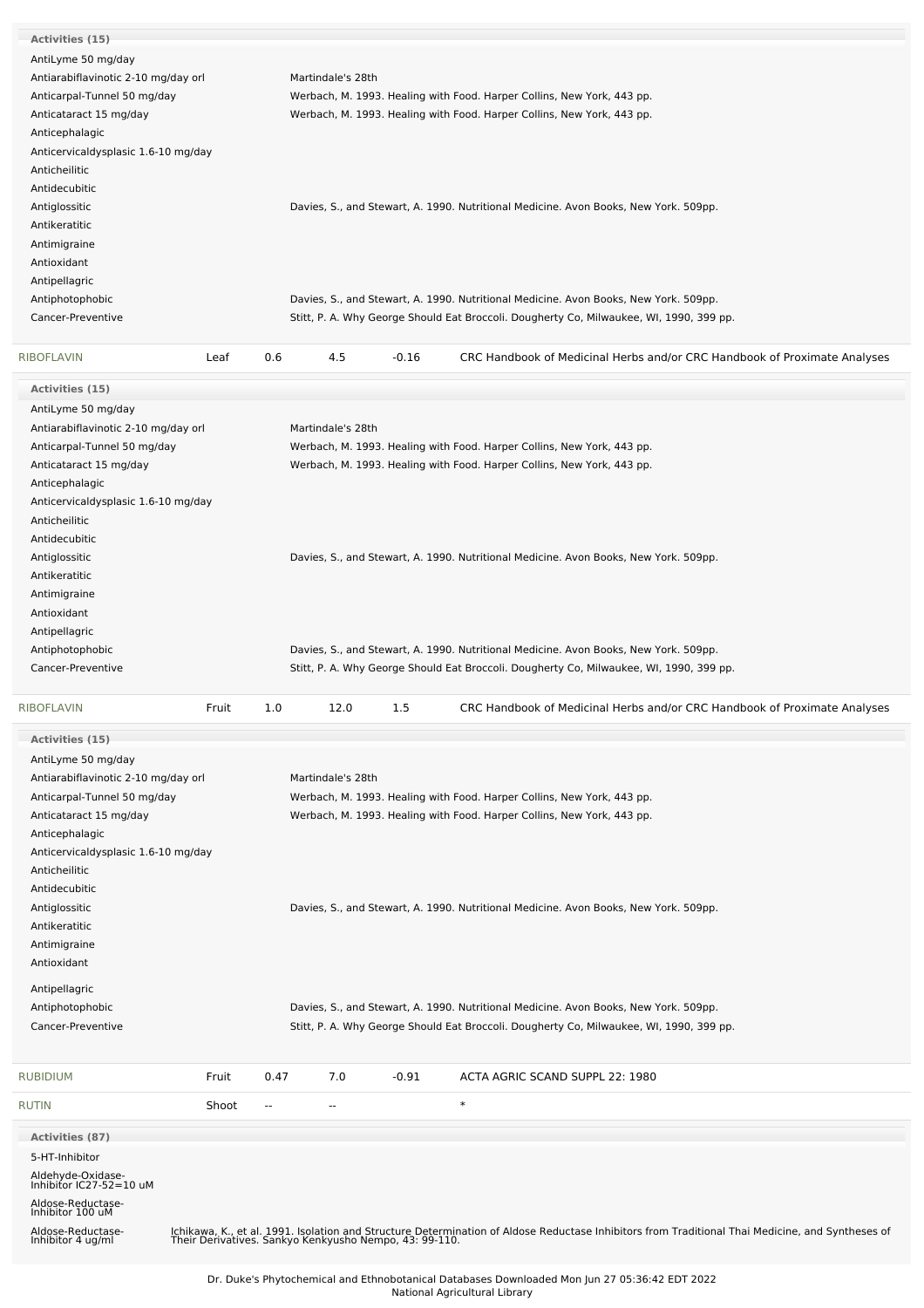**Activities (15)**

| Activity | Reference |
|---|---|
| AntiLyme 50 mg/day | |
| Antiarabiflavinotic 2-10 mg/day orl | Martindale's 28th |
| Anticarpal-Tunnel 50 mg/day | Werbach, M. 1993. Healing with Food. Harper Collins, New York, 443 pp. |
| Anticataract 15 mg/day | Werbach, M. 1993. Healing with Food. Harper Collins, New York, 443 pp. |
| Anticephalagic | |
| Anticervicaldysplasic 1.6-10 mg/day | |
| Anticheilitic | |
| Antidecubitic | |
| Antiglossitic | Davies, S., and Stewart, A. 1990. Nutritional Medicine. Avon Books, New York. 509pp. |
| Antikeratitic | |
| Antimigraine | |
| Antioxidant | |
| Antipellagric | |
| Antiphotophobic | Davies, S., and Stewart, A. 1990. Nutritional Medicine. Avon Books, New York. 509pp. |
| Cancer-Preventive | Stitt, P. A. Why George Should Eat Broccoli. Dougherty Co, Milwaukee, WI, 1990, 399 pp. |

| Chemical | Part | Low | High | SD | Reference |
|---|---|---|---|---|---|
| RIBOFLAVIN | Leaf | 0.6 | 4.5 | -0.16 | CRC Handbook of Medicinal Herbs and/or CRC Handbook of Proximate Analyses |

**Activities (15)**

| Activity | Reference |
|---|---|
| AntiLyme 50 mg/day | |
| Antiarabiflavinotic 2-10 mg/day orl | Martindale's 28th |
| Anticarpal-Tunnel 50 mg/day | Werbach, M. 1993. Healing with Food. Harper Collins, New York, 443 pp. |
| Anticataract 15 mg/day | Werbach, M. 1993. Healing with Food. Harper Collins, New York, 443 pp. |
| Anticephalagic | |
| Anticervicaldysplasic 1.6-10 mg/day | |
| Anticheilitic | |
| Antidecubitic | |
| Antiglossitic | Davies, S., and Stewart, A. 1990. Nutritional Medicine. Avon Books, New York. 509pp. |
| Antikeratitic | |
| Antimigraine | |
| Antioxidant | |
| Antipellagric | |
| Antiphotophobic | Davies, S., and Stewart, A. 1990. Nutritional Medicine. Avon Books, New York. 509pp. |
| Cancer-Preventive | Stitt, P. A. Why George Should Eat Broccoli. Dougherty Co, Milwaukee, WI, 1990, 399 pp. |

| Chemical | Part | Low | High | SD | Reference |
|---|---|---|---|---|---|
| RIBOFLAVIN | Fruit | 1.0 | 12.0 | 1.5 | CRC Handbook of Medicinal Herbs and/or CRC Handbook of Proximate Analyses |

**Activities (15)**

| Activity | Reference |
|---|---|
| AntiLyme 50 mg/day | |
| Antiarabiflavinotic 2-10 mg/day orl | Martindale's 28th |
| Anticarpal-Tunnel 50 mg/day | Werbach, M. 1993. Healing with Food. Harper Collins, New York, 443 pp. |
| Anticataract 15 mg/day | Werbach, M. 1993. Healing with Food. Harper Collins, New York, 443 pp. |
| Anticephalagic | |
| Anticervicaldysplasic 1.6-10 mg/day | |
| Anticheilitic | |
| Antidecubitic | |
| Antiglossitic | Davies, S., and Stewart, A. 1990. Nutritional Medicine. Avon Books, New York. 509pp. |
| Antikeratitic | |
| Antimigraine | |
| Antioxidant | |
| Antipellagric | |
| Antiphotophobic | Davies, S., and Stewart, A. 1990. Nutritional Medicine. Avon Books, New York. 509pp. |
| Cancer-Preventive | Stitt, P. A. Why George Should Eat Broccoli. Dougherty Co, Milwaukee, WI, 1990, 399 pp. |

| Chemical | Part | Low | High | SD | Reference |
|---|---|---|---|---|---|
| RUBIDIUM | Fruit | 0.47 | 7.0 | -0.91 | ACTA AGRIC SCAND SUPPL 22: 1980 |
| RUTIN | Shoot | -- | -- | | * |

**Activities (87)**

| Activity | Reference |
|---|---|
| 5-HT-Inhibitor | |
| Aldehyde-Oxidase-Inhibitor IC27-52=10 uM | |
| Aldose-Reductase-Inhibitor 100 uM | |
| Aldose-Reductase-Inhibitor 4 ug/ml | Ichikawa, K., et al. 1991. Isolation and Structure Determination of Aldose Reductase Inhibitors from Traditional Thai Medicine, and Syntheses of Their Derivatives. Sankyo Kenkyusho Nempo, 43: 99-110. |

Dr. Duke's Phytochemical and Ethnobotanical Databases Downloaded Mon Jun 27 05:36:42 EDT 2022
National Agricultural Library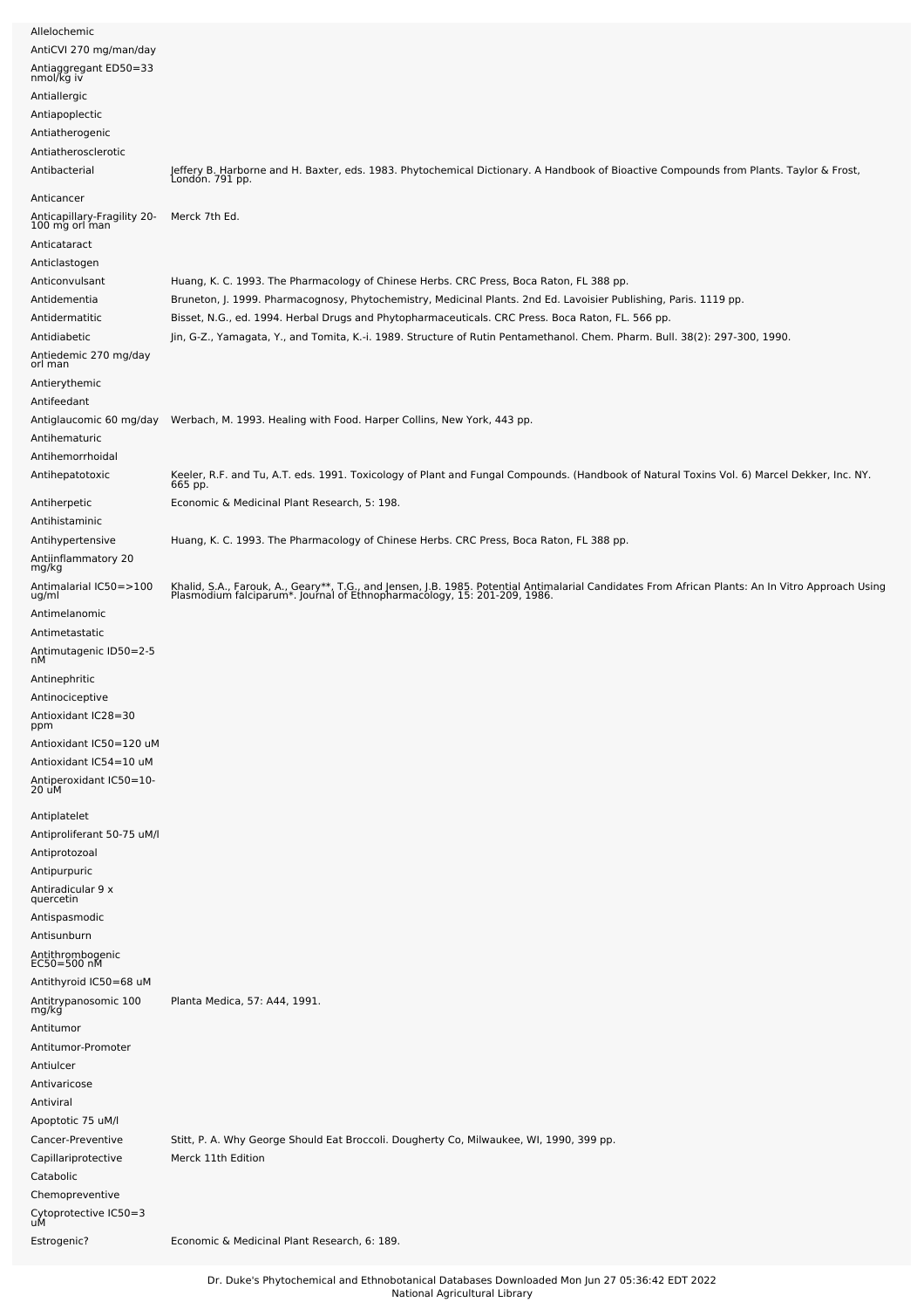| Activity | Reference |
| --- | --- |
| Allelochemic | |
| AntiCVI 270 mg/man/day | |
| Antiaggregant ED50=33 nmol/kg iv | |
| Antiallergic | |
| Antiapoplectic | |
| Antiatherogenic | |
| Antiatherosclerotic | |
| Antibacterial | Jeffery B. Harborne and H. Baxter, eds. 1983. Phytochemical Dictionary. A Handbook of Bioactive Compounds from Plants. Taylor & Frost, London. 791 pp. |
| Anticancer | |
| Anticapillary-Fragility 20-100 mg orl man | Merck 7th Ed. |
| Anticataract | |
| Anticlastogen | |
| Anticonvulsant | Huang, K. C. 1993. The Pharmacology of Chinese Herbs. CRC Press, Boca Raton, FL 388 pp. |
| Antidementia | Bruneton, J. 1999. Pharmacognosy, Phytochemistry, Medicinal Plants. 2nd Ed. Lavoisier Publishing, Paris. 1119 pp. |
| Antidermatitic | Bisset, N.G., ed. 1994. Herbal Drugs and Phytopharmaceuticals. CRC Press. Boca Raton, FL. 566 pp. |
| Antidiabetic | Jin, G-Z., Yamagata, Y., and Tomita, K.-i. 1989. Structure of Rutin Pentamethanol. Chem. Pharm. Bull. 38(2): 297-300, 1990. |
| Antiedemic 270 mg/day orl man | |
| Antierythemic | |
| Antifeedant | |
| Antiglaucomic 60 mg/day | Werbach, M. 1993. Healing with Food. Harper Collins, New York, 443 pp. |
| Antihematuric | |
| Antihemorrhoidal | |
| Antihepatotoxic | Keeler, R.F. and Tu, A.T. eds. 1991. Toxicology of Plant and Fungal Compounds. (Handbook of Natural Toxins Vol. 6) Marcel Dekker, Inc. NY. 665 pp. |
| Antiherpetic | Economic & Medicinal Plant Research, 5: 198. |
| Antihistaminic | |
| Antihypertensive | Huang, K. C. 1993. The Pharmacology of Chinese Herbs. CRC Press, Boca Raton, FL 388 pp. |
| Antiinflammatory 20 mg/kg | |
| Antimalarial IC50=>100 ug/ml | Khalid, S.A., Farouk, A., Geary**, T.G., and Jensen, J.B. 1985. Potential Antimalarial Candidates From African Plants: An In Vitro Approach Using Plasmodium falciparum*. Journal of Ethnopharmacology, 15: 201-209, 1986. |
| Antimelanomic | |
| Antimetastatic | |
| Antimutagenic ID50=2-5 nM | |
| Antinephritic | |
| Antinociceptive | |
| Antioxidant IC28=30 ppm | |
| Antioxidant IC50=120 uM | |
| Antioxidant IC54=10 uM | |
| Antiperoxidant IC50=10-20 uM | |
| Antiplatelet | |
| Antiproliferant 50-75 uM/l | |
| Antiprotozoal | |
| Antipurpuric | |
| Antiradicular 9 x quercetin | |
| Antispasmodic | |
| Antisunburn | |
| Antithrombogenic EC50=500 nM | |
| Antithyroid IC50=68 uM | |
| Antitrypanosomic 100 mg/kg | Planta Medica, 57: A44, 1991. |
| Antitumor | |
| Antitumor-Promoter | |
| Antiulcer | |
| Antivaricose | |
| Antiviral | |
| Apoptotic 75 uM/l | |
| Cancer-Preventive | Stitt, P. A. Why George Should Eat Broccoli. Dougherty Co, Milwaukee, WI, 1990, 399 pp. |
| Capillariprotective | Merck 11th Edition |
| Catabolic | |
| Chemopreventive | |
| Cytoprotective IC50=3 uM | |
| Estrogenic? | Economic & Medicinal Plant Research, 6: 189. |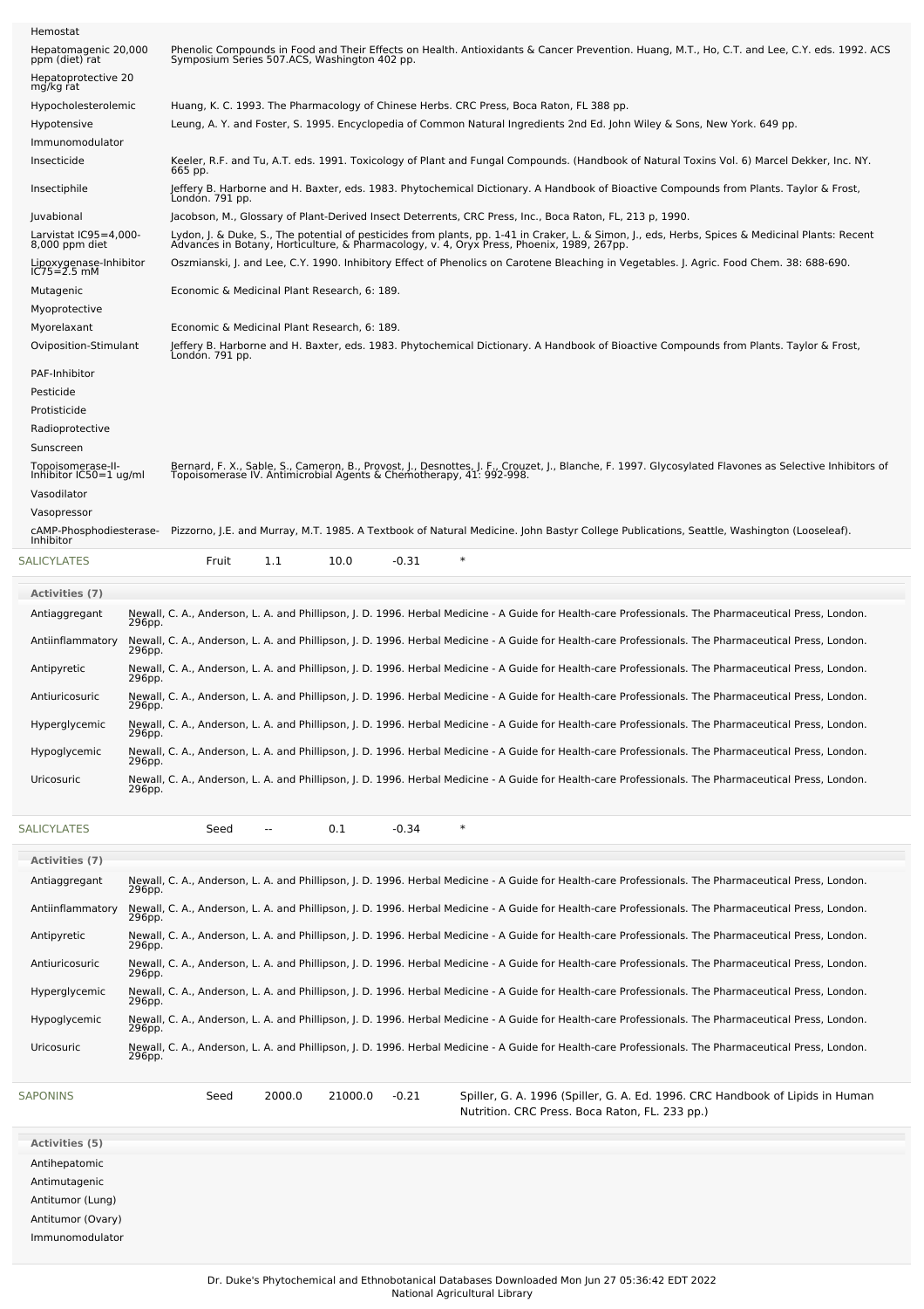| Activity | Reference |
|---|---|
| Hemostat | |
| Hepatomagenic 20,000 ppm (diet) rat | Phenolic Compounds in Food and Their Effects on Health. Antioxidants & Cancer Prevention. Huang, M.T., Ho, C.T. and Lee, C.Y. eds. 1992. ACS Symposium Series 507.ACS, Washington 402 pp. |
| Hepatoprotective 20 mg/kg rat | |
| Hypocholesterolemic | Huang, K. C. 1993. The Pharmacology of Chinese Herbs. CRC Press, Boca Raton, FL 388 pp. |
| Hypotensive | Leung, A. Y. and Foster, S. 1995. Encyclopedia of Common Natural Ingredients 2nd Ed. John Wiley & Sons, New York. 649 pp. |
| Immunomodulator | |
| Insecticide | Keeler, R.F. and Tu, A.T. eds. 1991. Toxicology of Plant and Fungal Compounds. (Handbook of Natural Toxins Vol. 6) Marcel Dekker, Inc. NY. 665 pp. |
| Insectiphile | Jeffery B. Harborne and H. Baxter, eds. 1983. Phytochemical Dictionary. A Handbook of Bioactive Compounds from Plants. Taylor & Frost, London. 791 pp. |
| Juvabional | Jacobson, M., Glossary of Plant-Derived Insect Deterrents, CRC Press, Inc., Boca Raton, FL, 213 p, 1990. |
| Larvistat IC95=4,000-8,000 ppm diet | Lydon, J. & Duke, S., The potential of pesticides from plants, pp. 1-41 in Craker, L. & Simon, J., eds, Herbs, Spices & Medicinal Plants: Recent Advances in Botany, Horticulture, & Pharmacology, v. 4, Oryx Press, Phoenix, 1989, 267pp. |
| Lipoxygenase-Inhibitor IC75=2.5 mM | Oszmianski, J. and Lee, C.Y. 1990. Inhibitory Effect of Phenolics on Carotene Bleaching in Vegetables. J. Agric. Food Chem. 38: 688-690. |
| Mutagenic | Economic & Medicinal Plant Research, 6: 189. |
| Myoprotective | |
| Myorelaxant | Economic & Medicinal Plant Research, 6: 189. |
| Oviposition-Stimulant | Jeffery B. Harborne and H. Baxter, eds. 1983. Phytochemical Dictionary. A Handbook of Bioactive Compounds from Plants. Taylor & Frost, London. 791 pp. |
| PAF-Inhibitor | |
| Pesticide | |
| Protisticide | |
| Radioprotective | |
| Sunscreen | |
| Topoisomerase-II-Inhibitor IC50=1 ug/ml | Bernard, F. X., Sable, S., Cameron, B., Provost, J., Desnottes, J. F., Crouzet, J., Blanche, F. 1997. Glycosylated Flavones as Selective Inhibitors of Topoisomerase IV. Antimicrobial Agents & Chemotherapy, 41: 992-998. |
| Vasodilator | |
| Vasopressor | |
| cAMP-Phosphodiesterase-Inhibitor | Pizzorno, J.E. and Murray, M.T. 1985. A Textbook of Natural Medicine. John Bastyr College Publications, Seattle, Washington (Looseleaf). |

| Chemical | Part | Low | High | SD | Reference |
|---|---|---|---|---|---|
| SALICYLATES | Fruit | 1.1 | 10.0 | -0.31 | * |

**Activities (7)**

| Activity | Reference |
|---|---|
| Antiaggregant | Newall, C. A., Anderson, L. A. and Phillipson, J. D. 1996. Herbal Medicine - A Guide for Health-care Professionals. The Pharmaceutical Press, London. 296pp. |
| Antiinflammatory | Newall, C. A., Anderson, L. A. and Phillipson, J. D. 1996. Herbal Medicine - A Guide for Health-care Professionals. The Pharmaceutical Press, London. 296pp. |
| Antipyretic | Newall, C. A., Anderson, L. A. and Phillipson, J. D. 1996. Herbal Medicine - A Guide for Health-care Professionals. The Pharmaceutical Press, London. 296pp. |
| Antiuricosuric | Newall, C. A., Anderson, L. A. and Phillipson, J. D. 1996. Herbal Medicine - A Guide for Health-care Professionals. The Pharmaceutical Press, London. 296pp. |
| Hyperglycemic | Newall, C. A., Anderson, L. A. and Phillipson, J. D. 1996. Herbal Medicine - A Guide for Health-care Professionals. The Pharmaceutical Press, London. 296pp. |
| Hypoglycemic | Newall, C. A., Anderson, L. A. and Phillipson, J. D. 1996. Herbal Medicine - A Guide for Health-care Professionals. The Pharmaceutical Press, London. 296pp. |
| Uricosuric | Newall, C. A., Anderson, L. A. and Phillipson, J. D. 1996. Herbal Medicine - A Guide for Health-care Professionals. The Pharmaceutical Press, London. 296pp. |

| Chemical | Part | Low | High | SD | Reference |
|---|---|---|---|---|---|
| SALICYLATES | Seed | -- | 0.1 | -0.34 | * |

**Activities (7)**

| Activity | Reference |
|---|---|
| Antiaggregant | Newall, C. A., Anderson, L. A. and Phillipson, J. D. 1996. Herbal Medicine - A Guide for Health-care Professionals. The Pharmaceutical Press, London. 296pp. |
| Antiinflammatory | Newall, C. A., Anderson, L. A. and Phillipson, J. D. 1996. Herbal Medicine - A Guide for Health-care Professionals. The Pharmaceutical Press, London. 296pp. |
| Antipyretic | Newall, C. A., Anderson, L. A. and Phillipson, J. D. 1996. Herbal Medicine - A Guide for Health-care Professionals. The Pharmaceutical Press, London. 296pp. |
| Antiuricosuric | Newall, C. A., Anderson, L. A. and Phillipson, J. D. 1996. Herbal Medicine - A Guide for Health-care Professionals. The Pharmaceutical Press, London. 296pp. |
| Hyperglycemic | Newall, C. A., Anderson, L. A. and Phillipson, J. D. 1996. Herbal Medicine - A Guide for Health-care Professionals. The Pharmaceutical Press, London. 296pp. |
| Hypoglycemic | Newall, C. A., Anderson, L. A. and Phillipson, J. D. 1996. Herbal Medicine - A Guide for Health-care Professionals. The Pharmaceutical Press, London. 296pp. |
| Uricosuric | Newall, C. A., Anderson, L. A. and Phillipson, J. D. 1996. Herbal Medicine - A Guide for Health-care Professionals. The Pharmaceutical Press, London. 296pp. |

| Chemical | Part | Low | High | SD | Reference |
|---|---|---|---|---|---|
| SAPONINS | Seed | 2000.0 | 21000.0 | -0.21 | Spiller, G. A. 1996 (Spiller, G. A. Ed. 1996. CRC Handbook of Lipids in Human Nutrition. CRC Press. Boca Raton, FL. 233 pp.) |

**Activities (5)**

- Antihepatomic
- Antimutagenic
- Antitumor (Lung)
- Antitumor (Ovary)
- Immunomodulator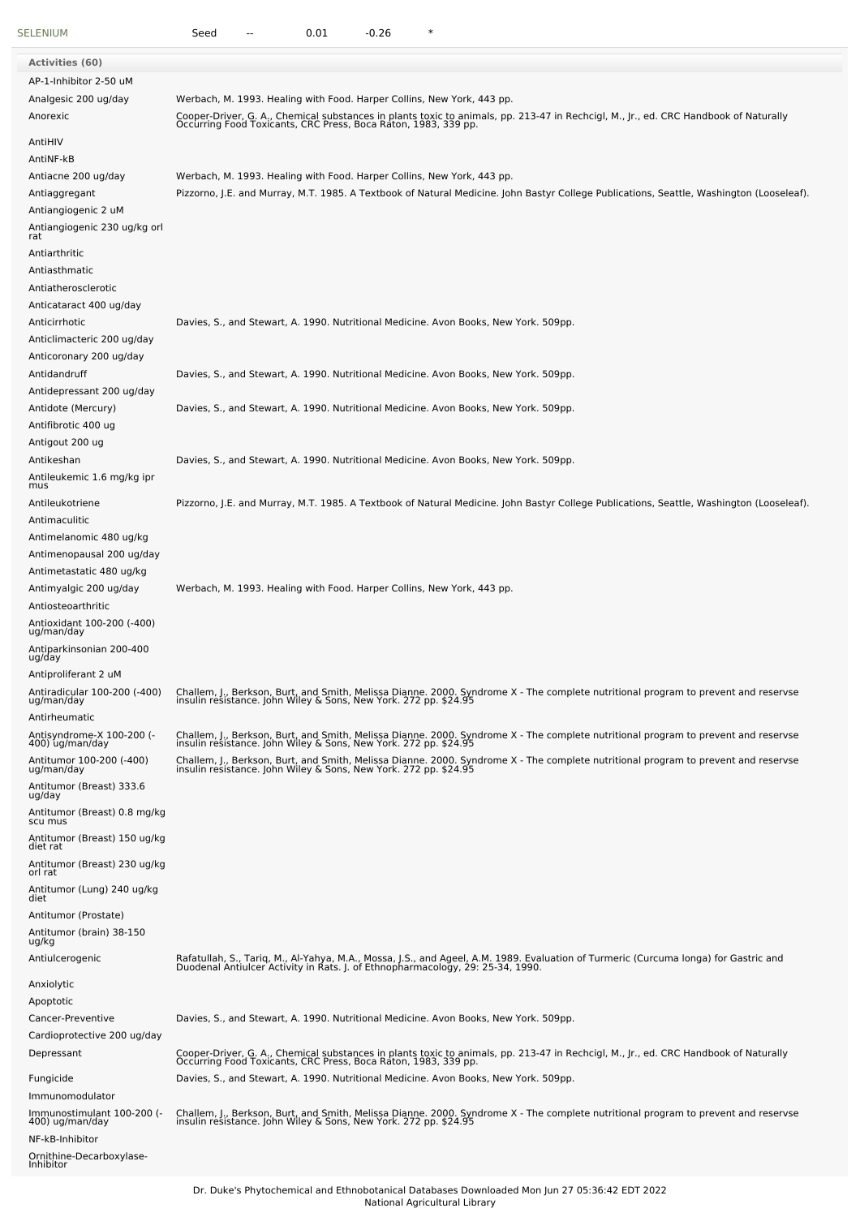| SELENIUM | Seed | -- | 0.01 | -0.26 | * |
|---|---|---|---|---|---|

**Activities (60)**

| Activity | Reference |
|---|---|
| AP-1-Inhibitor 2-50 uM | |
| Analgesic 200 ug/day | Werbach, M. 1993. Healing with Food. Harper Collins, New York, 443 pp. |
| Anorexic | Cooper-Driver, G. A., Chemical substances in plants toxic to animals, pp. 213-47 in Rechcigl, M., Jr., ed. CRC Handbook of Naturally Occurring Food Toxicants, CRC Press, Boca Raton, 1983, 339 pp. |
| AntiHIV | |
| AntiNF-kB | |
| Antiacne 200 ug/day | Werbach, M. 1993. Healing with Food. Harper Collins, New York, 443 pp. |
| Antiaggregant | Pizzorno, J.E. and Murray, M.T. 1985. A Textbook of Natural Medicine. John Bastyr College Publications, Seattle, Washington (Looseleaf). |
| Antiangiogenic 2 uM | |
| Antiangiogenic 230 ug/kg orl rat | |
| Antiarthritic | |
| Antiasthmatic | |
| Antiatherosclerotic | |
| Anticataract 400 ug/day | |
| Anticirrhotic | Davies, S., and Stewart, A. 1990. Nutritional Medicine. Avon Books, New York. 509pp. |
| Anticlimacteric 200 ug/day | |
| Anticoronary 200 ug/day | |
| Antidandruff | Davies, S., and Stewart, A. 1990. Nutritional Medicine. Avon Books, New York. 509pp. |
| Antidepressant 200 ug/day | |
| Antidote (Mercury) | Davies, S., and Stewart, A. 1990. Nutritional Medicine. Avon Books, New York. 509pp. |
| Antifibrotic 400 ug | |
| Antigout 200 ug | |
| Antikeshan | Davies, S., and Stewart, A. 1990. Nutritional Medicine. Avon Books, New York. 509pp. |
| Antileukemic 1.6 mg/kg ipr mus | |
| Antileukotriene | Pizzorno, J.E. and Murray, M.T. 1985. A Textbook of Natural Medicine. John Bastyr College Publications, Seattle, Washington (Looseleaf). |
| Antimaculitic | |
| Antimelanomic 480 ug/kg | |
| Antimenopausal 200 ug/day | |
| Antimetastatic 480 ug/kg | |
| Antimyalgic 200 ug/day | Werbach, M. 1993. Healing with Food. Harper Collins, New York, 443 pp. |
| Antiosteoarthritic | |
| Antioxidant 100-200 (-400) ug/man/day | |
| Antiparkinsonian 200-400 ug/day | |
| Antiproliferant 2 uM | |
| Antiradicular 100-200 (-400) ug/man/day | Challem, J., Berkson, Burt, and Smith, Melissa Dianne. 2000. Syndrome X - The complete nutritional program to prevent and reservse insulin resistance. John Wiley & Sons, New York. 272 pp. $24.95 |
| Antirheumatic | |
| Antisyndrome-X 100-200 (-400) ug/man/day | Challem, J., Berkson, Burt, and Smith, Melissa Dianne. 2000. Syndrome X - The complete nutritional program to prevent and reservse insulin resistance. John Wiley & Sons, New York. 272 pp. $24.95 |
| Antitumor 100-200 (-400) ug/man/day | Challem, J., Berkson, Burt, and Smith, Melissa Dianne. 2000. Syndrome X - The complete nutritional program to prevent and reservse insulin resistance. John Wiley & Sons, New York. 272 pp. $24.95 |
| Antitumor (Breast) 333.6 ug/day | |
| Antitumor (Breast) 0.8 mg/kg scu mus | |
| Antitumor (Breast) 150 ug/kg diet rat | |
| Antitumor (Breast) 230 ug/kg orl rat | |
| Antitumor (Lung) 240 ug/kg diet | |
| Antitumor (Prostate) | |
| Antitumor (brain) 38-150 ug/kg | |
| Antiulcerogenic | Rafatullah, S., Tariq, M., Al-Yahya, M.A., Mossa, J.S., and Ageel, A.M. 1989. Evaluation of Turmeric (Curcuma longa) for Gastric and Duodenal Antiulcer Activity in Rats. J. of Ethnopharmacology, 29: 25-34, 1990. |
| Anxiolytic | |
| Apoptotic | |
| Cancer-Preventive | Davies, S., and Stewart, A. 1990. Nutritional Medicine. Avon Books, New York. 509pp. |
| Cardioprotective 200 ug/day | |
| Depressant | Cooper-Driver, G. A., Chemical substances in plants toxic to animals, pp. 213-47 in Rechcigl, M., Jr., ed. CRC Handbook of Naturally Occurring Food Toxicants, CRC Press, Boca Raton, 1983, 339 pp. |
| Fungicide | Davies, S., and Stewart, A. 1990. Nutritional Medicine. Avon Books, New York. 509pp. |
| Immunomodulator | |
| Immunostimulant 100-200 (-400) ug/man/day | Challem, J., Berkson, Burt, and Smith, Melissa Dianne. 2000. Syndrome X - The complete nutritional program to prevent and reservse insulin resistance. John Wiley & Sons, New York. 272 pp. $24.95 |
| NF-kB-Inhibitor | |
| Ornithine-Decarboxylase-Inhibitor | |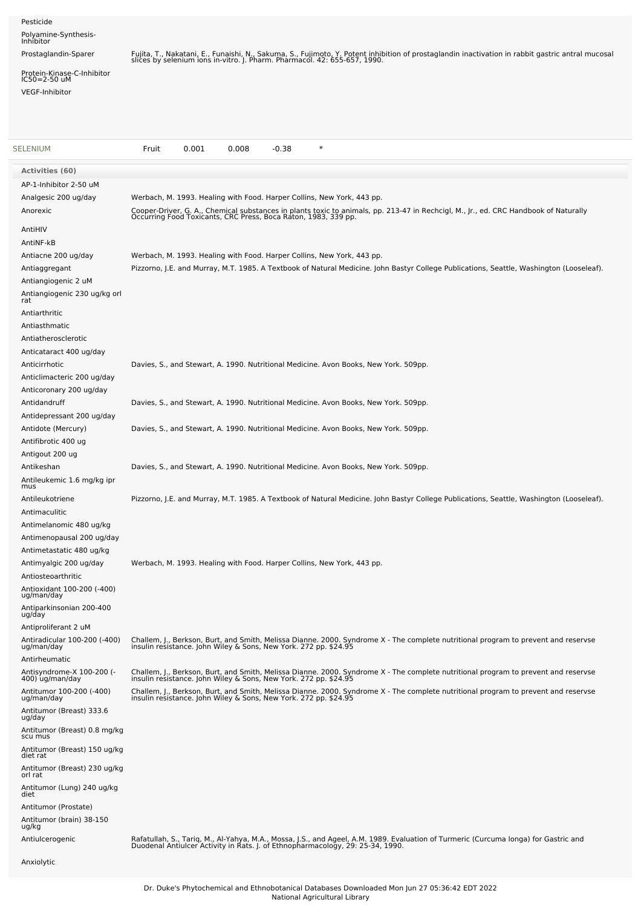| | |
|---|---|
| Pesticide | |
| Polyamine-Synthesis-Inhibitor | |
| Prostaglandin-Sparer | Fujita, T., Nakatani, E., Funaishi, N., Sakuma, S., Fujimoto, Y. Potent inhibition of prostaglandin inactivation in rabbit gastric antral mucosal slices by selenium ions in-vitro. J. Pharm. Pharmacol. 42: 655-657, 1990. |
| Protein-Kinase-C-Inhibitor IC50=2-50 uM | |
| VEGF-Inhibitor | |

| SELENIUM | Fruit | 0.001 | 0.008 | -0.38 | * |
|---|---|---|---|---|---|

**Activities (60)**

| | |
|---|---|
| AP-1-Inhibitor 2-50 uM | |
| Analgesic 200 ug/day | Werbach, M. 1993. Healing with Food. Harper Collins, New York, 443 pp. |
| Anorexic | Cooper-Driver, G. A., Chemical substances in plants toxic to animals, pp. 213-47 in Rechcigl, M., Jr., ed. CRC Handbook of Naturally Occurring Food Toxicants, CRC Press, Boca Raton, 1983, 339 pp. |
| AntiHIV | |
| AntiNF-kB | |
| Antiacne 200 ug/day | Werbach, M. 1993. Healing with Food. Harper Collins, New York, 443 pp. |
| Antiaggregant | Pizzorno, J.E. and Murray, M.T. 1985. A Textbook of Natural Medicine. John Bastyr College Publications, Seattle, Washington (Looseleaf). |
| Antiangiogenic 2 uM | |
| Antiangiogenic 230 ug/kg orl rat | |
| Antiarthritic | |
| Antiasthmatic | |
| Antiatherosclerotic | |
| Anticataract 400 ug/day | |
| Anticirrhotic | Davies, S., and Stewart, A. 1990. Nutritional Medicine. Avon Books, New York. 509pp. |
| Anticlimacteric 200 ug/day | |
| Anticoronary 200 ug/day | |
| Antidandruff | Davies, S., and Stewart, A. 1990. Nutritional Medicine. Avon Books, New York. 509pp. |
| Antidepressant 200 ug/day | |
| Antidote (Mercury) | Davies, S., and Stewart, A. 1990. Nutritional Medicine. Avon Books, New York. 509pp. |
| Antifibrotic 400 ug | |
| Antigout 200 ug | |
| Antikeshan | Davies, S., and Stewart, A. 1990. Nutritional Medicine. Avon Books, New York. 509pp. |
| Antileukemic 1.6 mg/kg ipr mus | |
| Antileukotriene | Pizzorno, J.E. and Murray, M.T. 1985. A Textbook of Natural Medicine. John Bastyr College Publications, Seattle, Washington (Looseleaf). |
| Antimaculitic | |
| Antimelanomic 480 ug/kg | |
| Antimenopausal 200 ug/day | |
| Antimetastatic 480 ug/kg | |
| Antimyalgic 200 ug/day | Werbach, M. 1993. Healing with Food. Harper Collins, New York, 443 pp. |
| Antiosteoarthritic | |
| Antioxidant 100-200 (-400) ug/man/day | |
| Antiparkinsonian 200-400 ug/day | |
| Antiproliferant 2 uM | |
| Antiradicular 100-200 (-400) ug/man/day | Challem, J., Berkson, Burt, and Smith, Melissa Dianne. 2000. Syndrome X - The complete nutritional program to prevent and reservse insulin resistance. John Wiley & Sons, New York. 272 pp. $24.95 |
| Antirheumatic | |
| Antisyndrome-X 100-200 (-400) ug/man/day | Challem, J., Berkson, Burt, and Smith, Melissa Dianne. 2000. Syndrome X - The complete nutritional program to prevent and reservse insulin resistance. John Wiley & Sons, New York. 272 pp. $24.95 |
| Antitumor 100-200 (-400) ug/man/day | Challem, J., Berkson, Burt, and Smith, Melissa Dianne. 2000. Syndrome X - The complete nutritional program to prevent and reservse insulin resistance. John Wiley & Sons, New York. 272 pp. $24.95 |
| Antitumor (Breast) 333.6 ug/day | |
| Antitumor (Breast) 0.8 mg/kg scu mus | |
| Antitumor (Breast) 150 ug/kg diet rat | |
| Antitumor (Breast) 230 ug/kg orl rat | |
| Antitumor (Lung) 240 ug/kg diet | |
| Antitumor (Prostate) | |
| Antitumor (brain) 38-150 ug/kg | |
| Antiulcerogenic | Rafatullah, S., Tariq, M., Al-Yahya, M.A., Mossa, J.S., and Ageel, A.M. 1989. Evaluation of Turmeric (Curcuma longa) for Gastric and Duodenal Antiulcer Activity in Rats. J. of Ethnopharmacology, 29: 25-34, 1990. |
| Anxiolytic | |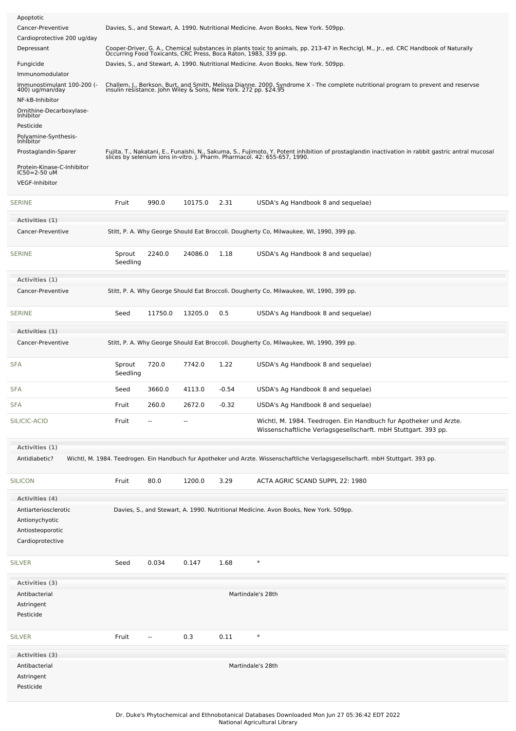| Activity | Reference |
|---|---|
| Apoptotic | |
| Cancer-Preventive | Davies, S., and Stewart, A. 1990. Nutritional Medicine. Avon Books, New York. 509pp. |
| Cardioprotective 200 ug/day | |
| Depressant | Cooper-Driver, G. A., Chemical substances in plants toxic to animals, pp. 213-47 in Rechcigl, M., Jr., ed. CRC Handbook of Naturally Occurring Food Toxicants, CRC Press, Boca Raton, 1983, 339 pp. |
| Fungicide | Davies, S., and Stewart, A. 1990. Nutritional Medicine. Avon Books, New York. 509pp. |
| Immunomodulator | |
| Immunostimulant 100-200 (-400) ug/man/day | Challem, J., Berkson, Burt, and Smith, Melissa Dianne. 2000. Syndrome X - The complete nutritional program to prevent and reservse insulin resistance. John Wiley & Sons, New York. 272 pp. $24.95 |
| NF-kB-Inhibitor | |
| Ornithine-Decarboxylase-Inhibitor | |
| Pesticide | |
| Polyamine-Synthesis-Inhibitor | |
| Prostaglandin-Sparer | Fujita, T., Nakatani, E., Funaishi, N., Sakuma, S., Fujimoto, Y. Potent inhibition of prostaglandin inactivation in rabbit gastric antral mucosal slices by selenium ions in-vitro. J. Pharm. Pharmacol. 42: 655-657, 1990. |
| Protein-Kinase-C-Inhibitor IC50=2-50 uM | |
| VEGF-Inhibitor | |

| Chemical | Part | Low | High | SD | Reference |
|---|---|---|---|---|---|
| SERINE | Fruit | 990.0 | 10175.0 | 2.31 | USDA's Ag Handbook 8 and sequelae) |

**Activities (1)**

| Activity | Reference |
|---|---|
| Cancer-Preventive | Stitt, P. A. Why George Should Eat Broccoli. Dougherty Co, Milwaukee, WI, 1990, 399 pp. |

| Chemical | Part | Low | High | SD | Reference |
|---|---|---|---|---|---|
| SERINE | Sprout Seedling | 2240.0 | 24086.0 | 1.18 | USDA's Ag Handbook 8 and sequelae) |

**Activities (1)**

| Activity | Reference |
|---|---|
| Cancer-Preventive | Stitt, P. A. Why George Should Eat Broccoli. Dougherty Co, Milwaukee, WI, 1990, 399 pp. |

| Chemical | Part | Low | High | SD | Reference |
|---|---|---|---|---|---|
| SERINE | Seed | 11750.0 | 13205.0 | 0.5 | USDA's Ag Handbook 8 and sequelae) |

**Activities (1)**

| Activity | Reference |
|---|---|
| Cancer-Preventive | Stitt, P. A. Why George Should Eat Broccoli. Dougherty Co, Milwaukee, WI, 1990, 399 pp. |

| Chemical | Part | Low | High | SD | Reference |
|---|---|---|---|---|---|
| SFA | Sprout Seedling | 720.0 | 7742.0 | 1.22 | USDA's Ag Handbook 8 and sequelae) |
| SFA | Seed | 3660.0 | 4113.0 | -0.54 | USDA's Ag Handbook 8 and sequelae) |
| SFA | Fruit | 260.0 | 2672.0 | -0.32 | USDA's Ag Handbook 8 and sequelae) |
| SILICIC-ACID | Fruit | -- | -- | | Wichtl, M. 1984. Teedrogen. Ein Handbuch fur Apotheker und Arzte. Wissenschaftliche Verlagsgesellscharft. mbH Stuttgart. 393 pp. |

**Activities (1)**

| Activity | Reference |
|---|---|
| Antidiabetic? | Wichtl, M. 1984. Teedrogen. Ein Handbuch fur Apotheker und Arzte. Wissenschaftliche Verlagsgesellscharft. mbH Stuttgart. 393 pp. |

| Chemical | Part | Low | High | SD | Reference |
|---|---|---|---|---|---|
| SILICON | Fruit | 80.0 | 1200.0 | 3.29 | ACTA AGRIC SCAND SUPPL 22: 1980 |

**Activities (4)**

| Activity | Reference |
|---|---|
| Antiarteriosclerotic | Davies, S., and Stewart, A. 1990. Nutritional Medicine. Avon Books, New York. 509pp. |
| Antionychyotic | |
| Antiosteoporotic | |
| Cardioprotective | |

| Chemical | Part | Low | High | SD | Reference |
|---|---|---|---|---|---|
| SILVER | Seed | 0.034 | 0.147 | 1.68 | * |

**Activities (3)**

| Activity | Reference |
|---|---|
| Antibacterial | Martindale's 28th |
| Astringent | |
| Pesticide | |

| Chemical | Part | Low | High | SD | Reference |
|---|---|---|---|---|---|
| SILVER | Fruit | -- | 0.3 | 0.11 | * |

**Activities (3)**

| Activity | Reference |
|---|---|
| Antibacterial | Martindale's 28th |
| Astringent | |
| Pesticide | |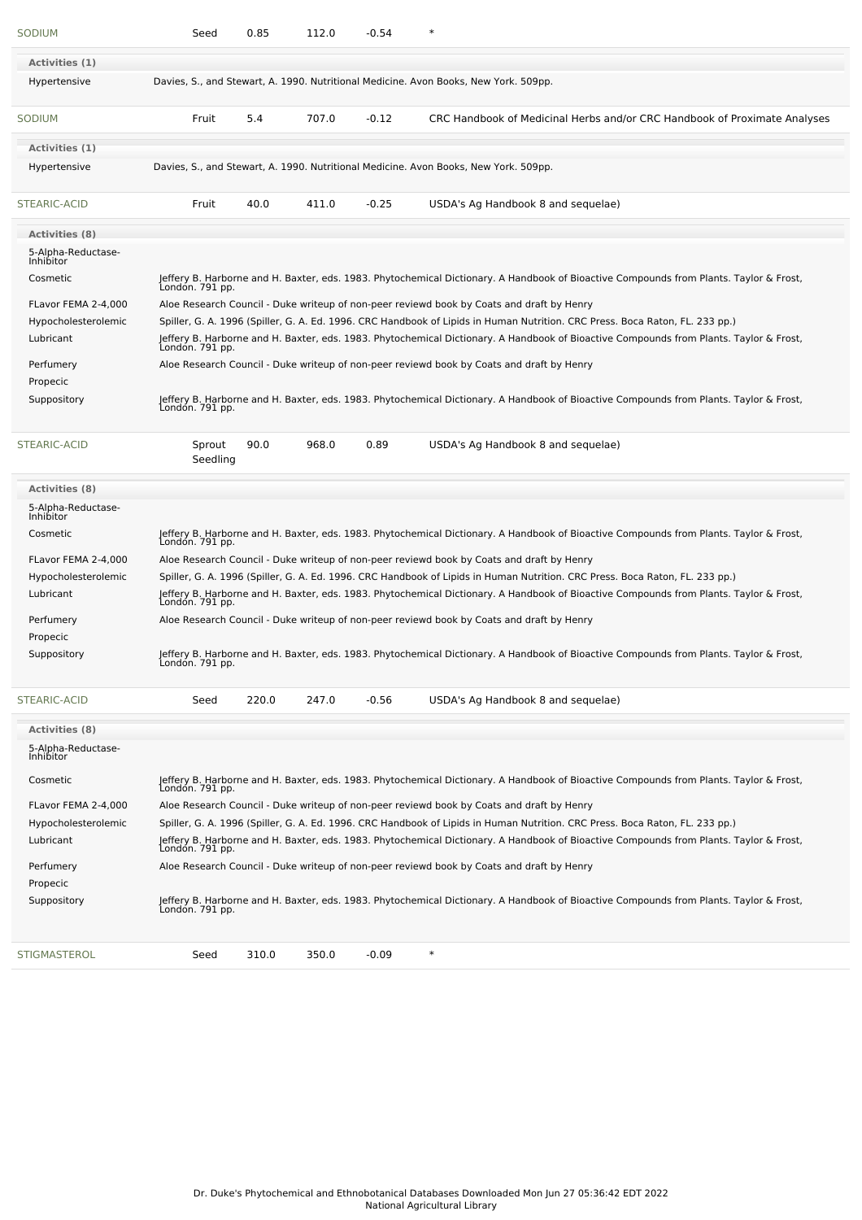| SODIUM | Seed | 0.85 | 112.0 | -0.54 | * |
|---|---|---|---|---|---|

**Activities (1)**

| | |
|---|---|
| Hypertensive | Davies, S., and Stewart, A. 1990. Nutritional Medicine. Avon Books, New York. 509pp. |

| SODIUM | Fruit | 5.4 | 707.0 | -0.12 | CRC Handbook of Medicinal Herbs and/or CRC Handbook of Proximate Analyses |
|---|---|---|---|---|---|

**Activities (1)**

| | |
|---|---|
| Hypertensive | Davies, S., and Stewart, A. 1990. Nutritional Medicine. Avon Books, New York. 509pp. |

| STEARIC-ACID | Fruit | 40.0 | 411.0 | -0.25 | USDA's Ag Handbook 8 and sequelae) |
|---|---|---|---|---|---|

**Activities (8)**

| | |
|---|---|
| 5-Alpha-Reductase-Inhibitor | |
| Cosmetic | Jeffery B. Harborne and H. Baxter, eds. 1983. Phytochemical Dictionary. A Handbook of Bioactive Compounds from Plants. Taylor & Frost, London. 791 pp. |
| FLavor FEMA 2-4,000 | Aloe Research Council - Duke writeup of non-peer reviewd book by Coats and draft by Henry |
| Hypocholesterolemic | Spiller, G. A. 1996 (Spiller, G. A. Ed. 1996. CRC Handbook of Lipids in Human Nutrition. CRC Press. Boca Raton, FL. 233 pp.) |
| Lubricant | Jeffery B. Harborne and H. Baxter, eds. 1983. Phytochemical Dictionary. A Handbook of Bioactive Compounds from Plants. Taylor & Frost, London. 791 pp. |
| Perfumery | Aloe Research Council - Duke writeup of non-peer reviewd book by Coats and draft by Henry |
| Propecic | |
| Suppository | Jeffery B. Harborne and H. Baxter, eds. 1983. Phytochemical Dictionary. A Handbook of Bioactive Compounds from Plants. Taylor & Frost, London. 791 pp. |

| STEARIC-ACID | Sprout Seedling | 90.0 | 968.0 | 0.89 | USDA's Ag Handbook 8 and sequelae) |
|---|---|---|---|---|---|

**Activities (8)**

| | |
|---|---|
| 5-Alpha-Reductase-Inhibitor | |
| Cosmetic | Jeffery B. Harborne and H. Baxter, eds. 1983. Phytochemical Dictionary. A Handbook of Bioactive Compounds from Plants. Taylor & Frost, London. 791 pp. |
| FLavor FEMA 2-4,000 | Aloe Research Council - Duke writeup of non-peer reviewd book by Coats and draft by Henry |
| Hypocholesterolemic | Spiller, G. A. 1996 (Spiller, G. A. Ed. 1996. CRC Handbook of Lipids in Human Nutrition. CRC Press. Boca Raton, FL. 233 pp.) |
| Lubricant | Jeffery B. Harborne and H. Baxter, eds. 1983. Phytochemical Dictionary. A Handbook of Bioactive Compounds from Plants. Taylor & Frost, London. 791 pp. |
| Perfumery | Aloe Research Council - Duke writeup of non-peer reviewd book by Coats and draft by Henry |
| Propecic | |
| Suppository | Jeffery B. Harborne and H. Baxter, eds. 1983. Phytochemical Dictionary. A Handbook of Bioactive Compounds from Plants. Taylor & Frost, London. 791 pp. |

| STEARIC-ACID | Seed | 220.0 | 247.0 | -0.56 | USDA's Ag Handbook 8 and sequelae) |
|---|---|---|---|---|---|

**Activities (8)**

| | |
|---|---|
| 5-Alpha-Reductase-Inhibitor | |
| Cosmetic | Jeffery B. Harborne and H. Baxter, eds. 1983. Phytochemical Dictionary. A Handbook of Bioactive Compounds from Plants. Taylor & Frost, London. 791 pp. |
| FLavor FEMA 2-4,000 | Aloe Research Council - Duke writeup of non-peer reviewd book by Coats and draft by Henry |
| Hypocholesterolemic | Spiller, G. A. 1996 (Spiller, G. A. Ed. 1996. CRC Handbook of Lipids in Human Nutrition. CRC Press. Boca Raton, FL. 233 pp.) |
| Lubricant | Jeffery B. Harborne and H. Baxter, eds. 1983. Phytochemical Dictionary. A Handbook of Bioactive Compounds from Plants. Taylor & Frost, London. 791 pp. |
| Perfumery | Aloe Research Council - Duke writeup of non-peer reviewd book by Coats and draft by Henry |
| Propecic | |
| Suppository | Jeffery B. Harborne and H. Baxter, eds. 1983. Phytochemical Dictionary. A Handbook of Bioactive Compounds from Plants. Taylor & Frost, London. 791 pp. |

| STIGMASTEROL | Seed | 310.0 | 350.0 | -0.09 | * |
|---|---|---|---|---|---|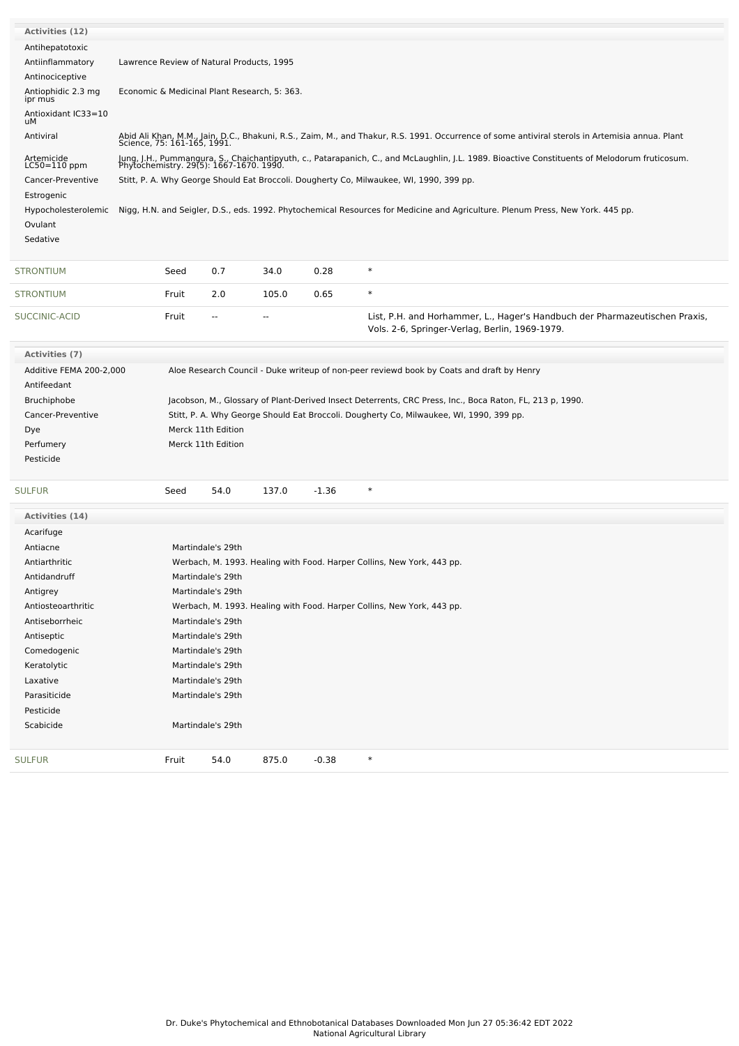**Activities (12)**

| Activity | Reference |
|---|---|
| Antihepatotoxic | |
| Antiinflammatory | Lawrence Review of Natural Products, 1995 |
| Antinociceptive | |
| Antiophidic 2.3 mg ipr mus | Economic & Medicinal Plant Research, 5: 363. |
| Antioxidant IC33=10 uM | |
| Antiviral | Abid Ali Khan, M.M., Jain, D.C., Bhakuni, R.S., Zaim, M., and Thakur, R.S. 1991. Occurrence of some antiviral sterols in Artemisia annua. Plant Science, 75: 161-165, 1991. |
| Artemicide LC50=110 ppm | Jung, J.H., Pummangura, S., Chaichantipyuth, c., Patarapanich, C., and McLaughlin, J.L. 1989. Bioactive Constituents of Melodorum fruticosum. Phytochemistry. 29(5): 1667-1670. 1990. |
| Cancer-Preventive | Stitt, P. A. Why George Should Eat Broccoli. Dougherty Co, Milwaukee, WI, 1990, 399 pp. |
| Estrogenic | |
| Hypocholesterolemic | Nigg, H.N. and Seigler, D.S., eds. 1992. Phytochemical Resources for Medicine and Agriculture. Plenum Press, New York. 445 pp. |
| Ovulant | |
| Sedative | |

| Chemical | Part | Low | High | SD | Reference |
|---|---|---|---|---|---|
| STRONTIUM | Seed | 0.7 | 34.0 | 0.28 | * |
| STRONTIUM | Fruit | 2.0 | 105.0 | 0.65 | * |
| SUCCINIC-ACID | Fruit | -- | -- | | List, P.H. and Horhammer, L., Hager's Handbuch der Pharmazeutischen Praxis, Vols. 2-6, Springer-Verlag, Berlin, 1969-1979. |

**Activities (7)**

| Activity | Reference |
|---|---|
| Additive FEMA 200-2,000 | Aloe Research Council - Duke writeup of non-peer reviewd book by Coats and draft by Henry |
| Antifeedant | |
| Bruchiphobe | Jacobson, M., Glossary of Plant-Derived Insect Deterrents, CRC Press, Inc., Boca Raton, FL, 213 p, 1990. |
| Cancer-Preventive | Stitt, P. A. Why George Should Eat Broccoli. Dougherty Co, Milwaukee, WI, 1990, 399 pp. |
| Dye | Merck 11th Edition |
| Perfumery | Merck 11th Edition |
| Pesticide | |

| Chemical | Part | Low | High | SD | Reference |
|---|---|---|---|---|---|
| SULFUR | Seed | 54.0 | 137.0 | -1.36 | * |

**Activities (14)**

| Activity | Reference |
|---|---|
| Acarifuge | |
| Antiacne | Martindale's 29th |
| Antiarthritic | Werbach, M. 1993. Healing with Food. Harper Collins, New York, 443 pp. |
| Antidandruff | Martindale's 29th |
| Antigrey | Martindale's 29th |
| Antiosteoarthritic | Werbach, M. 1993. Healing with Food. Harper Collins, New York, 443 pp. |
| Antiseborrheic | Martindale's 29th |
| Antiseptic | Martindale's 29th |
| Comedogenic | Martindale's 29th |
| Keratolytic | Martindale's 29th |
| Laxative | Martindale's 29th |
| Parasiticide | Martindale's 29th |
| Pesticide | |
| Scabicide | Martindale's 29th |

| Chemical | Part | Low | High | SD | Reference |
|---|---|---|---|---|---|
| SULFUR | Fruit | 54.0 | 875.0 | -0.38 | * |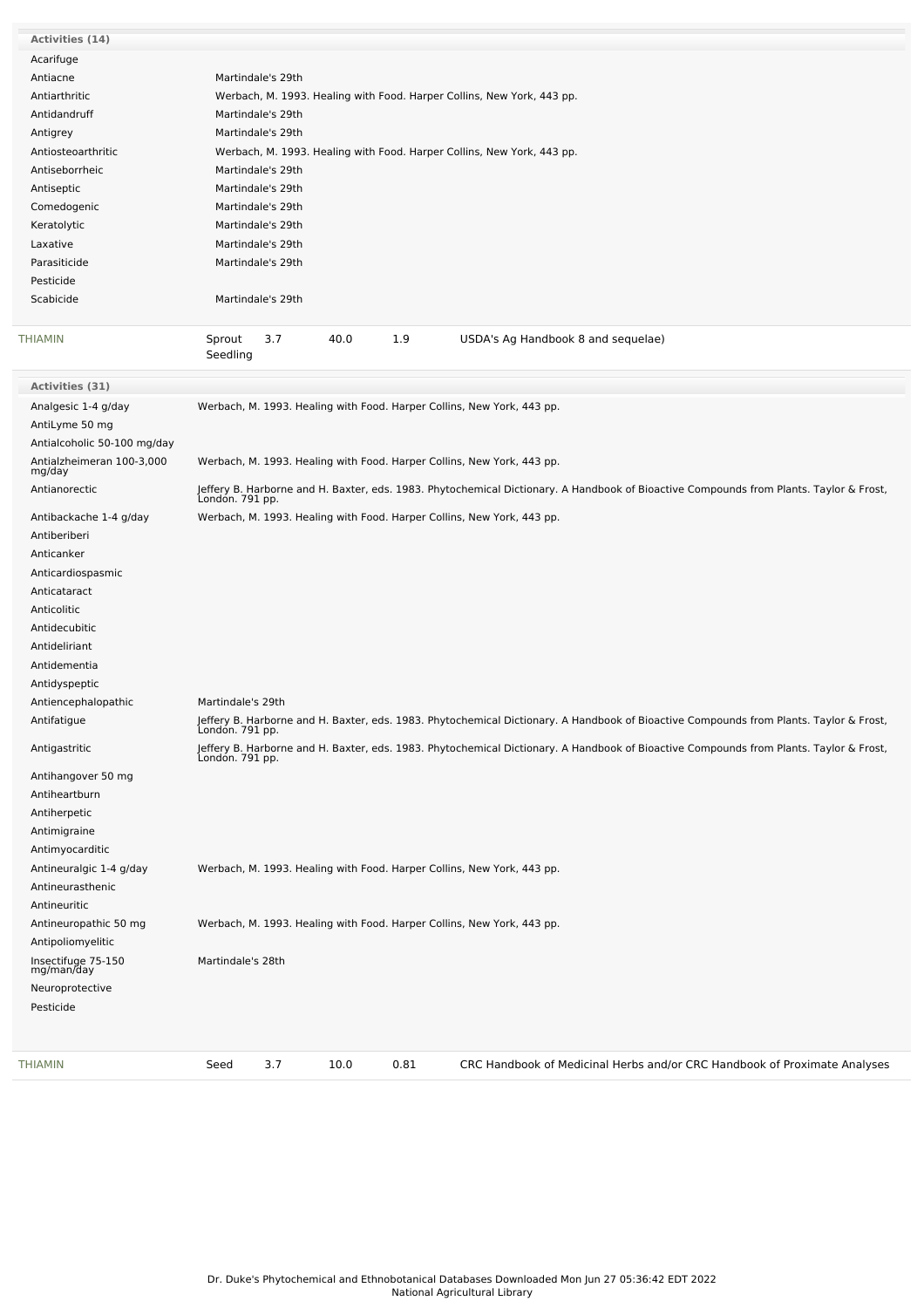**Activities (14)**

| Activity | Reference |
|---|---|
| Acarifuge | |
| Antiacne | Martindale's 29th |
| Antiarthritic | Werbach, M. 1993. Healing with Food. Harper Collins, New York, 443 pp. |
| Antidandruff | Martindale's 29th |
| Antigrey | Martindale's 29th |
| Antiosteoarthritic | Werbach, M. 1993. Healing with Food. Harper Collins, New York, 443 pp. |
| Antiseborrheic | Martindale's 29th |
| Antiseptic | Martindale's 29th |
| Comedogenic | Martindale's 29th |
| Keratolytic | Martindale's 29th |
| Laxative | Martindale's 29th |
| Parasiticide | Martindale's 29th |
| Pesticide | |
| Scabicide | Martindale's 29th |

| Chemical | Part | Low | High | SD | Reference |
|---|---|---|---|---|---|
| THIAMIN | Sprout Seedling | 3.7 | 40.0 | 1.9 | USDA's Ag Handbook 8 and sequelae) |

**Activities (31)**

| Activity | Reference |
|---|---|
| Analgesic 1-4 g/day | Werbach, M. 1993. Healing with Food. Harper Collins, New York, 443 pp. |
| AntiLyme 50 mg | |
| Antialcoholic 50-100 mg/day | |
| Antialzheimeran 100-3,000 mg/day | Werbach, M. 1993. Healing with Food. Harper Collins, New York, 443 pp. |
| Antianorectic | Jeffery B. Harborne and H. Baxter, eds. 1983. Phytochemical Dictionary. A Handbook of Bioactive Compounds from Plants. Taylor & Frost, London. 791 pp. |
| Antibackache 1-4 g/day | Werbach, M. 1993. Healing with Food. Harper Collins, New York, 443 pp. |
| Antiberiberi | |
| Anticanker | |
| Anticardiospasmic | |
| Anticataract | |
| Anticolitic | |
| Antidecubitic | |
| Antideliriant | |
| Antidementia | |
| Antidyspeptic | |
| Antiencephalopathic | Martindale's 29th |
| Antifatigue | Jeffery B. Harborne and H. Baxter, eds. 1983. Phytochemical Dictionary. A Handbook of Bioactive Compounds from Plants. Taylor & Frost, London. 791 pp. |
| Antigastritic | Jeffery B. Harborne and H. Baxter, eds. 1983. Phytochemical Dictionary. A Handbook of Bioactive Compounds from Plants. Taylor & Frost, London. 791 pp. |
| Antihangover 50 mg | |
| Antiheartburn | |
| Antiherpetic | |
| Antimigraine | |
| Antimyocarditic | |
| Antineuralgic 1-4 g/day | Werbach, M. 1993. Healing with Food. Harper Collins, New York, 443 pp. |
| Antineurasthenic | |
| Antineuritic | |
| Antineuropathic 50 mg | Werbach, M. 1993. Healing with Food. Harper Collins, New York, 443 pp. |
| Antipoliomyelitic | |
| Insectifuge 75-150 mg/man/day | Martindale's 28th |
| Neuroprotective | |
| Pesticide | |

| Chemical | Part | Low | High | SD | Reference |
|---|---|---|---|---|---|
| THIAMIN | Seed | 3.7 | 10.0 | 0.81 | CRC Handbook of Medicinal Herbs and/or CRC Handbook of Proximate Analyses |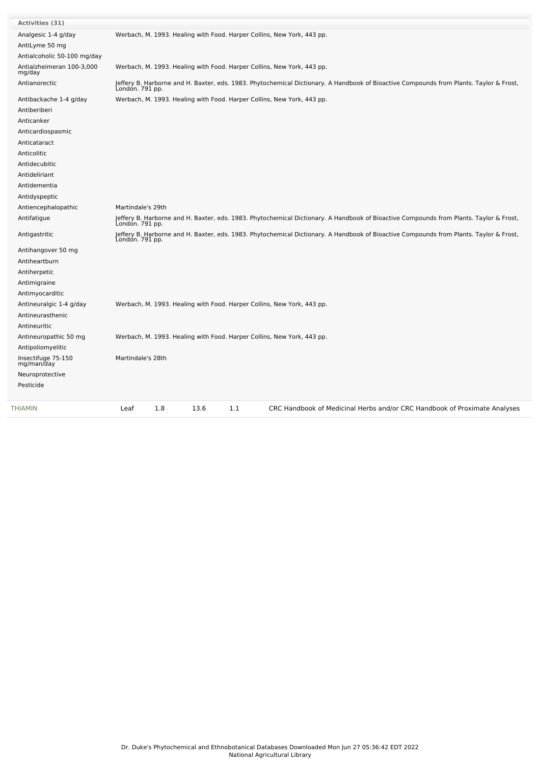| Activities (31) | |
|---|---|
| Analgesic 1-4 g/day | Werbach, M. 1993. Healing with Food. Harper Collins, New York, 443 pp. |
| AntiLyme 50 mg | |
| Antialcoholic 50-100 mg/day | |
| Antialzheimeran 100-3,000 mg/day | Werbach, M. 1993. Healing with Food. Harper Collins, New York, 443 pp. |
| Antianorectic | Jeffery B. Harborne and H. Baxter, eds. 1983. Phytochemical Dictionary. A Handbook of Bioactive Compounds from Plants. Taylor & Frost, London. 791 pp. |
| Antibackache 1-4 g/day | Werbach, M. 1993. Healing with Food. Harper Collins, New York, 443 pp. |
| Antiberiberi | |
| Anticanker | |
| Anticardiospasmic | |
| Anticataract | |
| Anticolitic | |
| Antidecubitic | |
| Antideliriant | |
| Antidementia | |
| Antidyspeptic | |
| Antiencephalopathic | Martindale's 29th |
| Antifatigue | Jeffery B. Harborne and H. Baxter, eds. 1983. Phytochemical Dictionary. A Handbook of Bioactive Compounds from Plants. Taylor & Frost, London. 791 pp. |
| Antigastritic | Jeffery B. Harborne and H. Baxter, eds. 1983. Phytochemical Dictionary. A Handbook of Bioactive Compounds from Plants. Taylor & Frost, London. 791 pp. |
| Antihangover 50 mg | |
| Antiheartburn | |
| Antiherpetic | |
| Antimigraine | |
| Antimyocarditic | |
| Antineuralgic 1-4 g/day | Werbach, M. 1993. Healing with Food. Harper Collins, New York, 443 pp. |
| Antineurasthenic | |
| Antineuritic | |
| Antineuropathic 50 mg | Werbach, M. 1993. Healing with Food. Harper Collins, New York, 443 pp. |
| Antipoliomyelitic | |
| Insectifuge 75-150 mg/man/day | Martindale's 28th |
| Neuroprotective | |
| Pesticide | |

| THIAMIN | Leaf | 1.8 | 13.6 | 1.1 | CRC Handbook of Medicinal Herbs and/or CRC Handbook of Proximate Analyses |
|---|---|---|---|---|---|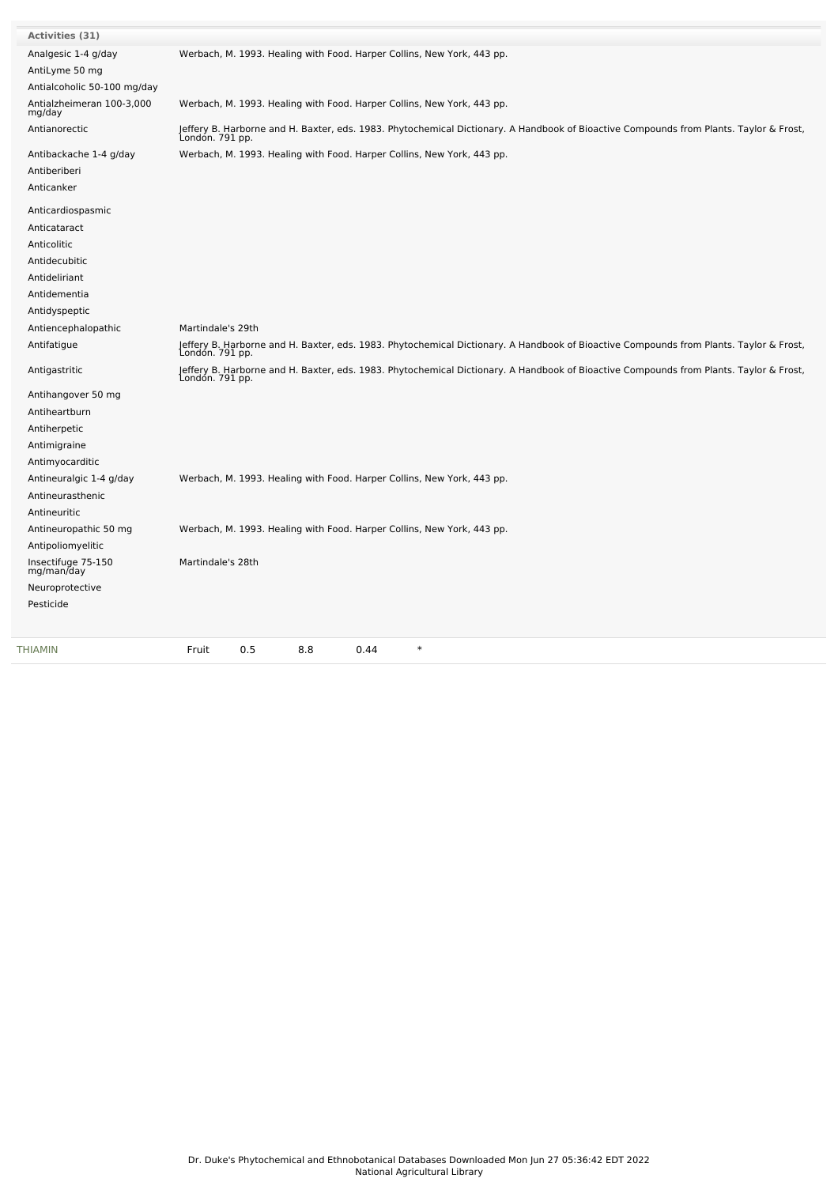| Activities (31) | |
|---|---|
| Analgesic 1-4 g/day | Werbach, M. 1993. Healing with Food. Harper Collins, New York, 443 pp. |
| AntiLyme 50 mg | |
| Antialcoholic 50-100 mg/day | |
| Antialzheimeran 100-3,000 mg/day | Werbach, M. 1993. Healing with Food. Harper Collins, New York, 443 pp. |
| Antianorectic | Jeffery B. Harborne and H. Baxter, eds. 1983. Phytochemical Dictionary. A Handbook of Bioactive Compounds from Plants. Taylor & Frost, London. 791 pp. |
| Antibackache 1-4 g/day | Werbach, M. 1993. Healing with Food. Harper Collins, New York, 443 pp. |
| Antiberiberi | |
| Anticanker | |
| Anticardiospasmic | |
| Anticataract | |
| Anticolitic | |
| Antidecubitic | |
| Antideliriant | |
| Antidementia | |
| Antidyspeptic | |
| Antiencephalopathic | Martindale's 29th |
| Antifatigue | Jeffery B. Harborne and H. Baxter, eds. 1983. Phytochemical Dictionary. A Handbook of Bioactive Compounds from Plants. Taylor & Frost, London. 791 pp. |
| Antigastritic | Jeffery B. Harborne and H. Baxter, eds. 1983. Phytochemical Dictionary. A Handbook of Bioactive Compounds from Plants. Taylor & Frost, London. 791 pp. |
| Antihangover 50 mg | |
| Antiheartburn | |
| Antiherpetic | |
| Antimigraine | |
| Antimyocarditic | |
| Antineuralgic 1-4 g/day | Werbach, M. 1993. Healing with Food. Harper Collins, New York, 443 pp. |
| Antineurasthenic | |
| Antineuritic | |
| Antineuropathic 50 mg | Werbach, M. 1993. Healing with Food. Harper Collins, New York, 443 pp. |
| Antipoliomyelitic | |
| Insectifuge 75-150 mg/man/day | Martindale's 28th |
| Neuroprotective | |
| Pesticide | |

| THIAMIN | Fruit | 0.5 | 8.8 | 0.44 | * |
|---|---|---|---|---|---|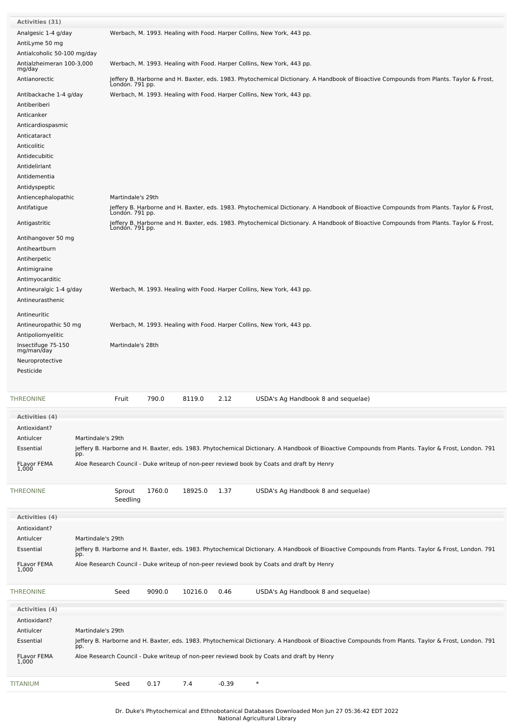| Activities (31) | |
|---|---|
| Analgesic 1-4 g/day | Werbach, M. 1993. Healing with Food. Harper Collins, New York, 443 pp. |
| AntiLyme 50 mg | |
| Antialcoholic 50-100 mg/day | |
| Antialzheimeran 100-3,000 mg/day | Werbach, M. 1993. Healing with Food. Harper Collins, New York, 443 pp. |
| Antianorectic | Jeffery B. Harborne and H. Baxter, eds. 1983. Phytochemical Dictionary. A Handbook of Bioactive Compounds from Plants. Taylor & Frost, London. 791 pp. |
| Antibackache 1-4 g/day | Werbach, M. 1993. Healing with Food. Harper Collins, New York, 443 pp. |
| Antiberiberi | |
| Anticanker | |
| Anticardiospasmic | |
| Anticataract | |
| Anticolitic | |
| Antidecubitic | |
| Antideliriant | |
| Antidementia | |
| Antidyspeptic | |
| Antiencephalopathic | Martindale's 29th |
| Antifatigue | Jeffery B. Harborne and H. Baxter, eds. 1983. Phytochemical Dictionary. A Handbook of Bioactive Compounds from Plants. Taylor & Frost, London. 791 pp. |
| Antigastritic | Jeffery B. Harborne and H. Baxter, eds. 1983. Phytochemical Dictionary. A Handbook of Bioactive Compounds from Plants. Taylor & Frost, London. 791 pp. |
| Antihangover 50 mg | |
| Antiheartburn | |
| Antiherpetic | |
| Antimigraine | |
| Antimyocarditic | |
| Antineuralgic 1-4 g/day | Werbach, M. 1993. Healing with Food. Harper Collins, New York, 443 pp. |
| Antineurasthenic | |
| Antineuritic | |
| Antineuropathic 50 mg | Werbach, M. 1993. Healing with Food. Harper Collins, New York, 443 pp. |
| Antipoliomyelitic | |
| Insectifuge 75-150 mg/man/day | Martindale's 28th |
| Neuroprotective | |
| Pesticide | |

| THREONINE | Fruit | 790.0 | 8119.0 | 2.12 | USDA's Ag Handbook 8 and sequelae) |
|---|---|---|---|---|---|

| Activities (4) | |
|---|---|
| Antioxidant? | |
| Antiulcer | Martindale's 29th |
| Essential | Jeffery B. Harborne and H. Baxter, eds. 1983. Phytochemical Dictionary. A Handbook of Bioactive Compounds from Plants. Taylor & Frost, London. 791 pp. |
| FLavor FEMA 1,000 | Aloe Research Council - Duke writeup of non-peer reviewd book by Coats and draft by Henry |

| THREONINE | Sprout Seedling | 1760.0 | 18925.0 | 1.37 | USDA's Ag Handbook 8 and sequelae) |
|---|---|---|---|---|---|

| Activities (4) | |
|---|---|
| Antioxidant? | |
| Antiulcer | Martindale's 29th |
| Essential | Jeffery B. Harborne and H. Baxter, eds. 1983. Phytochemical Dictionary. A Handbook of Bioactive Compounds from Plants. Taylor & Frost, London. 791 pp. |
| FLavor FEMA 1,000 | Aloe Research Council - Duke writeup of non-peer reviewd book by Coats and draft by Henry |

| THREONINE | Seed | 9090.0 | 10216.0 | 0.46 | USDA's Ag Handbook 8 and sequelae) |
|---|---|---|---|---|---|

| Activities (4) | |
|---|---|
| Antioxidant? | |
| Antiulcer | Martindale's 29th |
| Essential | Jeffery B. Harborne and H. Baxter, eds. 1983. Phytochemical Dictionary. A Handbook of Bioactive Compounds from Plants. Taylor & Frost, London. 791 pp. |
| FLavor FEMA 1,000 | Aloe Research Council - Duke writeup of non-peer reviewd book by Coats and draft by Henry |

| TITANIUM | Seed | 0.17 | 7.4 | -0.39 | * |
|---|---|---|---|---|---|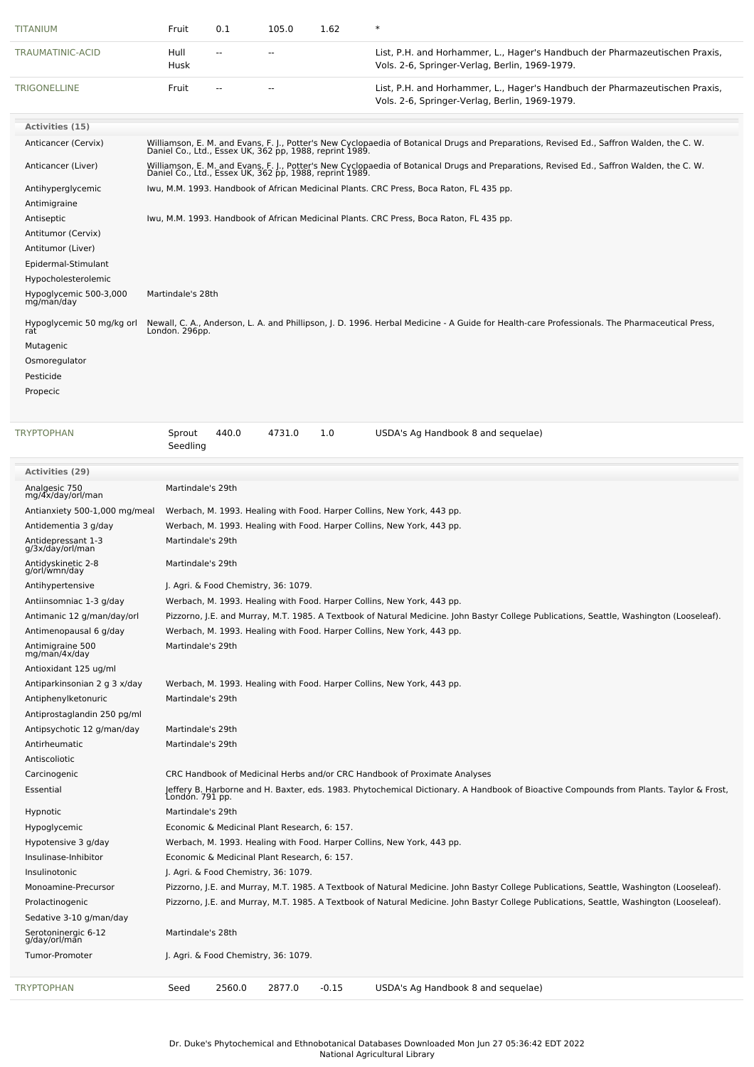| | | | | | |
|---|---|---|---|---|---|
| TITANIUM | Fruit | 0.1 | 105.0 | 1.62 | * |
| TRAUMATINIC-ACID | Hull Husk | -- | -- | | List, P.H. and Horhammer, L., Hager's Handbuch der Pharmazeutischen Praxis, Vols. 2-6, Springer-Verlag, Berlin, 1969-1979. |
| TRIGONELLINE | Fruit | -- | -- | | List, P.H. and Horhammer, L., Hager's Handbuch der Pharmazeutischen Praxis, Vols. 2-6, Springer-Verlag, Berlin, 1969-1979. |

**Activities (15)**

| | |
|---|---|
| Anticancer (Cervix) | Williamson, E. M. and Evans, F. J., Potter's New Cyclopaedia of Botanical Drugs and Preparations, Revised Ed., Saffron Walden, the C. W. Daniel Co., Ltd., Essex UK, 362 pp, 1988, reprint 1989. |
| Anticancer (Liver) | Williamson, E. M. and Evans, F. J., Potter's New Cyclopaedia of Botanical Drugs and Preparations, Revised Ed., Saffron Walden, the C. W. Daniel Co., Ltd., Essex UK, 362 pp, 1988, reprint 1989. |
| Antihyperglycemic | Iwu, M.M. 1993. Handbook of African Medicinal Plants. CRC Press, Boca Raton, FL 435 pp. |
| Antimigraine | |
| Antiseptic | Iwu, M.M. 1993. Handbook of African Medicinal Plants. CRC Press, Boca Raton, FL 435 pp. |
| Antitumor (Cervix) | |
| Antitumor (Liver) | |
| Epidermal-Stimulant | |
| Hypocholesterolemic | |
| Hypoglycemic 500-3,000 mg/man/day | Martindale's 28th |
| Hypoglycemic 50 mg/kg orl rat | Newall, C. A., Anderson, L. A. and Phillipson, J. D. 1996. Herbal Medicine - A Guide for Health-care Professionals. The Pharmaceutical Press, London. 296pp. |
| Mutagenic | |
| Osmoregulator | |
| Pesticide | |
| Propecic | |

| | | | | | |
|---|---|---|---|---|---|
| TRYPTOPHAN | Sprout Seedling | 440.0 | 4731.0 | 1.0 | USDA's Ag Handbook 8 and sequelae) |

**Activities (29)**

| | |
|---|---|
| Analgesic 750 mg/4x/day/orl/man | Martindale's 29th |
| Antianxiety 500-1,000 mg/meal | Werbach, M. 1993. Healing with Food. Harper Collins, New York, 443 pp. |
| Antidementia 3 g/day | Werbach, M. 1993. Healing with Food. Harper Collins, New York, 443 pp. |
| Antidepressant 1-3 g/3x/day/orl/man | Martindale's 29th |
| Antidyskinetic 2-8 g/orl/wmn/day | Martindale's 29th |
| Antihypertensive | J. Agri. & Food Chemistry, 36: 1079. |
| Antiinsomniac 1-3 g/day | Werbach, M. 1993. Healing with Food. Harper Collins, New York, 443 pp. |
| Antimanic 12 g/man/day/orl | Pizzorno, J.E. and Murray, M.T. 1985. A Textbook of Natural Medicine. John Bastyr College Publications, Seattle, Washington (Looseleaf). |
| Antimenopausal 6 g/day | Werbach, M. 1993. Healing with Food. Harper Collins, New York, 443 pp. |
| Antimigraine 500 mg/man/4x/day | Martindale's 29th |
| Antioxidant 125 ug/ml | |
| Antiparkinsonian 2 g 3 x/day | Werbach, M. 1993. Healing with Food. Harper Collins, New York, 443 pp. |
| Antiphenylketonuric | Martindale's 29th |
| Antiprostaglandin 250 pg/ml | |
| Antipsychotic 12 g/man/day | Martindale's 29th |
| Antirheumatic | Martindale's 29th |
| Antiscoliotic | |
| Carcinogenic | CRC Handbook of Medicinal Herbs and/or CRC Handbook of Proximate Analyses |
| Essential | Jeffery B. Harborne and H. Baxter, eds. 1983. Phytochemical Dictionary. A Handbook of Bioactive Compounds from Plants. Taylor & Frost, London. 791 pp. |
| Hypnotic | Martindale's 29th |
| Hypoglycemic | Economic & Medicinal Plant Research, 6: 157. |
| Hypotensive 3 g/day | Werbach, M. 1993. Healing with Food. Harper Collins, New York, 443 pp. |
| Insulinase-Inhibitor | Economic & Medicinal Plant Research, 6: 157. |
| Insulinotonic | J. Agri. & Food Chemistry, 36: 1079. |
| Monoamine-Precursor | Pizzorno, J.E. and Murray, M.T. 1985. A Textbook of Natural Medicine. John Bastyr College Publications, Seattle, Washington (Looseleaf). |
| Prolactinogenic | Pizzorno, J.E. and Murray, M.T. 1985. A Textbook of Natural Medicine. John Bastyr College Publications, Seattle, Washington (Looseleaf). |
| Sedative 3-10 g/man/day | |
| Serotoninergic 6-12 g/day/orl/man | Martindale's 28th |
| Tumor-Promoter | J. Agri. & Food Chemistry, 36: 1079. |

| | | | | | |
|---|---|---|---|---|---|
| TRYPTOPHAN | Seed | 2560.0 | 2877.0 | -0.15 | USDA's Ag Handbook 8 and sequelae) |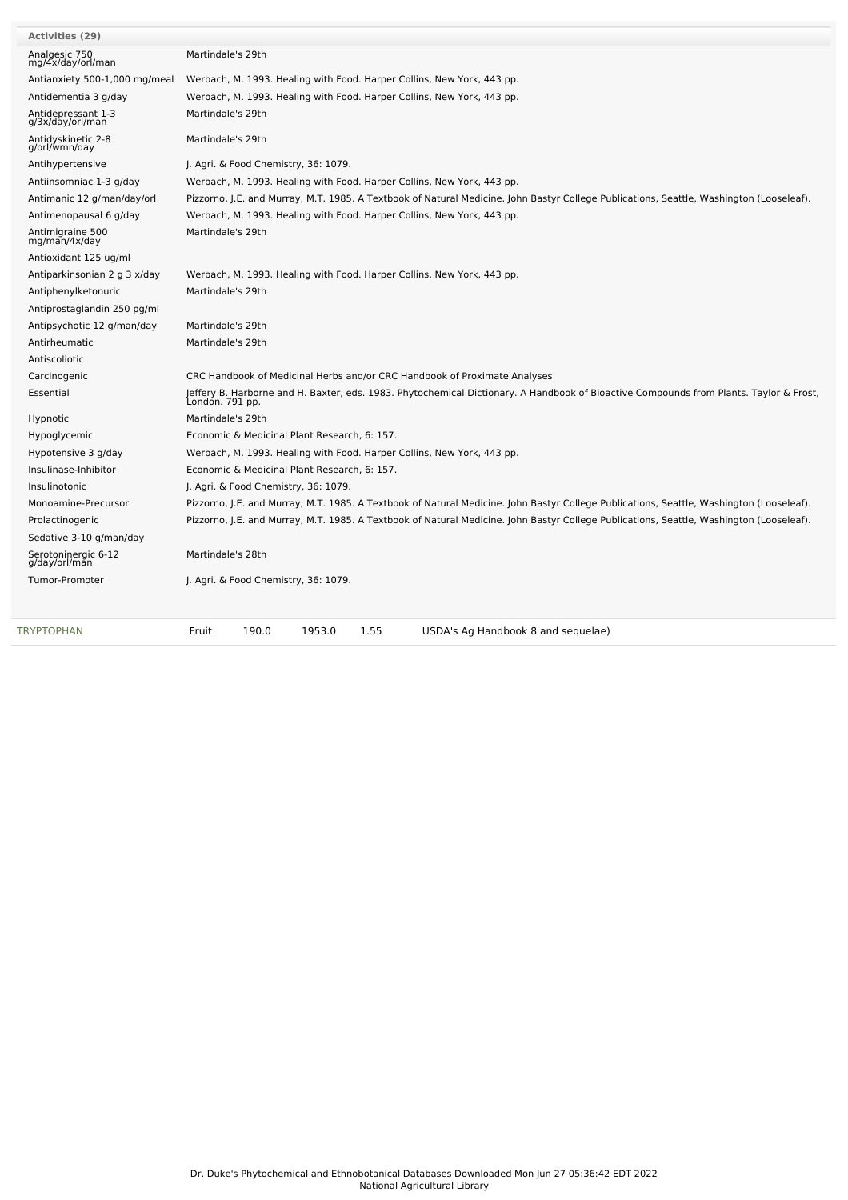| Activities (29) | |
|---|---|
| Analgesic 750 mg/4x/day/orl/man | Martindale's 29th |
| Antianxiety 500-1,000 mg/meal | Werbach, M. 1993. Healing with Food. Harper Collins, New York, 443 pp. |
| Antidementia 3 g/day | Werbach, M. 1993. Healing with Food. Harper Collins, New York, 443 pp. |
| Antidepressant 1-3 g/3x/day/orl/man | Martindale's 29th |
| Antidyskinetic 2-8 g/orl/wmn/day | Martindale's 29th |
| Antihypertensive | J. Agri. & Food Chemistry, 36: 1079. |
| Antiinsomniac 1-3 g/day | Werbach, M. 1993. Healing with Food. Harper Collins, New York, 443 pp. |
| Antimanic 12 g/man/day/orl | Pizzorno, J.E. and Murray, M.T. 1985. A Textbook of Natural Medicine. John Bastyr College Publications, Seattle, Washington (Looseleaf). |
| Antimenopausal 6 g/day | Werbach, M. 1993. Healing with Food. Harper Collins, New York, 443 pp. |
| Antimigraine 500 mg/man/4x/day | Martindale's 29th |
| Antioxidant 125 ug/ml | |
| Antiparkinsonian 2 g 3 x/day | Werbach, M. 1993. Healing with Food. Harper Collins, New York, 443 pp. |
| Antiphenylketonuric | Martindale's 29th |
| Antiprostaglandin 250 pg/ml | |
| Antipsychotic 12 g/man/day | Martindale's 29th |
| Antirheumatic | Martindale's 29th |
| Antiscoliotic | |
| Carcinogenic | CRC Handbook of Medicinal Herbs and/or CRC Handbook of Proximate Analyses |
| Essential | Jeffery B. Harborne and H. Baxter, eds. 1983. Phytochemical Dictionary. A Handbook of Bioactive Compounds from Plants. Taylor & Frost, London. 791 pp. |
| Hypnotic | Martindale's 29th |
| Hypoglycemic | Economic & Medicinal Plant Research, 6: 157. |
| Hypotensive 3 g/day | Werbach, M. 1993. Healing with Food. Harper Collins, New York, 443 pp. |
| Insulinase-Inhibitor | Economic & Medicinal Plant Research, 6: 157. |
| Insulinotonic | J. Agri. & Food Chemistry, 36: 1079. |
| Monoamine-Precursor | Pizzorno, J.E. and Murray, M.T. 1985. A Textbook of Natural Medicine. John Bastyr College Publications, Seattle, Washington (Looseleaf). |
| Prolactinogenic | Pizzorno, J.E. and Murray, M.T. 1985. A Textbook of Natural Medicine. John Bastyr College Publications, Seattle, Washington (Looseleaf). |
| Sedative 3-10 g/man/day | |
| Serotoninergic 6-12 g/day/orl/man | Martindale's 28th |
| Tumor-Promoter | J. Agri. & Food Chemistry, 36: 1079. |

| TRYPTOPHAN | Fruit | 190.0 | 1953.0 | 1.55 | USDA's Ag Handbook 8 and sequelae) |
|---|---|---|---|---|---|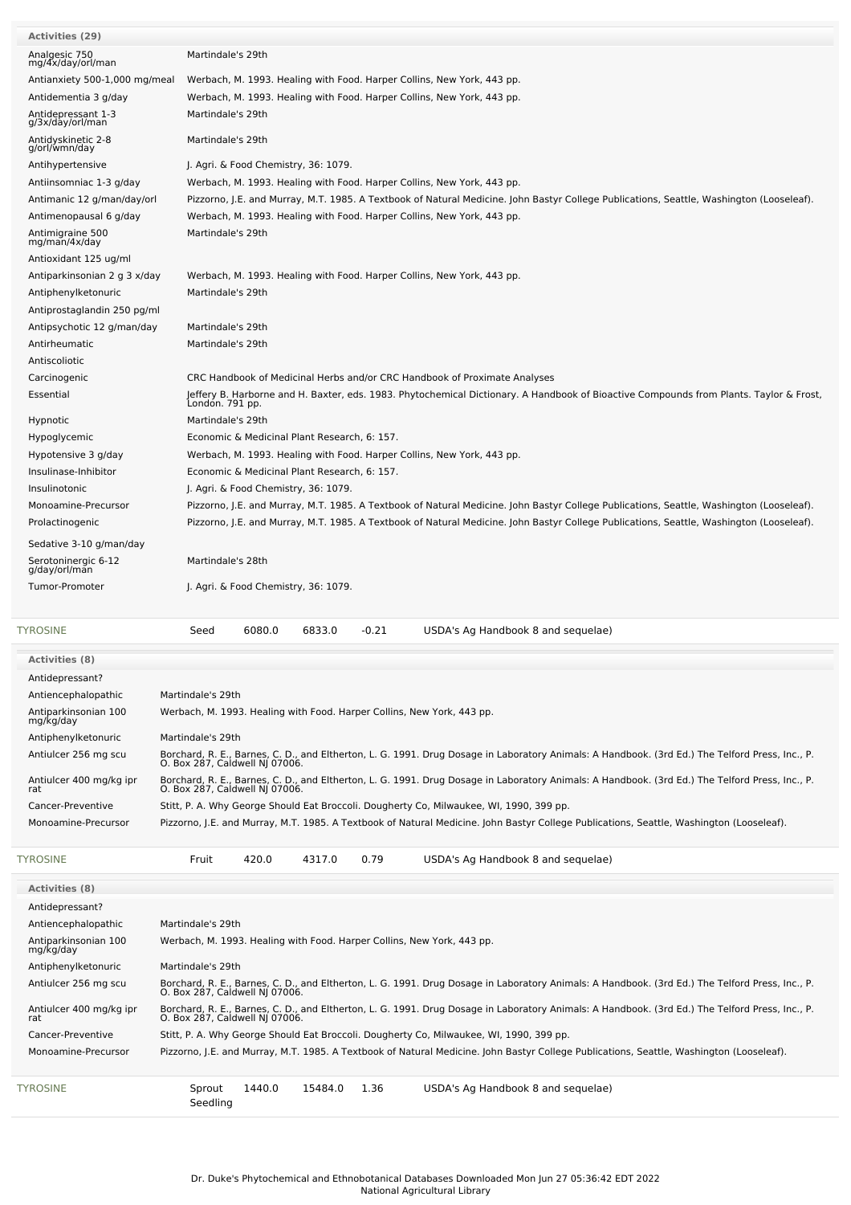| Activities (29) | |
|---|---|
| Analgesic 750 mg/4x/day/orl/man | Martindale's 29th |
| Antianxiety 500-1,000 mg/meal | Werbach, M. 1993. Healing with Food. Harper Collins, New York, 443 pp. |
| Antidementia 3 g/day | Werbach, M. 1993. Healing with Food. Harper Collins, New York, 443 pp. |
| Antidepressant 1-3 g/3x/day/orl/man | Martindale's 29th |
| Antidyskinetic 2-8 g/orl/wmn/day | Martindale's 29th |
| Antihypertensive | J. Agri. & Food Chemistry, 36: 1079. |
| Antiinsomniac 1-3 g/day | Werbach, M. 1993. Healing with Food. Harper Collins, New York, 443 pp. |
| Antimanic 12 g/man/day/orl | Pizzorno, J.E. and Murray, M.T. 1985. A Textbook of Natural Medicine. John Bastyr College Publications, Seattle, Washington (Looseleaf). |
| Antimenopausal 6 g/day | Werbach, M. 1993. Healing with Food. Harper Collins, New York, 443 pp. |
| Antimigraine 500 mg/man/4x/day | Martindale's 29th |
| Antioxidant 125 ug/ml | |
| Antiparkinsonian 2 g 3 x/day | Werbach, M. 1993. Healing with Food. Harper Collins, New York, 443 pp. |
| Antiphenylketonuric | Martindale's 29th |
| Antiprostaglandin 250 pg/ml | |
| Antipsychotic 12 g/man/day | Martindale's 29th |
| Antirheumatic | Martindale's 29th |
| Antiscoliotic | |
| Carcinogenic | CRC Handbook of Medicinal Herbs and/or CRC Handbook of Proximate Analyses |
| Essential | Jeffery B. Harborne and H. Baxter, eds. 1983. Phytochemical Dictionary. A Handbook of Bioactive Compounds from Plants. Taylor & Frost, London. 791 pp. |
| Hypnotic | Martindale's 29th |
| Hypoglycemic | Economic & Medicinal Plant Research, 6: 157. |
| Hypotensive 3 g/day | Werbach, M. 1993. Healing with Food. Harper Collins, New York, 443 pp. |
| Insulinase-Inhibitor | Economic & Medicinal Plant Research, 6: 157. |
| Insulinotonic | J. Agri. & Food Chemistry, 36: 1079. |
| Monoamine-Precursor | Pizzorno, J.E. and Murray, M.T. 1985. A Textbook of Natural Medicine. John Bastyr College Publications, Seattle, Washington (Looseleaf). |
| Prolactinogenic | Pizzorno, J.E. and Murray, M.T. 1985. A Textbook of Natural Medicine. John Bastyr College Publications, Seattle, Washington (Looseleaf). |
| Sedative 3-10 g/man/day | |
| Serotoninergic 6-12 g/day/orl/man | Martindale's 28th |
| Tumor-Promoter | J. Agri. & Food Chemistry, 36: 1079. |

| TYROSINE | Seed | 6080.0 | 6833.0 | -0.21 | USDA's Ag Handbook 8 and sequelae) |
|---|---|---|---|---|---|

| Activities (8) | |
|---|---|
| Antidepressant? | |
| Antiencephalopathic | Martindale's 29th |
| Antiparkinsonian 100 mg/kg/day | Werbach, M. 1993. Healing with Food. Harper Collins, New York, 443 pp. |
| Antiphenylketonuric | Martindale's 29th |
| Antiulcer 256 mg scu | Borchard, R. E., Barnes, C. D., and Eltherton, L. G. 1991. Drug Dosage in Laboratory Animals: A Handbook. (3rd Ed.) The Telford Press, Inc., P. O. Box 287, Caldwell NJ 07006. |
| Antiulcer 400 mg/kg ipr rat | Borchard, R. E., Barnes, C. D., and Eltherton, L. G. 1991. Drug Dosage in Laboratory Animals: A Handbook. (3rd Ed.) The Telford Press, Inc., P. O. Box 287, Caldwell NJ 07006. |
| Cancer-Preventive | Stitt, P. A. Why George Should Eat Broccoli. Dougherty Co, Milwaukee, WI, 1990, 399 pp. |
| Monoamine-Precursor | Pizzorno, J.E. and Murray, M.T. 1985. A Textbook of Natural Medicine. John Bastyr College Publications, Seattle, Washington (Looseleaf). |

| TYROSINE | Fruit | 420.0 | 4317.0 | 0.79 | USDA's Ag Handbook 8 and sequelae) |
|---|---|---|---|---|---|

| Activities (8) | |
|---|---|
| Antidepressant? | |
| Antiencephalopathic | Martindale's 29th |
| Antiparkinsonian 100 mg/kg/day | Werbach, M. 1993. Healing with Food. Harper Collins, New York, 443 pp. |
| Antiphenylketonuric | Martindale's 29th |
| Antiulcer 256 mg scu | Borchard, R. E., Barnes, C. D., and Eltherton, L. G. 1991. Drug Dosage in Laboratory Animals: A Handbook. (3rd Ed.) The Telford Press, Inc., P. O. Box 287, Caldwell NJ 07006. |
| Antiulcer 400 mg/kg ipr rat | Borchard, R. E., Barnes, C. D., and Eltherton, L. G. 1991. Drug Dosage in Laboratory Animals: A Handbook. (3rd Ed.) The Telford Press, Inc., P. O. Box 287, Caldwell NJ 07006. |
| Cancer-Preventive | Stitt, P. A. Why George Should Eat Broccoli. Dougherty Co, Milwaukee, WI, 1990, 399 pp. |
| Monoamine-Precursor | Pizzorno, J.E. and Murray, M.T. 1985. A Textbook of Natural Medicine. John Bastyr College Publications, Seattle, Washington (Looseleaf). |

| TYROSINE | Sprout Seedling | 1440.0 | 15484.0 | 1.36 | USDA's Ag Handbook 8 and sequelae) |
|---|---|---|---|---|---|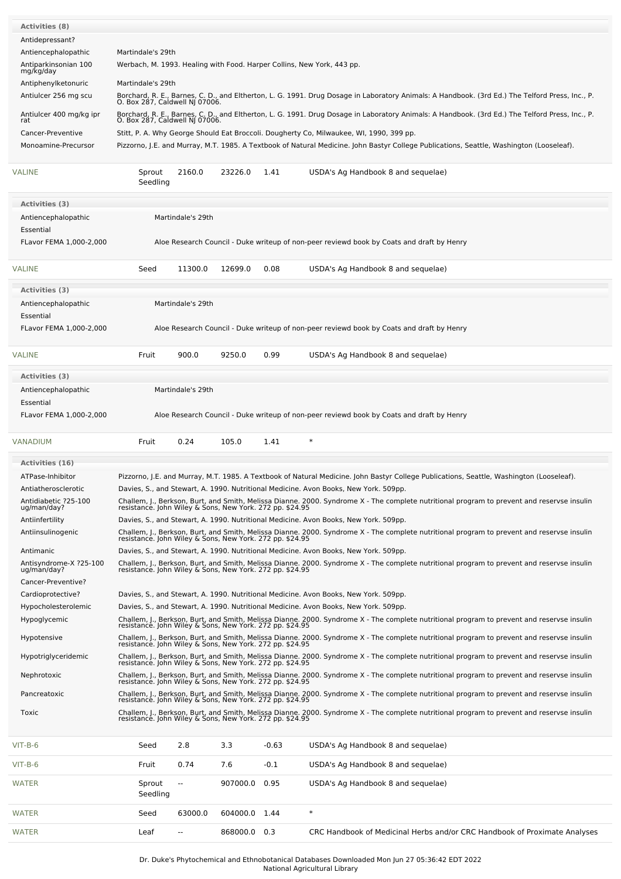| Activities (8) | |
|---|---|
| Antidepressant? | |
| Antiencephalopathic | Martindale's 29th |
| Antiparkinsonian 100 mg/kg/day | Werbach, M. 1993. Healing with Food. Harper Collins, New York, 443 pp. |
| Antiphenylketonuric | Martindale's 29th |
| Antiulcer 256 mg scu | Borchard, R. E., Barnes, C. D., and Eltherton, L. G. 1991. Drug Dosage in Laboratory Animals: A Handbook. (3rd Ed.) The Telford Press, Inc., P. O. Box 287, Caldwell NJ 07006. |
| Antiulcer 400 mg/kg ipr rat | Borchard, R. E., Barnes, C. D., and Eltherton, L. G. 1991. Drug Dosage in Laboratory Animals: A Handbook. (3rd Ed.) The Telford Press, Inc., P. O. Box 287, Caldwell NJ 07006. |
| Cancer-Preventive | Stitt, P. A. Why George Should Eat Broccoli. Dougherty Co, Milwaukee, WI, 1990, 399 pp. |
| Monoamine-Precursor | Pizzorno, J.E. and Murray, M.T. 1985. A Textbook of Natural Medicine. John Bastyr College Publications, Seattle, Washington (Looseleaf). |

| VALINE | Sprout Seedling | 2160.0 | 23226.0 | 1.41 | USDA's Ag Handbook 8 and sequelae) |
|---|---|---|---|---|---|

| Activities (3) | |
|---|---|
| Antiencephalopathic | Martindale's 29th |
| Essential | |
| FLavor FEMA 1,000-2,000 | Aloe Research Council - Duke writeup of non-peer reviewd book by Coats and draft by Henry |

| VALINE | Seed | 11300.0 | 12699.0 | 0.08 | USDA's Ag Handbook 8 and sequelae) |
|---|---|---|---|---|---|

| Activities (3) | |
|---|---|
| Antiencephalopathic | Martindale's 29th |
| Essential | |
| FLavor FEMA 1,000-2,000 | Aloe Research Council - Duke writeup of non-peer reviewd book by Coats and draft by Henry |

| VALINE | Fruit | 900.0 | 9250.0 | 0.99 | USDA's Ag Handbook 8 and sequelae) |
|---|---|---|---|---|---|

| Activities (3) | |
|---|---|
| Antiencephalopathic | Martindale's 29th |
| Essential | |
| FLavor FEMA 1,000-2,000 | Aloe Research Council - Duke writeup of non-peer reviewd book by Coats and draft by Henry |

| VANADIUM | Fruit | 0.24 | 105.0 | 1.41 | * |
|---|---|---|---|---|---|

| Activities (16) | |
|---|---|
| ATPase-Inhibitor | Pizzorno, J.E. and Murray, M.T. 1985. A Textbook of Natural Medicine. John Bastyr College Publications, Seattle, Washington (Looseleaf). |
| Antiatherosclerotic | Davies, S., and Stewart, A. 1990. Nutritional Medicine. Avon Books, New York. 509pp. |
| Antidiabetic ?25-100 ug/man/day? | Challem, J., Berkson, Burt, and Smith, Melissa Dianne. 2000. Syndrome X - The complete nutritional program to prevent and reservse insulin resistance. John Wiley & Sons, New York. 272 pp. $24.95 |
| Antiinfertility | Davies, S., and Stewart, A. 1990. Nutritional Medicine. Avon Books, New York. 509pp. |
| Antiinsulinogenic | Challem, J., Berkson, Burt, and Smith, Melissa Dianne. 2000. Syndrome X - The complete nutritional program to prevent and reservse insulin resistance. John Wiley & Sons, New York. 272 pp. $24.95 |
| Antimanic | Davies, S., and Stewart, A. 1990. Nutritional Medicine. Avon Books, New York. 509pp. |
| Antisyndrome-X ?25-100 ug/man/day? | Challem, J., Berkson, Burt, and Smith, Melissa Dianne. 2000. Syndrome X - The complete nutritional program to prevent and reservse insulin resistance. John Wiley & Sons, New York. 272 pp. $24.95 |
| Cancer-Preventive? | |
| Cardioprotective? | Davies, S., and Stewart, A. 1990. Nutritional Medicine. Avon Books, New York. 509pp. |
| Hypocholesterolemic | Davies, S., and Stewart, A. 1990. Nutritional Medicine. Avon Books, New York. 509pp. |
| Hypoglycemic | Challem, J., Berkson, Burt, and Smith, Melissa Dianne. 2000. Syndrome X - The complete nutritional program to prevent and reservse insulin resistance. John Wiley & Sons, New York. 272 pp. $24.95 |
| Hypotensive | Challem, J., Berkson, Burt, and Smith, Melissa Dianne. 2000. Syndrome X - The complete nutritional program to prevent and reservse insulin resistance. John Wiley & Sons, New York. 272 pp. $24.95 |
| Hypotriglyceridemic | Challem, J., Berkson, Burt, and Smith, Melissa Dianne. 2000. Syndrome X - The complete nutritional program to prevent and reservse insulin resistance. John Wiley & Sons, New York. 272 pp. $24.95 |
| Nephrotoxic | Challem, J., Berkson, Burt, and Smith, Melissa Dianne. 2000. Syndrome X - The complete nutritional program to prevent and reservse insulin resistance. John Wiley & Sons, New York. 272 pp. $24.95 |
| Pancreatoxic | Challem, J., Berkson, Burt, and Smith, Melissa Dianne. 2000. Syndrome X - The complete nutritional program to prevent and reservse insulin resistance. John Wiley & Sons, New York. 272 pp. $24.95 |
| Toxic | Challem, J., Berkson, Burt, and Smith, Melissa Dianne. 2000. Syndrome X - The complete nutritional program to prevent and reservse insulin resistance. John Wiley & Sons, New York. 272 pp. $24.95 |

| | | | | | |
|---|---|---|---|---|---|
| VIT-B-6 | Seed | 2.8 | 3.3 | -0.63 | USDA's Ag Handbook 8 and sequelae) |
| VIT-B-6 | Fruit | 0.74 | 7.6 | -0.1 | USDA's Ag Handbook 8 and sequelae) |
| WATER | Sprout Seedling | -- | 907000.0 | 0.95 | USDA's Ag Handbook 8 and sequelae) |
| WATER | Seed | 63000.0 | 604000.0 | 1.44 | * |
| WATER | Leaf | -- | 868000.0 | 0.3 | CRC Handbook of Medicinal Herbs and/or CRC Handbook of Proximate Analyses |

Dr. Duke's Phytochemical and Ethnobotanical Databases Downloaded Mon Jun 27 05:36:42 EDT 2022
National Agricultural Library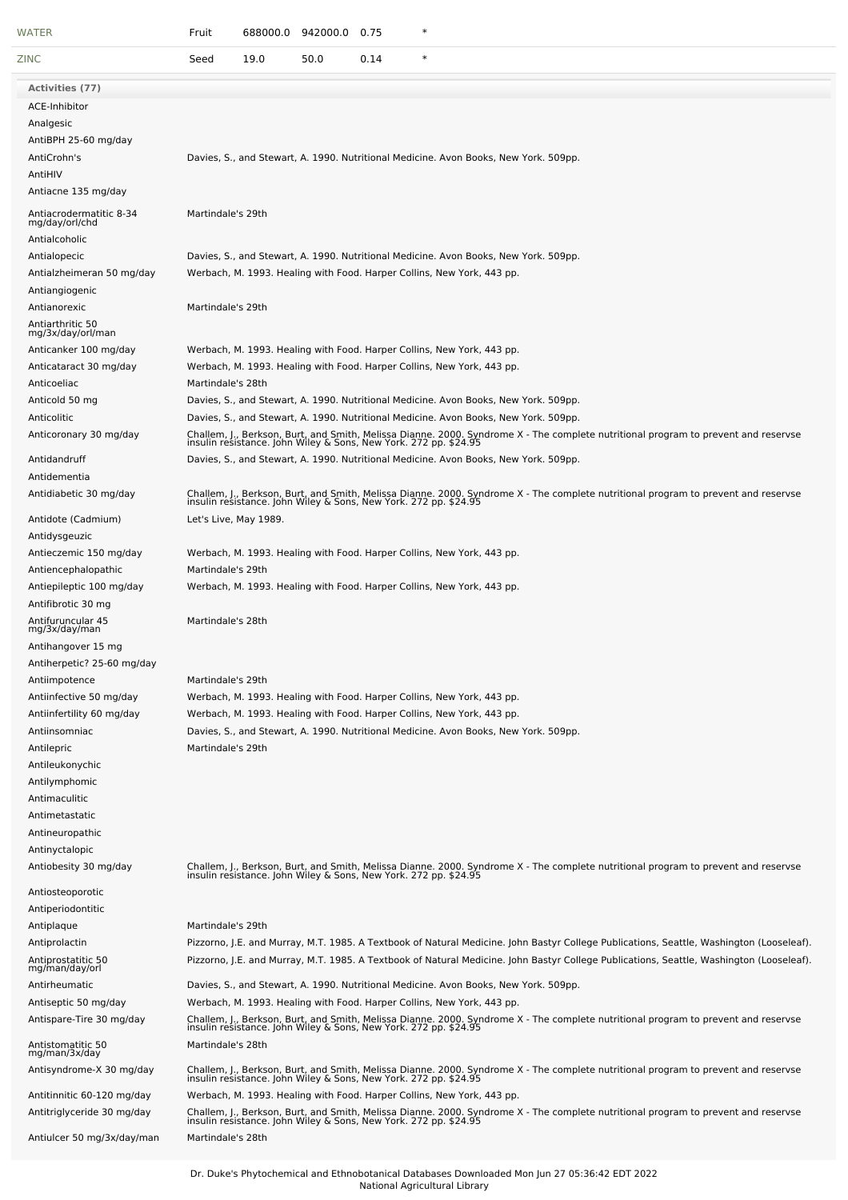| | | | | | |
|---|---|---|---|---|---|
| WATER | Fruit | 688000.0 | 942000.0 | 0.75 | * |
| ZINC | Seed | 19.0 | 50.0 | 0.14 | * |

| Activities (77) | |
|---|---|
| ACE-Inhibitor | |
| Analgesic | |
| AntiBPH 25-60 mg/day | |
| AntiCrohn's | Davies, S., and Stewart, A. 1990. Nutritional Medicine. Avon Books, New York. 509pp. |
| AntiHIV | |
| Antiacne 135 mg/day | |
| Antiacrodermatitic 8-34 mg/day/orl/chd | Martindale's 29th |
| Antialcoholic | |
| Antialopecic | Davies, S., and Stewart, A. 1990. Nutritional Medicine. Avon Books, New York. 509pp. |
| Antialzheimeran 50 mg/day | Werbach, M. 1993. Healing with Food. Harper Collins, New York, 443 pp. |
| Antiangiogenic | |
| Antianorexic | Martindale's 29th |
| Antiarthritic 50 mg/3x/day/orl/man | |
| Anticanker 100 mg/day | Werbach, M. 1993. Healing with Food. Harper Collins, New York, 443 pp. |
| Anticataract 30 mg/day | Werbach, M. 1993. Healing with Food. Harper Collins, New York, 443 pp. |
| Anticoeliac | Martindale's 28th |
| Anticold 50 mg | Davies, S., and Stewart, A. 1990. Nutritional Medicine. Avon Books, New York. 509pp. |
| Anticolitic | Davies, S., and Stewart, A. 1990. Nutritional Medicine. Avon Books, New York. 509pp. |
| Anticoronary 30 mg/day | Challem, J., Berkson, Burt, and Smith, Melissa Dianne. 2000. Syndrome X - The complete nutritional program to prevent and reservse insulin resistance. John Wiley & Sons, New York. 272 pp. $24.95 |
| Antidandruff | Davies, S., and Stewart, A. 1990. Nutritional Medicine. Avon Books, New York. 509pp. |
| Antidementia | |
| Antidiabetic 30 mg/day | Challem, J., Berkson, Burt, and Smith, Melissa Dianne. 2000. Syndrome X - The complete nutritional program to prevent and reservse insulin resistance. John Wiley & Sons, New York. 272 pp. $24.95 |
| Antidote (Cadmium) | Let's Live, May 1989. |
| Antidysgeuzic | |
| Antieczemic 150 mg/day | Werbach, M. 1993. Healing with Food. Harper Collins, New York, 443 pp. |
| Antiencephalopathic | Martindale's 29th |
| Antiepileptic 100 mg/day | Werbach, M. 1993. Healing with Food. Harper Collins, New York, 443 pp. |
| Antifibrotic 30 mg | |
| Antifuruncular 45 mg/3x/day/man | Martindale's 28th |
| Antihangover 15 mg | |
| Antiherpetic? 25-60 mg/day | |
| Antiimpotence | Martindale's 29th |
| Antiinfective 50 mg/day | Werbach, M. 1993. Healing with Food. Harper Collins, New York, 443 pp. |
| Antiinfertility 60 mg/day | Werbach, M. 1993. Healing with Food. Harper Collins, New York, 443 pp. |
| Antiinsomniac | Davies, S., and Stewart, A. 1990. Nutritional Medicine. Avon Books, New York. 509pp. |
| Antilepric | Martindale's 29th |
| Antileukonychic | |
| Antilymphomic | |
| Antimaculitic | |
| Antimetastatic | |
| Antineuropathic | |
| Antinyctalopic | |
| Antiobesity 30 mg/day | Challem, J., Berkson, Burt, and Smith, Melissa Dianne. 2000. Syndrome X - The complete nutritional program to prevent and reservse insulin resistance. John Wiley & Sons, New York. 272 pp. $24.95 |
| Antiosteoporotic | |
| Antiperiodontitic | |
| Antiplaque | Martindale's 29th |
| Antiprolactin | Pizzorno, J.E. and Murray, M.T. 1985. A Textbook of Natural Medicine. John Bastyr College Publications, Seattle, Washington (Looseleaf). |
| Antiprostatitic 50 mg/man/day/orl | Pizzorno, J.E. and Murray, M.T. 1985. A Textbook of Natural Medicine. John Bastyr College Publications, Seattle, Washington (Looseleaf). |
| Antirheumatic | Davies, S., and Stewart, A. 1990. Nutritional Medicine. Avon Books, New York. 509pp. |
| Antiseptic 50 mg/day | Werbach, M. 1993. Healing with Food. Harper Collins, New York, 443 pp. |
| Antispare-Tire 30 mg/day | Challem, J., Berkson, Burt, and Smith, Melissa Dianne. 2000. Syndrome X - The complete nutritional program to prevent and reservse insulin resistance. John Wiley & Sons, New York. 272 pp. $24.95 |
| Antistomatitic 50 mg/man/3x/day | Martindale's 28th |
| Antisyndrome-X 30 mg/day | Challem, J., Berkson, Burt, and Smith, Melissa Dianne. 2000. Syndrome X - The complete nutritional program to prevent and reservse insulin resistance. John Wiley & Sons, New York. 272 pp. $24.95 |
| Antitinnitic 60-120 mg/day | Werbach, M. 1993. Healing with Food. Harper Collins, New York, 443 pp. |
| Antitriglyceride 30 mg/day | Challem, J., Berkson, Burt, and Smith, Melissa Dianne. 2000. Syndrome X - The complete nutritional program to prevent and reservse insulin resistance. John Wiley & Sons, New York. 272 pp. $24.95 |
| Antiulcer 50 mg/3x/day/man | Martindale's 28th |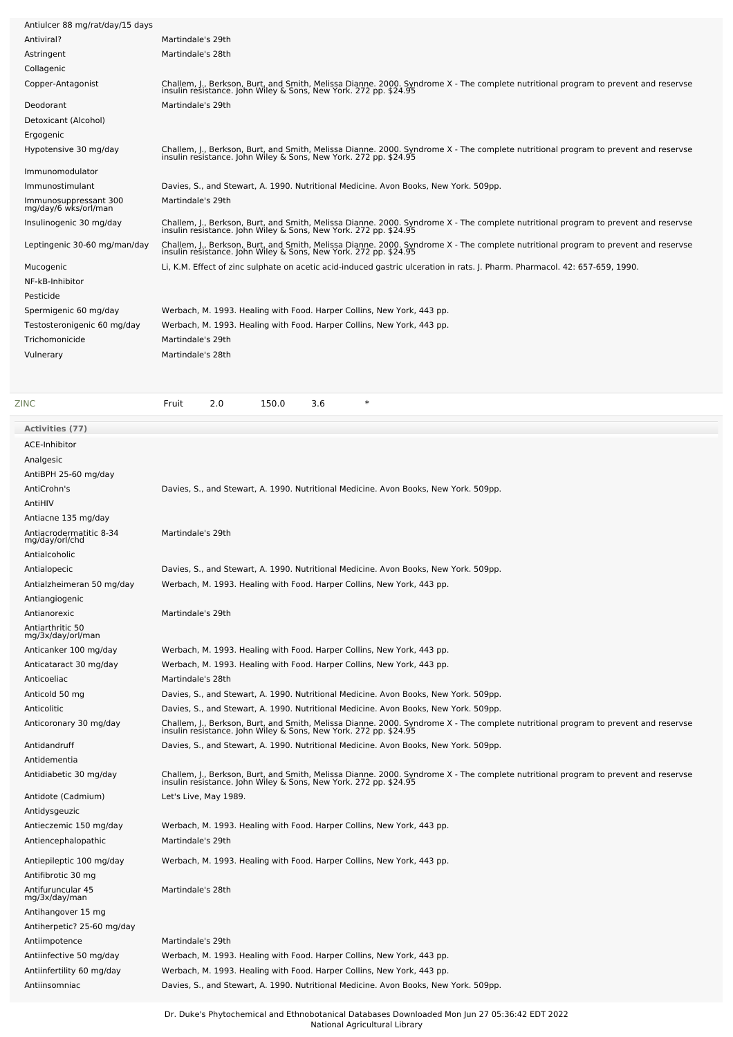| | |
|---|---|
| Antiulcer 88 mg/rat/day/15 days | |
| Antiviral? | Martindale's 29th |
| Astringent | Martindale's 28th |
| Collagenic | |
| Copper-Antagonist | Challem, J., Berkson, Burt, and Smith, Melissa Dianne. 2000. Syndrome X - The complete nutritional program to prevent and reservse insulin resistance. John Wiley & Sons, New York. 272 pp. $24.95 |
| Deodorant | Martindale's 29th |
| Detoxicant (Alcohol) | |
| Ergogenic | |
| Hypotensive 30 mg/day | Challem, J., Berkson, Burt, and Smith, Melissa Dianne. 2000. Syndrome X - The complete nutritional program to prevent and reservse insulin resistance. John Wiley & Sons, New York. 272 pp. $24.95 |
| Immunomodulator | |
| Immunostimulant | Davies, S., and Stewart, A. 1990. Nutritional Medicine. Avon Books, New York. 509pp. |
| Immunosuppressant 300 mg/day/6 wks/orl/man | Martindale's 29th |
| Insulinogenic 30 mg/day | Challem, J., Berkson, Burt, and Smith, Melissa Dianne. 2000. Syndrome X - The complete nutritional program to prevent and reservse insulin resistance. John Wiley & Sons, New York. 272 pp. $24.95 |
| Leptingenic 30-60 mg/man/day | Challem, J., Berkson, Burt, and Smith, Melissa Dianne. 2000. Syndrome X - The complete nutritional program to prevent and reservse insulin resistance. John Wiley & Sons, New York. 272 pp. $24.95 |
| Mucogenic | Li, K.M. Effect of zinc sulphate on acetic acid-induced gastric ulceration in rats. J. Pharm. Pharmacol. 42: 657-659, 1990. |
| NF-kB-Inhibitor | |
| Pesticide | |
| Spermigenic 60 mg/day | Werbach, M. 1993. Healing with Food. Harper Collins, New York, 443 pp. |
| Testosteronigenic 60 mg/day | Werbach, M. 1993. Healing with Food. Harper Collins, New York, 443 pp. |
| Trichomonicide | Martindale's 29th |
| Vulnerary | Martindale's 28th |

| | | | | | |
|---|---|---|---|---|---|
| ZINC | Fruit | 2.0 | 150.0 | 3.6 | * |

| Activities (77) | |
|---|---|
| ACE-Inhibitor | |
| Analgesic | |
| AntiBPH 25-60 mg/day | |
| AntiCrohn's | Davies, S., and Stewart, A. 1990. Nutritional Medicine. Avon Books, New York. 509pp. |
| AntiHIV | |
| Antiacne 135 mg/day | |
| Antiacrodermatitic 8-34 mg/day/orl/chd | Martindale's 29th |
| Antialcoholic | |
| Antialopecic | Davies, S., and Stewart, A. 1990. Nutritional Medicine. Avon Books, New York. 509pp. |
| Antialzheimeran 50 mg/day | Werbach, M. 1993. Healing with Food. Harper Collins, New York, 443 pp. |
| Antiangiogenic | |
| Antianorexic | Martindale's 29th |
| Antiarthritic 50 mg/3x/day/orl/man | |
| Anticanker 100 mg/day | Werbach, M. 1993. Healing with Food. Harper Collins, New York, 443 pp. |
| Anticataract 30 mg/day | Werbach, M. 1993. Healing with Food. Harper Collins, New York, 443 pp. |
| Anticoeliac | Martindale's 28th |
| Anticold 50 mg | Davies, S., and Stewart, A. 1990. Nutritional Medicine. Avon Books, New York. 509pp. |
| Anticolitic | Davies, S., and Stewart, A. 1990. Nutritional Medicine. Avon Books, New York. 509pp. |
| Anticoronary 30 mg/day | Challem, J., Berkson, Burt, and Smith, Melissa Dianne. 2000. Syndrome X - The complete nutritional program to prevent and reservse insulin resistance. John Wiley & Sons, New York. 272 pp. $24.95 |
| Antidandruff | Davies, S., and Stewart, A. 1990. Nutritional Medicine. Avon Books, New York. 509pp. |
| Antidementia | |
| Antidiabetic 30 mg/day | Challem, J., Berkson, Burt, and Smith, Melissa Dianne. 2000. Syndrome X - The complete nutritional program to prevent and reservse insulin resistance. John Wiley & Sons, New York. 272 pp. $24.95 |
| Antidote (Cadmium) | Let's Live, May 1989. |
| Antidysgeuzic | |
| Antieczemic 150 mg/day | Werbach, M. 1993. Healing with Food. Harper Collins, New York, 443 pp. |
| Antiencephalopathic | Martindale's 29th |
| Antiepileptic 100 mg/day | Werbach, M. 1993. Healing with Food. Harper Collins, New York, 443 pp. |
| Antifibrotic 30 mg | |
| Antifuruncular 45 mg/3x/day/man | Martindale's 28th |
| Antihangover 15 mg | |
| Antiherpetic? 25-60 mg/day | |
| Antiimpotence | Martindale's 29th |
| Antiinfective 50 mg/day | Werbach, M. 1993. Healing with Food. Harper Collins, New York, 443 pp. |
| Antiinfertility 60 mg/day | Werbach, M. 1993. Healing with Food. Harper Collins, New York, 443 pp. |
| Antiinsomniac | Davies, S., and Stewart, A. 1990. Nutritional Medicine. Avon Books, New York. 509pp. |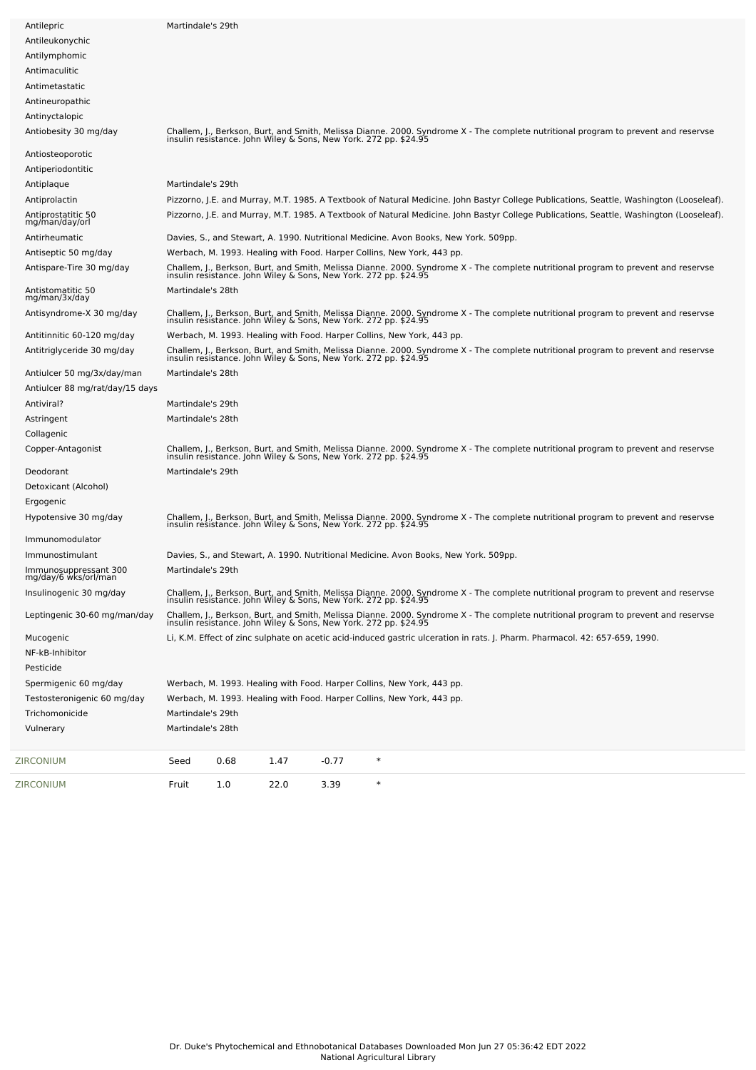| | |
|---|---|
| Antilepric | Martindale's 29th |
| Antileukonychic | |
| Antilymphomic | |
| Antimaculitic | |
| Antimetastatic | |
| Antineuropathic | |
| Antinyctalopic | |
| Antiobesity 30 mg/day | Challem, J., Berkson, Burt, and Smith, Melissa Dianne. 2000. Syndrome X - The complete nutritional program to prevent and reservse insulin resistance. John Wiley & Sons, New York. 272 pp. $24.95 |
| Antiosteoporotic | |
| Antiperiodontitic | |
| Antiplaque | Martindale's 29th |
| Antiprolactin | Pizzorno, J.E. and Murray, M.T. 1985. A Textbook of Natural Medicine. John Bastyr College Publications, Seattle, Washington (Looseleaf). |
| Antiprostatitic 50 mg/man/day/orl | Pizzorno, J.E. and Murray, M.T. 1985. A Textbook of Natural Medicine. John Bastyr College Publications, Seattle, Washington (Looseleaf). |
| Antirheumatic | Davies, S., and Stewart, A. 1990. Nutritional Medicine. Avon Books, New York. 509pp. |
| Antiseptic 50 mg/day | Werbach, M. 1993. Healing with Food. Harper Collins, New York, 443 pp. |
| Antispare-Tire 30 mg/day | Challem, J., Berkson, Burt, and Smith, Melissa Dianne. 2000. Syndrome X - The complete nutritional program to prevent and reservse insulin resistance. John Wiley & Sons, New York. 272 pp. $24.95 |
| Antistomatitic 50 mg/man/3x/day | Martindale's 28th |
| Antisyndrome-X 30 mg/day | Challem, J., Berkson, Burt, and Smith, Melissa Dianne. 2000. Syndrome X - The complete nutritional program to prevent and reservse insulin resistance. John Wiley & Sons, New York. 272 pp. $24.95 |
| Antitinnitic 60-120 mg/day | Werbach, M. 1993. Healing with Food. Harper Collins, New York, 443 pp. |
| Antitriglyceride 30 mg/day | Challem, J., Berkson, Burt, and Smith, Melissa Dianne. 2000. Syndrome X - The complete nutritional program to prevent and reservse insulin resistance. John Wiley & Sons, New York. 272 pp. $24.95 |
| Antiulcer 50 mg/3x/day/man | Martindale's 28th |
| Antiulcer 88 mg/rat/day/15 days | |
| Antiviral? | Martindale's 29th |
| Astringent | Martindale's 28th |
| Collagenic | |
| Copper-Antagonist | Challem, J., Berkson, Burt, and Smith, Melissa Dianne. 2000. Syndrome X - The complete nutritional program to prevent and reservse insulin resistance. John Wiley & Sons, New York. 272 pp. $24.95 |
| Deodorant | Martindale's 29th |
| Detoxicant (Alcohol) | |
| Ergogenic | |
| Hypotensive 30 mg/day | Challem, J., Berkson, Burt, and Smith, Melissa Dianne. 2000. Syndrome X - The complete nutritional program to prevent and reservse insulin resistance. John Wiley & Sons, New York. 272 pp. $24.95 |
| Immunomodulator | |
| Immunostimulant | Davies, S., and Stewart, A. 1990. Nutritional Medicine. Avon Books, New York. 509pp. |
| Immunosuppressant 300 mg/day/6 wks/orl/man | Martindale's 29th |
| Insulinogenic 30 mg/day | Challem, J., Berkson, Burt, and Smith, Melissa Dianne. 2000. Syndrome X - The complete nutritional program to prevent and reservse insulin resistance. John Wiley & Sons, New York. 272 pp. $24.95 |
| Leptingenic 30-60 mg/man/day | Challem, J., Berkson, Burt, and Smith, Melissa Dianne. 2000. Syndrome X - The complete nutritional program to prevent and reservse insulin resistance. John Wiley & Sons, New York. 272 pp. $24.95 |
| Mucogenic | Li, K.M. Effect of zinc sulphate on acetic acid-induced gastric ulceration in rats. J. Pharm. Pharmacol. 42: 657-659, 1990. |
| NF-kB-Inhibitor | |
| Pesticide | |
| Spermigenic 60 mg/day | Werbach, M. 1993. Healing with Food. Harper Collins, New York, 443 pp. |
| Testosteronigenic 60 mg/day | Werbach, M. 1993. Healing with Food. Harper Collins, New York, 443 pp. |
| Trichomonicide | Martindale's 29th |
| Vulnerary | Martindale's 28th |

| | | | | | |
|---|---|---|---|---|---|
| ZIRCONIUM | Seed | 0.68 | 1.47 | -0.77 | * |
| ZIRCONIUM | Fruit | 1.0 | 22.0 | 3.39 | * |

Dr. Duke's Phytochemical and Ethnobotanical Databases Downloaded Mon Jun 27 05:36:42 EDT 2022
National Agricultural Library